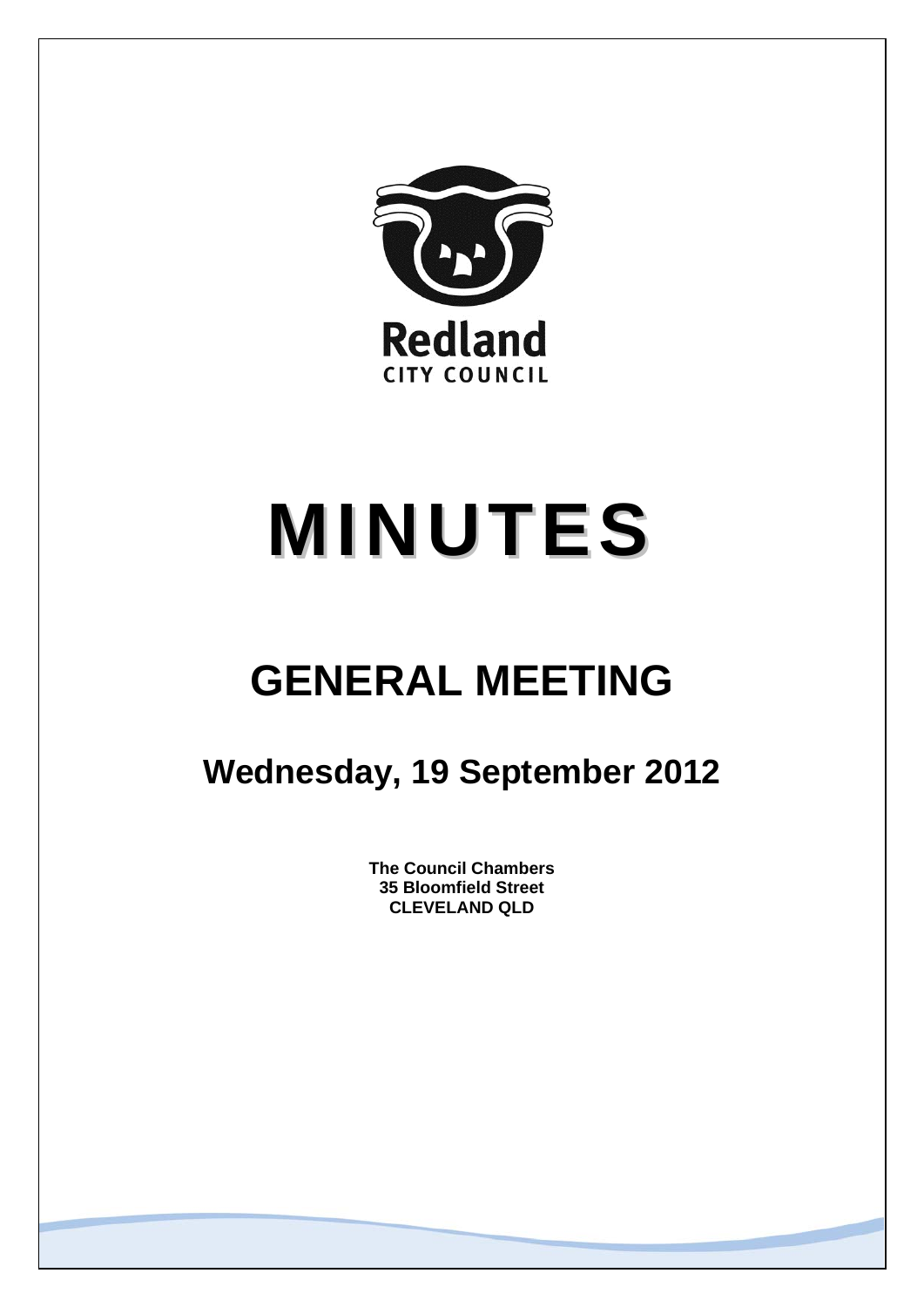Redland

CITY COUNCIL

# MINUTES

# GENERAL MEETING

## Wednesday, 19 September 2012

**The Council Chambers**
**35 Bloomfield Street**
**CLEVELAND QLD**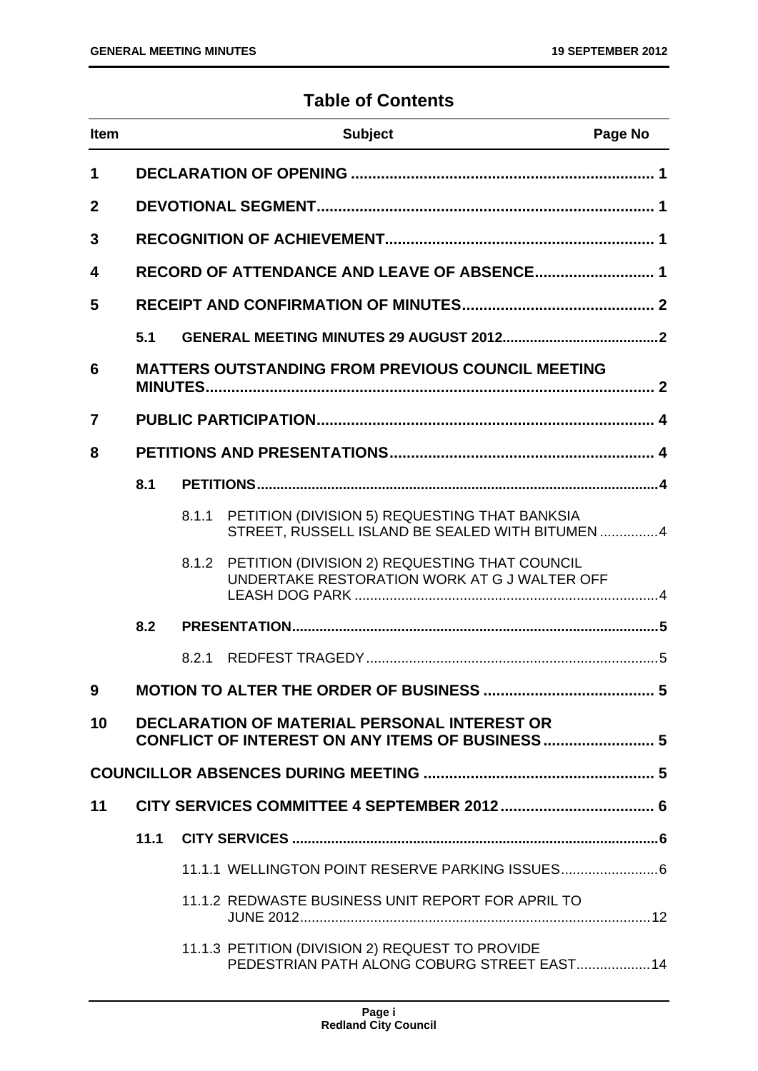## Table of Contents

| Item | | | Subject | Page No |
|---|---|---|---|---|
| **1** | | | **DECLARATION OF OPENING** | **1** |
| **2** | | | **DEVOTIONAL SEGMENT** | **1** |
| **3** | | | **RECOGNITION OF ACHIEVEMENT** | **1** |
| **4** | | | **RECORD OF ATTENDANCE AND LEAVE OF ABSENCE** | **1** |
| **5** | | | **RECEIPT AND CONFIRMATION OF MINUTES** | **2** |
| | **5.1** | | **GENERAL MEETING MINUTES 29 AUGUST 2012** | **2** |
| **6** | | | **MATTERS OUTSTANDING FROM PREVIOUS COUNCIL MEETING MINUTES** | **2** |
| **7** | | | **PUBLIC PARTICIPATION** | **4** |
| **8** | | | **PETITIONS AND PRESENTATIONS** | **4** |
| | **8.1** | | **PETITIONS** | **4** |
| | | 8.1.1 | PETITION (DIVISION 5) REQUESTING THAT BANKSIA STREET, RUSSELL ISLAND BE SEALED WITH BITUMEN | 4 |
| | | 8.1.2 | PETITION (DIVISION 2) REQUESTING THAT COUNCIL UNDERTAKE RESTORATION WORK AT G J WALTER OFF LEASH DOG PARK | 4 |
| | **8.2** | | **PRESENTATION** | **5** |
| | | 8.2.1 | REDFEST TRAGEDY | 5 |
| **9** | | | **MOTION TO ALTER THE ORDER OF BUSINESS** | **5** |
| **10** | | | **DECLARATION OF MATERIAL PERSONAL INTEREST OR CONFLICT OF INTEREST ON ANY ITEMS OF BUSINESS** | **5** |
| | | | **COUNCILLOR ABSENCES DURING MEETING** | **5** |
| **11** | | | **CITY SERVICES COMMITTEE 4 SEPTEMBER 2012** | **6** |
| | **11.1** | | **CITY SERVICES** | **6** |
| | | 11.1.1 | WELLINGTON POINT RESERVE PARKING ISSUES | 6 |
| | | 11.1.2 | REDWASTE BUSINESS UNIT REPORT FOR APRIL TO JUNE 2012 | 12 |
| | | 11.1.3 | PETITION (DIVISION 2) REQUEST TO PROVIDE PEDESTRIAN PATH ALONG COBURG STREET EAST | 14 |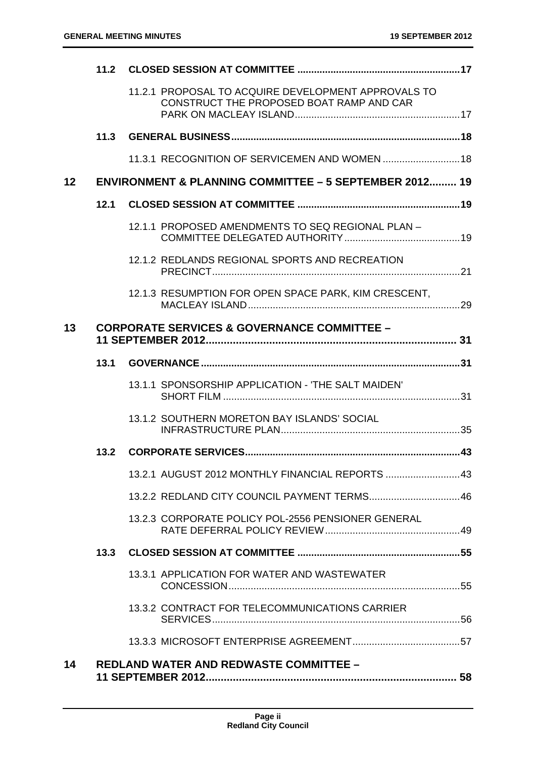| | | | |
|---|---|---|---|
| | **11.2** | **CLOSED SESSION AT COMMITTEE** | **17** |
| | | 11.2.1 PROPOSAL TO ACQUIRE DEVELOPMENT APPROVALS TO CONSTRUCT THE PROPOSED BOAT RAMP AND CAR PARK ON MACLEAY ISLAND | 17 |
| | **11.3** | **GENERAL BUSINESS** | **18** |
| | | 11.3.1 RECOGNITION OF SERVICEMEN AND WOMEN | 18 |
| **12** | | **ENVIRONMENT & PLANNING COMMITTEE – 5 SEPTEMBER 2012** | **19** |
| | **12.1** | **CLOSED SESSION AT COMMITTEE** | **19** |
| | | 12.1.1 PROPOSED AMENDMENTS TO SEQ REGIONAL PLAN – COMMITTEE DELEGATED AUTHORITY | 19 |
| | | 12.1.2 REDLANDS REGIONAL SPORTS AND RECREATION PRECINCT | 21 |
| | | 12.1.3 RESUMPTION FOR OPEN SPACE PARK, KIM CRESCENT, MACLEAY ISLAND | 29 |
| **13** | | **CORPORATE SERVICES & GOVERNANCE COMMITTEE – 11 SEPTEMBER 2012** | **31** |
| | **13.1** | **GOVERNANCE** | **31** |
| | | 13.1.1 SPONSORSHIP APPLICATION - 'THE SALT MAIDEN' SHORT FILM | 31 |
| | | 13.1.2 SOUTHERN MORETON BAY ISLANDS' SOCIAL INFRASTRUCTURE PLAN | 35 |
| | **13.2** | **CORPORATE SERVICES** | **43** |
| | | 13.2.1 AUGUST 2012 MONTHLY FINANCIAL REPORTS | 43 |
| | | 13.2.2 REDLAND CITY COUNCIL PAYMENT TERMS | 46 |
| | | 13.2.3 CORPORATE POLICY POL-2556 PENSIONER GENERAL RATE DEFERRAL POLICY REVIEW | 49 |
| | **13.3** | **CLOSED SESSION AT COMMITTEE** | **55** |
| | | 13.3.1 APPLICATION FOR WATER AND WASTEWATER CONCESSION | 55 |
| | | 13.3.2 CONTRACT FOR TELECOMMUNICATIONS CARRIER SERVICES | 56 |
| | | 13.3.3 MICROSOFT ENTERPRISE AGREEMENT | 57 |
| **14** | | **REDLAND WATER AND REDWASTE COMMITTEE – 11 SEPTEMBER 2012** | **58** |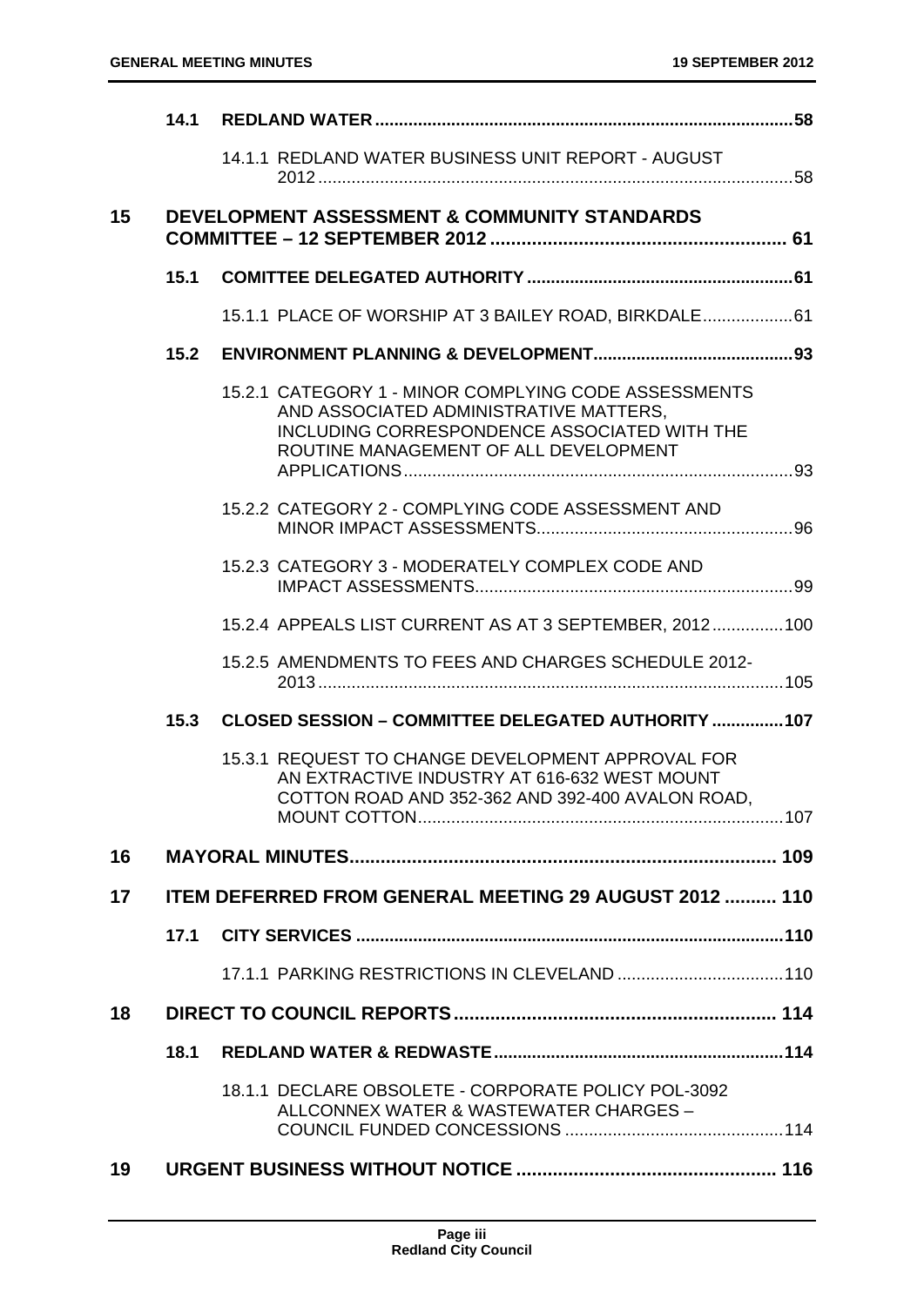| | | | |
|---|---|---|---|
| | **14.1** | **REDLAND WATER** | **58** |
| | | 14.1.1 REDLAND WATER BUSINESS UNIT REPORT - AUGUST 2012 | 58 |
| **15** | | **DEVELOPMENT ASSESSMENT & COMMUNITY STANDARDS COMMITTEE – 12 SEPTEMBER 2012** | **61** |
| | **15.1** | **COMITTEE DELEGATED AUTHORITY** | **61** |
| | | 15.1.1 PLACE OF WORSHIP AT 3 BAILEY ROAD, BIRKDALE | 61 |
| | **15.2** | **ENVIRONMENT PLANNING & DEVELOPMENT** | **93** |
| | | 15.2.1 CATEGORY 1 - MINOR COMPLYING CODE ASSESSMENTS AND ASSOCIATED ADMINISTRATIVE MATTERS, INCLUDING CORRESPONDENCE ASSOCIATED WITH THE ROUTINE MANAGEMENT OF ALL DEVELOPMENT APPLICATIONS | 93 |
| | | 15.2.2 CATEGORY 2 - COMPLYING CODE ASSESSMENT AND MINOR IMPACT ASSESSMENTS | 96 |
| | | 15.2.3 CATEGORY 3 - MODERATELY COMPLEX CODE AND IMPACT ASSESSMENTS | 99 |
| | | 15.2.4 APPEALS LIST CURRENT AS AT 3 SEPTEMBER, 2012 | 100 |
| | | 15.2.5 AMENDMENTS TO FEES AND CHARGES SCHEDULE 2012-2013 | 105 |
| | **15.3** | **CLOSED SESSION – COMMITTEE DELEGATED AUTHORITY** | **107** |
| | | 15.3.1 REQUEST TO CHANGE DEVELOPMENT APPROVAL FOR AN EXTRACTIVE INDUSTRY AT 616-632 WEST MOUNT COTTON ROAD AND 352-362 AND 392-400 AVALON ROAD, MOUNT COTTON | 107 |
| **16** | | **MAYORAL MINUTES** | **109** |
| **17** | | **ITEM DEFERRED FROM GENERAL MEETING 29 AUGUST 2012** | **110** |
| | **17.1** | **CITY SERVICES** | **110** |
| | | 17.1.1 PARKING RESTRICTIONS IN CLEVELAND | 110 |
| **18** | | **DIRECT TO COUNCIL REPORTS** | **114** |
| | **18.1** | **REDLAND WATER & REDWASTE** | **114** |
| | | 18.1.1 DECLARE OBSOLETE - CORPORATE POLICY POL-3092 ALLCONNEX WATER & WASTEWATER CHARGES – COUNCIL FUNDED CONCESSIONS | 114 |
| **19** | | **URGENT BUSINESS WITHOUT NOTICE** | **116** |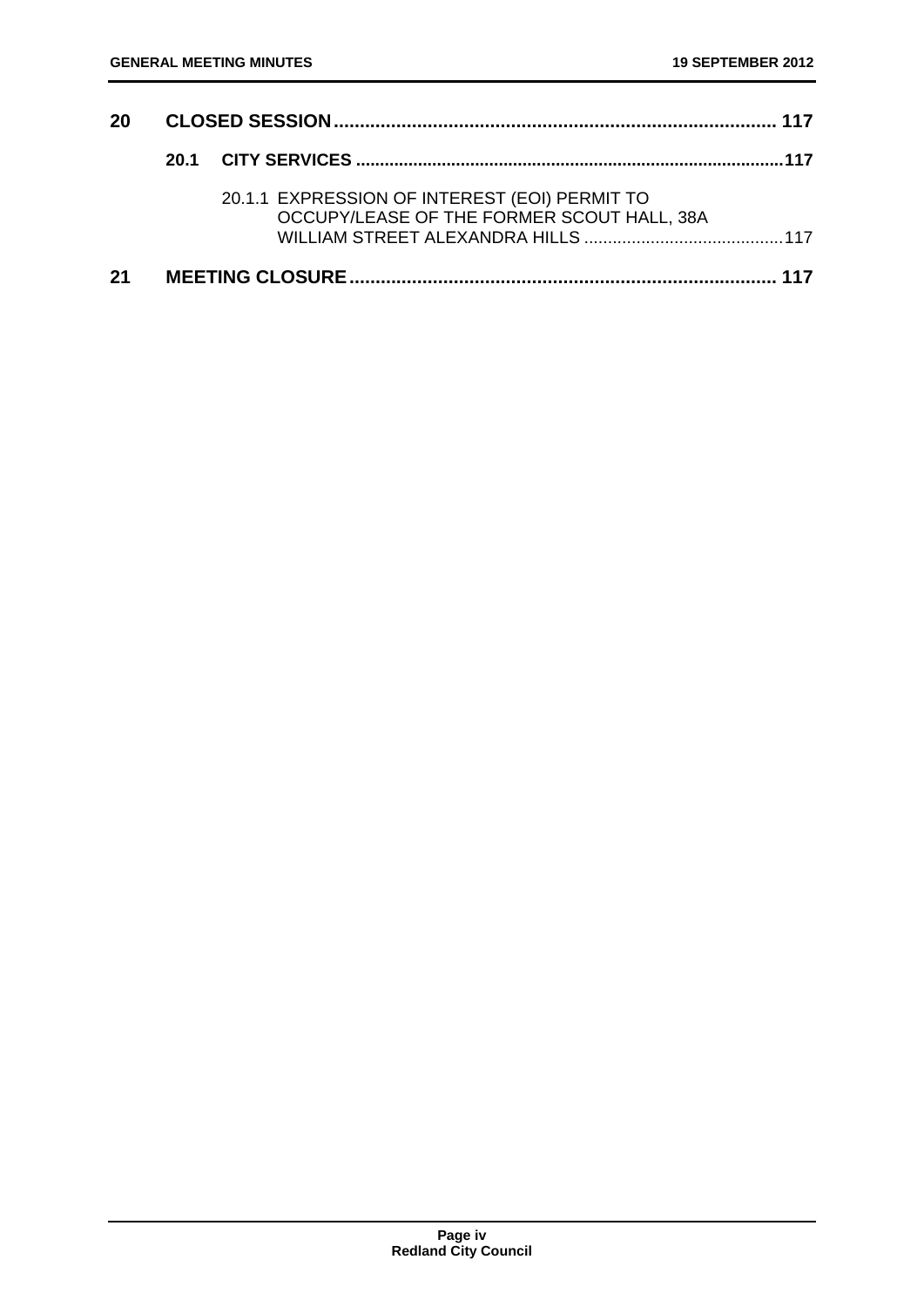**20 CLOSED SESSION .................................................................................... 117**

**20.1 CITY SERVICES ........................................................................................117**

20.1.1 EXPRESSION OF INTEREST (EOI) PERMIT TO OCCUPY/LEASE OF THE FORMER SCOUT HALL, 38A WILLIAM STREET ALEXANDRA HILLS ..........................................117

**21 MEETING CLOSURE ................................................................................. 117**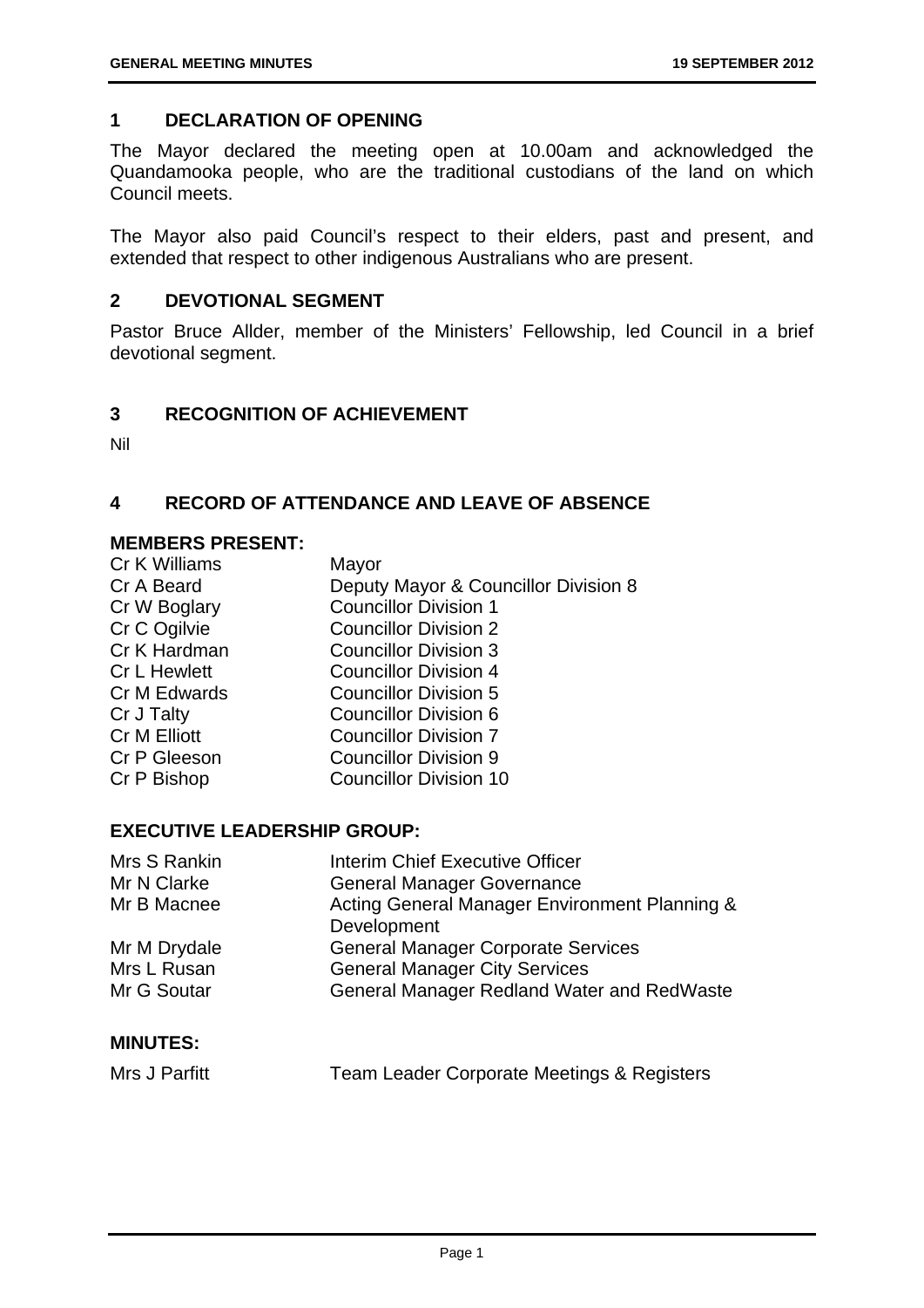## 1 DECLARATION OF OPENING

The Mayor declared the meeting open at 10.00am and acknowledged the Quandamooka people, who are the traditional custodians of the land on which Council meets.

The Mayor also paid Council's respect to their elders, past and present, and extended that respect to other indigenous Australians who are present.

## 2 DEVOTIONAL SEGMENT

Pastor Bruce Allder, member of the Ministers' Fellowship, led Council in a brief devotional segment.

## 3 RECOGNITION OF ACHIEVEMENT

Nil

## 4 RECORD OF ATTENDANCE AND LEAVE OF ABSENCE

### MEMBERS PRESENT:

| | |
|---|---|
| Cr K Williams | Mayor |
| Cr A Beard | Deputy Mayor & Councillor Division 8 |
| Cr W Boglary | Councillor Division 1 |
| Cr C Ogilvie | Councillor Division 2 |
| Cr K Hardman | Councillor Division 3 |
| Cr L Hewlett | Councillor Division 4 |
| Cr M Edwards | Councillor Division 5 |
| Cr J Talty | Councillor Division 6 |
| Cr M Elliott | Councillor Division 7 |
| Cr P Gleeson | Councillor Division 9 |
| Cr P Bishop | Councillor Division 10 |

### EXECUTIVE LEADERSHIP GROUP:

| | |
|---|---|
| Mrs S Rankin | Interim Chief Executive Officer |
| Mr N Clarke | General Manager Governance |
| Mr B Macnee | Acting General Manager Environment Planning & Development |
| Mr M Drydale | General Manager Corporate Services |
| Mrs L Rusan | General Manager City Services |
| Mr G Soutar | General Manager Redland Water and RedWaste |

### MINUTES:

| | |
|---|---|
| Mrs J Parfitt | Team Leader Corporate Meetings & Registers |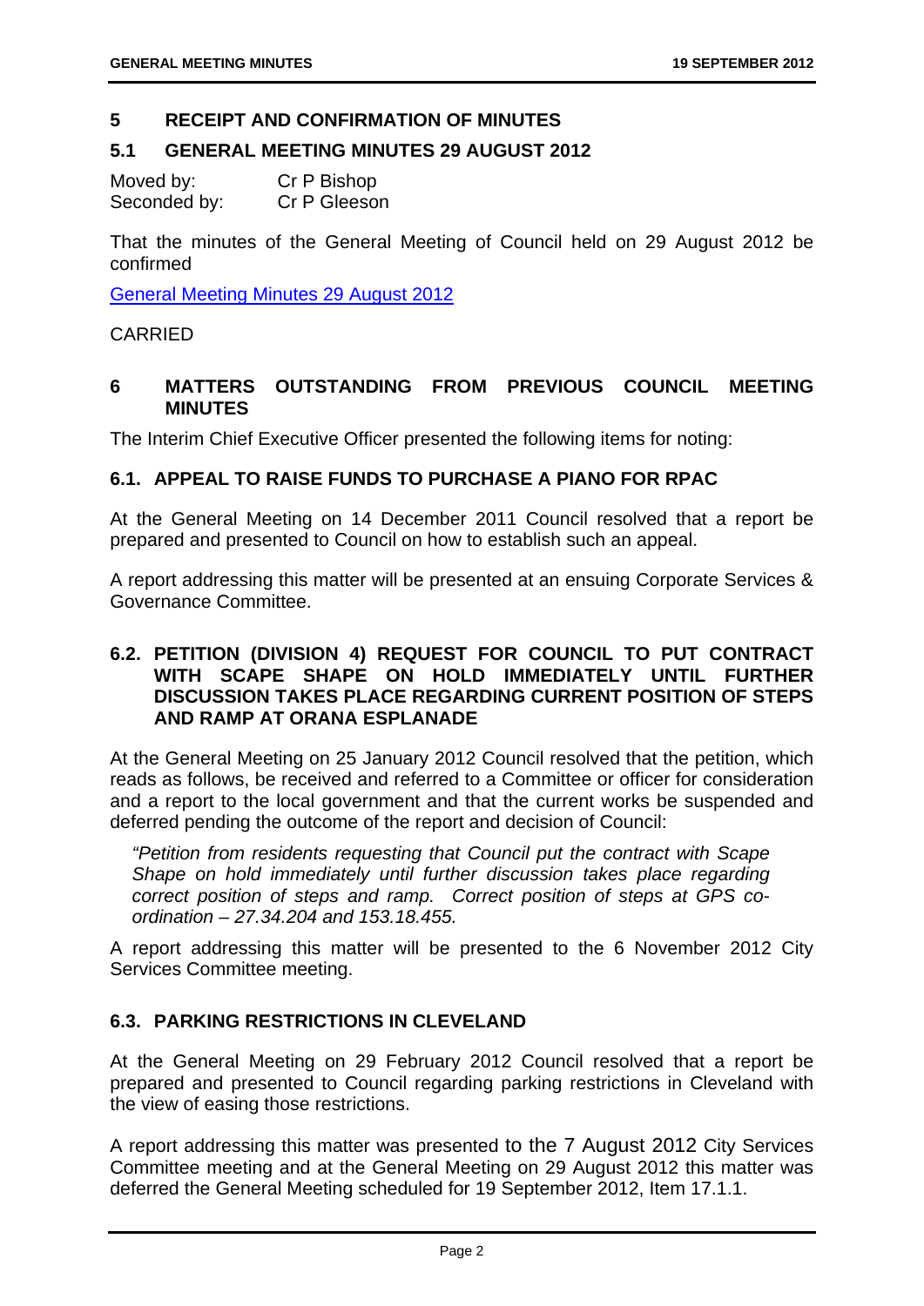## 5 RECEIPT AND CONFIRMATION OF MINUTES

### 5.1 GENERAL MEETING MINUTES 29 AUGUST 2012

Moved by: Cr P Bishop
Seconded by: Cr P Gleeson

That the minutes of the General Meeting of Council held on 29 August 2012 be confirmed

General Meeting Minutes 29 August 2012

CARRIED

## 6 MATTERS OUTSTANDING FROM PREVIOUS COUNCIL MEETING MINUTES

The Interim Chief Executive Officer presented the following items for noting:

### 6.1. APPEAL TO RAISE FUNDS TO PURCHASE A PIANO FOR RPAC

At the General Meeting on 14 December 2011 Council resolved that a report be prepared and presented to Council on how to establish such an appeal.

A report addressing this matter will be presented at an ensuing Corporate Services & Governance Committee.

### 6.2. PETITION (DIVISION 4) REQUEST FOR COUNCIL TO PUT CONTRACT WITH SCAPE SHAPE ON HOLD IMMEDIATELY UNTIL FURTHER DISCUSSION TAKES PLACE REGARDING CURRENT POSITION OF STEPS AND RAMP AT ORANA ESPLANADE

At the General Meeting on 25 January 2012 Council resolved that the petition, which reads as follows, be received and referred to a Committee or officer for consideration and a report to the local government and that the current works be suspended and deferred pending the outcome of the report and decision of Council:

> *"Petition from residents requesting that Council put the contract with Scape Shape on hold immediately until further discussion takes place regarding correct position of steps and ramp. Correct position of steps at GPS co-ordination – 27.34.204 and 153.18.455.*

A report addressing this matter will be presented to the 6 November 2012 City Services Committee meeting.

### 6.3. PARKING RESTRICTIONS IN CLEVELAND

At the General Meeting on 29 February 2012 Council resolved that a report be prepared and presented to Council regarding parking restrictions in Cleveland with the view of easing those restrictions.

A report addressing this matter was presented to the 7 August 2012 City Services Committee meeting and at the General Meeting on 29 August 2012 this matter was deferred the General Meeting scheduled for 19 September 2012, Item 17.1.1.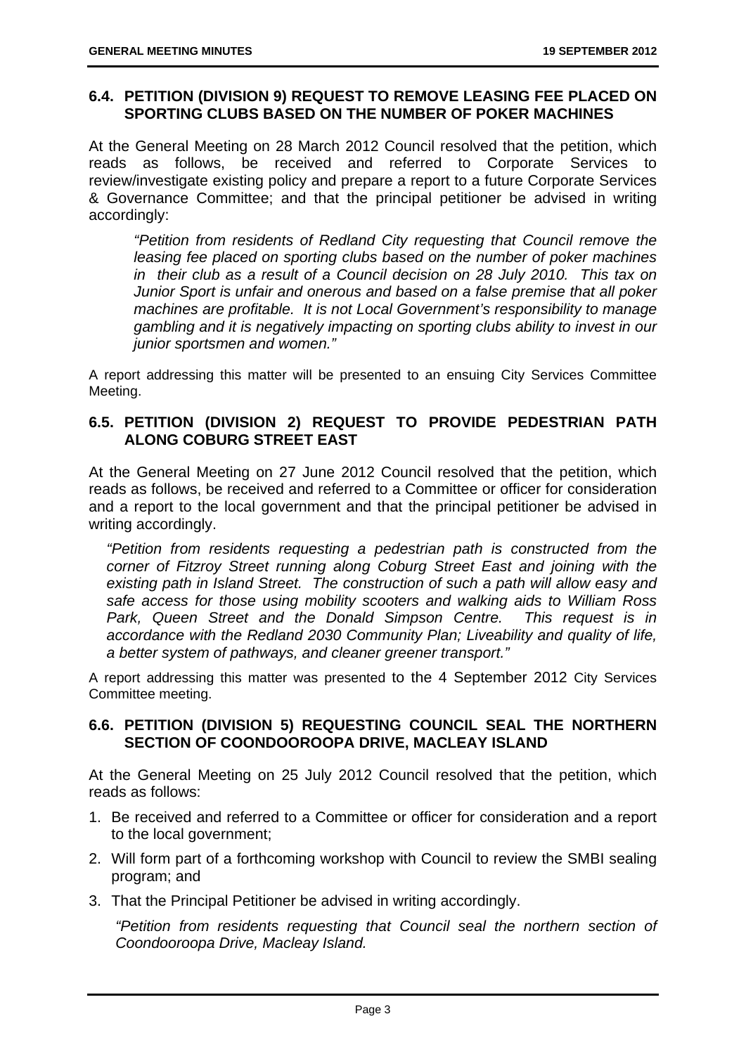### 6.4. PETITION (DIVISION 9) REQUEST TO REMOVE LEASING FEE PLACED ON SPORTING CLUBS BASED ON THE NUMBER OF POKER MACHINES

At the General Meeting on 28 March 2012 Council resolved that the petition, which reads as follows, be received and referred to Corporate Services to review/investigate existing policy and prepare a report to a future Corporate Services & Governance Committee; and that the principal petitioner be advised in writing accordingly:

> *"Petition from residents of Redland City requesting that Council remove the leasing fee placed on sporting clubs based on the number of poker machines in their club as a result of a Council decision on 28 July 2010. This tax on Junior Sport is unfair and onerous and based on a false premise that all poker machines are profitable. It is not Local Government's responsibility to manage gambling and it is negatively impacting on sporting clubs ability to invest in our junior sportsmen and women."*

A report addressing this matter will be presented to an ensuing City Services Committee Meeting.

### 6.5. PETITION (DIVISION 2) REQUEST TO PROVIDE PEDESTRIAN PATH ALONG COBURG STREET EAST

At the General Meeting on 27 June 2012 Council resolved that the petition, which reads as follows, be received and referred to a Committee or officer for consideration and a report to the local government and that the principal petitioner be advised in writing accordingly.

> *"Petition from residents requesting a pedestrian path is constructed from the corner of Fitzroy Street running along Coburg Street East and joining with the existing path in Island Street. The construction of such a path will allow easy and safe access for those using mobility scooters and walking aids to William Ross Park, Queen Street and the Donald Simpson Centre. This request is in accordance with the Redland 2030 Community Plan; Liveability and quality of life, a better system of pathways, and cleaner greener transport."*

A report addressing this matter was presented to the 4 September 2012 City Services Committee meeting.

### 6.6. PETITION (DIVISION 5) REQUESTING COUNCIL SEAL THE NORTHERN SECTION OF COONDOOROOPA DRIVE, MACLEAY ISLAND

At the General Meeting on 25 July 2012 Council resolved that the petition, which reads as follows:

1. Be received and referred to a Committee or officer for consideration and a report to the local government;
2. Will form part of a forthcoming workshop with Council to review the SMBI sealing program; and
3. That the Principal Petitioner be advised in writing accordingly.

> *"Petition from residents requesting that Council seal the northern section of Coondooroopa Drive, Macleay Island.*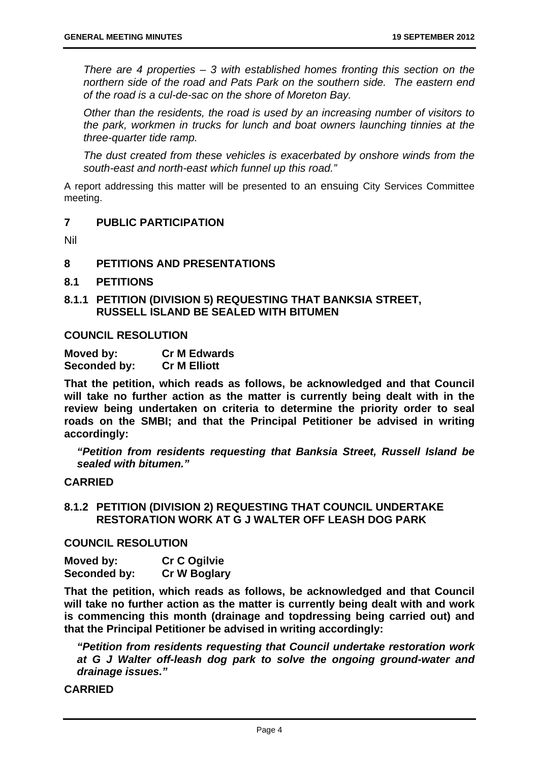*There are 4 properties – 3 with established homes fronting this section on the northern side of the road and Pats Park on the southern side. The eastern end of the road is a cul-de-sac on the shore of Moreton Bay.*

*Other than the residents, the road is used by an increasing number of visitors to the park, workmen in trucks for lunch and boat owners launching tinnies at the three-quarter tide ramp.*

*The dust created from these vehicles is exacerbated by onshore winds from the south-east and north-east which funnel up this road."*

A report addressing this matter will be presented to an ensuing City Services Committee meeting.

## 7 PUBLIC PARTICIPATION

Nil

## 8 PETITIONS AND PRESENTATIONS

### 8.1 PETITIONS

### 8.1.1 PETITION (DIVISION 5) REQUESTING THAT BANKSIA STREET, RUSSELL ISLAND BE SEALED WITH BITUMEN

**COUNCIL RESOLUTION**

**Moved by: Cr M Edwards**
**Seconded by: Cr M Elliott**

**That the petition, which reads as follows, be acknowledged and that Council will take no further action as the matter is currently being dealt with in the review being undertaken on criteria to determine the priority order to seal roads on the SMBI; and that the Principal Petitioner be advised in writing accordingly:**

***"Petition from residents requesting that Banksia Street, Russell Island be sealed with bitumen."***

**CARRIED**

### 8.1.2 PETITION (DIVISION 2) REQUESTING THAT COUNCIL UNDERTAKE RESTORATION WORK AT G J WALTER OFF LEASH DOG PARK

**COUNCIL RESOLUTION**

**Moved by: Cr C Ogilvie**
**Seconded by: Cr W Boglary**

**That the petition, which reads as follows, be acknowledged and that Council will take no further action as the matter is currently being dealt with and work is commencing this month (drainage and topdressing being carried out) and that the Principal Petitioner be advised in writing accordingly:**

***"Petition from residents requesting that Council undertake restoration work at G J Walter off-leash dog park to solve the ongoing ground-water and drainage issues."***

**CARRIED**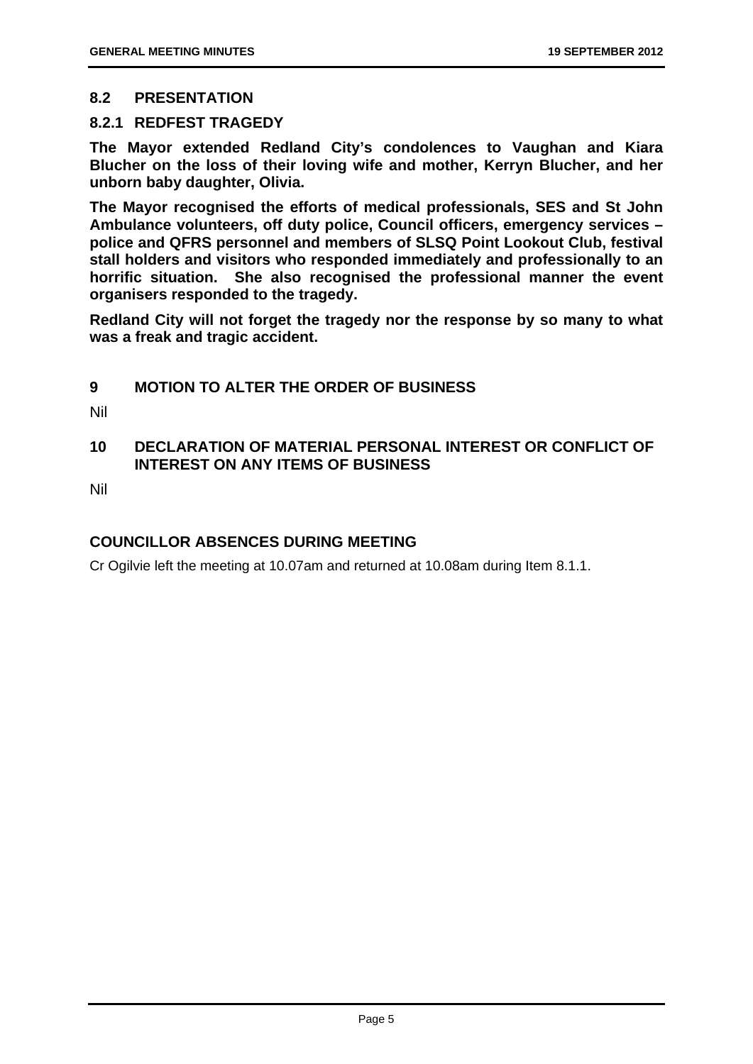## 8.2 PRESENTATION

### 8.2.1 REDFEST TRAGEDY

**The Mayor extended Redland City's condolences to Vaughan and Kiara Blucher on the loss of their loving wife and mother, Kerryn Blucher, and her unborn baby daughter, Olivia.**

**The Mayor recognised the efforts of medical professionals, SES and St John Ambulance volunteers, off duty police, Council officers, emergency services – police and QFRS personnel and members of SLSQ Point Lookout Club, festival stall holders and visitors who responded immediately and professionally to an horrific situation. She also recognised the professional manner the event organisers responded to the tragedy.**

**Redland City will not forget the tragedy nor the response by so many to what was a freak and tragic accident.**

## 9 MOTION TO ALTER THE ORDER OF BUSINESS

Nil

## 10 DECLARATION OF MATERIAL PERSONAL INTEREST OR CONFLICT OF INTEREST ON ANY ITEMS OF BUSINESS

Nil

## COUNCILLOR ABSENCES DURING MEETING

Cr Ogilvie left the meeting at 10.07am and returned at 10.08am during Item 8.1.1.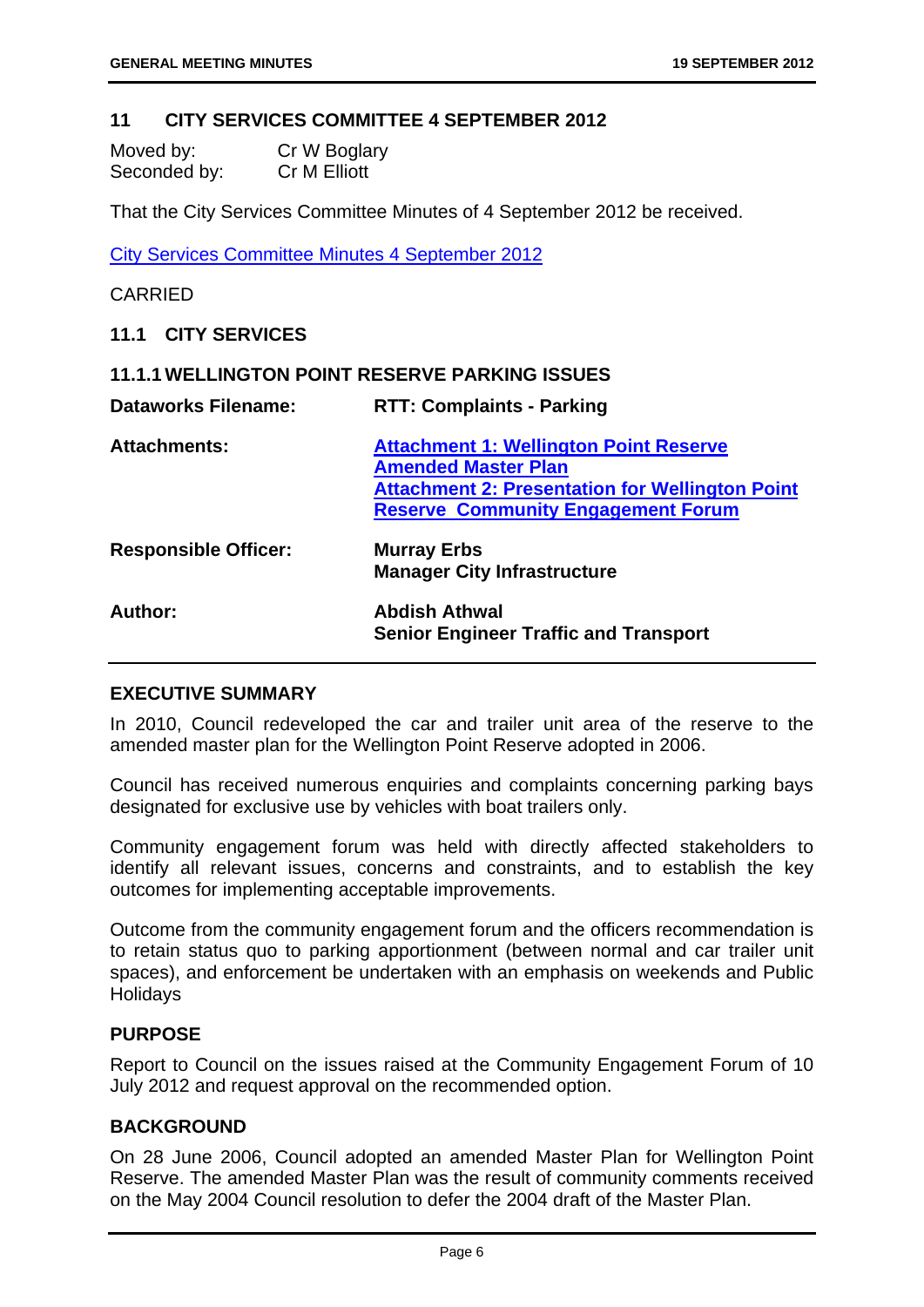## 11 CITY SERVICES COMMITTEE 4 SEPTEMBER 2012

| | |
|---|---|
| Moved by: | Cr W Boglary |
| Seconded by: | Cr M Elliott |

That the City Services Committee Minutes of 4 September 2012 be received.

City Services Committee Minutes 4 September 2012

CARRIED

### 11.1 CITY SERVICES

#### 11.1.1 WELLINGTON POINT RESERVE PARKING ISSUES

| | |
|---|---|
| **Dataworks Filename:** | **RTT: Complaints - Parking** |
| **Attachments:** | **Attachment 1: Wellington Point Reserve Amended Master Plan**<br>**Attachment 2: Presentation for Wellington Point Reserve Community Engagement Forum** |
| **Responsible Officer:** | **Murray Erbs**<br>**Manager City Infrastructure** |
| **Author:** | **Abdish Athwal**<br>**Senior Engineer Traffic and Transport** |

**EXECUTIVE SUMMARY**

In 2010, Council redeveloped the car and trailer unit area of the reserve to the amended master plan for the Wellington Point Reserve adopted in 2006.

Council has received numerous enquiries and complaints concerning parking bays designated for exclusive use by vehicles with boat trailers only.

Community engagement forum was held with directly affected stakeholders to identify all relevant issues, concerns and constraints, and to establish the key outcomes for implementing acceptable improvements.

Outcome from the community engagement forum and the officers recommendation is to retain status quo to parking apportionment (between normal and car trailer unit spaces), and enforcement be undertaken with an emphasis on weekends and Public Holidays

**PURPOSE**

Report to Council on the issues raised at the Community Engagement Forum of 10 July 2012 and request approval on the recommended option.

**BACKGROUND**

On 28 June 2006, Council adopted an amended Master Plan for Wellington Point Reserve. The amended Master Plan was the result of community comments received on the May 2004 Council resolution to defer the 2004 draft of the Master Plan.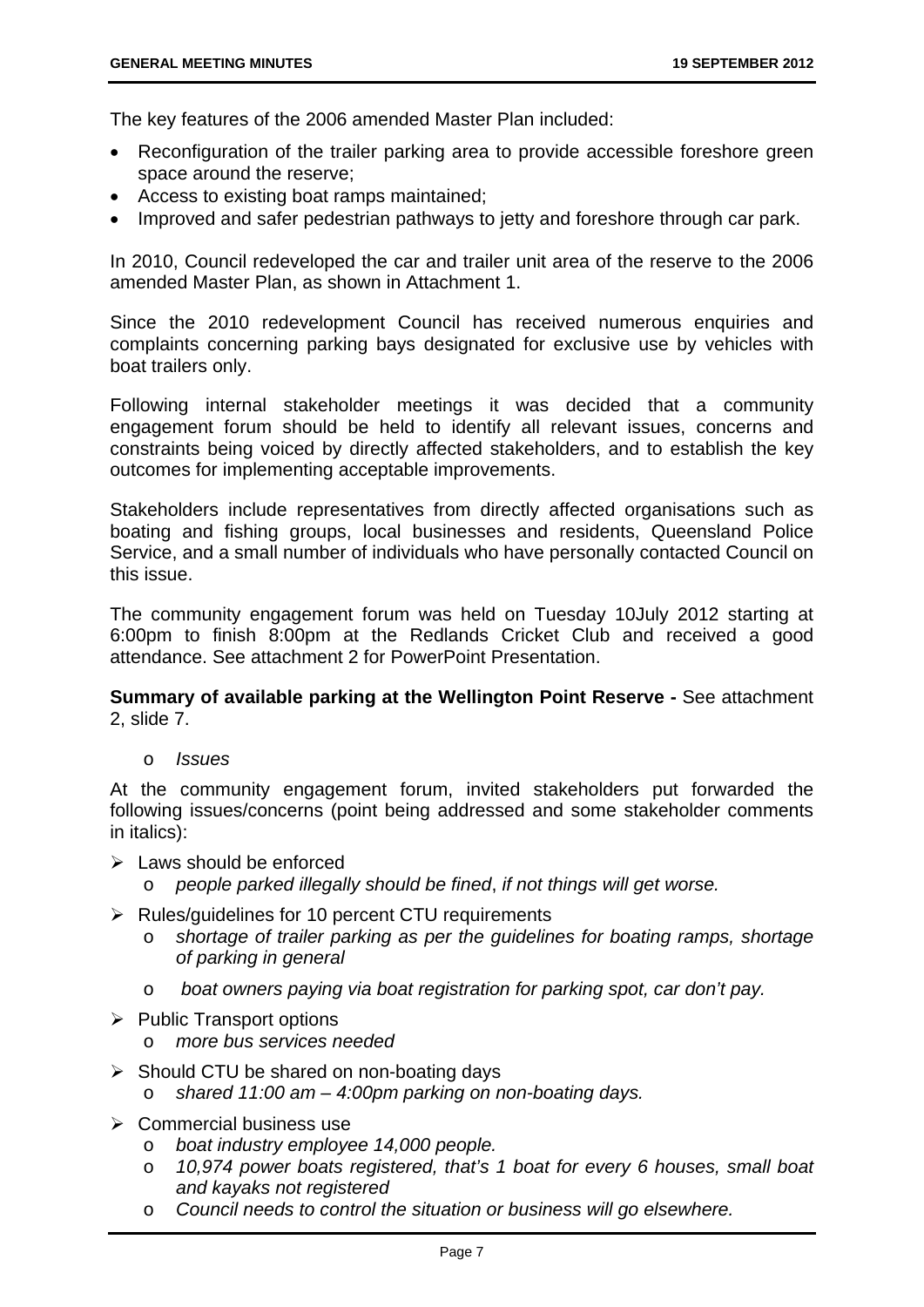The key features of the 2006 amended Master Plan included:

- Reconfiguration of the trailer parking area to provide accessible foreshore green space around the reserve;
- Access to existing boat ramps maintained;
- Improved and safer pedestrian pathways to jetty and foreshore through car park.

In 2010, Council redeveloped the car and trailer unit area of the reserve to the 2006 amended Master Plan, as shown in Attachment 1.

Since the 2010 redevelopment Council has received numerous enquiries and complaints concerning parking bays designated for exclusive use by vehicles with boat trailers only.

Following internal stakeholder meetings it was decided that a community engagement forum should be held to identify all relevant issues, concerns and constraints being voiced by directly affected stakeholders, and to establish the key outcomes for implementing acceptable improvements.

Stakeholders include representatives from directly affected organisations such as boating and fishing groups, local businesses and residents, Queensland Police Service, and a small number of individuals who have personally contacted Council on this issue.

The community engagement forum was held on Tuesday 10July 2012 starting at 6:00pm to finish 8:00pm at the Redlands Cricket Club and received a good attendance. See attachment 2 for PowerPoint Presentation.

**Summary of available parking at the Wellington Point Reserve -** See attachment 2, slide 7.

- *Issues*

At the community engagement forum, invited stakeholders put forwarded the following issues/concerns (point being addressed and some stakeholder comments in italics):

- Laws should be enforced
  - *people parked illegally should be fined*, *if not things will get worse.*
- Rules/guidelines for 10 percent CTU requirements
  - *shortage of trailer parking as per the guidelines for boating ramps, shortage of parking in general*
  - *boat owners paying via boat registration for parking spot, car don't pay.*
- Public Transport options
  - *more bus services needed*
- Should CTU be shared on non-boating days
  - *shared 11:00 am – 4:00pm parking on non-boating days.*
- Commercial business use
  - *boat industry employee 14,000 people.*
  - *10,974 power boats registered, that's 1 boat for every 6 houses, small boat and kayaks not registered*
  - *Council needs to control the situation or business will go elsewhere.*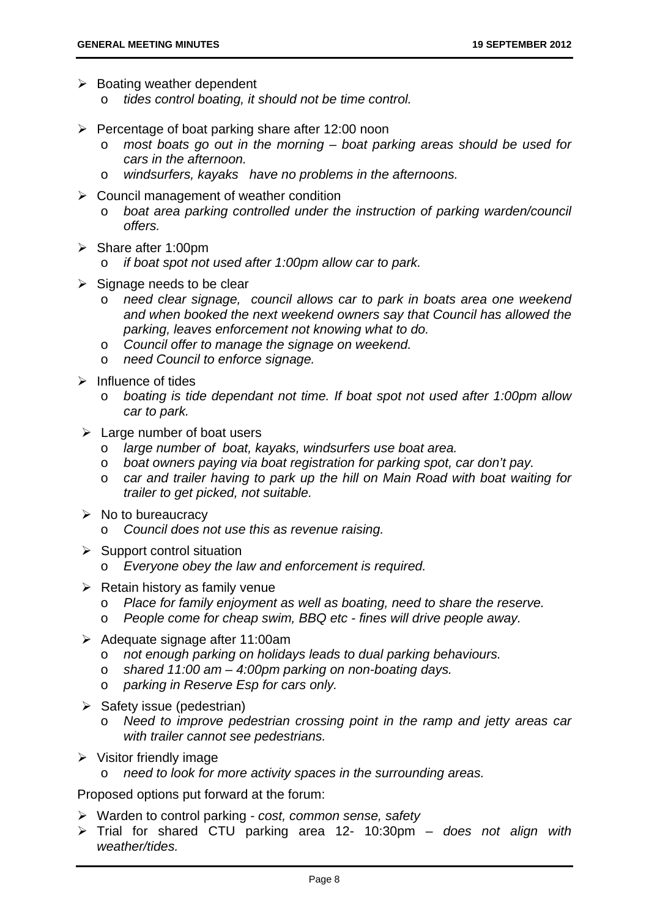- Boating weather dependent
  - *tides control boating, it should not be time control.*
- Percentage of boat parking share after 12:00 noon
  - *most boats go out in the morning – boat parking areas should be used for cars in the afternoon.*
  - *windsurfers, kayaks have no problems in the afternoons.*
- Council management of weather condition
  - *boat area parking controlled under the instruction of parking warden/council offers.*
- Share after 1:00pm
  - *if boat spot not used after 1:00pm allow car to park.*
- Signage needs to be clear
  - *need clear signage, council allows car to park in boats area one weekend and when booked the next weekend owners say that Council has allowed the parking, leaves enforcement not knowing what to do.*
  - *Council offer to manage the signage on weekend.*
  - *need Council to enforce signage.*
- Influence of tides
  - *boating is tide dependant not time. If boat spot not used after 1:00pm allow car to park.*
- Large number of boat users
  - *large number of boat, kayaks, windsurfers use boat area.*
  - *boat owners paying via boat registration for parking spot, car don't pay.*
  - *car and trailer having to park up the hill on Main Road with boat waiting for trailer to get picked, not suitable.*
- No to bureaucracy
  - *Council does not use this as revenue raising.*
- Support control situation
  - *Everyone obey the law and enforcement is required.*
- Retain history as family venue
  - *Place for family enjoyment as well as boating, need to share the reserve.*
  - *People come for cheap swim, BBQ etc - fines will drive people away.*
- Adequate signage after 11:00am
  - *not enough parking on holidays leads to dual parking behaviours.*
  - *shared 11:00 am – 4:00pm parking on non-boating days.*
  - *parking in Reserve Esp for cars only.*
- Safety issue (pedestrian)
  - *Need to improve pedestrian crossing point in the ramp and jetty areas car with trailer cannot see pedestrians.*
- Visitor friendly image
  - *need to look for more activity spaces in the surrounding areas.*

Proposed options put forward at the forum:

- Warden to control parking - *cost, common sense, safety*
- Trial for shared CTU parking area 12- 10:30pm – *does not align with weather/tides.*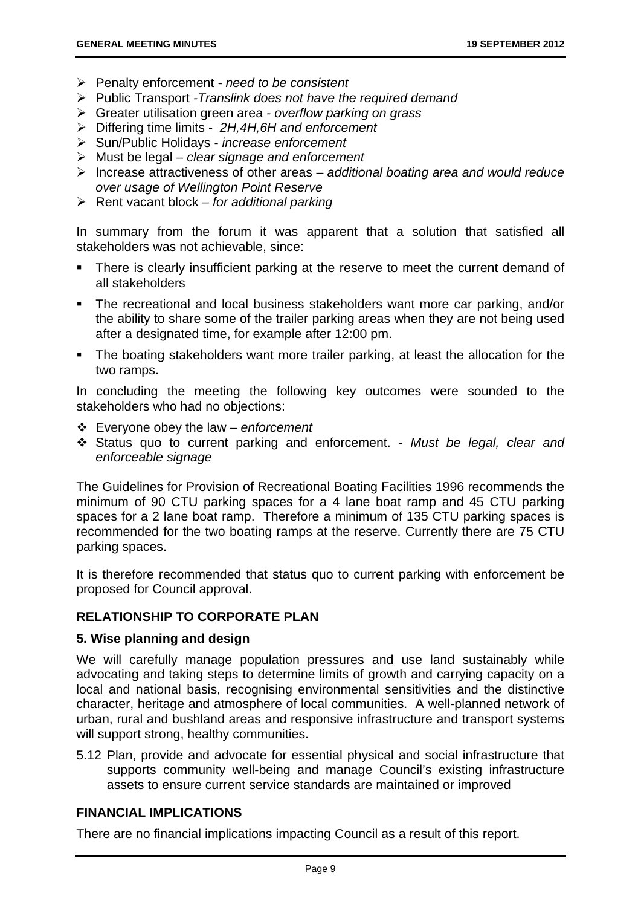- Penalty enforcement - *need to be consistent*
- Public Transport -*Translink does not have the required demand*
- Greater utilisation green area - *overflow parking on grass*
- Differing time limits - *2H,4H,6H and enforcement*
- Sun/Public Holidays - *increase enforcement*
- Must be legal – *clear signage and enforcement*
- Increase attractiveness of other areas – *additional boating area and would reduce over usage of Wellington Point Reserve*
- Rent vacant block – *for additional parking*

In summary from the forum it was apparent that a solution that satisfied all stakeholders was not achievable, since:

- There is clearly insufficient parking at the reserve to meet the current demand of all stakeholders
- The recreational and local business stakeholders want more car parking, and/or the ability to share some of the trailer parking areas when they are not being used after a designated time, for example after 12:00 pm.
- The boating stakeholders want more trailer parking, at least the allocation for the two ramps.

In concluding the meeting the following key outcomes were sounded to the stakeholders who had no objections:

- Everyone obey the law – *enforcement*
- Status quo to current parking and enforcement. - *Must be legal, clear and enforceable signage*

The Guidelines for Provision of Recreational Boating Facilities 1996 recommends the minimum of 90 CTU parking spaces for a 4 lane boat ramp and 45 CTU parking spaces for a 2 lane boat ramp. Therefore a minimum of 135 CTU parking spaces is recommended for the two boating ramps at the reserve. Currently there are 75 CTU parking spaces.

It is therefore recommended that status quo to current parking with enforcement be proposed for Council approval.

## RELATIONSHIP TO CORPORATE PLAN

### 5. Wise planning and design

We will carefully manage population pressures and use land sustainably while advocating and taking steps to determine limits of growth and carrying capacity on a local and national basis, recognising environmental sensitivities and the distinctive character, heritage and atmosphere of local communities. A well-planned network of urban, rural and bushland areas and responsive infrastructure and transport systems will support strong, healthy communities.

5.12 Plan, provide and advocate for essential physical and social infrastructure that supports community well-being and manage Council's existing infrastructure assets to ensure current service standards are maintained or improved

## FINANCIAL IMPLICATIONS

There are no financial implications impacting Council as a result of this report.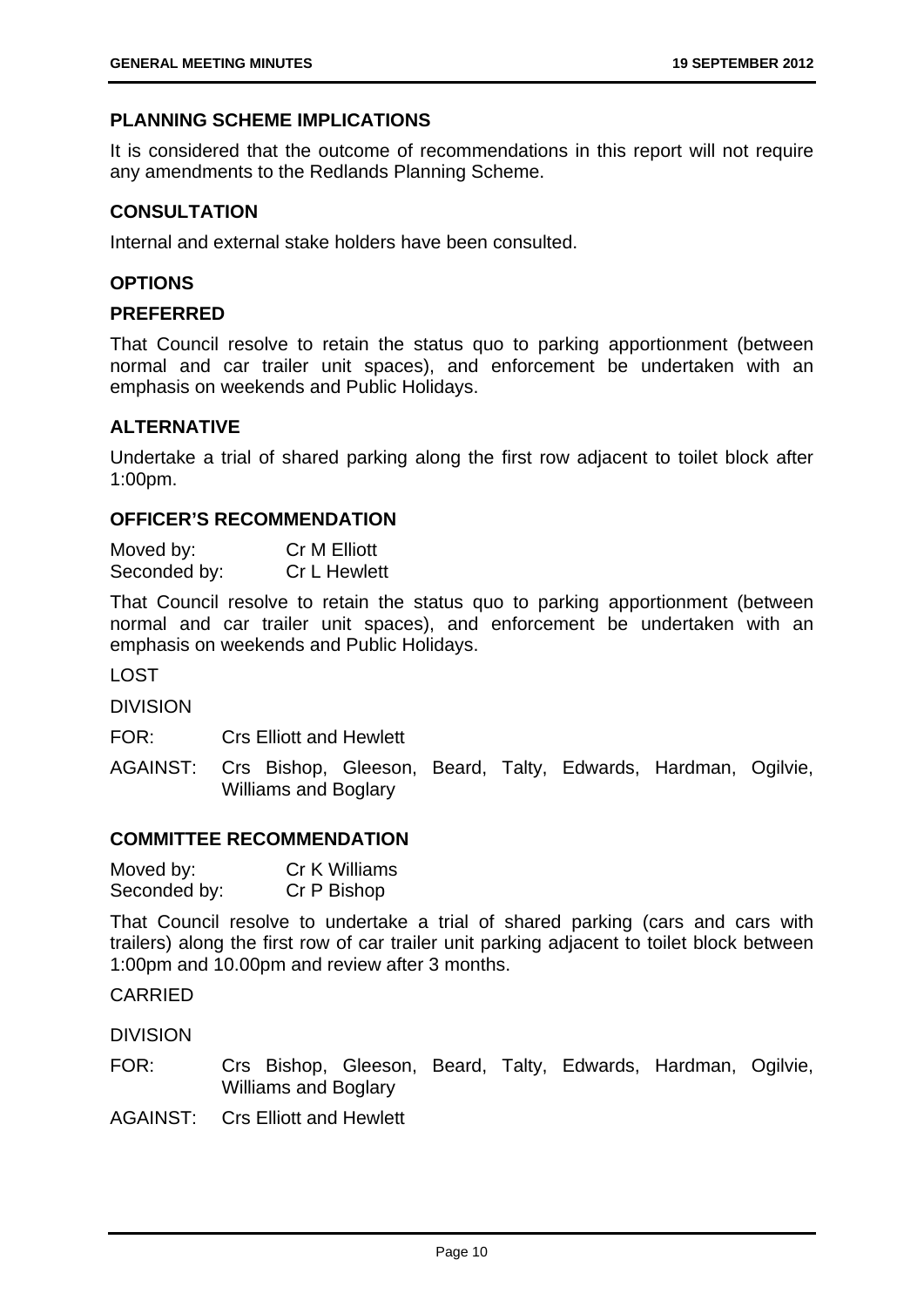### PLANNING SCHEME IMPLICATIONS

It is considered that the outcome of recommendations in this report will not require any amendments to the Redlands Planning Scheme.

### CONSULTATION

Internal and external stake holders have been consulted.

### OPTIONS

### PREFERRED

That Council resolve to retain the status quo to parking apportionment (between normal and car trailer unit spaces), and enforcement be undertaken with an emphasis on weekends and Public Holidays.

### ALTERNATIVE

Undertake a trial of shared parking along the first row adjacent to toilet block after 1:00pm.

### OFFICER'S RECOMMENDATION

Moved by: Cr M Elliott
Seconded by: Cr L Hewlett

That Council resolve to retain the status quo to parking apportionment (between normal and car trailer unit spaces), and enforcement be undertaken with an emphasis on weekends and Public Holidays.

LOST

DIVISION

FOR: Crs Elliott and Hewlett

AGAINST: Crs Bishop, Gleeson, Beard, Talty, Edwards, Hardman, Ogilvie, Williams and Boglary

### COMMITTEE RECOMMENDATION

Moved by: Cr K Williams
Seconded by: Cr P Bishop

That Council resolve to undertake a trial of shared parking (cars and cars with trailers) along the first row of car trailer unit parking adjacent to toilet block between 1:00pm and 10.00pm and review after 3 months.

CARRIED

DIVISION

FOR: Crs Bishop, Gleeson, Beard, Talty, Edwards, Hardman, Ogilvie, Williams and Boglary

AGAINST: Crs Elliott and Hewlett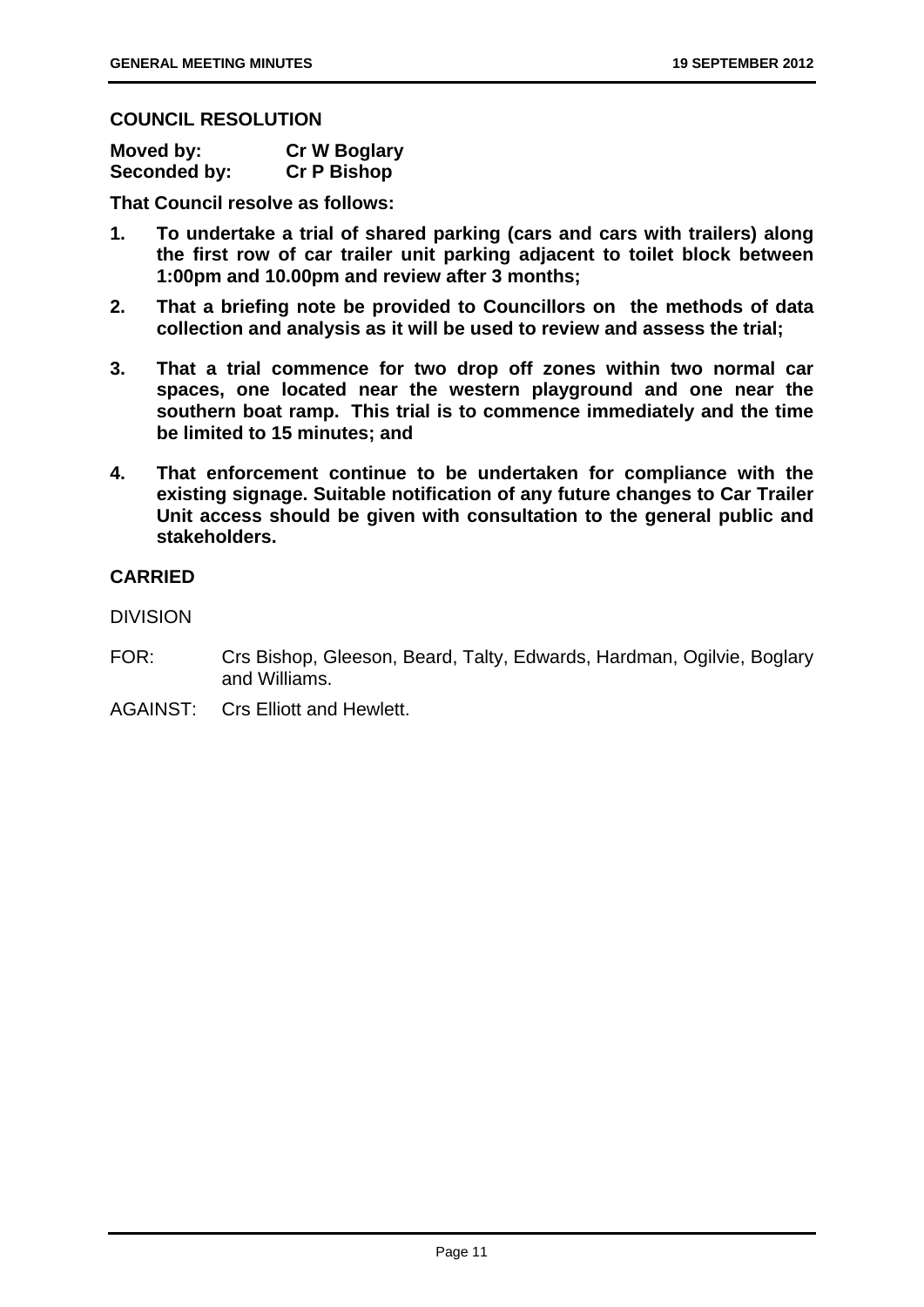**COUNCIL RESOLUTION**

**Moved by:** **Cr W Boglary**
**Seconded by:** **Cr P Bishop**

**That Council resolve as follows:**

1. **To undertake a trial of shared parking (cars and cars with trailers) along the first row of car trailer unit parking adjacent to toilet block between 1:00pm and 10.00pm and review after 3 months;**
2. **That a briefing note be provided to Councillors on the methods of data collection and analysis as it will be used to review and assess the trial;**
3. **That a trial commence for two drop off zones within two normal car spaces, one located near the western playground and one near the southern boat ramp. This trial is to commence immediately and the time be limited to 15 minutes; and**
4. **That enforcement continue to be undertaken for compliance with the existing signage. Suitable notification of any future changes to Car Trailer Unit access should be given with consultation to the general public and stakeholders.**

**CARRIED**

DIVISION

FOR: Crs Bishop, Gleeson, Beard, Talty, Edwards, Hardman, Ogilvie, Boglary and Williams.

AGAINST: Crs Elliott and Hewlett.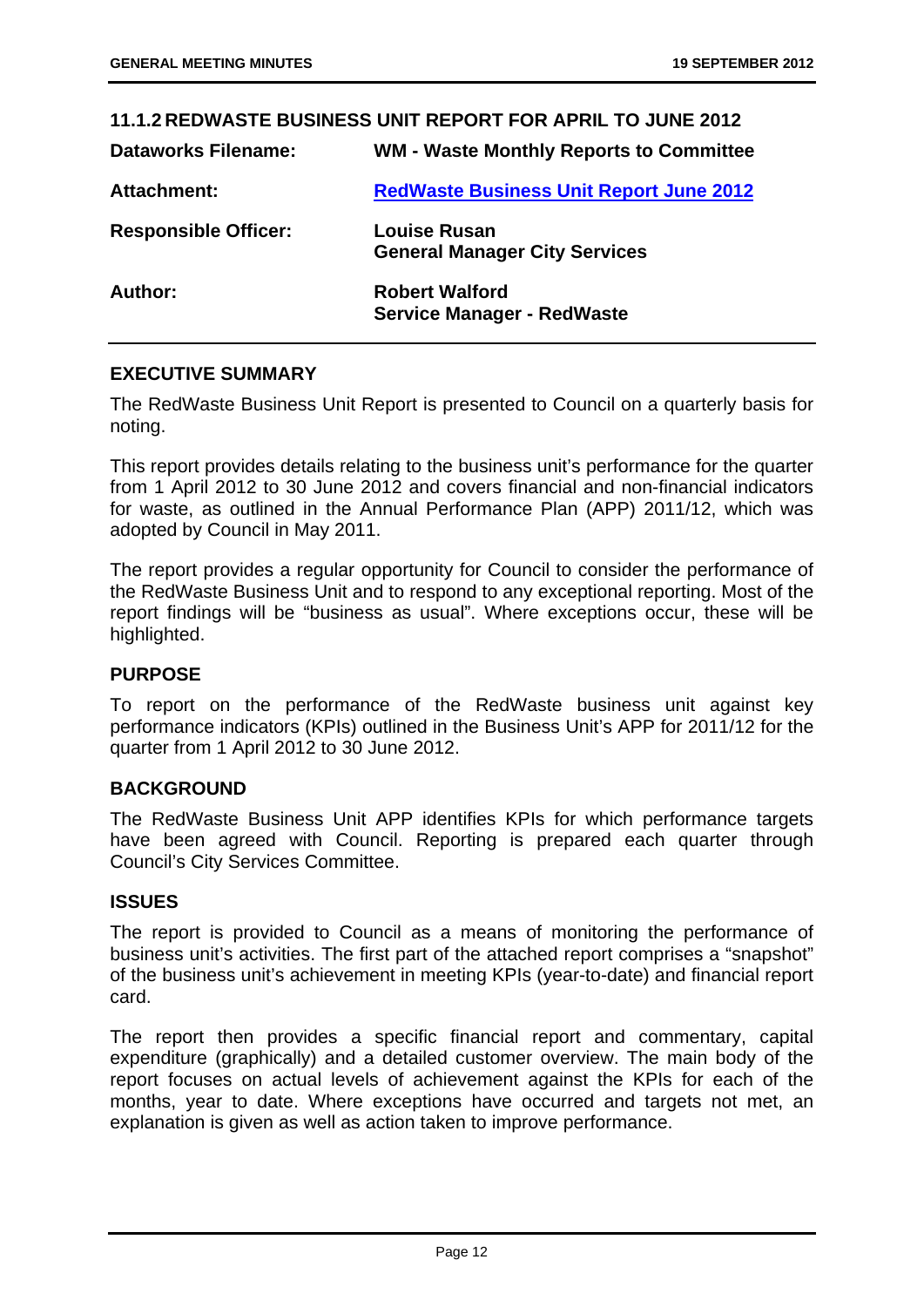## 11.1.2 REDWASTE BUSINESS UNIT REPORT FOR APRIL TO JUNE 2012

| | |
|---|---|
| **Dataworks Filename:** | **WM - Waste Monthly Reports to Committee** |
| **Attachment:** | **RedWaste Business Unit Report June 2012** |
| **Responsible Officer:** | **Louise Rusan**<br>**General Manager City Services** |
| **Author:** | **Robert Walford**<br>**Service Manager - RedWaste** |

### EXECUTIVE SUMMARY

The RedWaste Business Unit Report is presented to Council on a quarterly basis for noting.

This report provides details relating to the business unit's performance for the quarter from 1 April 2012 to 30 June 2012 and covers financial and non-financial indicators for waste, as outlined in the Annual Performance Plan (APP) 2011/12, which was adopted by Council in May 2011.

The report provides a regular opportunity for Council to consider the performance of the RedWaste Business Unit and to respond to any exceptional reporting. Most of the report findings will be "business as usual". Where exceptions occur, these will be highlighted.

### PURPOSE

To report on the performance of the RedWaste business unit against key performance indicators (KPIs) outlined in the Business Unit's APP for 2011/12 for the quarter from 1 April 2012 to 30 June 2012.

### BACKGROUND

The RedWaste Business Unit APP identifies KPIs for which performance targets have been agreed with Council. Reporting is prepared each quarter through Council's City Services Committee.

### ISSUES

The report is provided to Council as a means of monitoring the performance of business unit's activities. The first part of the attached report comprises a "snapshot" of the business unit's achievement in meeting KPIs (year-to-date) and financial report card.

The report then provides a specific financial report and commentary, capital expenditure (graphically) and a detailed customer overview. The main body of the report focuses on actual levels of achievement against the KPIs for each of the months, year to date. Where exceptions have occurred and targets not met, an explanation is given as well as action taken to improve performance.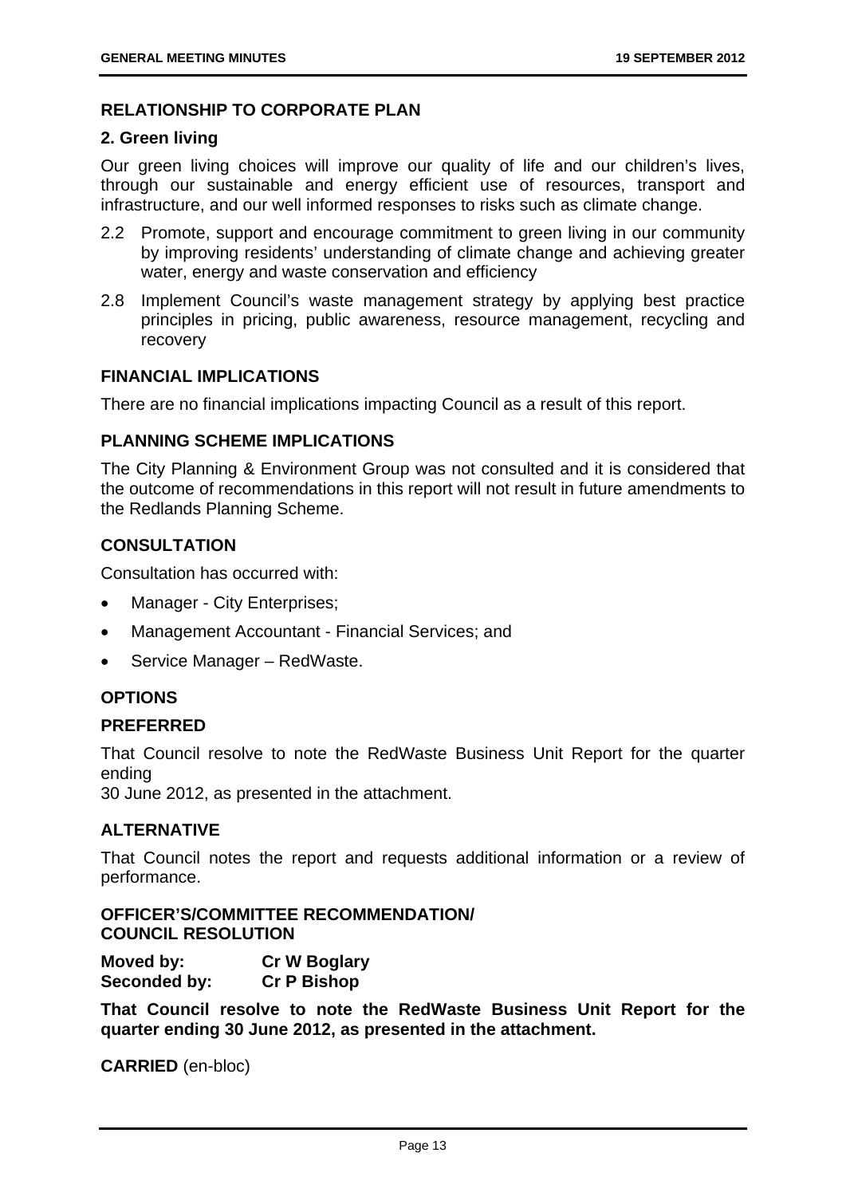## RELATIONSHIP TO CORPORATE PLAN

### 2. Green living

Our green living choices will improve our quality of life and our children's lives, through our sustainable and energy efficient use of resources, transport and infrastructure, and our well informed responses to risks such as climate change.

2.2 Promote, support and encourage commitment to green living in our community by improving residents' understanding of climate change and achieving greater water, energy and waste conservation and efficiency

2.8 Implement Council's waste management strategy by applying best practice principles in pricing, public awareness, resource management, recycling and recovery

## FINANCIAL IMPLICATIONS

There are no financial implications impacting Council as a result of this report.

## PLANNING SCHEME IMPLICATIONS

The City Planning & Environment Group was not consulted and it is considered that the outcome of recommendations in this report will not result in future amendments to the Redlands Planning Scheme.

## CONSULTATION

Consultation has occurred with:

- Manager - City Enterprises;
- Management Accountant - Financial Services; and
- Service Manager – RedWaste.

## OPTIONS

### PREFERRED

That Council resolve to note the RedWaste Business Unit Report for the quarter ending
30 June 2012, as presented in the attachment.

### ALTERNATIVE

That Council notes the report and requests additional information or a review of performance.

## OFFICER'S/COMMITTEE RECOMMENDATION/ COUNCIL RESOLUTION

**Moved by:** **Cr W Boglary**
**Seconded by:** **Cr P Bishop**

**That Council resolve to note the RedWaste Business Unit Report for the quarter ending 30 June 2012, as presented in the attachment.**

**CARRIED** (en-bloc)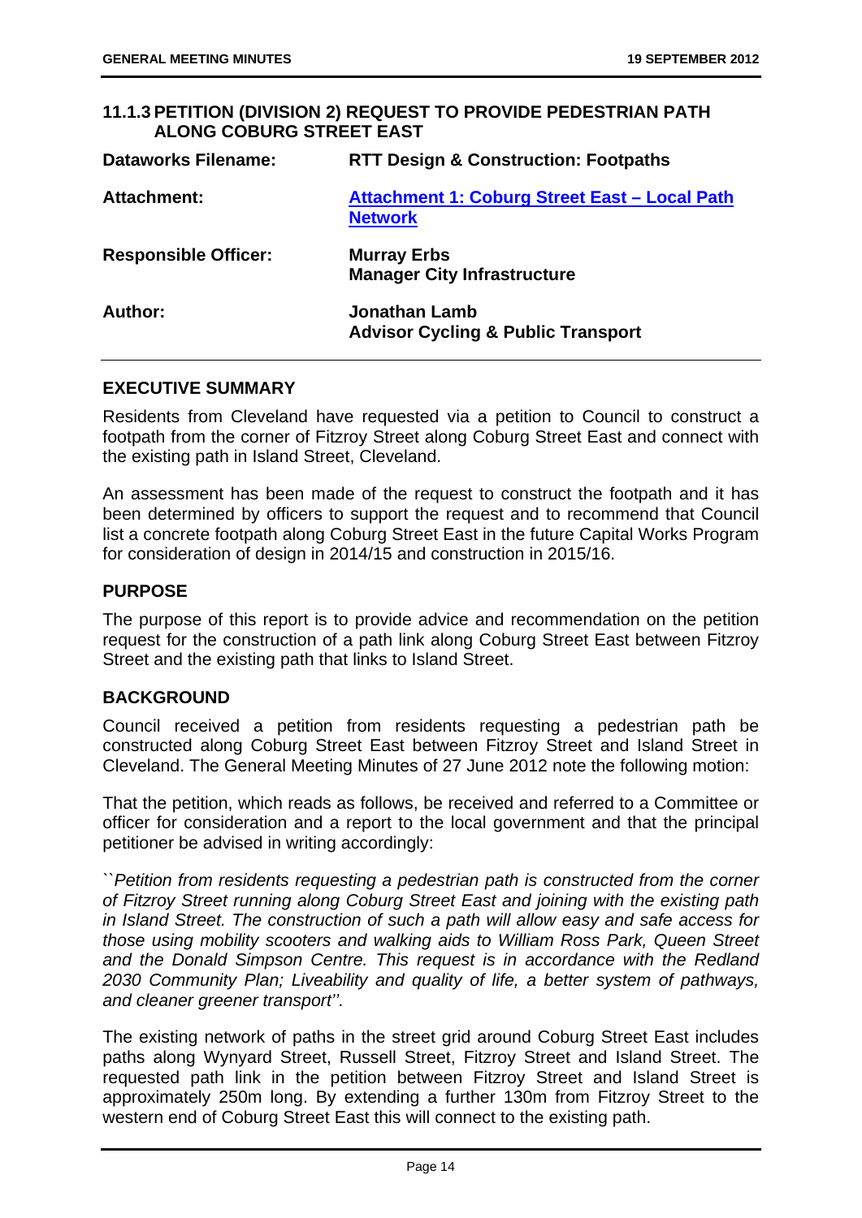### 11.1.3 PETITION (DIVISION 2) REQUEST TO PROVIDE PEDESTRIAN PATH ALONG COBURG STREET EAST

| | |
|---|---|
| **Dataworks Filename:** | **RTT Design & Construction: Footpaths** |
| **Attachment:** | **Attachment 1: Coburg Street East – Local Path Network** |
| **Responsible Officer:** | **Murray Erbs**<br>**Manager City Infrastructure** |
| **Author:** | **Jonathan Lamb**<br>**Advisor Cycling & Public Transport** |

**EXECUTIVE SUMMARY**

Residents from Cleveland have requested via a petition to Council to construct a footpath from the corner of Fitzroy Street along Coburg Street East and connect with the existing path in Island Street, Cleveland.

An assessment has been made of the request to construct the footpath and it has been determined by officers to support the request and to recommend that Council list a concrete footpath along Coburg Street East in the future Capital Works Program for consideration of design in 2014/15 and construction in 2015/16.

**PURPOSE**

The purpose of this report is to provide advice and recommendation on the petition request for the construction of a path link along Coburg Street East between Fitzroy Street and the existing path that links to Island Street.

**BACKGROUND**

Council received a petition from residents requesting a pedestrian path be constructed along Coburg Street East between Fitzroy Street and Island Street in Cleveland. The General Meeting Minutes of 27 June 2012 note the following motion:

That the petition, which reads as follows, be received and referred to a Committee or officer for consideration and a report to the local government and that the principal petitioner be advised in writing accordingly:

*``Petition from residents requesting a pedestrian path is constructed from the corner of Fitzroy Street running along Coburg Street East and joining with the existing path in Island Street. The construction of such a path will allow easy and safe access for those using mobility scooters and walking aids to William Ross Park, Queen Street and the Donald Simpson Centre. This request is in accordance with the Redland 2030 Community Plan; Liveability and quality of life, a better system of pathways, and cleaner greener transport''.*

The existing network of paths in the street grid around Coburg Street East includes paths along Wynyard Street, Russell Street, Fitzroy Street and Island Street. The requested path link in the petition between Fitzroy Street and Island Street is approximately 250m long. By extending a further 130m from Fitzroy Street to the western end of Coburg Street East this will connect to the existing path.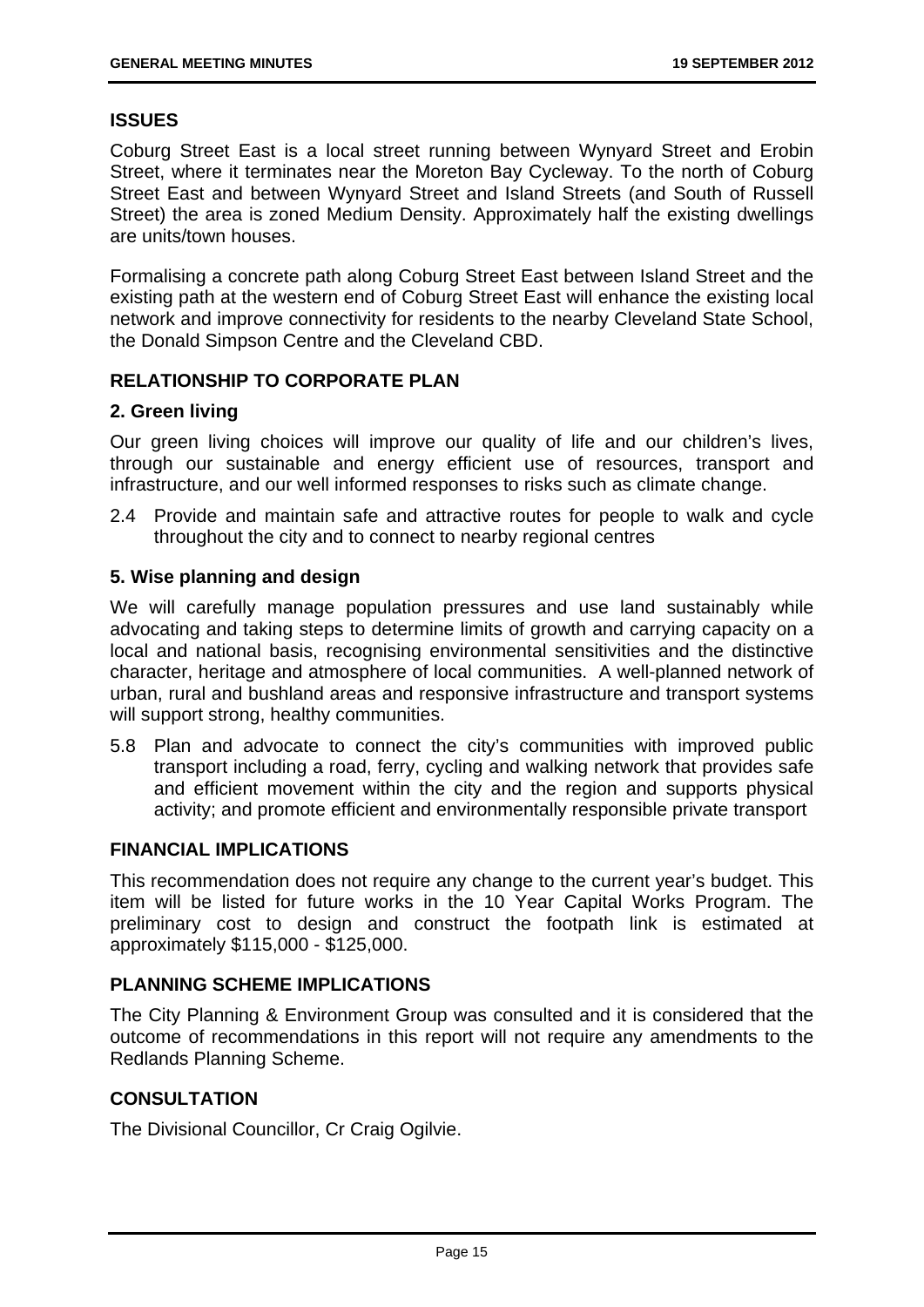## ISSUES

Coburg Street East is a local street running between Wynyard Street and Erobin Street, where it terminates near the Moreton Bay Cycleway. To the north of Coburg Street East and between Wynyard Street and Island Streets (and South of Russell Street) the area is zoned Medium Density. Approximately half the existing dwellings are units/town houses.

Formalising a concrete path along Coburg Street East between Island Street and the existing path at the western end of Coburg Street East will enhance the existing local network and improve connectivity for residents to the nearby Cleveland State School, the Donald Simpson Centre and the Cleveland CBD.

## RELATIONSHIP TO CORPORATE PLAN

### 2. Green living

Our green living choices will improve our quality of life and our children's lives, through our sustainable and energy efficient use of resources, transport and infrastructure, and our well informed responses to risks such as climate change.

2.4 Provide and maintain safe and attractive routes for people to walk and cycle throughout the city and to connect to nearby regional centres

### 5. Wise planning and design

We will carefully manage population pressures and use land sustainably while advocating and taking steps to determine limits of growth and carrying capacity on a local and national basis, recognising environmental sensitivities and the distinctive character, heritage and atmosphere of local communities. A well-planned network of urban, rural and bushland areas and responsive infrastructure and transport systems will support strong, healthy communities.

5.8 Plan and advocate to connect the city's communities with improved public transport including a road, ferry, cycling and walking network that provides safe and efficient movement within the city and the region and supports physical activity; and promote efficient and environmentally responsible private transport

## FINANCIAL IMPLICATIONS

This recommendation does not require any change to the current year's budget. This item will be listed for future works in the 10 Year Capital Works Program. The preliminary cost to design and construct the footpath link is estimated at approximately $115,000 - $125,000.

## PLANNING SCHEME IMPLICATIONS

The City Planning & Environment Group was consulted and it is considered that the outcome of recommendations in this report will not require any amendments to the Redlands Planning Scheme.

## CONSULTATION

The Divisional Councillor, Cr Craig Ogilvie.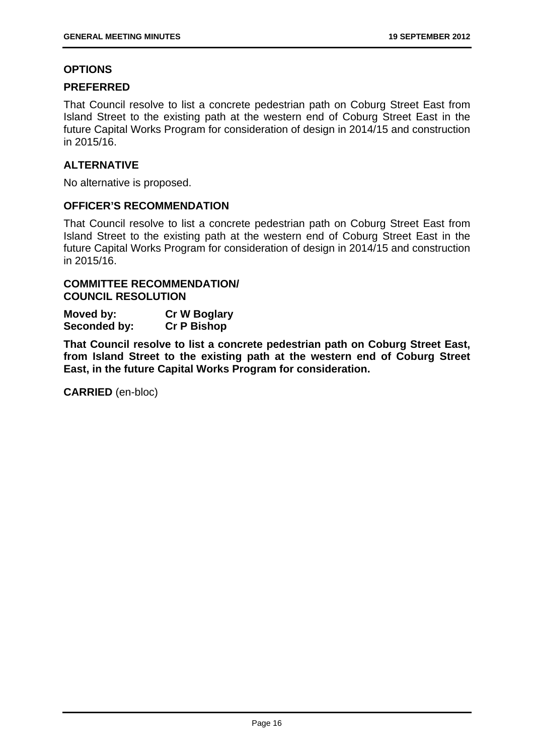## OPTIONS

### PREFERRED

That Council resolve to list a concrete pedestrian path on Coburg Street East from Island Street to the existing path at the western end of Coburg Street East in the future Capital Works Program for consideration of design in 2014/15 and construction in 2015/16.

### ALTERNATIVE

No alternative is proposed.

## OFFICER'S RECOMMENDATION

That Council resolve to list a concrete pedestrian path on Coburg Street East from Island Street to the existing path at the western end of Coburg Street East in the future Capital Works Program for consideration of design in 2014/15 and construction in 2015/16.

## COMMITTEE RECOMMENDATION/ COUNCIL RESOLUTION

**Moved by:** **Cr W Boglary**
**Seconded by:** **Cr P Bishop**

**That Council resolve to list a concrete pedestrian path on Coburg Street East, from Island Street to the existing path at the western end of Coburg Street East, in the future Capital Works Program for consideration.**

**CARRIED** (en-bloc)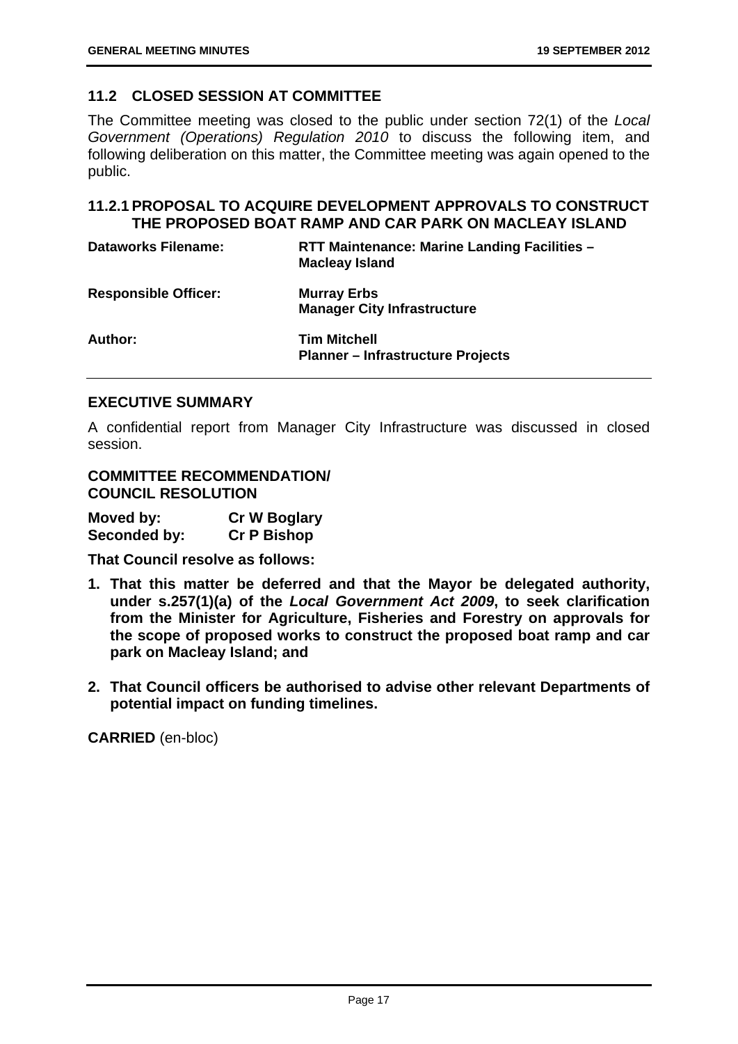## 11.2 CLOSED SESSION AT COMMITTEE

The Committee meeting was closed to the public under section 72(1) of the *Local Government (Operations) Regulation 2010* to discuss the following item, and following deliberation on this matter, the Committee meeting was again opened to the public.

### 11.2.1 PROPOSAL TO ACQUIRE DEVELOPMENT APPROVALS TO CONSTRUCT THE PROPOSED BOAT RAMP AND CAR PARK ON MACLEAY ISLAND

| | |
|---|---|
| **Dataworks Filename:** | **RTT Maintenance: Marine Landing Facilities – Macleay Island** |
| **Responsible Officer:** | **Murray Erbs**<br>**Manager City Infrastructure** |
| **Author:** | **Tim Mitchell**<br>**Planner – Infrastructure Projects** |

## EXECUTIVE SUMMARY

A confidential report from Manager City Infrastructure was discussed in closed session.

**COMMITTEE RECOMMENDATION/**
**COUNCIL RESOLUTION**

**Moved by:** **Cr W Boglary**
**Seconded by:** **Cr P Bishop**

**That Council resolve as follows:**

1. **That this matter be deferred and that the Mayor be delegated authority, under s.257(1)(a) of the *Local Government Act 2009*, to seek clarification from the Minister for Agriculture, Fisheries and Forestry on approvals for the scope of proposed works to construct the proposed boat ramp and car park on Macleay Island; and**

2. **That Council officers be authorised to advise other relevant Departments of potential impact on funding timelines.**

**CARRIED** (en-bloc)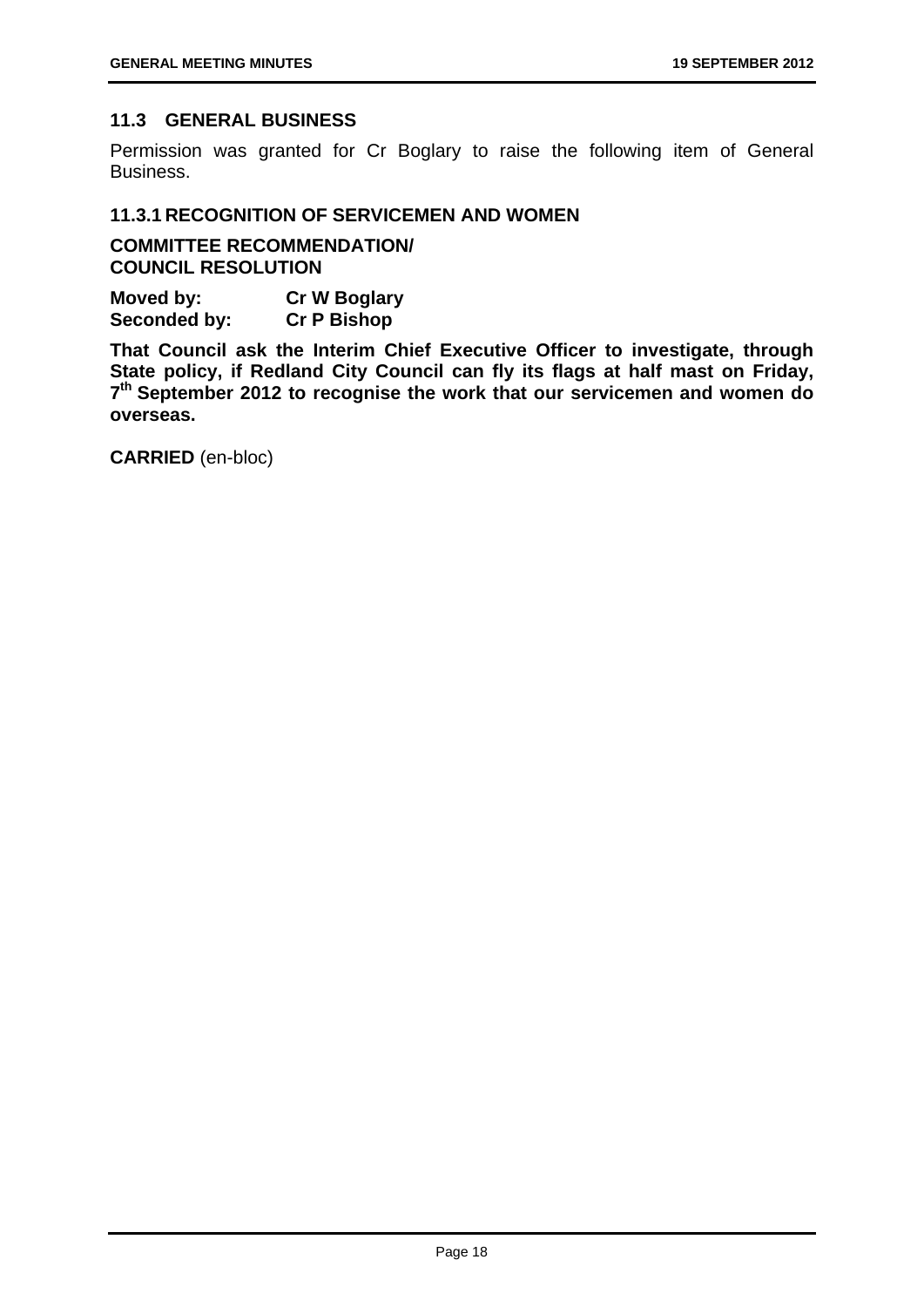## 11.3 GENERAL BUSINESS

Permission was granted for Cr Boglary to raise the following item of General Business.

### 11.3.1 RECOGNITION OF SERVICEMEN AND WOMEN

**COMMITTEE RECOMMENDATION/**
**COUNCIL RESOLUTION**

**Moved by:** **Cr W Boglary**
**Seconded by:** **Cr P Bishop**

**That Council ask the Interim Chief Executive Officer to investigate, through State policy, if Redland City Council can fly its flags at half mast on Friday, 7th September 2012 to recognise the work that our servicemen and women do overseas.**

**CARRIED** (en-bloc)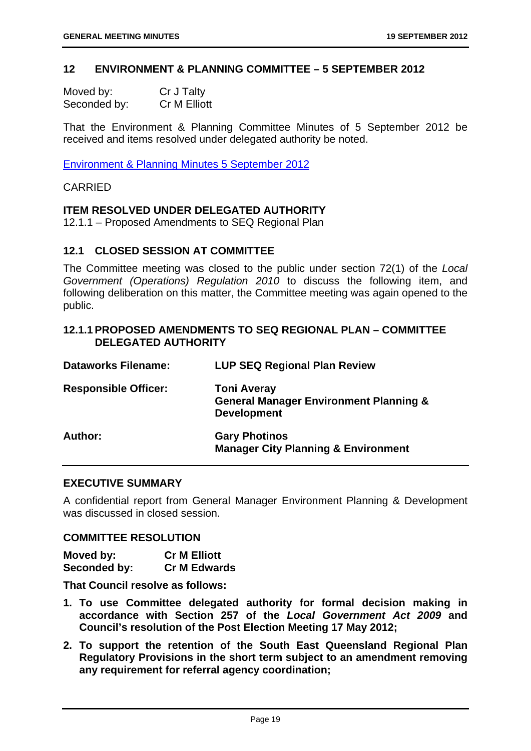## 12 ENVIRONMENT & PLANNING COMMITTEE – 5 SEPTEMBER 2012

| | |
|---|---|
| Moved by: | Cr J Talty |
| Seconded by: | Cr M Elliott |

That the Environment & Planning Committee Minutes of 5 September 2012 be received and items resolved under delegated authority be noted.

Environment & Planning Minutes 5 September 2012

CARRIED

**ITEM RESOLVED UNDER DELEGATED AUTHORITY**

12.1.1 – Proposed Amendments to SEQ Regional Plan

### 12.1 CLOSED SESSION AT COMMITTEE

The Committee meeting was closed to the public under section 72(1) of the *Local Government (Operations) Regulation 2010* to discuss the following item, and following deliberation on this matter, the Committee meeting was again opened to the public.

### 12.1.1 PROPOSED AMENDMENTS TO SEQ REGIONAL PLAN – COMMITTEE DELEGATED AUTHORITY

| | |
|---|---|
| **Dataworks Filename:** | **LUP SEQ Regional Plan Review** |
| **Responsible Officer:** | **Toni Averay**<br>**General Manager Environment Planning & Development** |
| **Author:** | **Gary Photinos**<br>**Manager City Planning & Environment** |

**EXECUTIVE SUMMARY**

A confidential report from General Manager Environment Planning & Development was discussed in closed session.

**COMMITTEE RESOLUTION**

| | |
|---|---|
| **Moved by:** | **Cr M Elliott** |
| **Seconded by:** | **Cr M Edwards** |

**That Council resolve as follows:**

1. **To use Committee delegated authority for formal decision making in accordance with Section 257 of the *Local Government Act 2009* and Council's resolution of the Post Election Meeting 17 May 2012;**
2. **To support the retention of the South East Queensland Regional Plan Regulatory Provisions in the short term subject to an amendment removing any requirement for referral agency coordination;**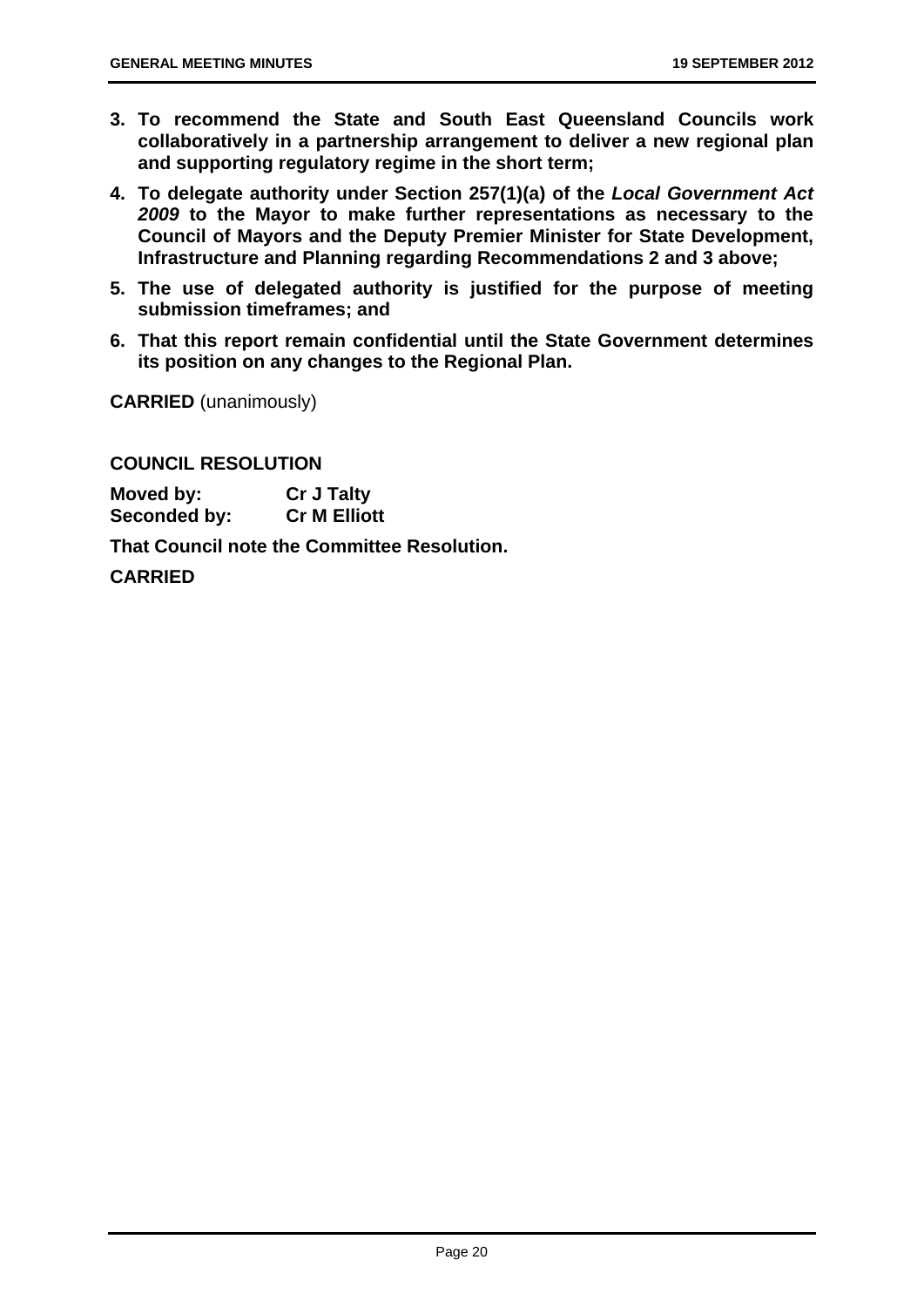3. **To recommend the State and South East Queensland Councils work collaboratively in a partnership arrangement to deliver a new regional plan and supporting regulatory regime in the short term;**
4. **To delegate authority under Section 257(1)(a) of the *Local Government Act 2009* to the Mayor to make further representations as necessary to the Council of Mayors and the Deputy Premier Minister for State Development, Infrastructure and Planning regarding Recommendations 2 and 3 above;**
5. **The use of delegated authority is justified for the purpose of meeting submission timeframes; and**
6. **That this report remain confidential until the State Government determines its position on any changes to the Regional Plan.**

**CARRIED** (unanimously)

**COUNCIL RESOLUTION**

**Moved by:** **Cr J Talty**
**Seconded by:** **Cr M Elliott**

**That Council note the Committee Resolution.**

**CARRIED**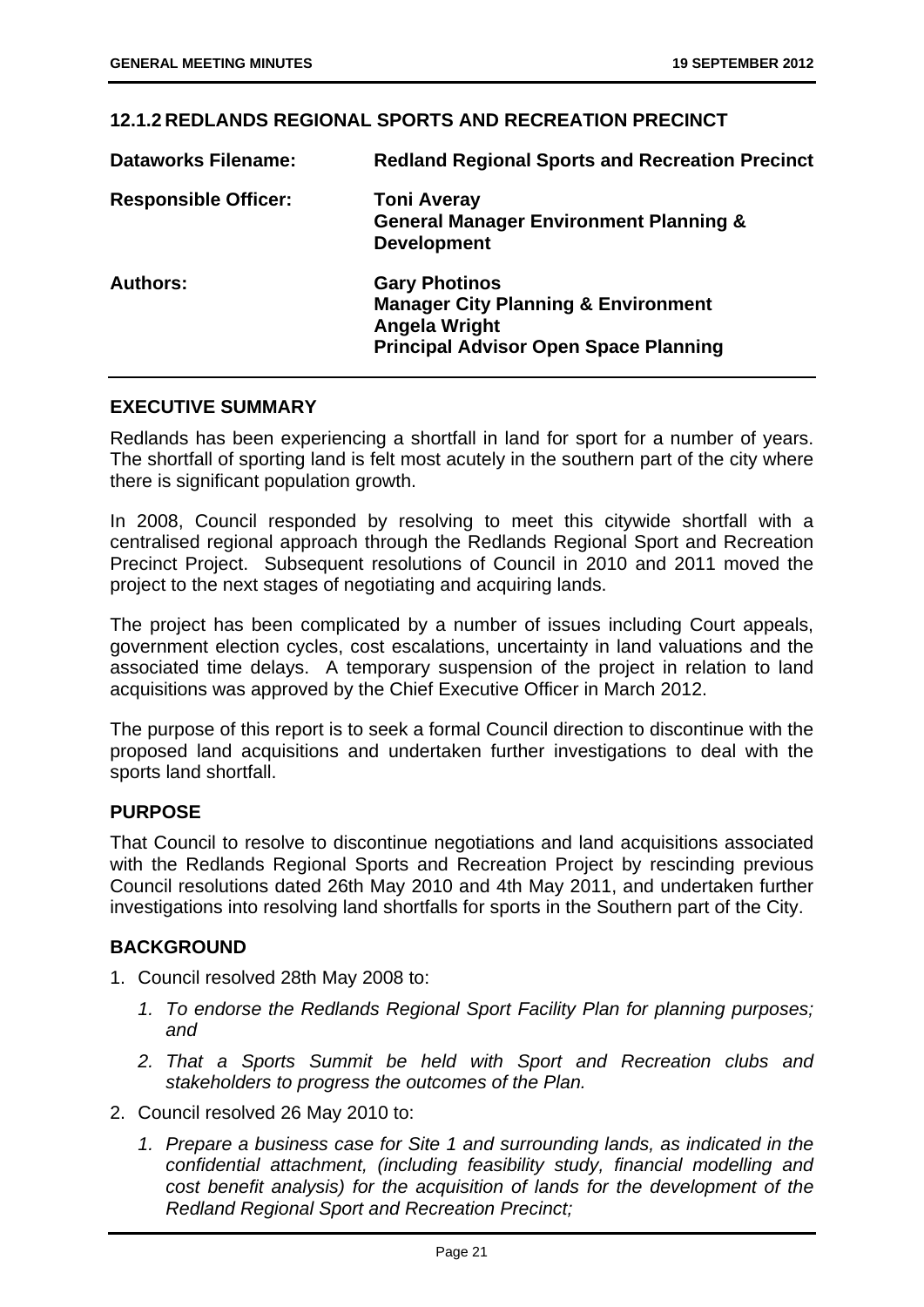## 12.1.2 REDLANDS REGIONAL SPORTS AND RECREATION PRECINCT

| | |
|---|---|
| **Dataworks Filename:** | **Redland Regional Sports and Recreation Precinct** |
| **Responsible Officer:** | **Toni Averay**<br>**General Manager Environment Planning & Development** |
| **Authors:** | **Gary Photinos**<br>**Manager City Planning & Environment**<br>**Angela Wright**<br>**Principal Advisor Open Space Planning** |

### EXECUTIVE SUMMARY

Redlands has been experiencing a shortfall in land for sport for a number of years. The shortfall of sporting land is felt most acutely in the southern part of the city where there is significant population growth.

In 2008, Council responded by resolving to meet this citywide shortfall with a centralised regional approach through the Redlands Regional Sport and Recreation Precinct Project. Subsequent resolutions of Council in 2010 and 2011 moved the project to the next stages of negotiating and acquiring lands.

The project has been complicated by a number of issues including Court appeals, government election cycles, cost escalations, uncertainty in land valuations and the associated time delays. A temporary suspension of the project in relation to land acquisitions was approved by the Chief Executive Officer in March 2012.

The purpose of this report is to seek a formal Council direction to discontinue with the proposed land acquisitions and undertaken further investigations to deal with the sports land shortfall.

### PURPOSE

That Council to resolve to discontinue negotiations and land acquisitions associated with the Redlands Regional Sports and Recreation Project by rescinding previous Council resolutions dated 26th May 2010 and 4th May 2011, and undertaken further investigations into resolving land shortfalls for sports in the Southern part of the City.

### BACKGROUND

1. Council resolved 28th May 2008 to:
   1. *To endorse the Redlands Regional Sport Facility Plan for planning purposes; and*
   2. *That a Sports Summit be held with Sport and Recreation clubs and stakeholders to progress the outcomes of the Plan.*
2. Council resolved 26 May 2010 to:
   1. *Prepare a business case for Site 1 and surrounding lands, as indicated in the confidential attachment, (including feasibility study, financial modelling and cost benefit analysis) for the acquisition of lands for the development of the Redland Regional Sport and Recreation Precinct;*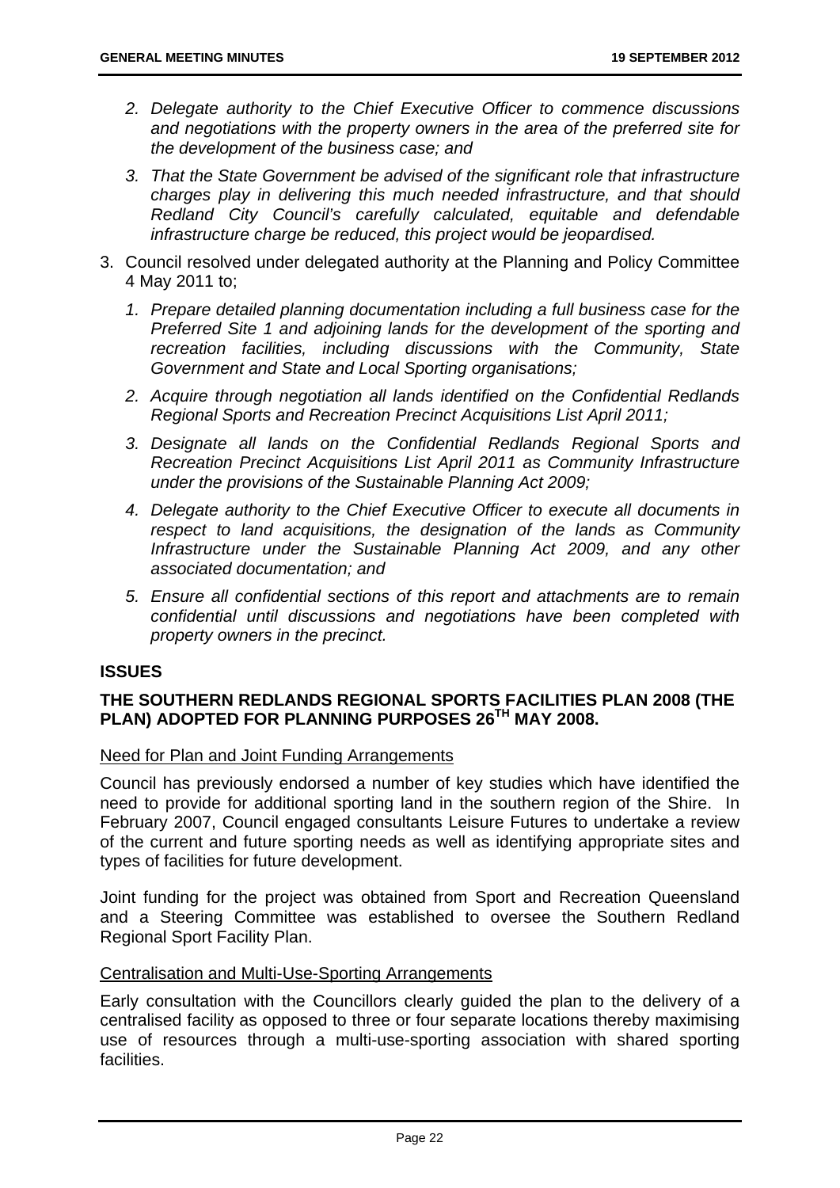2. *Delegate authority to the Chief Executive Officer to commence discussions and negotiations with the property owners in the area of the preferred site for the development of the business case; and*

3. *That the State Government be advised of the significant role that infrastructure charges play in delivering this much needed infrastructure, and that should Redland City Council's carefully calculated, equitable and defendable infrastructure charge be reduced, this project would be jeopardised.*

3. Council resolved under delegated authority at the Planning and Policy Committee 4 May 2011 to;

    1. *Prepare detailed planning documentation including a full business case for the Preferred Site 1 and adjoining lands for the development of the sporting and recreation facilities, including discussions with the Community, State Government and State and Local Sporting organisations;*

    2. *Acquire through negotiation all lands identified on the Confidential Redlands Regional Sports and Recreation Precinct Acquisitions List April 2011;*

    3. *Designate all lands on the Confidential Redlands Regional Sports and Recreation Precinct Acquisitions List April 2011 as Community Infrastructure under the provisions of the Sustainable Planning Act 2009;*

    4. *Delegate authority to the Chief Executive Officer to execute all documents in respect to land acquisitions, the designation of the lands as Community Infrastructure under the Sustainable Planning Act 2009, and any other associated documentation; and*

    5. *Ensure all confidential sections of this report and attachments are to remain confidential until discussions and negotiations have been completed with property owners in the precinct.*

## ISSUES

### THE SOUTHERN REDLANDS REGIONAL SPORTS FACILITIES PLAN 2008 (THE PLAN) ADOPTED FOR PLANNING PURPOSES 26TH MAY 2008.

Need for Plan and Joint Funding Arrangements

Council has previously endorsed a number of key studies which have identified the need to provide for additional sporting land in the southern region of the Shire. In February 2007, Council engaged consultants Leisure Futures to undertake a review of the current and future sporting needs as well as identifying appropriate sites and types of facilities for future development.

Joint funding for the project was obtained from Sport and Recreation Queensland and a Steering Committee was established to oversee the Southern Redland Regional Sport Facility Plan.

Centralisation and Multi-Use-Sporting Arrangements

Early consultation with the Councillors clearly guided the plan to the delivery of a centralised facility as opposed to three or four separate locations thereby maximising use of resources through a multi-use-sporting association with shared sporting facilities.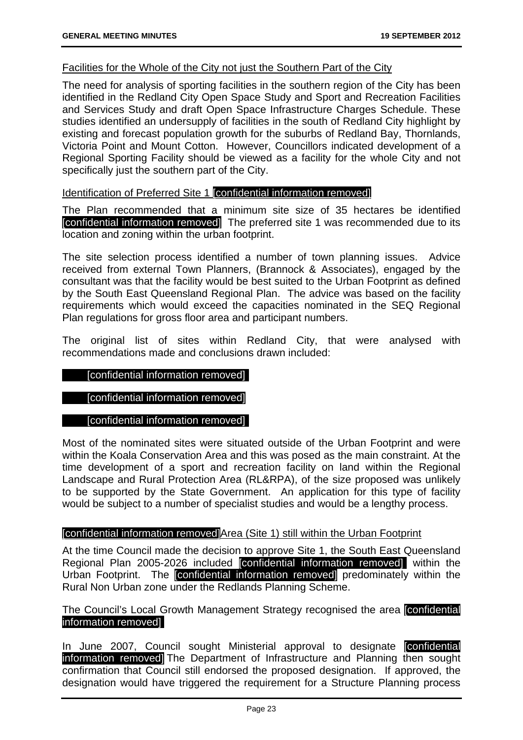Facilities for the Whole of the City not just the Southern Part of the City

The need for analysis of sporting facilities in the southern region of the City has been identified in the Redland City Open Space Study and Sport and Recreation Facilities and Services Study and draft Open Space Infrastructure Charges Schedule. These studies identified an undersupply of facilities in the south of Redland City highlight by existing and forecast population growth for the suburbs of Redland Bay, Thornlands, Victoria Point and Mount Cotton. However, Councillors indicated development of a Regional Sporting Facility should be viewed as a facility for the whole City and not specifically just the southern part of the City.

Identification of Preferred Site 1 [confidential information removed]

The Plan recommended that a minimum site size of 35 hectares be identified [confidential information removed] The preferred site 1 was recommended due to its location and zoning within the urban footprint.

The site selection process identified a number of town planning issues. Advice received from external Town Planners, (Brannock & Associates), engaged by the consultant was that the facility would be best suited to the Urban Footprint as defined by the South East Queensland Regional Plan. The advice was based on the facility requirements which would exceed the capacities nominated in the SEQ Regional Plan regulations for gross floor area and participant numbers.

The original list of sites within Redland City, that were analysed with recommendations made and conclusions drawn included:

[confidential information removed]

[confidential information removed]

[confidential information removed]

Most of the nominated sites were situated outside of the Urban Footprint and were within the Koala Conservation Area and this was posed as the main constraint. At the time development of a sport and recreation facility on land within the Regional Landscape and Rural Protection Area (RL&RPA), of the size proposed was unlikely to be supported by the State Government. An application for this type of facility would be subject to a number of specialist studies and would be a lengthy process.

[confidential information removed]Area (Site 1) still within the Urban Footprint

At the time Council made the decision to approve Site 1, the South East Queensland Regional Plan 2005-2026 included [confidential information removed] within the Urban Footprint. The [confidential information removed] predominately within the Rural Non Urban zone under the Redlands Planning Scheme.

The Council's Local Growth Management Strategy recognised the area [confidential information removed]

In June 2007, Council sought Ministerial approval to designate [confidential information removed] The Department of Infrastructure and Planning then sought confirmation that Council still endorsed the proposed designation. If approved, the designation would have triggered the requirement for a Structure Planning process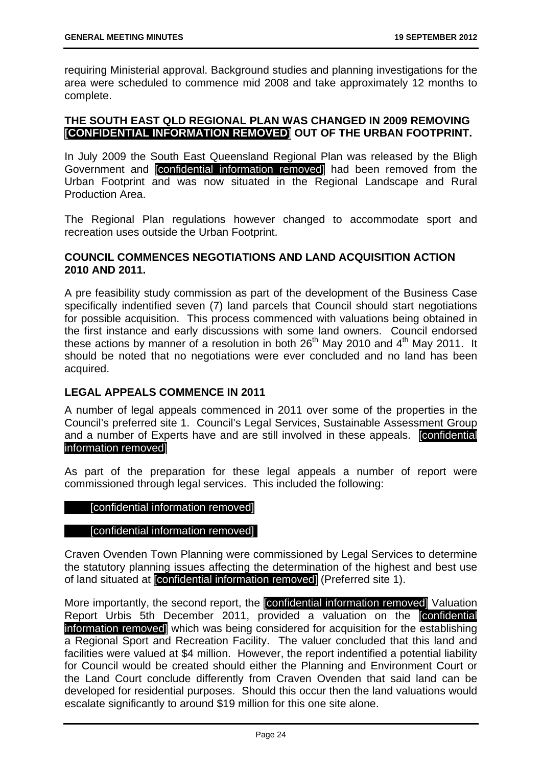requiring Ministerial approval. Background studies and planning investigations for the area were scheduled to commence mid 2008 and take approximately 12 months to complete.

**THE SOUTH EAST QLD REGIONAL PLAN WAS CHANGED IN 2009 REMOVING [CONFIDENTIAL INFORMATION REMOVED] OUT OF THE URBAN FOOTPRINT.**

In July 2009 the South East Queensland Regional Plan was released by the Bligh Government and [confidential information removed] had been removed from the Urban Footprint and was now situated in the Regional Landscape and Rural Production Area.

The Regional Plan regulations however changed to accommodate sport and recreation uses outside the Urban Footprint.

**COUNCIL COMMENCES NEGOTIATIONS AND LAND ACQUISITION ACTION 2010 AND 2011.**

A pre feasibility study commission as part of the development of the Business Case specifically indentified seven (7) land parcels that Council should start negotiations for possible acquisition. This process commenced with valuations being obtained in the first instance and early discussions with some land owners. Council endorsed these actions by manner of a resolution in both 26th May 2010 and 4th May 2011. It should be noted that no negotiations were ever concluded and no land has been acquired.

**LEGAL APPEALS COMMENCE IN 2011**

A number of legal appeals commenced in 2011 over some of the properties in the Council's preferred site 1. Council's Legal Services, Sustainable Assessment Group and a number of Experts have and are still involved in these appeals. [confidential information removed]

As part of the preparation for these legal appeals a number of report were commissioned through legal services. This included the following:

- [confidential information removed]
- [confidential information removed]

Craven Ovenden Town Planning were commissioned by Legal Services to determine the statutory planning issues affecting the determination of the highest and best use of land situated at [confidential information removed] (Preferred site 1).

More importantly, the second report, the [confidential information removed] Valuation Report Urbis 5th December 2011, provided a valuation on the [confidential information removed] which was being considered for acquisition for the establishing a Regional Sport and Recreation Facility. The valuer concluded that this land and facilities were valued at $4 million. However, the report indentified a potential liability for Council would be created should either the Planning and Environment Court or the Land Court conclude differently from Craven Ovenden that said land can be developed for residential purposes. Should this occur then the land valuations would escalate significantly to around $19 million for this one site alone.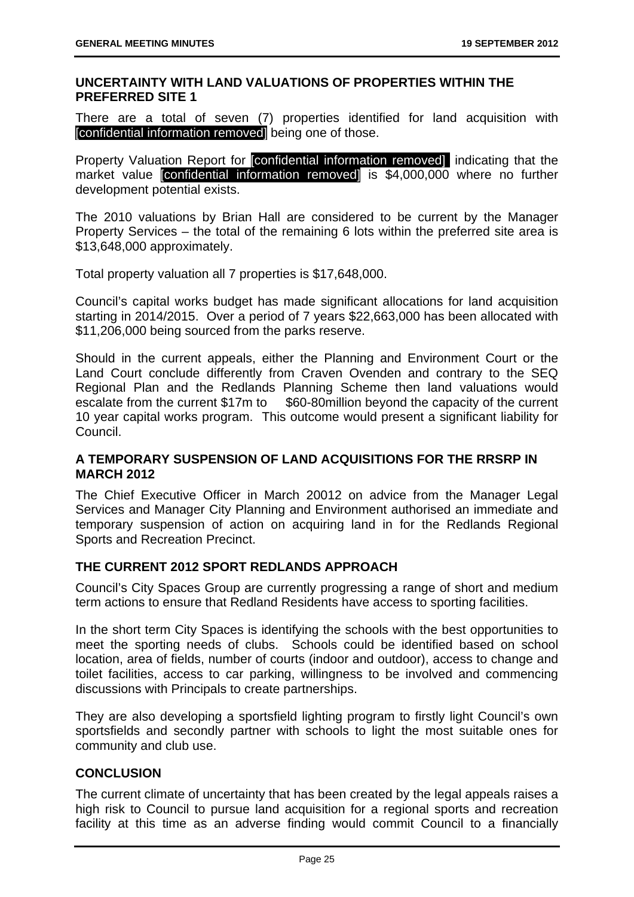## UNCERTAINTY WITH LAND VALUATIONS OF PROPERTIES WITHIN THE PREFERRED SITE 1

There are a total of seven (7) properties identified for land acquisition with [confidential information removed] being one of those.

Property Valuation Report for [confidential information removed] indicating that the market value [confidential information removed] is $4,000,000 where no further development potential exists.

The 2010 valuations by Brian Hall are considered to be current by the Manager Property Services – the total of the remaining 6 lots within the preferred site area is $13,648,000 approximately.

Total property valuation all 7 properties is $17,648,000.

Council's capital works budget has made significant allocations for land acquisition starting in 2014/2015. Over a period of 7 years $22,663,000 has been allocated with $11,206,000 being sourced from the parks reserve.

Should in the current appeals, either the Planning and Environment Court or the Land Court conclude differently from Craven Ovenden and contrary to the SEQ Regional Plan and the Redlands Planning Scheme then land valuations would escalate from the current $17m to $60-80million beyond the capacity of the current 10 year capital works program. This outcome would present a significant liability for Council.

## A TEMPORARY SUSPENSION OF LAND ACQUISITIONS FOR THE RRSRP IN MARCH 2012

The Chief Executive Officer in March 20012 on advice from the Manager Legal Services and Manager City Planning and Environment authorised an immediate and temporary suspension of action on acquiring land in for the Redlands Regional Sports and Recreation Precinct.

## THE CURRENT 2012 SPORT REDLANDS APPROACH

Council's City Spaces Group are currently progressing a range of short and medium term actions to ensure that Redland Residents have access to sporting facilities.

In the short term City Spaces is identifying the schools with the best opportunities to meet the sporting needs of clubs. Schools could be identified based on school location, area of fields, number of courts (indoor and outdoor), access to change and toilet facilities, access to car parking, willingness to be involved and commencing discussions with Principals to create partnerships.

They are also developing a sportsfield lighting program to firstly light Council's own sportsfields and secondly partner with schools to light the most suitable ones for community and club use.

## CONCLUSION

The current climate of uncertainty that has been created by the legal appeals raises a high risk to Council to pursue land acquisition for a regional sports and recreation facility at this time as an adverse finding would commit Council to a financially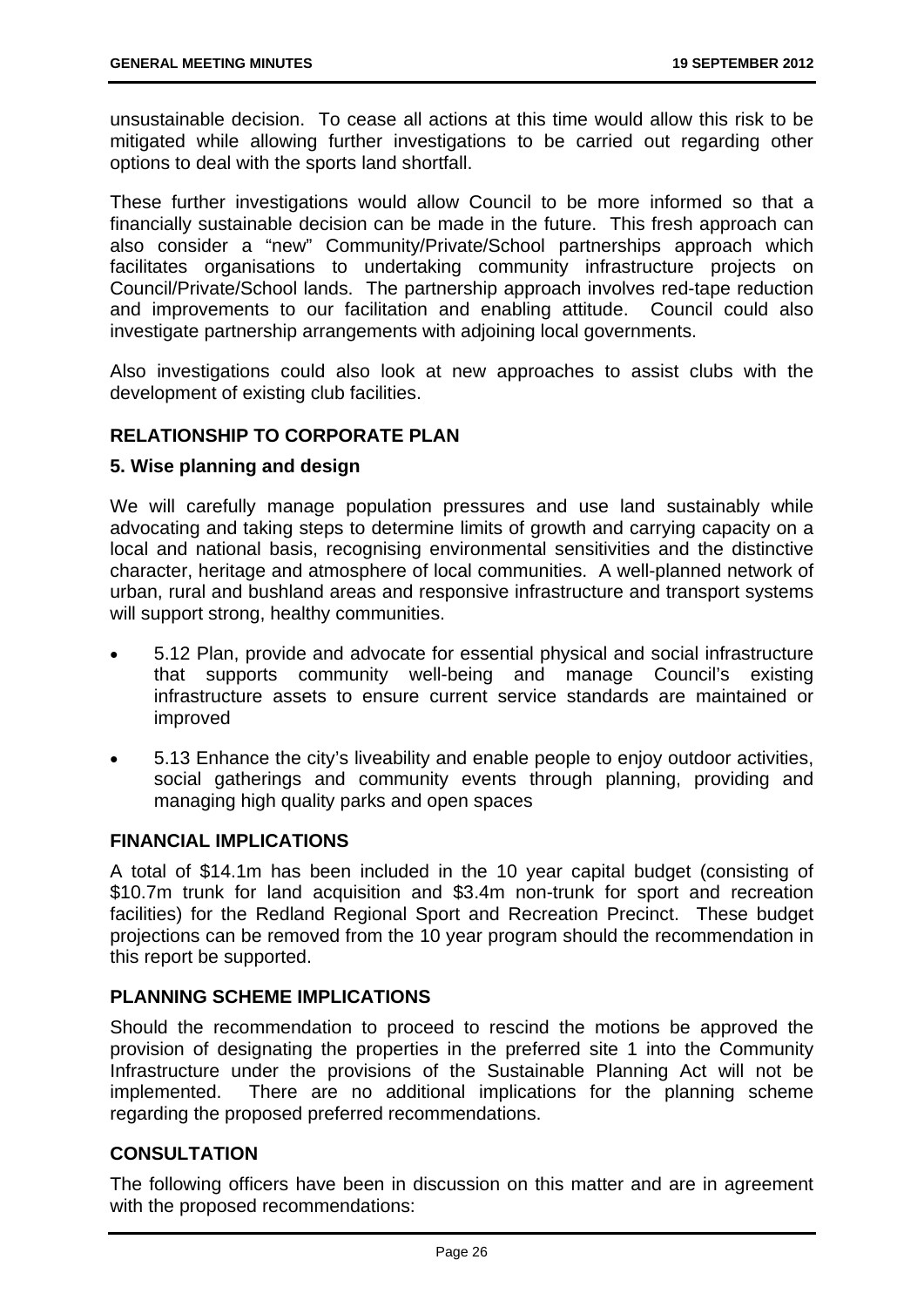unsustainable decision. To cease all actions at this time would allow this risk to be mitigated while allowing further investigations to be carried out regarding other options to deal with the sports land shortfall.

These further investigations would allow Council to be more informed so that a financially sustainable decision can be made in the future. This fresh approach can also consider a "new" Community/Private/School partnerships approach which facilitates organisations to undertaking community infrastructure projects on Council/Private/School lands. The partnership approach involves red-tape reduction and improvements to our facilitation and enabling attitude. Council could also investigate partnership arrangements with adjoining local governments.

Also investigations could also look at new approaches to assist clubs with the development of existing club facilities.

## RELATIONSHIP TO CORPORATE PLAN

### 5. Wise planning and design

We will carefully manage population pressures and use land sustainably while advocating and taking steps to determine limits of growth and carrying capacity on a local and national basis, recognising environmental sensitivities and the distinctive character, heritage and atmosphere of local communities. A well-planned network of urban, rural and bushland areas and responsive infrastructure and transport systems will support strong, healthy communities.

- 5.12 Plan, provide and advocate for essential physical and social infrastructure that supports community well-being and manage Council's existing infrastructure assets to ensure current service standards are maintained or improved
- 5.13 Enhance the city's liveability and enable people to enjoy outdoor activities, social gatherings and community events through planning, providing and managing high quality parks and open spaces

## FINANCIAL IMPLICATIONS

A total of $14.1m has been included in the 10 year capital budget (consisting of $10.7m trunk for land acquisition and $3.4m non-trunk for sport and recreation facilities) for the Redland Regional Sport and Recreation Precinct. These budget projections can be removed from the 10 year program should the recommendation in this report be supported.

## PLANNING SCHEME IMPLICATIONS

Should the recommendation to proceed to rescind the motions be approved the provision of designating the properties in the preferred site 1 into the Community Infrastructure under the provisions of the Sustainable Planning Act will not be implemented. There are no additional implications for the planning scheme regarding the proposed preferred recommendations.

## CONSULTATION

The following officers have been in discussion on this matter and are in agreement with the proposed recommendations: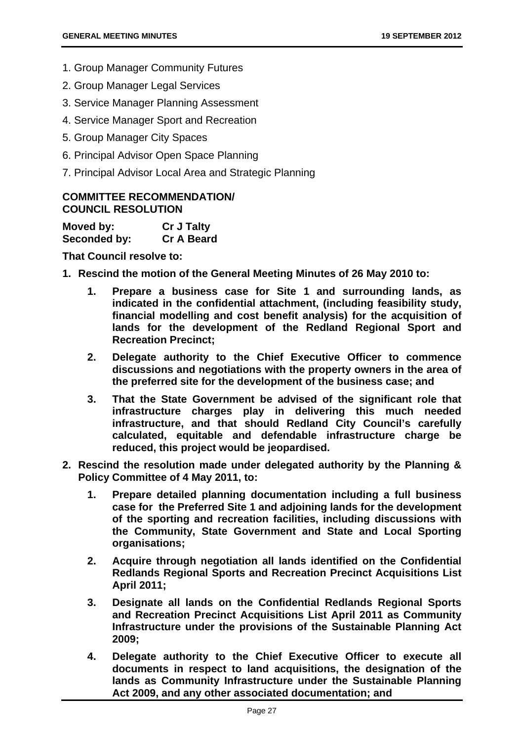1. Group Manager Community Futures
2. Group Manager Legal Services
3. Service Manager Planning Assessment
4. Service Manager Sport and Recreation
5. Group Manager City Spaces
6. Principal Advisor Open Space Planning
7. Principal Advisor Local Area and Strategic Planning

**COMMITTEE RECOMMENDATION/ COUNCIL RESOLUTION**

**Moved by:** **Cr J Talty**
**Seconded by:** **Cr A Beard**

**That Council resolve to:**

**1. Rescind the motion of the General Meeting Minutes of 26 May 2010 to:**

   **1. Prepare a business case for Site 1 and surrounding lands, as indicated in the confidential attachment, (including feasibility study, financial modelling and cost benefit analysis) for the acquisition of lands for the development of the Redland Regional Sport and Recreation Precinct;**

   **2. Delegate authority to the Chief Executive Officer to commence discussions and negotiations with the property owners in the area of the preferred site for the development of the business case; and**

   **3. That the State Government be advised of the significant role that infrastructure charges play in delivering this much needed infrastructure, and that should Redland City Council's carefully calculated, equitable and defendable infrastructure charge be reduced, this project would be jeopardised.**

**2. Rescind the resolution made under delegated authority by the Planning & Policy Committee of 4 May 2011, to:**

   **1. Prepare detailed planning documentation including a full business case for the Preferred Site 1 and adjoining lands for the development of the sporting and recreation facilities, including discussions with the Community, State Government and State and Local Sporting organisations;**

   **2. Acquire through negotiation all lands identified on the Confidential Redlands Regional Sports and Recreation Precinct Acquisitions List April 2011;**

   **3. Designate all lands on the Confidential Redlands Regional Sports and Recreation Precinct Acquisitions List April 2011 as Community Infrastructure under the provisions of the Sustainable Planning Act 2009;**

   **4. Delegate authority to the Chief Executive Officer to execute all documents in respect to land acquisitions, the designation of the lands as Community Infrastructure under the Sustainable Planning Act 2009, and any other associated documentation; and**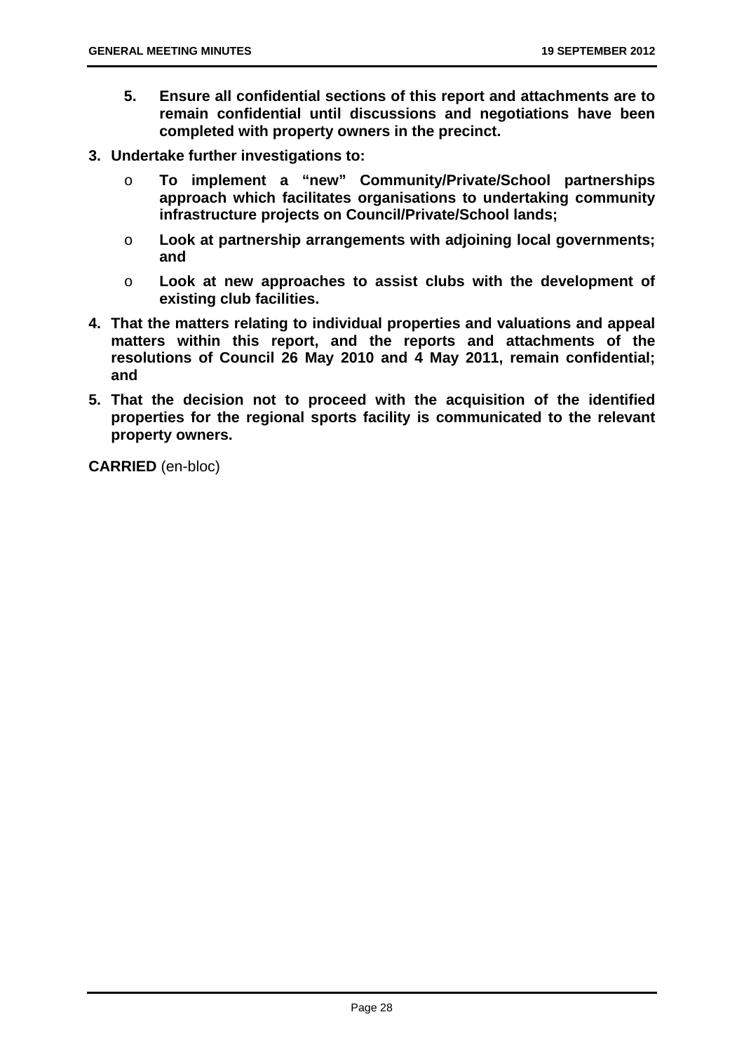5. **Ensure all confidential sections of this report and attachments are to remain confidential until discussions and negotiations have been completed with property owners in the precinct.**

3. **Undertake further investigations to:**
   - **To implement a "new" Community/Private/School partnerships approach which facilitates organisations to undertaking community infrastructure projects on Council/Private/School lands;**
   - **Look at partnership arrangements with adjoining local governments; and**
   - **Look at new approaches to assist clubs with the development of existing club facilities.**

4. **That the matters relating to individual properties and valuations and appeal matters within this report, and the reports and attachments of the resolutions of Council 26 May 2010 and 4 May 2011, remain confidential; and**

5. **That the decision not to proceed with the acquisition of the identified properties for the regional sports facility is communicated to the relevant property owners.**

**CARRIED** (en-bloc)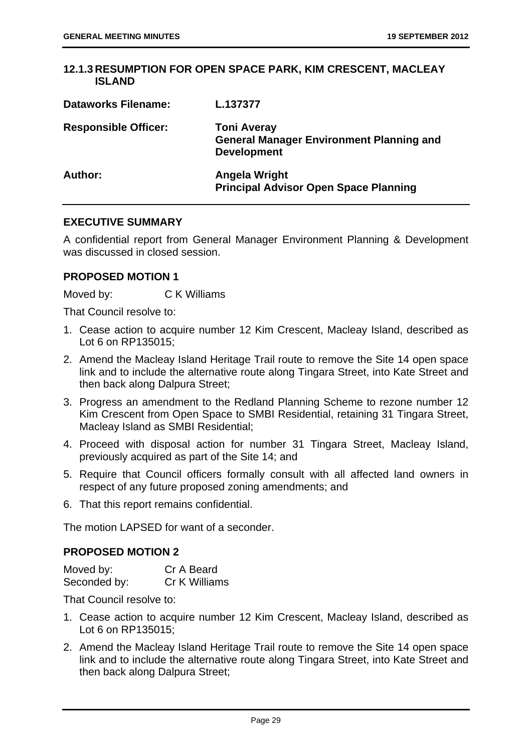### 12.1.3 RESUMPTION FOR OPEN SPACE PARK, KIM CRESCENT, MACLEAY ISLAND

| | |
|---|---|
| **Dataworks Filename:** | **L.137377** |
| **Responsible Officer:** | **Toni Averay**<br>**General Manager Environment Planning and Development** |
| **Author:** | **Angela Wright**<br>**Principal Advisor Open Space Planning** |

#### EXECUTIVE SUMMARY

A confidential report from General Manager Environment Planning & Development was discussed in closed session.

#### PROPOSED MOTION 1

Moved by: C K Williams

That Council resolve to:

1. Cease action to acquire number 12 Kim Crescent, Macleay Island, described as Lot 6 on RP135015;
2. Amend the Macleay Island Heritage Trail route to remove the Site 14 open space link and to include the alternative route along Tingara Street, into Kate Street and then back along Dalpura Street;
3. Progress an amendment to the Redland Planning Scheme to rezone number 12 Kim Crescent from Open Space to SMBI Residential, retaining 31 Tingara Street, Macleay Island as SMBI Residential;
4. Proceed with disposal action for number 31 Tingara Street, Macleay Island, previously acquired as part of the Site 14; and
5. Require that Council officers formally consult with all affected land owners in respect of any future proposed zoning amendments; and
6. That this report remains confidential.

The motion LAPSED for want of a seconder.

#### PROPOSED MOTION 2

Moved by: Cr A Beard
Seconded by: Cr K Williams

That Council resolve to:

1. Cease action to acquire number 12 Kim Crescent, Macleay Island, described as Lot 6 on RP135015;
2. Amend the Macleay Island Heritage Trail route to remove the Site 14 open space link and to include the alternative route along Tingara Street, into Kate Street and then back along Dalpura Street;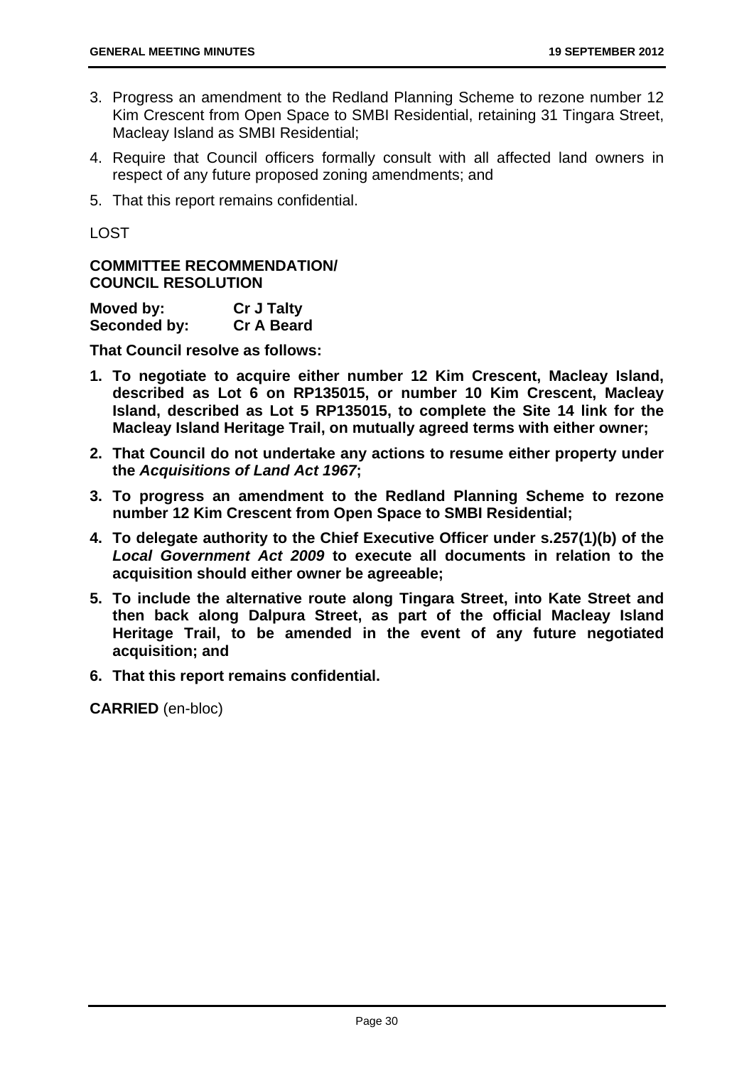3. Progress an amendment to the Redland Planning Scheme to rezone number 12 Kim Crescent from Open Space to SMBI Residential, retaining 31 Tingara Street, Macleay Island as SMBI Residential;
4. Require that Council officers formally consult with all affected land owners in respect of any future proposed zoning amendments; and
5. That this report remains confidential.

LOST

**COMMITTEE RECOMMENDATION/ COUNCIL RESOLUTION**

**Moved by:** **Cr J Talty**
**Seconded by:** **Cr A Beard**

**That Council resolve as follows:**

1. **To negotiate to acquire either number 12 Kim Crescent, Macleay Island, described as Lot 6 on RP135015, or number 10 Kim Crescent, Macleay Island, described as Lot 5 RP135015, to complete the Site 14 link for the Macleay Island Heritage Trail, on mutually agreed terms with either owner;**
2. **That Council do not undertake any actions to resume either property under the *Acquisitions of Land Act 1967*;**
3. **To progress an amendment to the Redland Planning Scheme to rezone number 12 Kim Crescent from Open Space to SMBI Residential;**
4. **To delegate authority to the Chief Executive Officer under s.257(1)(b) of the *Local Government Act 2009* to execute all documents in relation to the acquisition should either owner be agreeable;**
5. **To include the alternative route along Tingara Street, into Kate Street and then back along Dalpura Street, as part of the official Macleay Island Heritage Trail, to be amended in the event of any future negotiated acquisition; and**
6. **That this report remains confidential.**

**CARRIED** (en-bloc)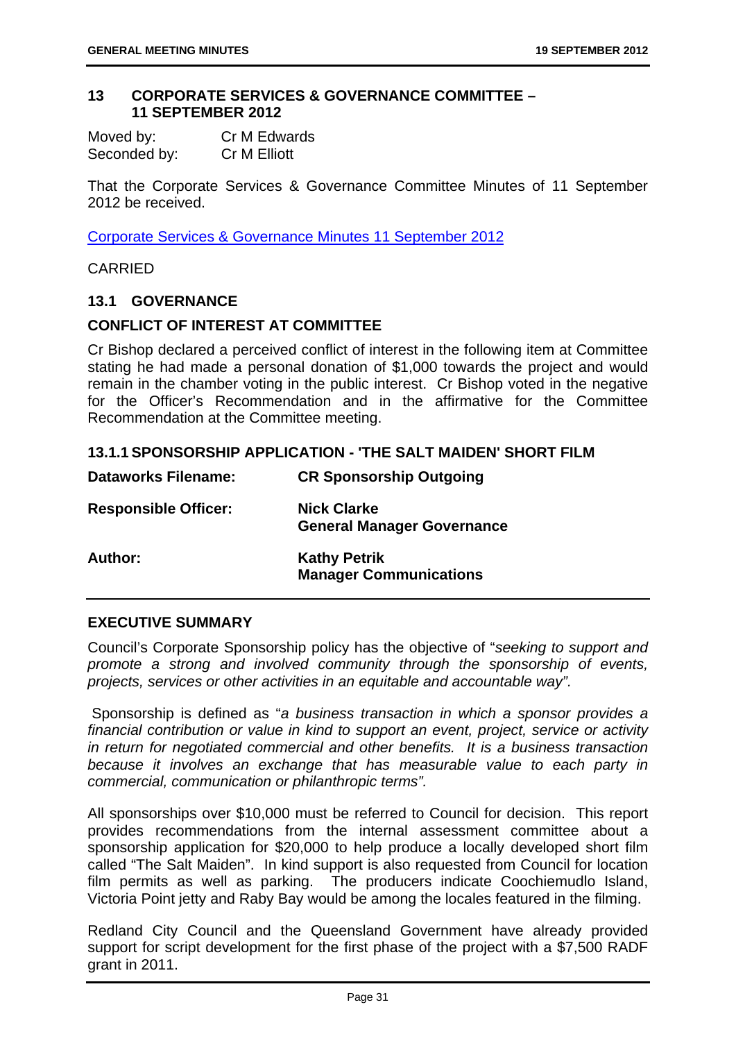## 13 CORPORATE SERVICES & GOVERNANCE COMMITTEE – 11 SEPTEMBER 2012

Moved by: Cr M Edwards
Seconded by: Cr M Elliott

That the Corporate Services & Governance Committee Minutes of 11 September 2012 be received.

[Corporate Services & Governance Minutes 11 September 2012]

CARRIED

### 13.1 GOVERNANCE

### CONFLICT OF INTEREST AT COMMITTEE

Cr Bishop declared a perceived conflict of interest in the following item at Committee stating he had made a personal donation of $1,000 towards the project and would remain in the chamber voting in the public interest. Cr Bishop voted in the negative for the Officer's Recommendation and in the affirmative for the Committee Recommendation at the Committee meeting.

### 13.1.1 SPONSORSHIP APPLICATION - 'THE SALT MAIDEN' SHORT FILM

| | |
|---|---|
| **Dataworks Filename:** | **CR Sponsorship Outgoing** |
| **Responsible Officer:** | **Nick Clarke**<br>**General Manager Governance** |
| **Author:** | **Kathy Petrik**<br>**Manager Communications** |

### EXECUTIVE SUMMARY

Council's Corporate Sponsorship policy has the objective of "*seeking to support and promote a strong and involved community through the sponsorship of events, projects, services or other activities in an equitable and accountable way".*

Sponsorship is defined as "*a business transaction in which a sponsor provides a financial contribution or value in kind to support an event, project, service or activity in return for negotiated commercial and other benefits. It is a business transaction because it involves an exchange that has measurable value to each party in commercial, communication or philanthropic terms".*

All sponsorships over $10,000 must be referred to Council for decision. This report provides recommendations from the internal assessment committee about a sponsorship application for $20,000 to help produce a locally developed short film called "The Salt Maiden". In kind support is also requested from Council for location film permits as well as parking. The producers indicate Coochiemudlo Island, Victoria Point jetty and Raby Bay would be among the locales featured in the filming.

Redland City Council and the Queensland Government have already provided support for script development for the first phase of the project with a $7,500 RADF grant in 2011.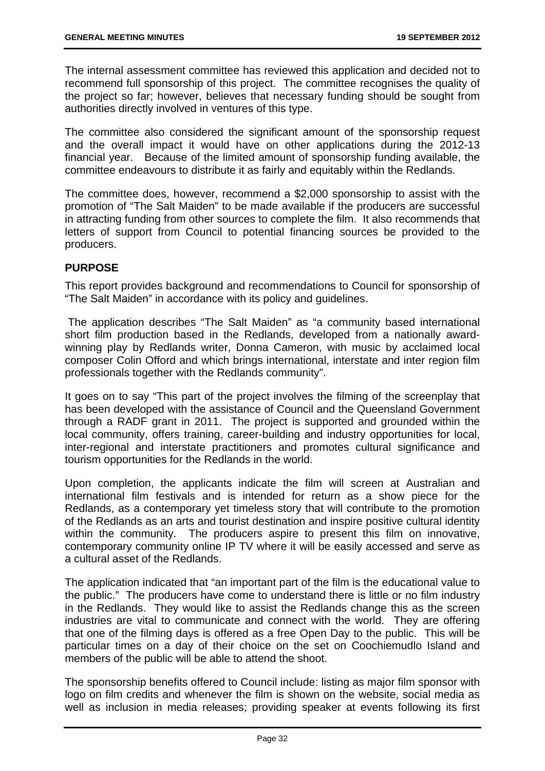The internal assessment committee has reviewed this application and decided not to recommend full sponsorship of this project. The committee recognises the quality of the project so far; however, believes that necessary funding should be sought from authorities directly involved in ventures of this type.

The committee also considered the significant amount of the sponsorship request and the overall impact it would have on other applications during the 2012-13 financial year. Because of the limited amount of sponsorship funding available, the committee endeavours to distribute it as fairly and equitably within the Redlands.

The committee does, however, recommend a $2,000 sponsorship to assist with the promotion of "The Salt Maiden" to be made available if the producers are successful in attracting funding from other sources to complete the film. It also recommends that letters of support from Council to potential financing sources be provided to the producers.

## PURPOSE

This report provides background and recommendations to Council for sponsorship of "The Salt Maiden" in accordance with its policy and guidelines.

The application describes "The Salt Maiden" as "a community based international short film production based in the Redlands, developed from a nationally award-winning play by Redlands writer, Donna Cameron, with music by acclaimed local composer Colin Offord and which brings international, interstate and inter region film professionals together with the Redlands community".

It goes on to say "This part of the project involves the filming of the screenplay that has been developed with the assistance of Council and the Queensland Government through a RADF grant in 2011. The project is supported and grounded within the local community, offers training, career-building and industry opportunities for local, inter-regional and interstate practitioners and promotes cultural significance and tourism opportunities for the Redlands in the world.

Upon completion, the applicants indicate the film will screen at Australian and international film festivals and is intended for return as a show piece for the Redlands, as a contemporary yet timeless story that will contribute to the promotion of the Redlands as an arts and tourist destination and inspire positive cultural identity within the community. The producers aspire to present this film on innovative, contemporary community online IP TV where it will be easily accessed and serve as a cultural asset of the Redlands.

The application indicated that "an important part of the film is the educational value to the public." The producers have come to understand there is little or no film industry in the Redlands. They would like to assist the Redlands change this as the screen industries are vital to communicate and connect with the world. They are offering that one of the filming days is offered as a free Open Day to the public. This will be particular times on a day of their choice on the set on Coochiemudlo Island and members of the public will be able to attend the shoot.

The sponsorship benefits offered to Council include: listing as major film sponsor with logo on film credits and whenever the film is shown on the website, social media as well as inclusion in media releases; providing speaker at events following its first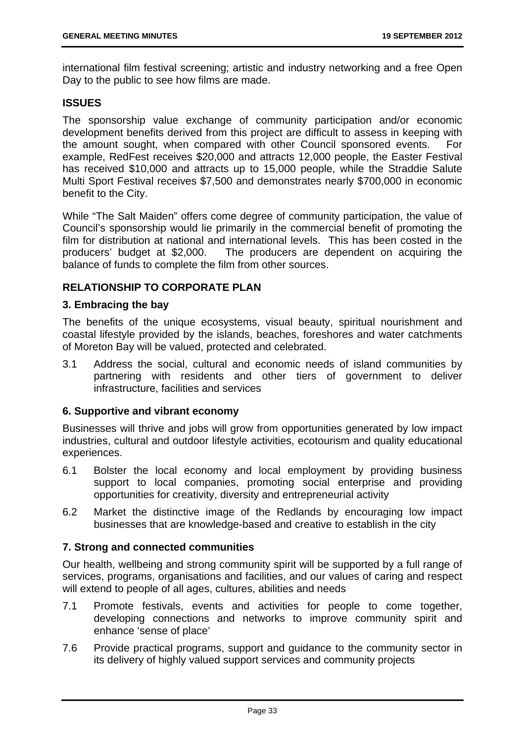international film festival screening; artistic and industry networking and a free Open Day to the public to see how films are made.

## ISSUES

The sponsorship value exchange of community participation and/or economic development benefits derived from this project are difficult to assess in keeping with the amount sought, when compared with other Council sponsored events. For example, RedFest receives $20,000 and attracts 12,000 people, the Easter Festival has received $10,000 and attracts up to 15,000 people, while the Straddie Salute Multi Sport Festival receives $7,500 and demonstrates nearly $700,000 in economic benefit to the City.

While "The Salt Maiden" offers come degree of community participation, the value of Council's sponsorship would lie primarily in the commercial benefit of promoting the film for distribution at national and international levels. This has been costed in the producers' budget at $2,000. The producers are dependent on acquiring the balance of funds to complete the film from other sources.

## RELATIONSHIP TO CORPORATE PLAN

### 3. Embracing the bay

The benefits of the unique ecosystems, visual beauty, spiritual nourishment and coastal lifestyle provided by the islands, beaches, foreshores and water catchments of Moreton Bay will be valued, protected and celebrated.

3.1 Address the social, cultural and economic needs of island communities by partnering with residents and other tiers of government to deliver infrastructure, facilities and services

### 6. Supportive and vibrant economy

Businesses will thrive and jobs will grow from opportunities generated by low impact industries, cultural and outdoor lifestyle activities, ecotourism and quality educational experiences.

6.1 Bolster the local economy and local employment by providing business support to local companies, promoting social enterprise and providing opportunities for creativity, diversity and entrepreneurial activity

6.2 Market the distinctive image of the Redlands by encouraging low impact businesses that are knowledge-based and creative to establish in the city

### 7. Strong and connected communities

Our health, wellbeing and strong community spirit will be supported by a full range of services, programs, organisations and facilities, and our values of caring and respect will extend to people of all ages, cultures, abilities and needs

7.1 Promote festivals, events and activities for people to come together, developing connections and networks to improve community spirit and enhance 'sense of place'

7.6 Provide practical programs, support and guidance to the community sector in its delivery of highly valued support services and community projects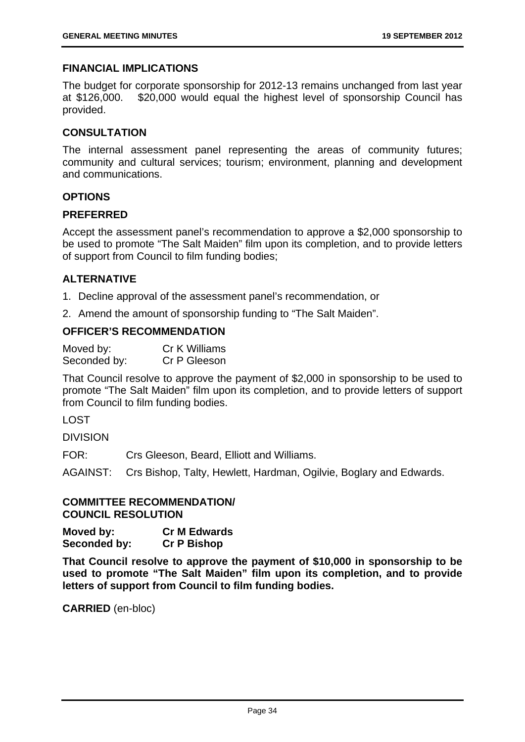### FINANCIAL IMPLICATIONS

The budget for corporate sponsorship for 2012-13 remains unchanged from last year at $126,000. $20,000 would equal the highest level of sponsorship Council has provided.

### CONSULTATION

The internal assessment panel representing the areas of community futures; community and cultural services; tourism; environment, planning and development and communications.

### OPTIONS

### PREFERRED

Accept the assessment panel's recommendation to approve a $2,000 sponsorship to be used to promote "The Salt Maiden" film upon its completion, and to provide letters of support from Council to film funding bodies;

### ALTERNATIVE

1. Decline approval of the assessment panel's recommendation, or
2. Amend the amount of sponsorship funding to "The Salt Maiden".

### OFFICER'S RECOMMENDATION

Moved by: Cr K Williams
Seconded by: Cr P Gleeson

That Council resolve to approve the payment of $2,000 in sponsorship to be used to promote "The Salt Maiden" film upon its completion, and to provide letters of support from Council to film funding bodies.

LOST

DIVISION

FOR: Crs Gleeson, Beard, Elliott and Williams.

AGAINST: Crs Bishop, Talty, Hewlett, Hardman, Ogilvie, Boglary and Edwards.

### COMMITTEE RECOMMENDATION/ COUNCIL RESOLUTION

**Moved by: Cr M Edwards**
**Seconded by: Cr P Bishop**

**That Council resolve to approve the payment of $10,000 in sponsorship to be used to promote "The Salt Maiden" film upon its completion, and to provide letters of support from Council to film funding bodies.**

**CARRIED** (en-bloc)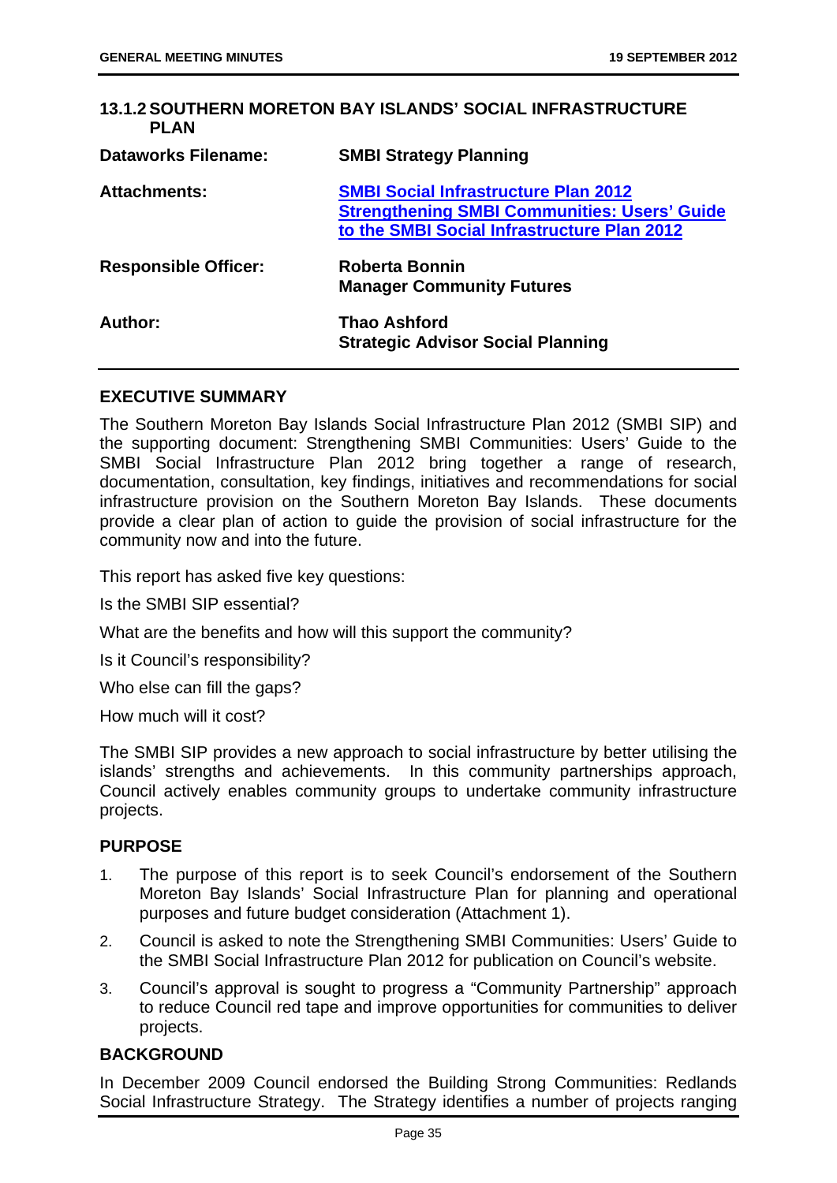## 13.1.2 SOUTHERN MORETON BAY ISLANDS' SOCIAL INFRASTRUCTURE PLAN

| | |
|---|---|
| **Dataworks Filename:** | **SMBI Strategy Planning** |
| **Attachments:** | **SMBI Social Infrastructure Plan 2012**<br>**Strengthening SMBI Communities: Users' Guide to the SMBI Social Infrastructure Plan 2012** |
| **Responsible Officer:** | **Roberta Bonnin**<br>**Manager Community Futures** |
| **Author:** | **Thao Ashford**<br>**Strategic Advisor Social Planning** |

### EXECUTIVE SUMMARY

The Southern Moreton Bay Islands Social Infrastructure Plan 2012 (SMBI SIP) and the supporting document: Strengthening SMBI Communities: Users' Guide to the SMBI Social Infrastructure Plan 2012 bring together a range of research, documentation, consultation, key findings, initiatives and recommendations for social infrastructure provision on the Southern Moreton Bay Islands. These documents provide a clear plan of action to guide the provision of social infrastructure for the community now and into the future.

This report has asked five key questions:

Is the SMBI SIP essential?

What are the benefits and how will this support the community?

Is it Council's responsibility?

Who else can fill the gaps?

How much will it cost?

The SMBI SIP provides a new approach to social infrastructure by better utilising the islands' strengths and achievements. In this community partnerships approach, Council actively enables community groups to undertake community infrastructure projects.

### PURPOSE

1. The purpose of this report is to seek Council's endorsement of the Southern Moreton Bay Islands' Social Infrastructure Plan for planning and operational purposes and future budget consideration (Attachment 1).
2. Council is asked to note the Strengthening SMBI Communities: Users' Guide to the SMBI Social Infrastructure Plan 2012 for publication on Council's website.
3. Council's approval is sought to progress a "Community Partnership" approach to reduce Council red tape and improve opportunities for communities to deliver projects.

### BACKGROUND

In December 2009 Council endorsed the Building Strong Communities: Redlands Social Infrastructure Strategy. The Strategy identifies a number of projects ranging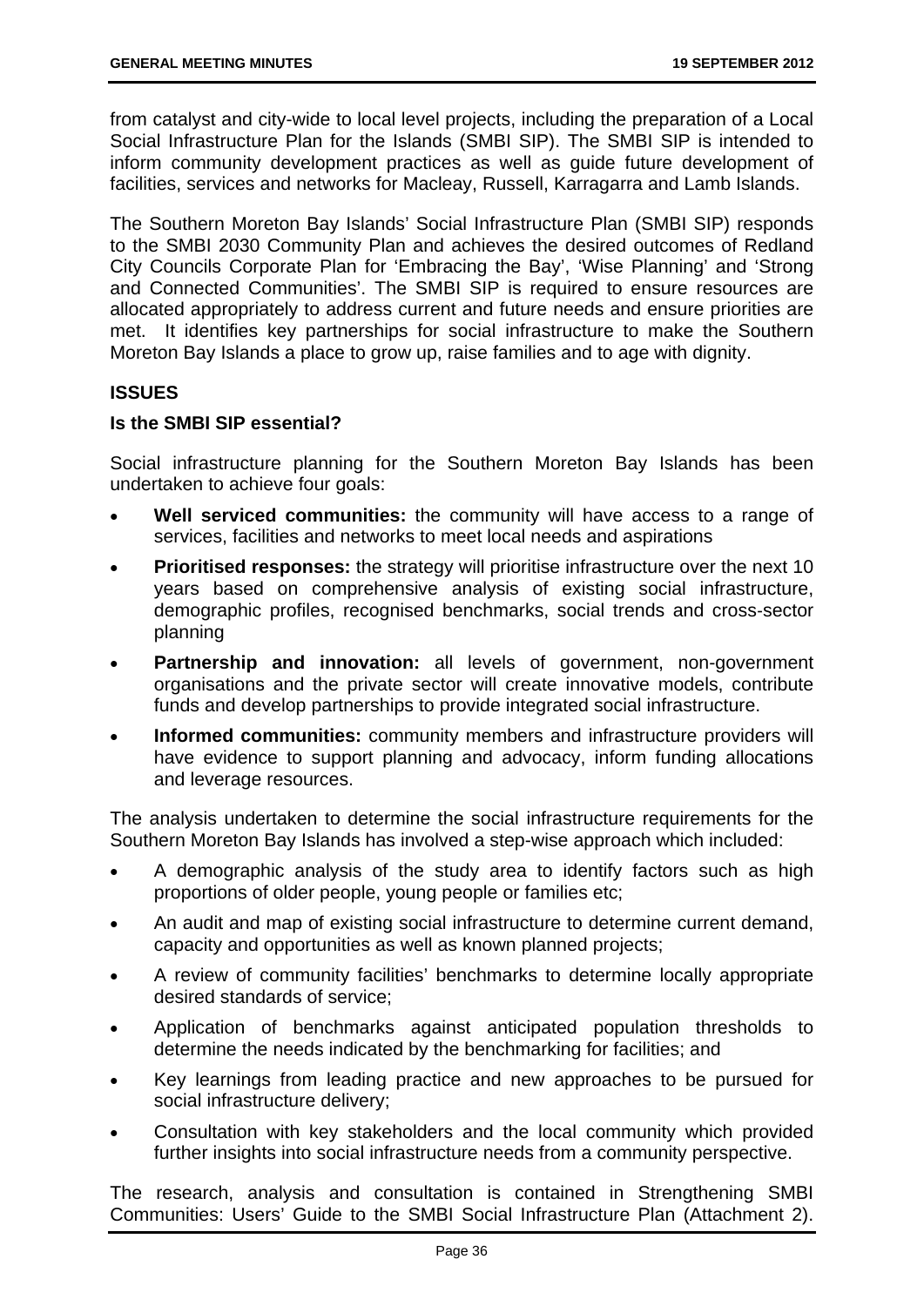from catalyst and city-wide to local level projects, including the preparation of a Local Social Infrastructure Plan for the Islands (SMBI SIP). The SMBI SIP is intended to inform community development practices as well as guide future development of facilities, services and networks for Macleay, Russell, Karragarra and Lamb Islands.

The Southern Moreton Bay Islands' Social Infrastructure Plan (SMBI SIP) responds to the SMBI 2030 Community Plan and achieves the desired outcomes of Redland City Councils Corporate Plan for 'Embracing the Bay', 'Wise Planning' and 'Strong and Connected Communities'. The SMBI SIP is required to ensure resources are allocated appropriately to address current and future needs and ensure priorities are met. It identifies key partnerships for social infrastructure to make the Southern Moreton Bay Islands a place to grow up, raise families and to age with dignity.

## ISSUES

### Is the SMBI SIP essential?

Social infrastructure planning for the Southern Moreton Bay Islands has been undertaken to achieve four goals:

- **Well serviced communities:** the community will have access to a range of services, facilities and networks to meet local needs and aspirations
- **Prioritised responses:** the strategy will prioritise infrastructure over the next 10 years based on comprehensive analysis of existing social infrastructure, demographic profiles, recognised benchmarks, social trends and cross-sector planning
- **Partnership and innovation:** all levels of government, non-government organisations and the private sector will create innovative models, contribute funds and develop partnerships to provide integrated social infrastructure.
- **Informed communities:** community members and infrastructure providers will have evidence to support planning and advocacy, inform funding allocations and leverage resources.

The analysis undertaken to determine the social infrastructure requirements for the Southern Moreton Bay Islands has involved a step-wise approach which included:

- A demographic analysis of the study area to identify factors such as high proportions of older people, young people or families etc;
- An audit and map of existing social infrastructure to determine current demand, capacity and opportunities as well as known planned projects;
- A review of community facilities' benchmarks to determine locally appropriate desired standards of service;
- Application of benchmarks against anticipated population thresholds to determine the needs indicated by the benchmarking for facilities; and
- Key learnings from leading practice and new approaches to be pursued for social infrastructure delivery;
- Consultation with key stakeholders and the local community which provided further insights into social infrastructure needs from a community perspective.

The research, analysis and consultation is contained in Strengthening SMBI Communities: Users' Guide to the SMBI Social Infrastructure Plan (Attachment 2).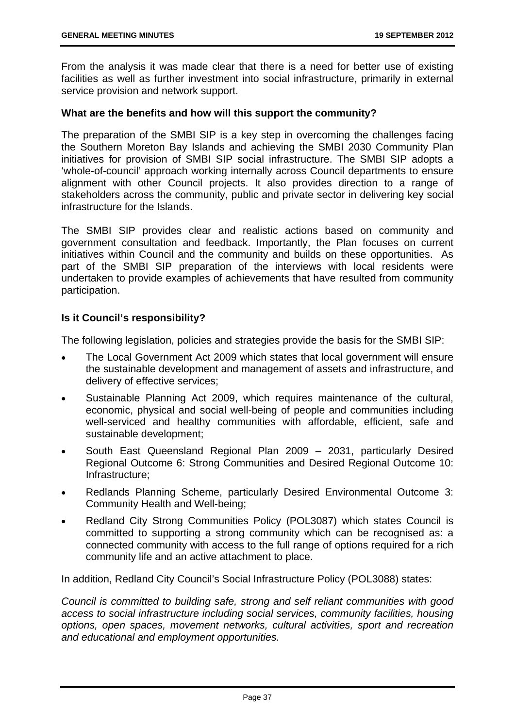From the analysis it was made clear that there is a need for better use of existing facilities as well as further investment into social infrastructure, primarily in external service provision and network support.

**What are the benefits and how will this support the community?**

The preparation of the SMBI SIP is a key step in overcoming the challenges facing the Southern Moreton Bay Islands and achieving the SMBI 2030 Community Plan initiatives for provision of SMBI SIP social infrastructure. The SMBI SIP adopts a 'whole-of-council' approach working internally across Council departments to ensure alignment with other Council projects. It also provides direction to a range of stakeholders across the community, public and private sector in delivering key social infrastructure for the Islands.

The SMBI SIP provides clear and realistic actions based on community and government consultation and feedback. Importantly, the Plan focuses on current initiatives within Council and the community and builds on these opportunities. As part of the SMBI SIP preparation of the interviews with local residents were undertaken to provide examples of achievements that have resulted from community participation.

**Is it Council's responsibility?**

The following legislation, policies and strategies provide the basis for the SMBI SIP:

- The Local Government Act 2009 which states that local government will ensure the sustainable development and management of assets and infrastructure, and delivery of effective services;
- Sustainable Planning Act 2009, which requires maintenance of the cultural, economic, physical and social well-being of people and communities including well-serviced and healthy communities with affordable, efficient, safe and sustainable development;
- South East Queensland Regional Plan 2009 – 2031, particularly Desired Regional Outcome 6: Strong Communities and Desired Regional Outcome 10: Infrastructure;
- Redlands Planning Scheme, particularly Desired Environmental Outcome 3: Community Health and Well-being;
- Redland City Strong Communities Policy (POL3087) which states Council is committed to supporting a strong community which can be recognised as: a connected community with access to the full range of options required for a rich community life and an active attachment to place.

In addition, Redland City Council's Social Infrastructure Policy (POL3088) states:

*Council is committed to building safe, strong and self reliant communities with good access to social infrastructure including social services, community facilities, housing options, open spaces, movement networks, cultural activities, sport and recreation and educational and employment opportunities.*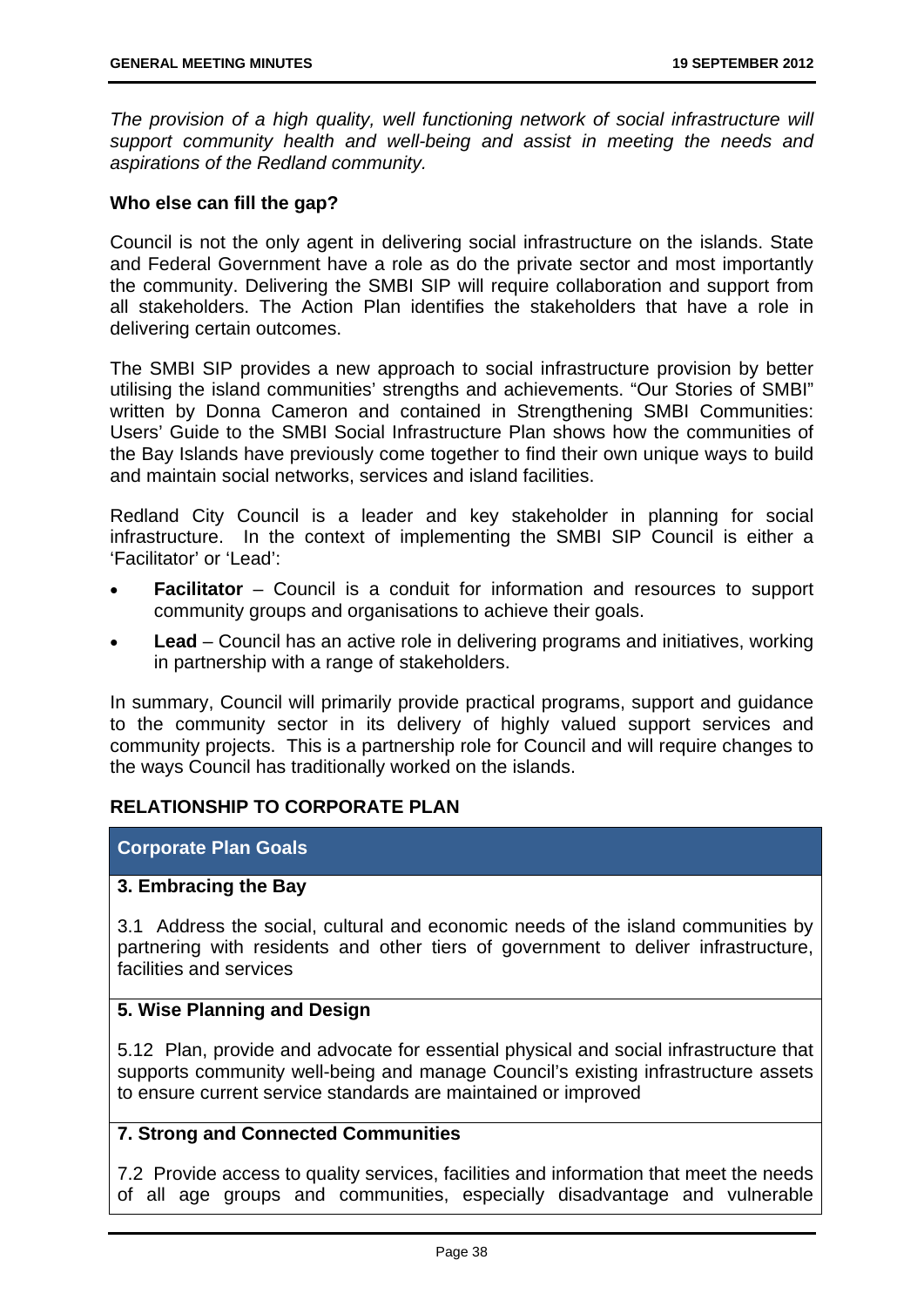*The provision of a high quality, well functioning network of social infrastructure will support community health and well-being and assist in meeting the needs and aspirations of the Redland community.*

**Who else can fill the gap?**

Council is not the only agent in delivering social infrastructure on the islands. State and Federal Government have a role as do the private sector and most importantly the community. Delivering the SMBI SIP will require collaboration and support from all stakeholders. The Action Plan identifies the stakeholders that have a role in delivering certain outcomes.

The SMBI SIP provides a new approach to social infrastructure provision by better utilising the island communities' strengths and achievements. "Our Stories of SMBI" written by Donna Cameron and contained in Strengthening SMBI Communities: Users' Guide to the SMBI Social Infrastructure Plan shows how the communities of the Bay Islands have previously come together to find their own unique ways to build and maintain social networks, services and island facilities.

Redland City Council is a leader and key stakeholder in planning for social infrastructure. In the context of implementing the SMBI SIP Council is either a 'Facilitator' or 'Lead':

- **Facilitator** – Council is a conduit for information and resources to support community groups and organisations to achieve their goals.
- **Lead** – Council has an active role in delivering programs and initiatives, working in partnership with a range of stakeholders.

In summary, Council will primarily provide practical programs, support and guidance to the community sector in its delivery of highly valued support services and community projects. This is a partnership role for Council and will require changes to the ways Council has traditionally worked on the islands.

**RELATIONSHIP TO CORPORATE PLAN**

| Corporate Plan Goals |
|---|
| **3. Embracing the Bay** |
| 3.1 Address the social, cultural and economic needs of the island communities by partnering with residents and other tiers of government to deliver infrastructure, facilities and services |
| **5. Wise Planning and Design** |
| 5.12 Plan, provide and advocate for essential physical and social infrastructure that supports community well-being and manage Council's existing infrastructure assets to ensure current service standards are maintained or improved |
| **7. Strong and Connected Communities** |
| 7.2 Provide access to quality services, facilities and information that meet the needs of all age groups and communities, especially disadvantage and vulnerable |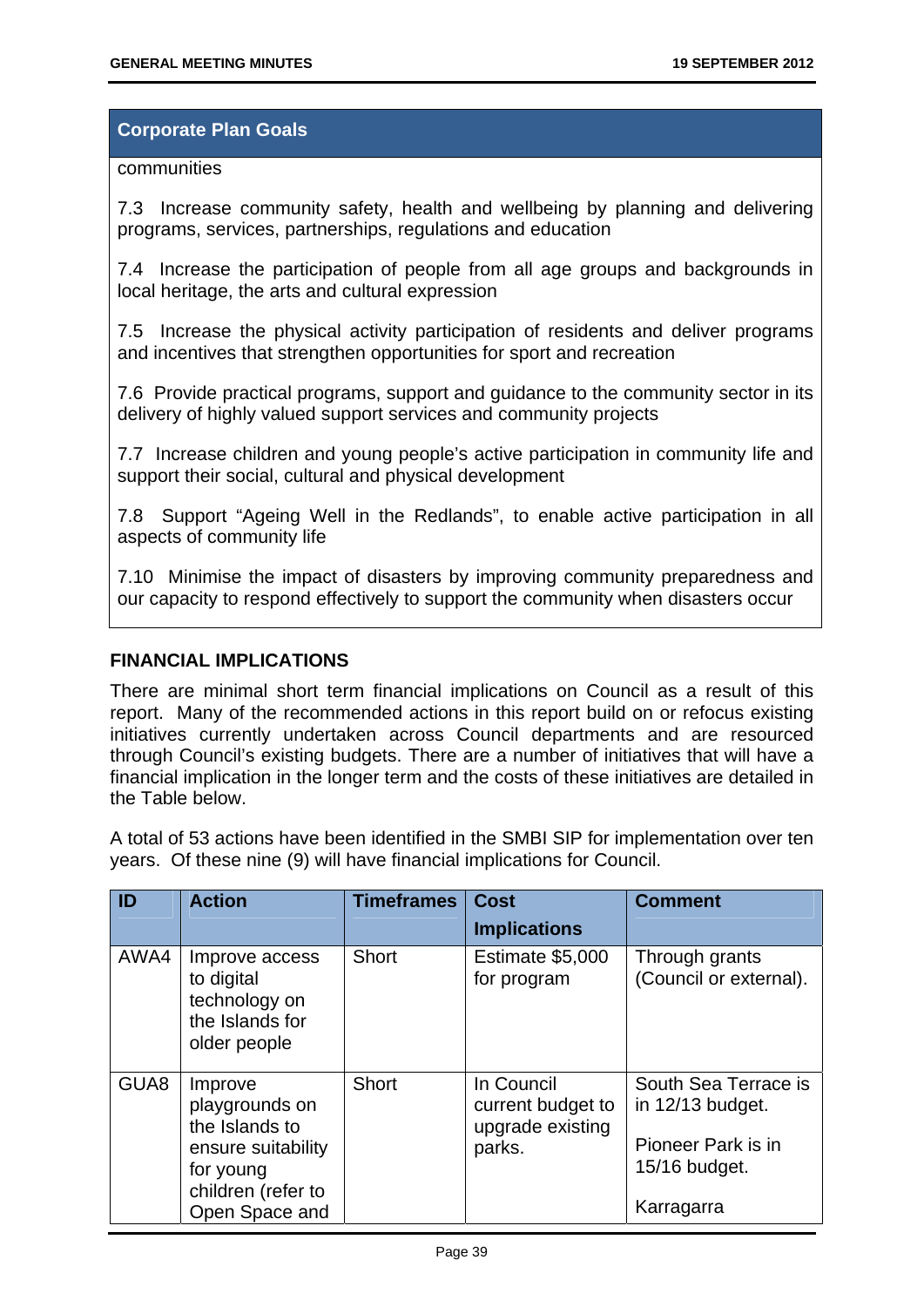| Corporate Plan Goals |
|---|
| communities<br><br>7.3 Increase community safety, health and wellbeing by planning and delivering programs, services, partnerships, regulations and education<br><br>7.4 Increase the participation of people from all age groups and backgrounds in local heritage, the arts and cultural expression<br><br>7.5 Increase the physical activity participation of residents and deliver programs and incentives that strengthen opportunities for sport and recreation<br><br>7.6 Provide practical programs, support and guidance to the community sector in its delivery of highly valued support services and community projects<br><br>7.7 Increase children and young people's active participation in community life and support their social, cultural and physical development<br><br>7.8 Support "Ageing Well in the Redlands", to enable active participation in all aspects of community life<br><br>7.10 Minimise the impact of disasters by improving community preparedness and our capacity to respond effectively to support the community when disasters occur |

## FINANCIAL IMPLICATIONS

There are minimal short term financial implications on Council as a result of this report. Many of the recommended actions in this report build on or refocus existing initiatives currently undertaken across Council departments and are resourced through Council's existing budgets. There are a number of initiatives that will have a financial implication in the longer term and the costs of these initiatives are detailed in the Table below.

A total of 53 actions have been identified in the SMBI SIP for implementation over ten years. Of these nine (9) will have financial implications for Council.

| ID | Action | Timeframes | Cost Implications | Comment |
|---|---|---|---|---|
| AWA4 | Improve access to digital technology on the Islands for older people | Short | Estimate $5,000 for program | Through grants (Council or external). |
| GUA8 | Improve playgrounds on the Islands to ensure suitability for young children (refer to Open Space and | Short | In Council current budget to upgrade existing parks. | South Sea Terrace is in 12/13 budget.<br><br>Pioneer Park is in 15/16 budget.<br><br>Karragarra |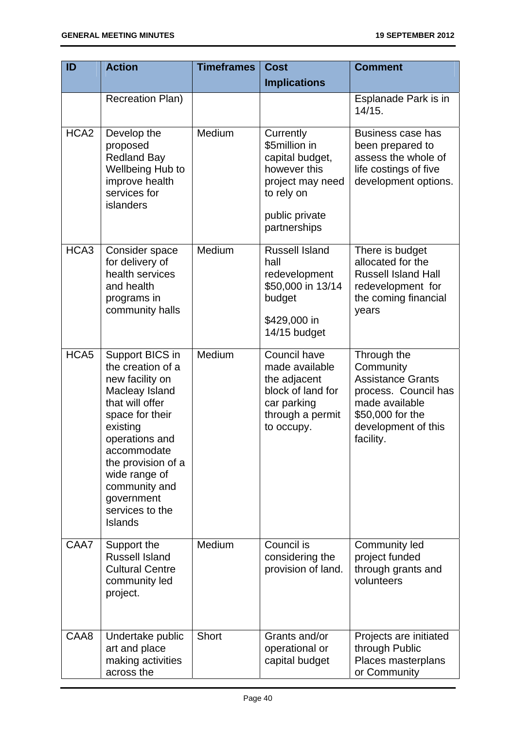| ID | Action | Timeframes | Cost Implications | Comment |
|---|---|---|---|---|
| | Recreation Plan) | | | Esplanade Park is in 14/15. |
| HCA2 | Develop the proposed Redland Bay Wellbeing Hub to improve health services for islanders | Medium | Currently $5million in capital budget, however this project may need to rely on public private partnerships | Business case has been prepared to assess the whole of life costings of five development options. |
| HCA3 | Consider space for delivery of health services and health programs in community halls | Medium | Russell Island hall redevelopment $50,000 in 13/14 budget $429,000 in 14/15 budget | There is budget allocated for the Russell Island Hall redevelopment for the coming financial years |
| HCA5 | Support BICS in the creation of a new facility on Macleay Island that will offer space for their existing operations and accommodate the provision of a wide range of community and government services to the Islands | Medium | Council have made available the adjacent block of land for car parking through a permit to occupy. | Through the Community Assistance Grants process. Council has made available $50,000 for the development of this facility. |
| CAA7 | Support the Russell Island Cultural Centre community led project. | Medium | Council is considering the provision of land. | Community led project funded through grants and volunteers |
| CAA8 | Undertake public art and place making activities across the | Short | Grants and/or operational or capital budget | Projects are initiated through Public Places masterplans or Community |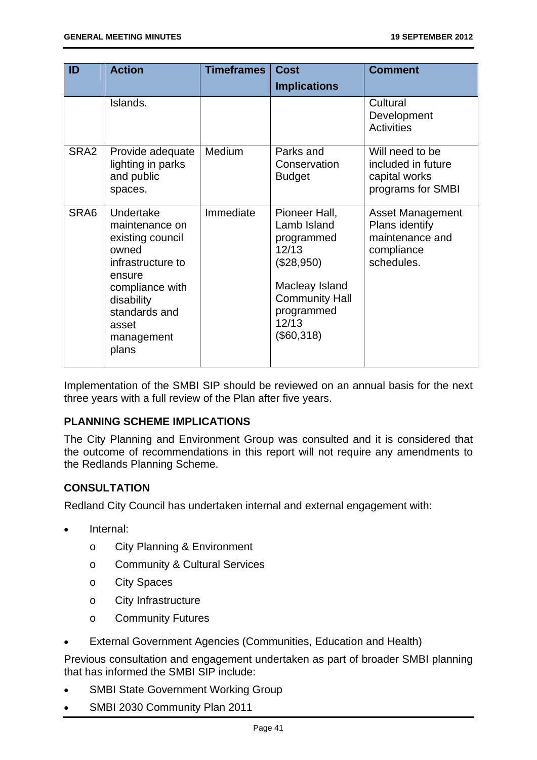| ID | Action | Timeframes | Cost Implications | Comment |
|---|---|---|---|---|
| | Islands. | | | Cultural Development Activities |
| SRA2 | Provide adequate lighting in parks and public spaces. | Medium | Parks and Conservation Budget | Will need to be included in future capital works programs for SMBI |
| SRA6 | Undertake maintenance on existing council owned infrastructure to ensure compliance with disability standards and asset management plans | Immediate | Pioneer Hall, Lamb Island programmed 12/13 ($28,950)<br><br>Macleay Island Community Hall programmed 12/13 ($60,318) | Asset Management Plans identify maintenance and compliance schedules. |

Implementation of the SMBI SIP should be reviewed on an annual basis for the next three years with a full review of the Plan after five years.

**PLANNING SCHEME IMPLICATIONS**

The City Planning and Environment Group was consulted and it is considered that the outcome of recommendations in this report will not require any amendments to the Redlands Planning Scheme.

**CONSULTATION**

Redland City Council has undertaken internal and external engagement with:

- Internal:
  - City Planning & Environment
  - Community & Cultural Services
  - City Spaces
  - City Infrastructure
  - Community Futures
- External Government Agencies (Communities, Education and Health)

Previous consultation and engagement undertaken as part of broader SMBI planning that has informed the SMBI SIP include:

- SMBI State Government Working Group
- SMBI 2030 Community Plan 2011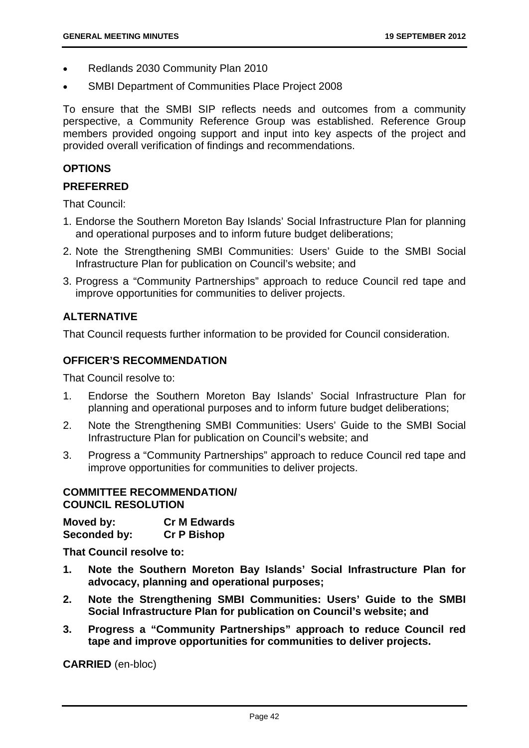- Redlands 2030 Community Plan 2010
- SMBI Department of Communities Place Project 2008

To ensure that the SMBI SIP reflects needs and outcomes from a community perspective, a Community Reference Group was established. Reference Group members provided ongoing support and input into key aspects of the project and provided overall verification of findings and recommendations.

## OPTIONS

### PREFERRED

That Council:

1. Endorse the Southern Moreton Bay Islands' Social Infrastructure Plan for planning and operational purposes and to inform future budget deliberations;
2. Note the Strengthening SMBI Communities: Users' Guide to the SMBI Social Infrastructure Plan for publication on Council's website; and
3. Progress a "Community Partnerships" approach to reduce Council red tape and improve opportunities for communities to deliver projects.

### ALTERNATIVE

That Council requests further information to be provided for Council consideration.

## OFFICER'S RECOMMENDATION

That Council resolve to:

1. Endorse the Southern Moreton Bay Islands' Social Infrastructure Plan for planning and operational purposes and to inform future budget deliberations;
2. Note the Strengthening SMBI Communities: Users' Guide to the SMBI Social Infrastructure Plan for publication on Council's website; and
3. Progress a "Community Partnerships" approach to reduce Council red tape and improve opportunities for communities to deliver projects.

## COMMITTEE RECOMMENDATION/ COUNCIL RESOLUTION

**Moved by:** **Cr M Edwards**
**Seconded by:** **Cr P Bishop**

**That Council resolve to:**

1. **Note the Southern Moreton Bay Islands' Social Infrastructure Plan for advocacy, planning and operational purposes;**
2. **Note the Strengthening SMBI Communities: Users' Guide to the SMBI Social Infrastructure Plan for publication on Council's website; and**
3. **Progress a "Community Partnerships" approach to reduce Council red tape and improve opportunities for communities to deliver projects.**

**CARRIED** (en-bloc)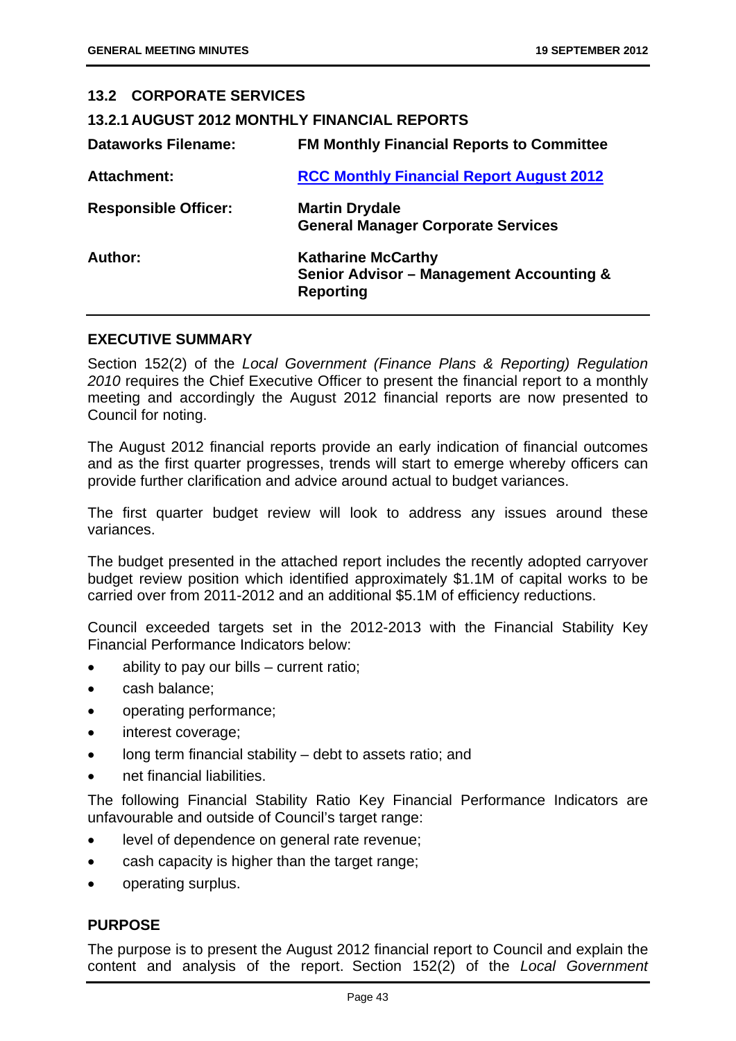## 13.2 CORPORATE SERVICES

### 13.2.1 AUGUST 2012 MONTHLY FINANCIAL REPORTS

| | |
|---|---|
| **Dataworks Filename:** | **FM Monthly Financial Reports to Committee** |
| **Attachment:** | **RCC Monthly Financial Report August 2012** |
| **Responsible Officer:** | **Martin Drydale**<br>**General Manager Corporate Services** |
| **Author:** | **Katharine McCarthy**<br>**Senior Advisor – Management Accounting & Reporting** |

### EXECUTIVE SUMMARY

Section 152(2) of the *Local Government (Finance Plans & Reporting) Regulation 2010* requires the Chief Executive Officer to present the financial report to a monthly meeting and accordingly the August 2012 financial reports are now presented to Council for noting.

The August 2012 financial reports provide an early indication of financial outcomes and as the first quarter progresses, trends will start to emerge whereby officers can provide further clarification and advice around actual to budget variances.

The first quarter budget review will look to address any issues around these variances.

The budget presented in the attached report includes the recently adopted carryover budget review position which identified approximately $1.1M of capital works to be carried over from 2011-2012 and an additional $5.1M of efficiency reductions.

Council exceeded targets set in the 2012-2013 with the Financial Stability Key Financial Performance Indicators below:

- ability to pay our bills – current ratio;
- cash balance;
- operating performance;
- interest coverage;
- long term financial stability – debt to assets ratio; and
- net financial liabilities.

The following Financial Stability Ratio Key Financial Performance Indicators are unfavourable and outside of Council's target range:

- level of dependence on general rate revenue;
- cash capacity is higher than the target range;
- operating surplus.

### PURPOSE

The purpose is to present the August 2012 financial report to Council and explain the content and analysis of the report. Section 152(2) of the *Local Government*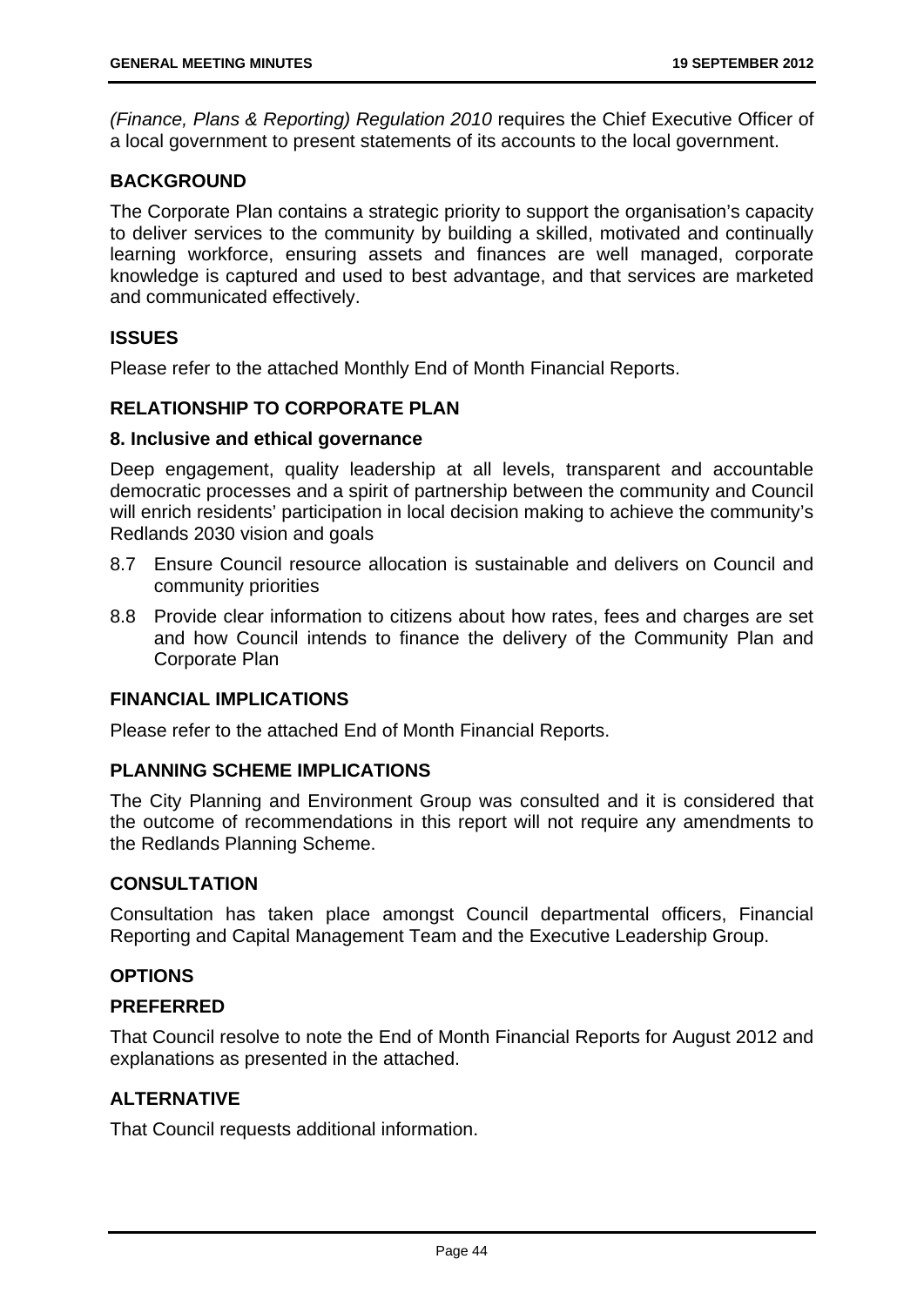*(Finance, Plans & Reporting) Regulation 2010* requires the Chief Executive Officer of a local government to present statements of its accounts to the local government.

## BACKGROUND

The Corporate Plan contains a strategic priority to support the organisation's capacity to deliver services to the community by building a skilled, motivated and continually learning workforce, ensuring assets and finances are well managed, corporate knowledge is captured and used to best advantage, and that services are marketed and communicated effectively.

## ISSUES

Please refer to the attached Monthly End of Month Financial Reports.

## RELATIONSHIP TO CORPORATE PLAN

### 8. Inclusive and ethical governance

Deep engagement, quality leadership at all levels, transparent and accountable democratic processes and a spirit of partnership between the community and Council will enrich residents' participation in local decision making to achieve the community's Redlands 2030 vision and goals

- 8.7 Ensure Council resource allocation is sustainable and delivers on Council and community priorities
- 8.8 Provide clear information to citizens about how rates, fees and charges are set and how Council intends to finance the delivery of the Community Plan and Corporate Plan

## FINANCIAL IMPLICATIONS

Please refer to the attached End of Month Financial Reports.

## PLANNING SCHEME IMPLICATIONS

The City Planning and Environment Group was consulted and it is considered that the outcome of recommendations in this report will not require any amendments to the Redlands Planning Scheme.

## CONSULTATION

Consultation has taken place amongst Council departmental officers, Financial Reporting and Capital Management Team and the Executive Leadership Group.

## OPTIONS

### PREFERRED

That Council resolve to note the End of Month Financial Reports for August 2012 and explanations as presented in the attached.

### ALTERNATIVE

That Council requests additional information.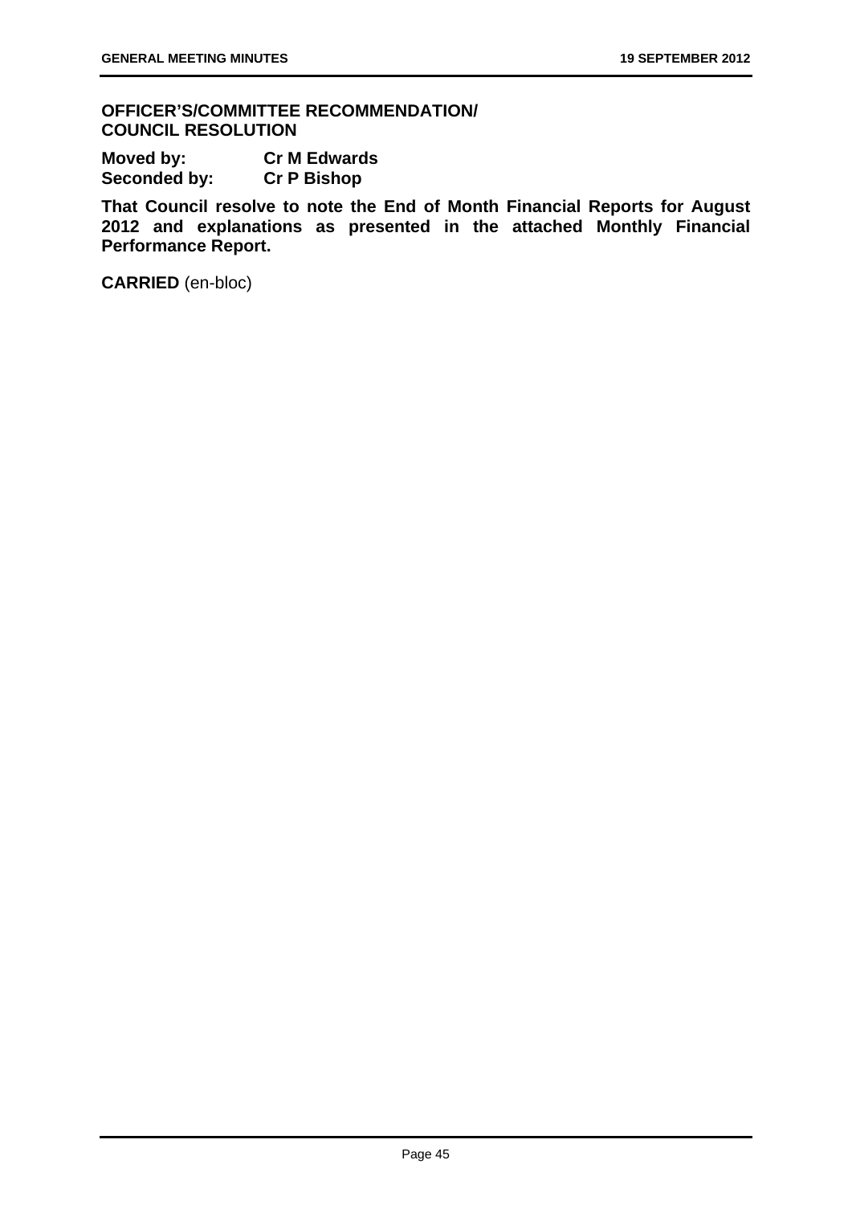**OFFICER'S/COMMITTEE RECOMMENDATION/ COUNCIL RESOLUTION**

**Moved by:** **Cr M Edwards**
**Seconded by:** **Cr P Bishop**

**That Council resolve to note the End of Month Financial Reports for August 2012 and explanations as presented in the attached Monthly Financial Performance Report.**

**CARRIED** (en-bloc)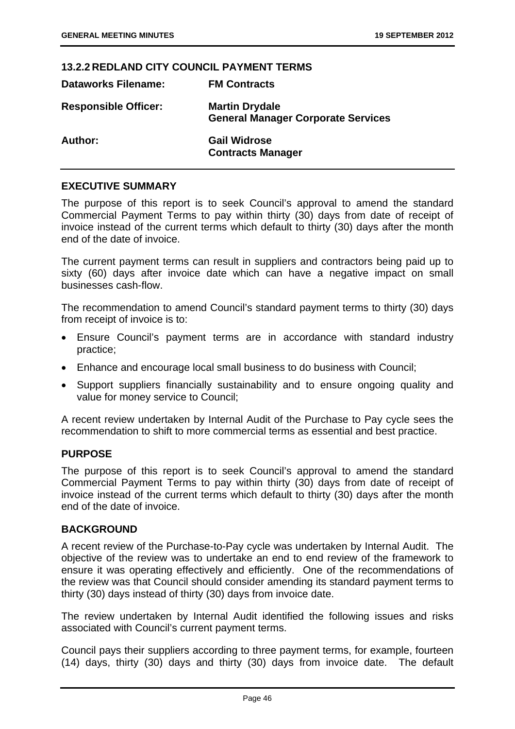## 13.2.2 REDLAND CITY COUNCIL PAYMENT TERMS

| | |
|---|---|
| **Dataworks Filename:** | **FM Contracts** |
| **Responsible Officer:** | **Martin Drydale**<br>**General Manager Corporate Services** |
| **Author:** | **Gail Widrose**<br>**Contracts Manager** |

### EXECUTIVE SUMMARY

The purpose of this report is to seek Council's approval to amend the standard Commercial Payment Terms to pay within thirty (30) days from date of receipt of invoice instead of the current terms which default to thirty (30) days after the month end of the date of invoice.

The current payment terms can result in suppliers and contractors being paid up to sixty (60) days after invoice date which can have a negative impact on small businesses cash-flow.

The recommendation to amend Council's standard payment terms to thirty (30) days from receipt of invoice is to:

- Ensure Council's payment terms are in accordance with standard industry practice;
- Enhance and encourage local small business to do business with Council;
- Support suppliers financially sustainability and to ensure ongoing quality and value for money service to Council;

A recent review undertaken by Internal Audit of the Purchase to Pay cycle sees the recommendation to shift to more commercial terms as essential and best practice.

### PURPOSE

The purpose of this report is to seek Council's approval to amend the standard Commercial Payment Terms to pay within thirty (30) days from date of receipt of invoice instead of the current terms which default to thirty (30) days after the month end of the date of invoice.

### BACKGROUND

A recent review of the Purchase-to-Pay cycle was undertaken by Internal Audit. The objective of the review was to undertake an end to end review of the framework to ensure it was operating effectively and efficiently. One of the recommendations of the review was that Council should consider amending its standard payment terms to thirty (30) days instead of thirty (30) days from invoice date.

The review undertaken by Internal Audit identified the following issues and risks associated with Council's current payment terms.

Council pays their suppliers according to three payment terms, for example, fourteen (14) days, thirty (30) days and thirty (30) days from invoice date. The default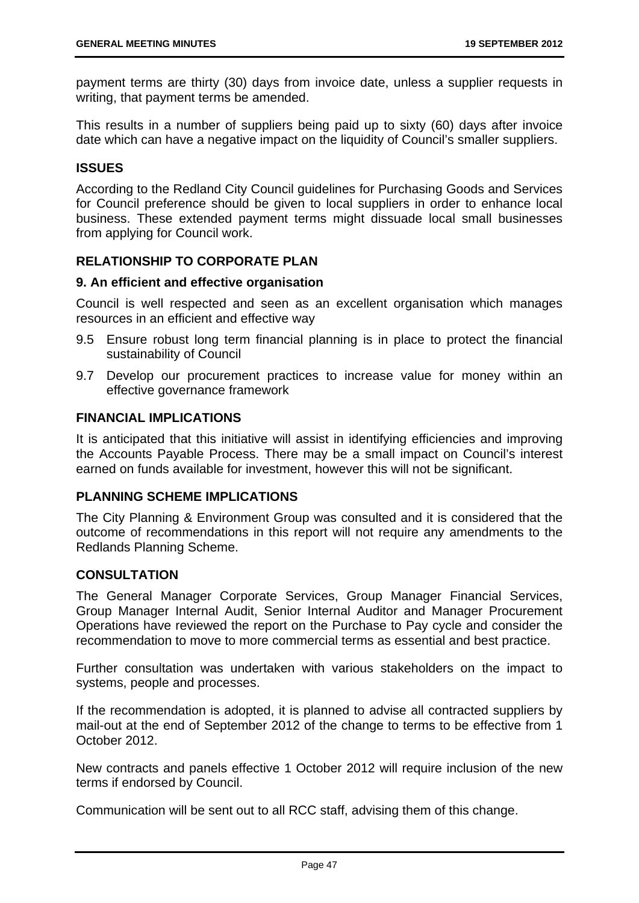payment terms are thirty (30) days from invoice date, unless a supplier requests in writing, that payment terms be amended.

This results in a number of suppliers being paid up to sixty (60) days after invoice date which can have a negative impact on the liquidity of Council's smaller suppliers.

## ISSUES

According to the Redland City Council guidelines for Purchasing Goods and Services for Council preference should be given to local suppliers in order to enhance local business. These extended payment terms might dissuade local small businesses from applying for Council work.

## RELATIONSHIP TO CORPORATE PLAN

### 9. An efficient and effective organisation

Council is well respected and seen as an excellent organisation which manages resources in an efficient and effective way

9.5 Ensure robust long term financial planning is in place to protect the financial sustainability of Council

9.7 Develop our procurement practices to increase value for money within an effective governance framework

## FINANCIAL IMPLICATIONS

It is anticipated that this initiative will assist in identifying efficiencies and improving the Accounts Payable Process. There may be a small impact on Council's interest earned on funds available for investment, however this will not be significant.

## PLANNING SCHEME IMPLICATIONS

The City Planning & Environment Group was consulted and it is considered that the outcome of recommendations in this report will not require any amendments to the Redlands Planning Scheme.

## CONSULTATION

The General Manager Corporate Services, Group Manager Financial Services, Group Manager Internal Audit, Senior Internal Auditor and Manager Procurement Operations have reviewed the report on the Purchase to Pay cycle and consider the recommendation to move to more commercial terms as essential and best practice.

Further consultation was undertaken with various stakeholders on the impact to systems, people and processes.

If the recommendation is adopted, it is planned to advise all contracted suppliers by mail-out at the end of September 2012 of the change to terms to be effective from 1 October 2012.

New contracts and panels effective 1 October 2012 will require inclusion of the new terms if endorsed by Council.

Communication will be sent out to all RCC staff, advising them of this change.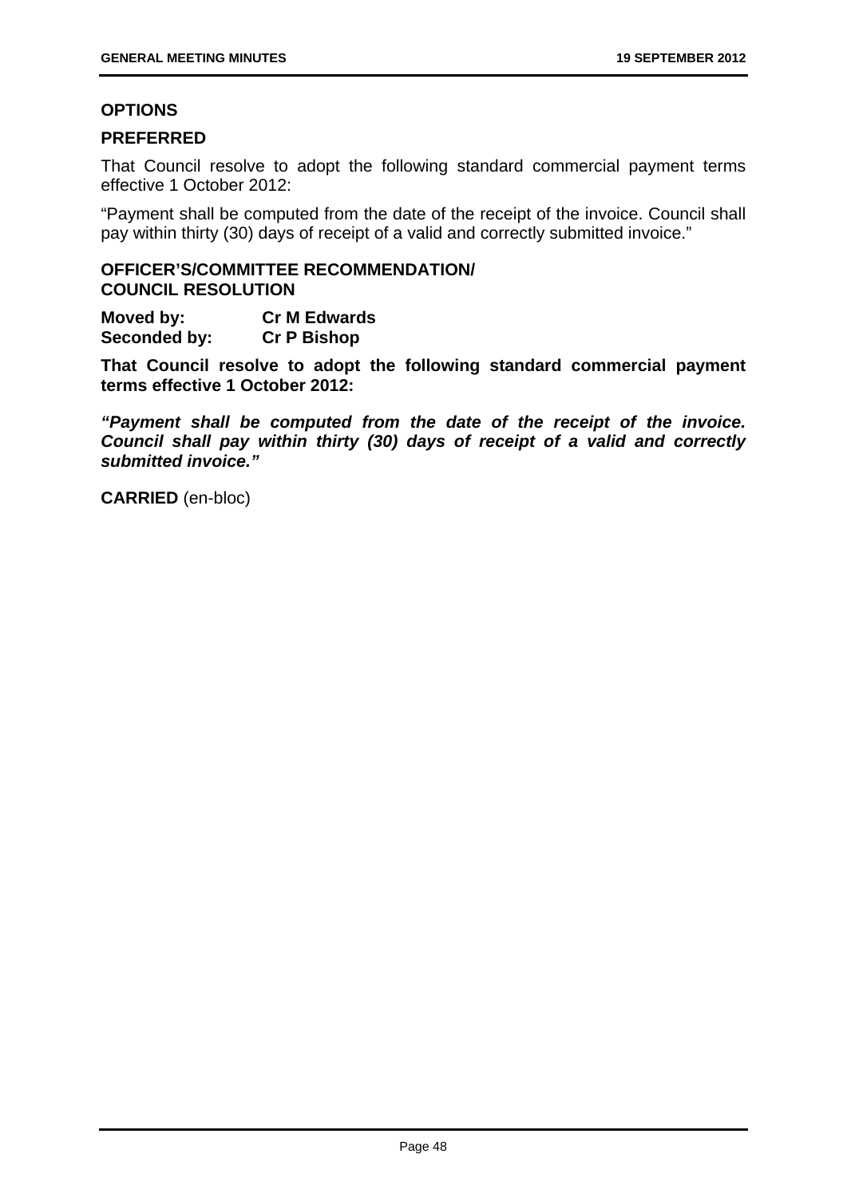### OPTIONS

### PREFERRED

That Council resolve to adopt the following standard commercial payment terms effective 1 October 2012:

"Payment shall be computed from the date of the receipt of the invoice. Council shall pay within thirty (30) days of receipt of a valid and correctly submitted invoice."

### OFFICER'S/COMMITTEE RECOMMENDATION/ COUNCIL RESOLUTION

**Moved by:** **Cr M Edwards**
**Seconded by:** **Cr P Bishop**

**That Council resolve to adopt the following standard commercial payment terms effective 1 October 2012:**

***"Payment shall be computed from the date of the receipt of the invoice. Council shall pay within thirty (30) days of receipt of a valid and correctly submitted invoice."***

**CARRIED** (en-bloc)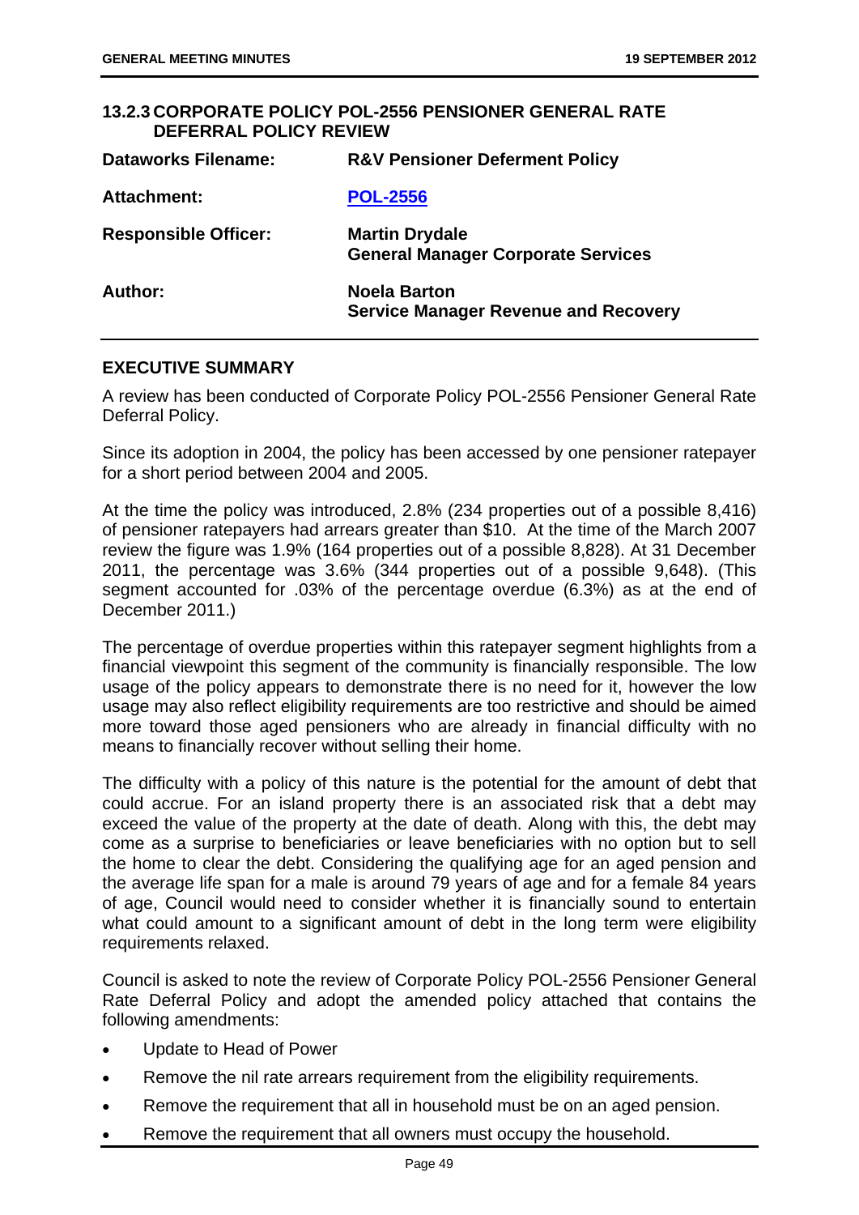### 13.2.3 CORPORATE POLICY POL-2556 PENSIONER GENERAL RATE DEFERRAL POLICY REVIEW

| | |
|---|---|
| **Dataworks Filename:** | **R&V Pensioner Deferment Policy** |
| **Attachment:** | **POL-2556** |
| **Responsible Officer:** | **Martin Drydale**<br>**General Manager Corporate Services** |
| **Author:** | **Noela Barton**<br>**Service Manager Revenue and Recovery** |

#### EXECUTIVE SUMMARY

A review has been conducted of Corporate Policy POL-2556 Pensioner General Rate Deferral Policy.

Since its adoption in 2004, the policy has been accessed by one pensioner ratepayer for a short period between 2004 and 2005.

At the time the policy was introduced, 2.8% (234 properties out of a possible 8,416) of pensioner ratepayers had arrears greater than $10. At the time of the March 2007 review the figure was 1.9% (164 properties out of a possible 8,828). At 31 December 2011, the percentage was 3.6% (344 properties out of a possible 9,648). (This segment accounted for .03% of the percentage overdue (6.3%) as at the end of December 2011.)

The percentage of overdue properties within this ratepayer segment highlights from a financial viewpoint this segment of the community is financially responsible. The low usage of the policy appears to demonstrate there is no need for it, however the low usage may also reflect eligibility requirements are too restrictive and should be aimed more toward those aged pensioners who are already in financial difficulty with no means to financially recover without selling their home.

The difficulty with a policy of this nature is the potential for the amount of debt that could accrue. For an island property there is an associated risk that a debt may exceed the value of the property at the date of death. Along with this, the debt may come as a surprise to beneficiaries or leave beneficiaries with no option but to sell the home to clear the debt. Considering the qualifying age for an aged pension and the average life span for a male is around 79 years of age and for a female 84 years of age, Council would need to consider whether it is financially sound to entertain what could amount to a significant amount of debt in the long term were eligibility requirements relaxed.

Council is asked to note the review of Corporate Policy POL-2556 Pensioner General Rate Deferral Policy and adopt the amended policy attached that contains the following amendments:

- Update to Head of Power
- Remove the nil rate arrears requirement from the eligibility requirements.
- Remove the requirement that all in household must be on an aged pension.
- Remove the requirement that all owners must occupy the household.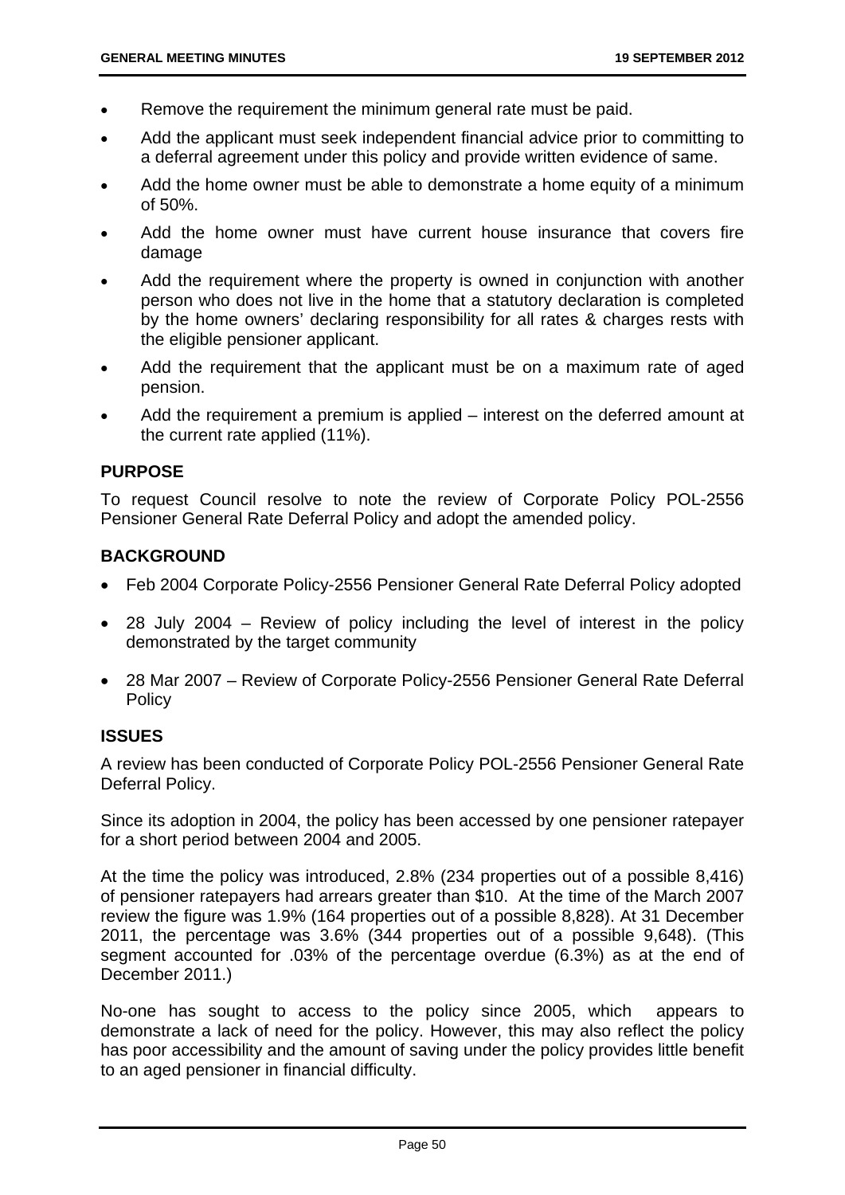- Remove the requirement the minimum general rate must be paid.
- Add the applicant must seek independent financial advice prior to committing to a deferral agreement under this policy and provide written evidence of same.
- Add the home owner must be able to demonstrate a home equity of a minimum of 50%.
- Add the home owner must have current house insurance that covers fire damage
- Add the requirement where the property is owned in conjunction with another person who does not live in the home that a statutory declaration is completed by the home owners' declaring responsibility for all rates & charges rests with the eligible pensioner applicant.
- Add the requirement that the applicant must be on a maximum rate of aged pension.
- Add the requirement a premium is applied – interest on the deferred amount at the current rate applied (11%).

## PURPOSE

To request Council resolve to note the review of Corporate Policy POL-2556 Pensioner General Rate Deferral Policy and adopt the amended policy.

## BACKGROUND

- Feb 2004 Corporate Policy-2556 Pensioner General Rate Deferral Policy adopted
- 28 July 2004 – Review of policy including the level of interest in the policy demonstrated by the target community
- 28 Mar 2007 – Review of Corporate Policy-2556 Pensioner General Rate Deferral Policy

## ISSUES

A review has been conducted of Corporate Policy POL-2556 Pensioner General Rate Deferral Policy.

Since its adoption in 2004, the policy has been accessed by one pensioner ratepayer for a short period between 2004 and 2005.

At the time the policy was introduced, 2.8% (234 properties out of a possible 8,416) of pensioner ratepayers had arrears greater than $10. At the time of the March 2007 review the figure was 1.9% (164 properties out of a possible 8,828). At 31 December 2011, the percentage was 3.6% (344 properties out of a possible 9,648). (This segment accounted for .03% of the percentage overdue (6.3%) as at the end of December 2011.)

No-one has sought to access to the policy since 2005, which appears to demonstrate a lack of need for the policy. However, this may also reflect the policy has poor accessibility and the amount of saving under the policy provides little benefit to an aged pensioner in financial difficulty.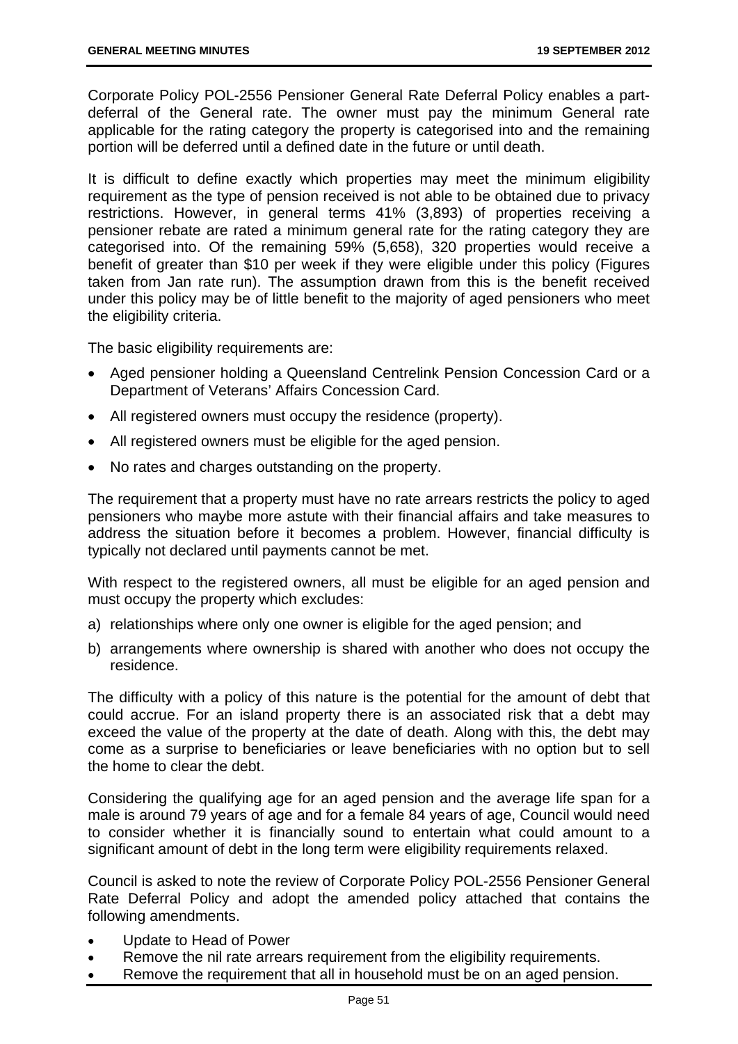Corporate Policy POL-2556 Pensioner General Rate Deferral Policy enables a part-deferral of the General rate. The owner must pay the minimum General rate applicable for the rating category the property is categorised into and the remaining portion will be deferred until a defined date in the future or until death.

It is difficult to define exactly which properties may meet the minimum eligibility requirement as the type of pension received is not able to be obtained due to privacy restrictions. However, in general terms 41% (3,893) of properties receiving a pensioner rebate are rated a minimum general rate for the rating category they are categorised into. Of the remaining 59% (5,658), 320 properties would receive a benefit of greater than $10 per week if they were eligible under this policy (Figures taken from Jan rate run). The assumption drawn from this is the benefit received under this policy may be of little benefit to the majority of aged pensioners who meet the eligibility criteria.

The basic eligibility requirements are:

- Aged pensioner holding a Queensland Centrelink Pension Concession Card or a Department of Veterans' Affairs Concession Card.
- All registered owners must occupy the residence (property).
- All registered owners must be eligible for the aged pension.
- No rates and charges outstanding on the property.

The requirement that a property must have no rate arrears restricts the policy to aged pensioners who maybe more astute with their financial affairs and take measures to address the situation before it becomes a problem. However, financial difficulty is typically not declared until payments cannot be met.

With respect to the registered owners, all must be eligible for an aged pension and must occupy the property which excludes:

a) relationships where only one owner is eligible for the aged pension; and
b) arrangements where ownership is shared with another who does not occupy the residence.

The difficulty with a policy of this nature is the potential for the amount of debt that could accrue. For an island property there is an associated risk that a debt may exceed the value of the property at the date of death. Along with this, the debt may come as a surprise to beneficiaries or leave beneficiaries with no option but to sell the home to clear the debt.

Considering the qualifying age for an aged pension and the average life span for a male is around 79 years of age and for a female 84 years of age, Council would need to consider whether it is financially sound to entertain what could amount to a significant amount of debt in the long term were eligibility requirements relaxed.

Council is asked to note the review of Corporate Policy POL-2556 Pensioner General Rate Deferral Policy and adopt the amended policy attached that contains the following amendments.

- Update to Head of Power
- Remove the nil rate arrears requirement from the eligibility requirements.
- Remove the requirement that all in household must be on an aged pension.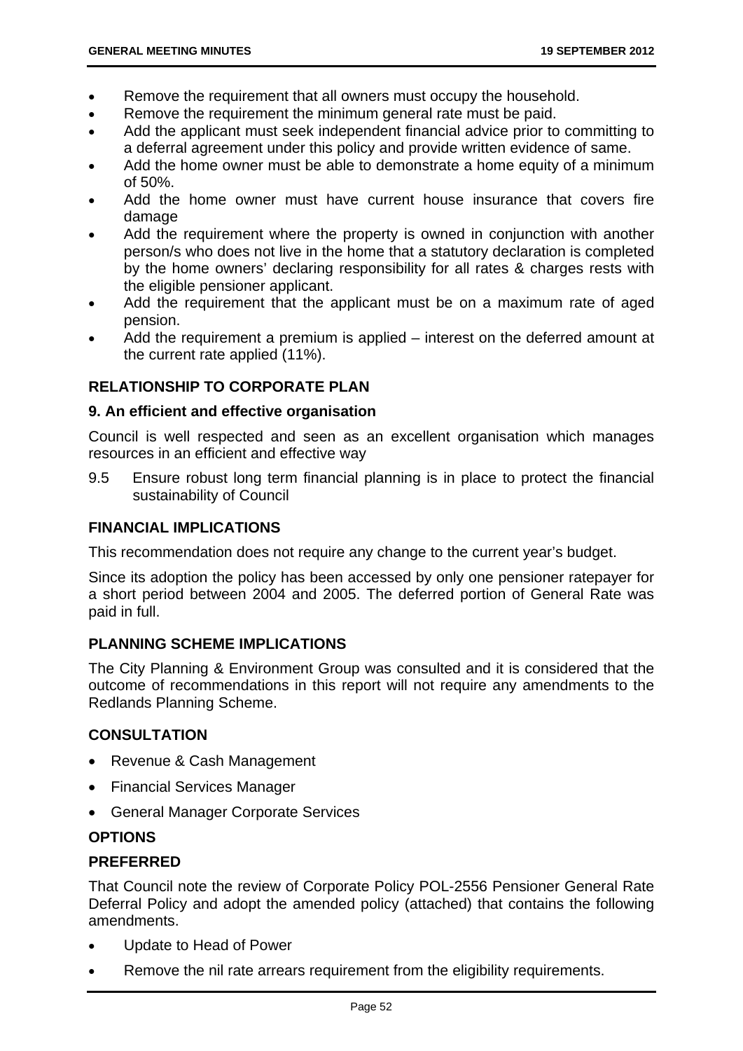- Remove the requirement that all owners must occupy the household.
- Remove the requirement the minimum general rate must be paid.
- Add the applicant must seek independent financial advice prior to committing to a deferral agreement under this policy and provide written evidence of same.
- Add the home owner must be able to demonstrate a home equity of a minimum of 50%.
- Add the home owner must have current house insurance that covers fire damage
- Add the requirement where the property is owned in conjunction with another person/s who does not live in the home that a statutory declaration is completed by the home owners' declaring responsibility for all rates & charges rests with the eligible pensioner applicant.
- Add the requirement that the applicant must be on a maximum rate of aged pension.
- Add the requirement a premium is applied – interest on the deferred amount at the current rate applied (11%).

### RELATIONSHIP TO CORPORATE PLAN

**9. An efficient and effective organisation**

Council is well respected and seen as an excellent organisation which manages resources in an efficient and effective way

9.5 Ensure robust long term financial planning is in place to protect the financial sustainability of Council

### FINANCIAL IMPLICATIONS

This recommendation does not require any change to the current year's budget.

Since its adoption the policy has been accessed by only one pensioner ratepayer for a short period between 2004 and 2005. The deferred portion of General Rate was paid in full.

### PLANNING SCHEME IMPLICATIONS

The City Planning & Environment Group was consulted and it is considered that the outcome of recommendations in this report will not require any amendments to the Redlands Planning Scheme.

### CONSULTATION

- Revenue & Cash Management
- Financial Services Manager
- General Manager Corporate Services

### OPTIONS

### PREFERRED

That Council note the review of Corporate Policy POL-2556 Pensioner General Rate Deferral Policy and adopt the amended policy (attached) that contains the following amendments.

- Update to Head of Power
- Remove the nil rate arrears requirement from the eligibility requirements.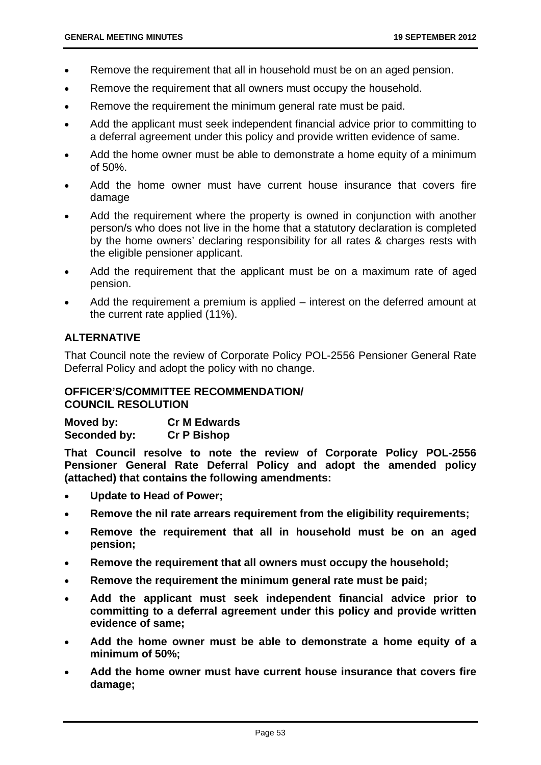- Remove the requirement that all in household must be on an aged pension.
- Remove the requirement that all owners must occupy the household.
- Remove the requirement the minimum general rate must be paid.
- Add the applicant must seek independent financial advice prior to committing to a deferral agreement under this policy and provide written evidence of same.
- Add the home owner must be able to demonstrate a home equity of a minimum of 50%.
- Add the home owner must have current house insurance that covers fire damage
- Add the requirement where the property is owned in conjunction with another person/s who does not live in the home that a statutory declaration is completed by the home owners' declaring responsibility for all rates & charges rests with the eligible pensioner applicant.
- Add the requirement that the applicant must be on a maximum rate of aged pension.
- Add the requirement a premium is applied – interest on the deferred amount at the current rate applied (11%).

## ALTERNATIVE

That Council note the review of Corporate Policy POL-2556 Pensioner General Rate Deferral Policy and adopt the policy with no change.

## OFFICER'S/COMMITTEE RECOMMENDATION/ COUNCIL RESOLUTION

**Moved by:** **Cr M Edwards**
**Seconded by:** **Cr P Bishop**

**That Council resolve to note the review of Corporate Policy POL-2556 Pensioner General Rate Deferral Policy and adopt the amended policy (attached) that contains the following amendments:**

- **Update to Head of Power;**
- **Remove the nil rate arrears requirement from the eligibility requirements;**
- **Remove the requirement that all in household must be on an aged pension;**
- **Remove the requirement that all owners must occupy the household;**
- **Remove the requirement the minimum general rate must be paid;**
- **Add the applicant must seek independent financial advice prior to committing to a deferral agreement under this policy and provide written evidence of same;**
- **Add the home owner must be able to demonstrate a home equity of a minimum of 50%;**
- **Add the home owner must have current house insurance that covers fire damage;**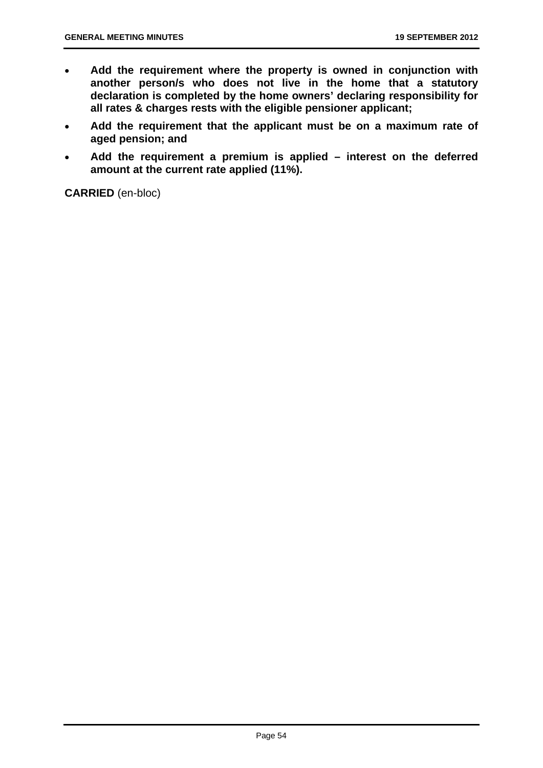- **Add the requirement where the property is owned in conjunction with another person/s who does not live in the home that a statutory declaration is completed by the home owners' declaring responsibility for all rates & charges rests with the eligible pensioner applicant;**
- **Add the requirement that the applicant must be on a maximum rate of aged pension; and**
- **Add the requirement a premium is applied – interest on the deferred amount at the current rate applied (11%).**

**CARRIED** (en-bloc)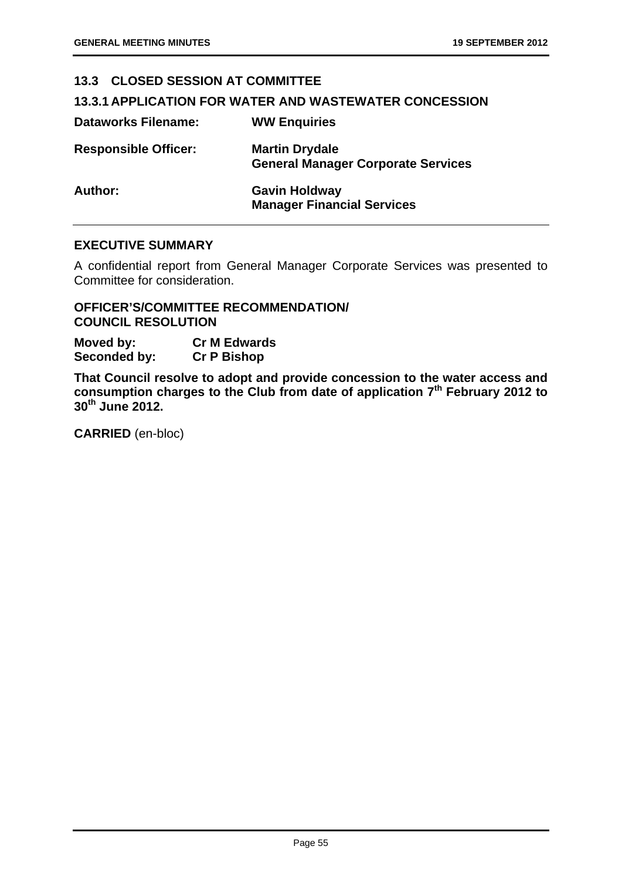## 13.3 CLOSED SESSION AT COMMITTEE

### 13.3.1 APPLICATION FOR WATER AND WASTEWATER CONCESSION

| | |
|---|---|
| **Dataworks Filename:** | **WW Enquiries** |
| **Responsible Officer:** | **Martin Drydale**<br>**General Manager Corporate Services** |
| **Author:** | **Gavin Holdway**<br>**Manager Financial Services** |

**EXECUTIVE SUMMARY**

A confidential report from General Manager Corporate Services was presented to Committee for consideration.

**OFFICER'S/COMMITTEE RECOMMENDATION/**
**COUNCIL RESOLUTION**

| | |
|---|---|
| **Moved by:** | **Cr M Edwards** |
| **Seconded by:** | **Cr P Bishop** |

**That Council resolve to adopt and provide concession to the water access and consumption charges to the Club from date of application 7th February 2012 to 30th June 2012.**

**CARRIED** (en-bloc)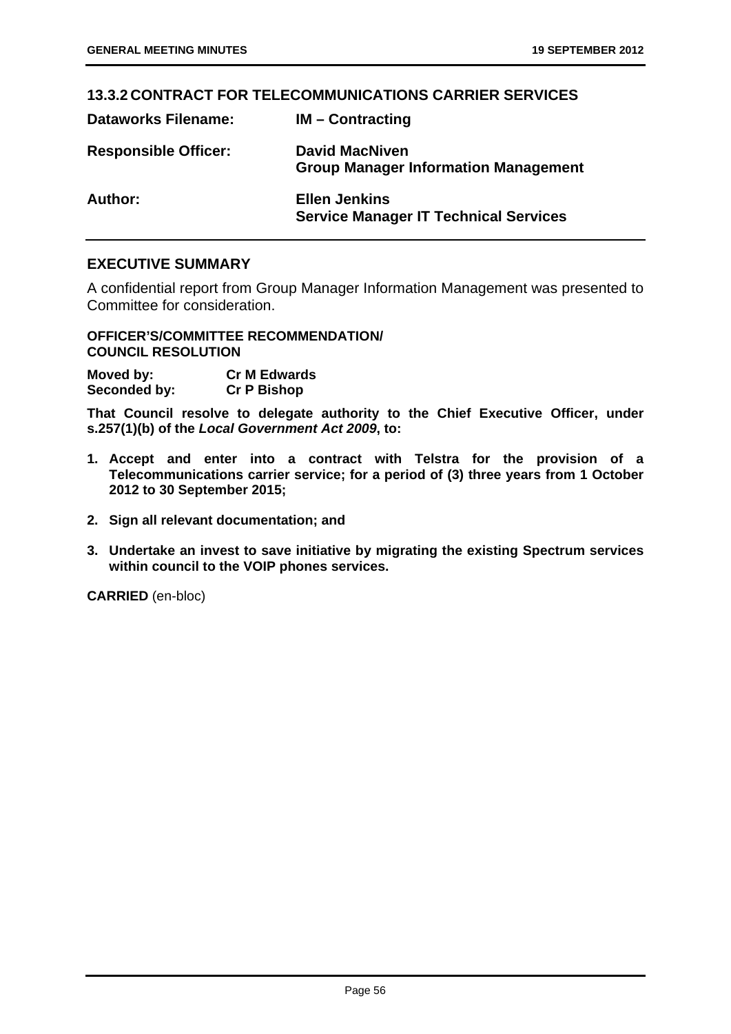## 13.3.2 CONTRACT FOR TELECOMMUNICATIONS CARRIER SERVICES

| | |
|---|---|
| **Dataworks Filename:** | **IM – Contracting** |
| **Responsible Officer:** | **David MacNiven**<br>**Group Manager Information Management** |
| **Author:** | **Ellen Jenkins**<br>**Service Manager IT Technical Services** |

## EXECUTIVE SUMMARY

A confidential report from Group Manager Information Management was presented to Committee for consideration.

**OFFICER'S/COMMITTEE RECOMMENDATION/**
**COUNCIL RESOLUTION**

**Moved by:** **Cr M Edwards**
**Seconded by:** **Cr P Bishop**

**That Council resolve to delegate authority to the Chief Executive Officer, under s.257(1)(b) of the *Local Government Act 2009*, to:**

1. **Accept and enter into a contract with Telstra for the provision of a Telecommunications carrier service; for a period of (3) three years from 1 October 2012 to 30 September 2015;**
2. **Sign all relevant documentation; and**
3. **Undertake an invest to save initiative by migrating the existing Spectrum services within council to the VOIP phones services.**

**CARRIED** (en-bloc)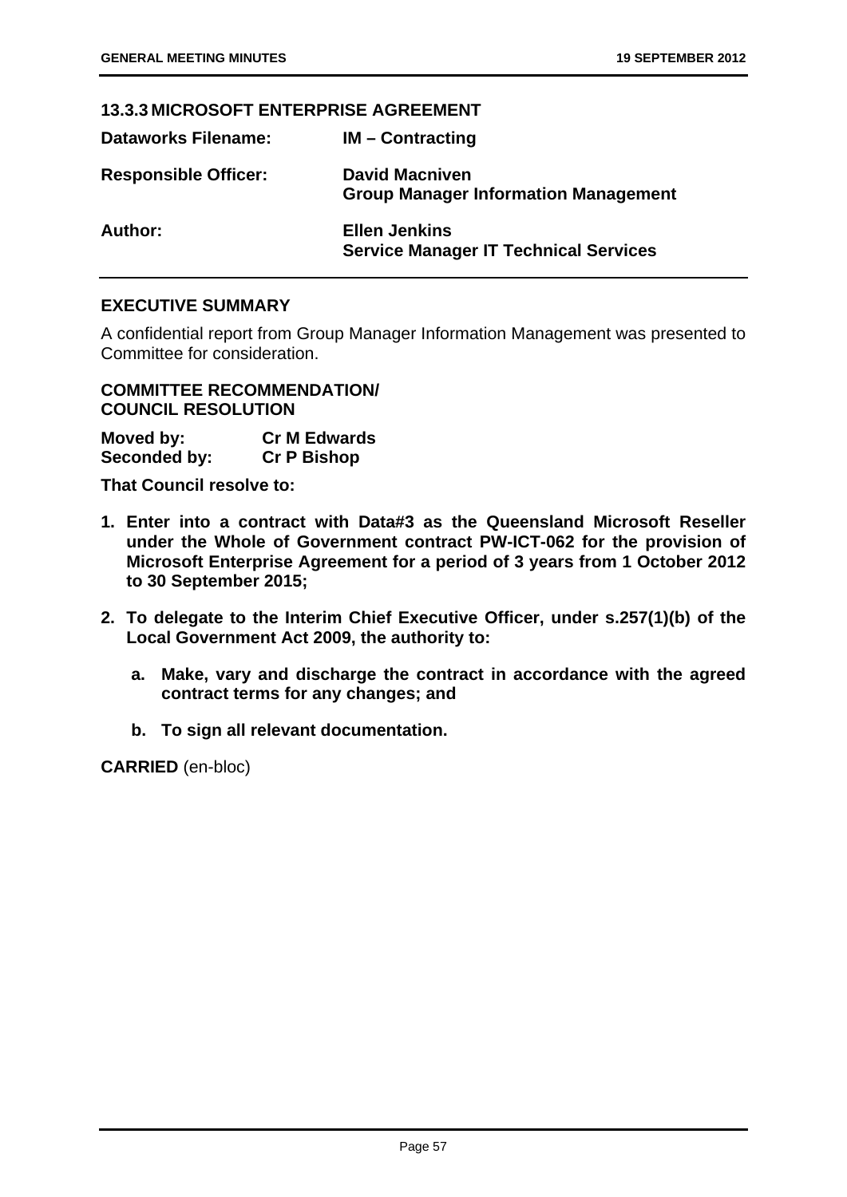### 13.3.3 MICROSOFT ENTERPRISE AGREEMENT

| | |
|---|---|
| **Dataworks Filename:** | **IM – Contracting** |
| **Responsible Officer:** | **David Macniven**<br>**Group Manager Information Management** |
| **Author:** | **Ellen Jenkins**<br>**Service Manager IT Technical Services** |

## EXECUTIVE SUMMARY

A confidential report from Group Manager Information Management was presented to Committee for consideration.

## COMMITTEE RECOMMENDATION/ COUNCIL RESOLUTION

**Moved by:** **Cr M Edwards**
**Seconded by:** **Cr P Bishop**

**That Council resolve to:**

1. **Enter into a contract with Data#3 as the Queensland Microsoft Reseller under the Whole of Government contract PW-ICT-062 for the provision of Microsoft Enterprise Agreement for a period of 3 years from 1 October 2012 to 30 September 2015;**

2. **To delegate to the Interim Chief Executive Officer, under s.257(1)(b) of the Local Government Act 2009, the authority to:**

   a. **Make, vary and discharge the contract in accordance with the agreed contract terms for any changes; and**

   b. **To sign all relevant documentation.**

**CARRIED** (en-bloc)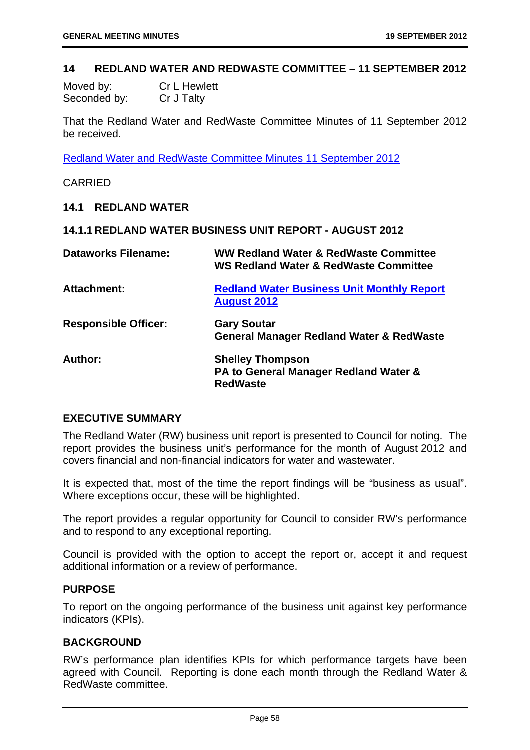## 14 REDLAND WATER AND REDWASTE COMMITTEE – 11 SEPTEMBER 2012

Moved by: Cr L Hewlett
Seconded by: Cr J Talty

That the Redland Water and RedWaste Committee Minutes of 11 September 2012 be received.

Redland Water and RedWaste Committee Minutes 11 September 2012

CARRIED

### 14.1 REDLAND WATER

#### 14.1.1 REDLAND WATER BUSINESS UNIT REPORT - AUGUST 2012

| | |
|---|---|
| **Dataworks Filename:** | **WW Redland Water & RedWaste Committee**<br>**WS Redland Water & RedWaste Committee** |
| **Attachment:** | **Redland Water Business Unit Monthly Report August 2012** |
| **Responsible Officer:** | **Gary Soutar**<br>**General Manager Redland Water & RedWaste** |
| **Author:** | **Shelley Thompson**<br>**PA to General Manager Redland Water & RedWaste** |

**EXECUTIVE SUMMARY**

The Redland Water (RW) business unit report is presented to Council for noting. The report provides the business unit's performance for the month of August 2012 and covers financial and non-financial indicators for water and wastewater.

It is expected that, most of the time the report findings will be "business as usual". Where exceptions occur, these will be highlighted.

The report provides a regular opportunity for Council to consider RW's performance and to respond to any exceptional reporting.

Council is provided with the option to accept the report or, accept it and request additional information or a review of performance.

**PURPOSE**

To report on the ongoing performance of the business unit against key performance indicators (KPIs).

**BACKGROUND**

RW's performance plan identifies KPIs for which performance targets have been agreed with Council. Reporting is done each month through the Redland Water & RedWaste committee.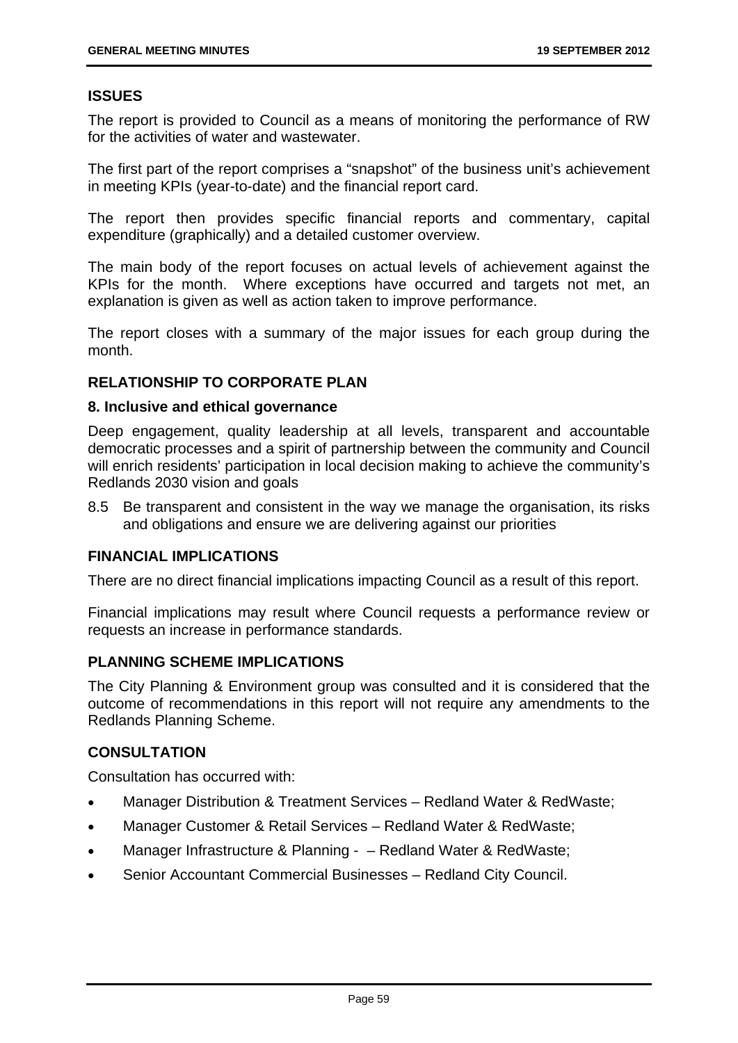## ISSUES

The report is provided to Council as a means of monitoring the performance of RW for the activities of water and wastewater.

The first part of the report comprises a "snapshot" of the business unit's achievement in meeting KPIs (year-to-date) and the financial report card.

The report then provides specific financial reports and commentary, capital expenditure (graphically) and a detailed customer overview.

The main body of the report focuses on actual levels of achievement against the KPIs for the month. Where exceptions have occurred and targets not met, an explanation is given as well as action taken to improve performance.

The report closes with a summary of the major issues for each group during the month.

## RELATIONSHIP TO CORPORATE PLAN

### 8. Inclusive and ethical governance

Deep engagement, quality leadership at all levels, transparent and accountable democratic processes and a spirit of partnership between the community and Council will enrich residents' participation in local decision making to achieve the community's Redlands 2030 vision and goals

8.5 Be transparent and consistent in the way we manage the organisation, its risks and obligations and ensure we are delivering against our priorities

## FINANCIAL IMPLICATIONS

There are no direct financial implications impacting Council as a result of this report.

Financial implications may result where Council requests a performance review or requests an increase in performance standards.

## PLANNING SCHEME IMPLICATIONS

The City Planning & Environment group was consulted and it is considered that the outcome of recommendations in this report will not require any amendments to the Redlands Planning Scheme.

## CONSULTATION

Consultation has occurred with:

- Manager Distribution & Treatment Services – Redland Water & RedWaste;
- Manager Customer & Retail Services – Redland Water & RedWaste;
- Manager Infrastructure & Planning - – Redland Water & RedWaste;
- Senior Accountant Commercial Businesses – Redland City Council.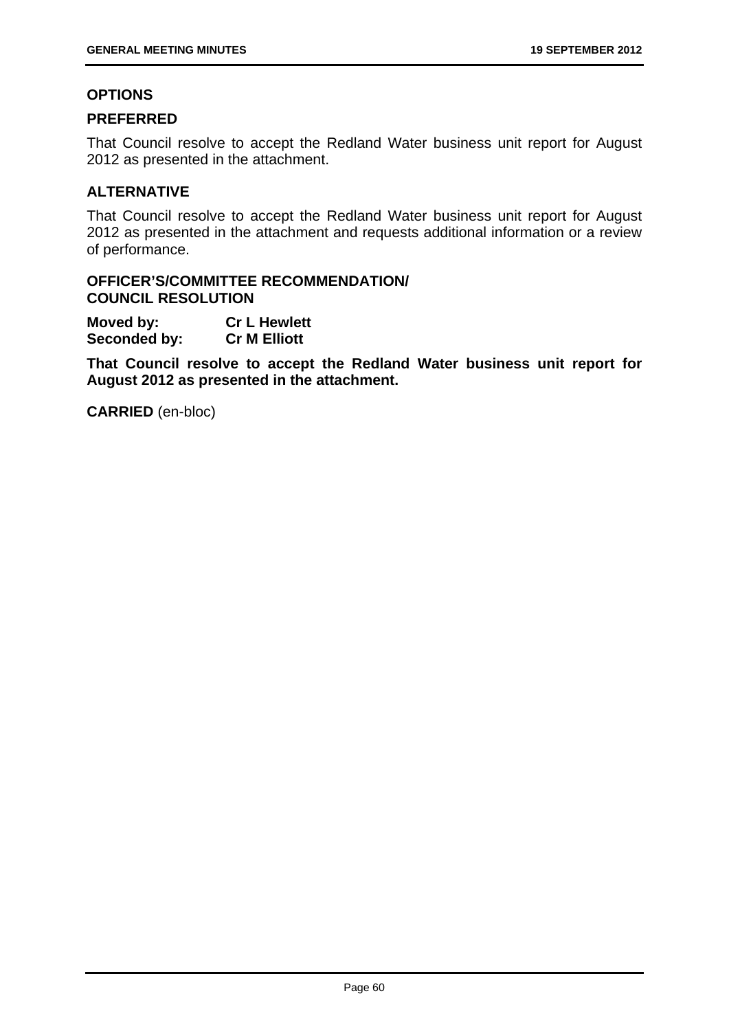## OPTIONS

### PREFERRED

That Council resolve to accept the Redland Water business unit report for August 2012 as presented in the attachment.

### ALTERNATIVE

That Council resolve to accept the Redland Water business unit report for August 2012 as presented in the attachment and requests additional information or a review of performance.

## OFFICER'S/COMMITTEE RECOMMENDATION/ COUNCIL RESOLUTION

**Moved by:** **Cr L Hewlett**
**Seconded by:** **Cr M Elliott**

**That Council resolve to accept the Redland Water business unit report for August 2012 as presented in the attachment.**

**CARRIED** (en-bloc)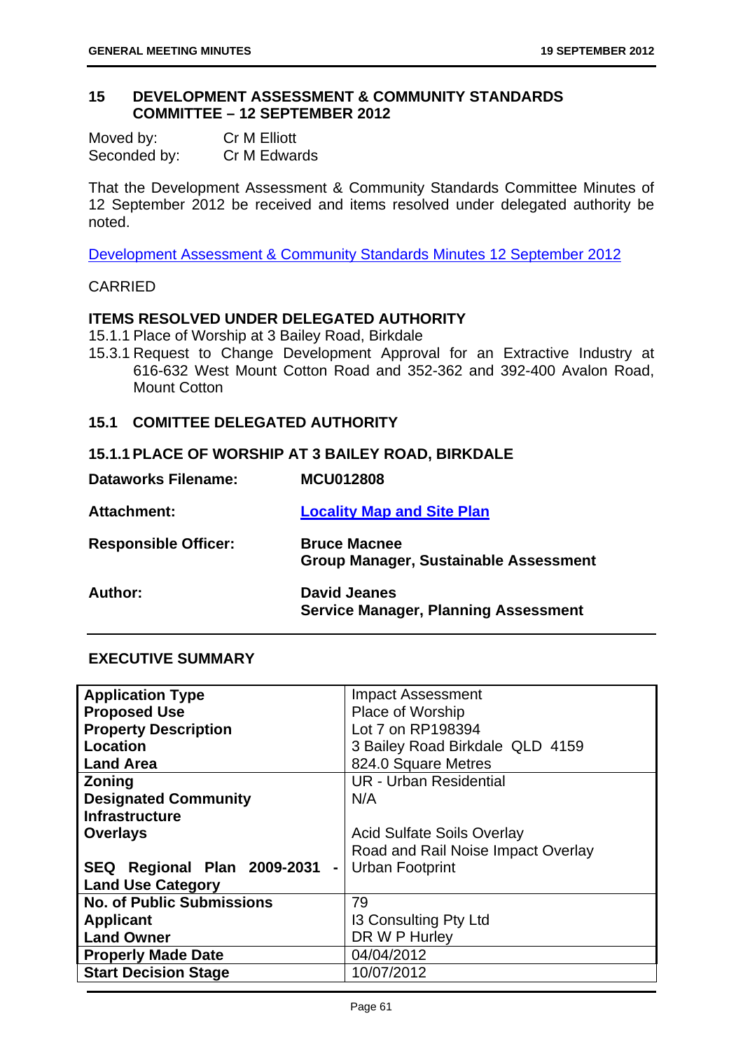## 15 DEVELOPMENT ASSESSMENT & COMMUNITY STANDARDS COMMITTEE – 12 SEPTEMBER 2012

Moved by: Cr M Elliott
Seconded by: Cr M Edwards

That the Development Assessment & Community Standards Committee Minutes of 12 September 2012 be received and items resolved under delegated authority be noted.

Development Assessment & Community Standards Minutes 12 September 2012

CARRIED

**ITEMS RESOLVED UNDER DELEGATED AUTHORITY**

15.1.1 Place of Worship at 3 Bailey Road, Birkdale

15.3.1 Request to Change Development Approval for an Extractive Industry at 616-632 West Mount Cotton Road and 352-362 and 392-400 Avalon Road, Mount Cotton

### 15.1 COMITTEE DELEGATED AUTHORITY

### 15.1.1 PLACE OF WORSHIP AT 3 BAILEY ROAD, BIRKDALE

| | |
|---|---|
| **Dataworks Filename:** | **MCU012808** |
| **Attachment:** | **Locality Map and Site Plan** |
| **Responsible Officer:** | **Bruce Macnee**<br>**Group Manager, Sustainable Assessment** |
| **Author:** | **David Jeanes**<br>**Service Manager, Planning Assessment** |

**EXECUTIVE SUMMARY**

| | |
|---|---|
| **Application Type** | Impact Assessment |
| **Proposed Use** | Place of Worship |
| **Property Description** | Lot 7 on RP198394 |
| **Location** | 3 Bailey Road Birkdale QLD 4159 |
| **Land Area** | 824.0 Square Metres |
| **Zoning** | UR - Urban Residential |
| **Designated Community Infrastructure** | N/A |
| **Overlays** | Acid Sulfate Soils Overlay<br>Road and Rail Noise Impact Overlay |
| **SEQ Regional Plan 2009-2031 - Land Use Category** | Urban Footprint |
| **No. of Public Submissions** | 79 |
| **Applicant** | I3 Consulting Pty Ltd |
| **Land Owner** | DR W P Hurley |
| **Properly Made Date** | 04/04/2012 |
| **Start Decision Stage** | 10/07/2012 |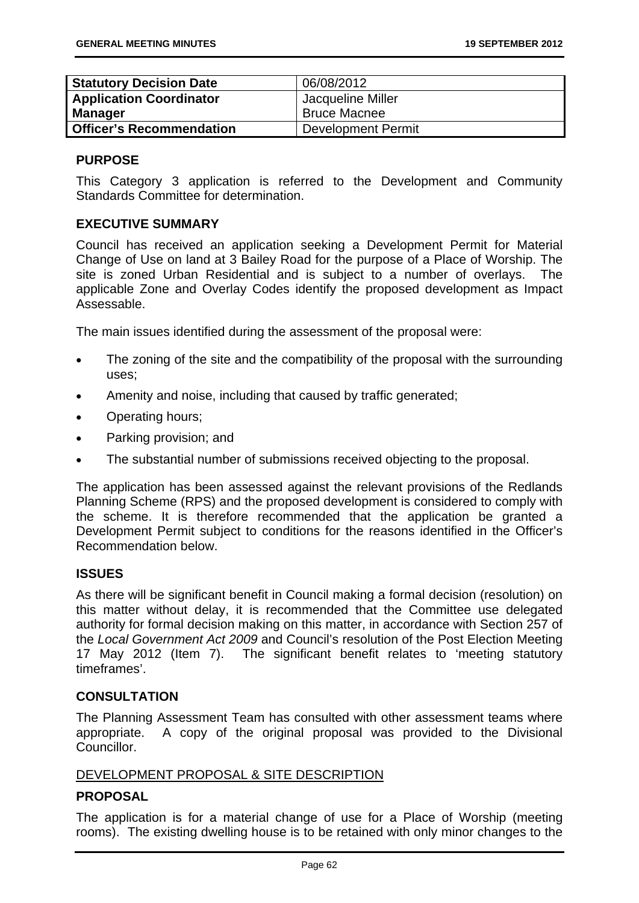| Statutory Decision Date | 06/08/2012 |
|---|---|
| Application Coordinator | Jacqueline Miller |
| Manager | Bruce Macnee |
| Officer's Recommendation | Development Permit |

## PURPOSE

This Category 3 application is referred to the Development and Community Standards Committee for determination.

## EXECUTIVE SUMMARY

Council has received an application seeking a Development Permit for Material Change of Use on land at 3 Bailey Road for the purpose of a Place of Worship. The site is zoned Urban Residential and is subject to a number of overlays. The applicable Zone and Overlay Codes identify the proposed development as Impact Assessable.

The main issues identified during the assessment of the proposal were:

- The zoning of the site and the compatibility of the proposal with the surrounding uses;
- Amenity and noise, including that caused by traffic generated;
- Operating hours;
- Parking provision; and
- The substantial number of submissions received objecting to the proposal.

The application has been assessed against the relevant provisions of the Redlands Planning Scheme (RPS) and the proposed development is considered to comply with the scheme. It is therefore recommended that the application be granted a Development Permit subject to conditions for the reasons identified in the Officer's Recommendation below.

## ISSUES

As there will be significant benefit in Council making a formal decision (resolution) on this matter without delay, it is recommended that the Committee use delegated authority for formal decision making on this matter, in accordance with Section 257 of the *Local Government Act 2009* and Council's resolution of the Post Election Meeting 17 May 2012 (Item 7). The significant benefit relates to 'meeting statutory timeframes'.

## CONSULTATION

The Planning Assessment Team has consulted with other assessment teams where appropriate. A copy of the original proposal was provided to the Divisional Councillor.

DEVELOPMENT PROPOSAL & SITE DESCRIPTION

## PROPOSAL

The application is for a material change of use for a Place of Worship (meeting rooms). The existing dwelling house is to be retained with only minor changes to the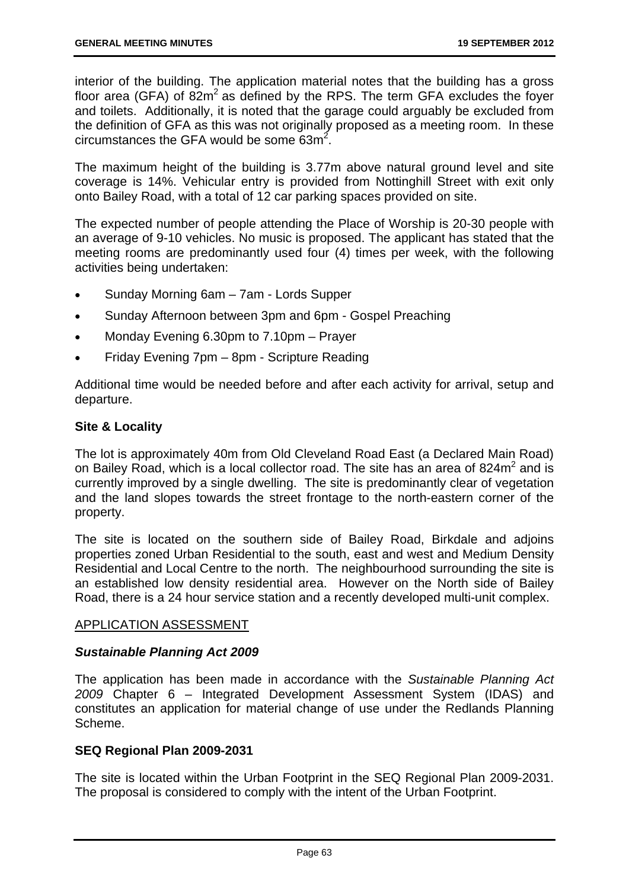interior of the building. The application material notes that the building has a gross floor area (GFA) of $82m^2$ as defined by the RPS. The term GFA excludes the foyer and toilets. Additionally, it is noted that the garage could arguably be excluded from the definition of GFA as this was not originally proposed as a meeting room. In these circumstances the GFA would be some $63m^2$.

The maximum height of the building is 3.77m above natural ground level and site coverage is 14%. Vehicular entry is provided from Nottinghill Street with exit only onto Bailey Road, with a total of 12 car parking spaces provided on site.

The expected number of people attending the Place of Worship is 20-30 people with an average of 9-10 vehicles. No music is proposed. The applicant has stated that the meeting rooms are predominantly used four (4) times per week, with the following activities being undertaken:

- Sunday Morning 6am – 7am - Lords Supper
- Sunday Afternoon between 3pm and 6pm - Gospel Preaching
- Monday Evening 6.30pm to 7.10pm – Prayer
- Friday Evening 7pm – 8pm - Scripture Reading

Additional time would be needed before and after each activity for arrival, setup and departure.

**Site & Locality**

The lot is approximately 40m from Old Cleveland Road East (a Declared Main Road) on Bailey Road, which is a local collector road. The site has an area of $824m^2$ and is currently improved by a single dwelling. The site is predominantly clear of vegetation and the land slopes towards the street frontage to the north-eastern corner of the property.

The site is located on the southern side of Bailey Road, Birkdale and adjoins properties zoned Urban Residential to the south, east and west and Medium Density Residential and Local Centre to the north. The neighbourhood surrounding the site is an established low density residential area. However on the North side of Bailey Road, there is a 24 hour service station and a recently developed multi-unit complex.

APPLICATION ASSESSMENT

***Sustainable Planning Act 2009***

The application has been made in accordance with the *Sustainable Planning Act 2009* Chapter 6 – Integrated Development Assessment System (IDAS) and constitutes an application for material change of use under the Redlands Planning Scheme.

**SEQ Regional Plan 2009-2031**

The site is located within the Urban Footprint in the SEQ Regional Plan 2009-2031. The proposal is considered to comply with the intent of the Urban Footprint.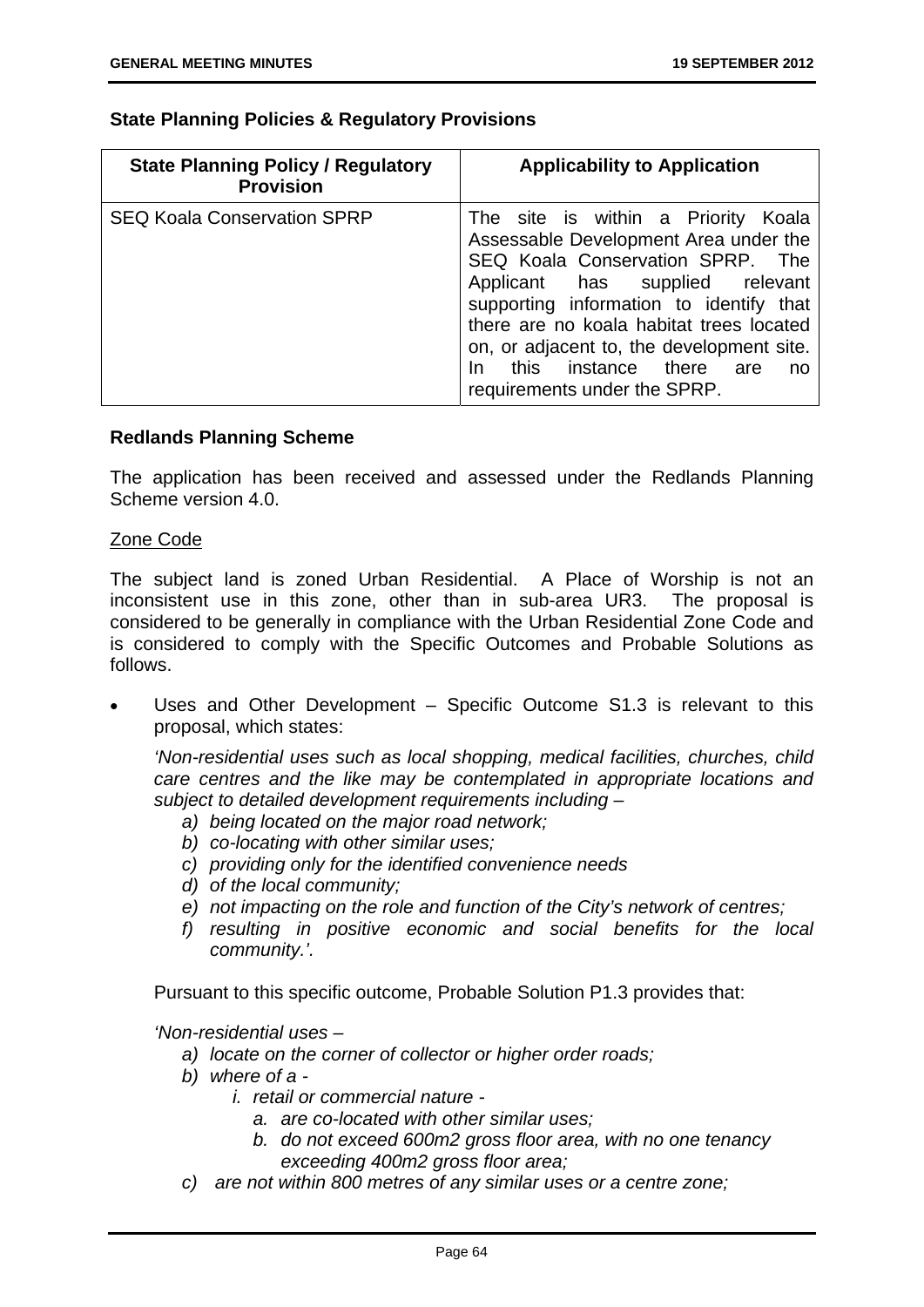**State Planning Policies & Regulatory Provisions**

| State Planning Policy / Regulatory Provision | Applicability to Application |
|---|---|
| SEQ Koala Conservation SPRP | The site is within a Priority Koala Assessable Development Area under the SEQ Koala Conservation SPRP. The Applicant has supplied relevant supporting information to identify that there are no koala habitat trees located on, or adjacent to, the development site. In this instance there are no requirements under the SPRP. |

**Redlands Planning Scheme**

The application has been received and assessed under the Redlands Planning Scheme version 4.0.

<u>Zone Code</u>

The subject land is zoned Urban Residential. A Place of Worship is not an inconsistent use in this zone, other than in sub-area UR3. The proposal is considered to be generally in compliance with the Urban Residential Zone Code and is considered to comply with the Specific Outcomes and Probable Solutions as follows.

- Uses and Other Development – Specific Outcome S1.3 is relevant to this proposal, which states:

  *'Non-residential uses such as local shopping, medical facilities, churches, child care centres and the like may be contemplated in appropriate locations and subject to detailed development requirements including –*
  
  *a) being located on the major road network;*
  *b) co-locating with other similar uses;*
  *c) providing only for the identified convenience needs*
  *d) of the local community;*
  *e) not impacting on the role and function of the City's network of centres;*
  *f) resulting in positive economic and social benefits for the local community.'.*

  Pursuant to this specific outcome, Probable Solution P1.3 provides that:

  *'Non-residential uses –*
  
  *a) locate on the corner of collector or higher order roads;*
  *b) where of a -*
     *i. retail or commercial nature -*
        *a. are co-located with other similar uses;*
        *b. do not exceed 600m2 gross floor area, with no one tenancy exceeding 400m2 gross floor area;*
  *c) are not within 800 metres of any similar uses or a centre zone;*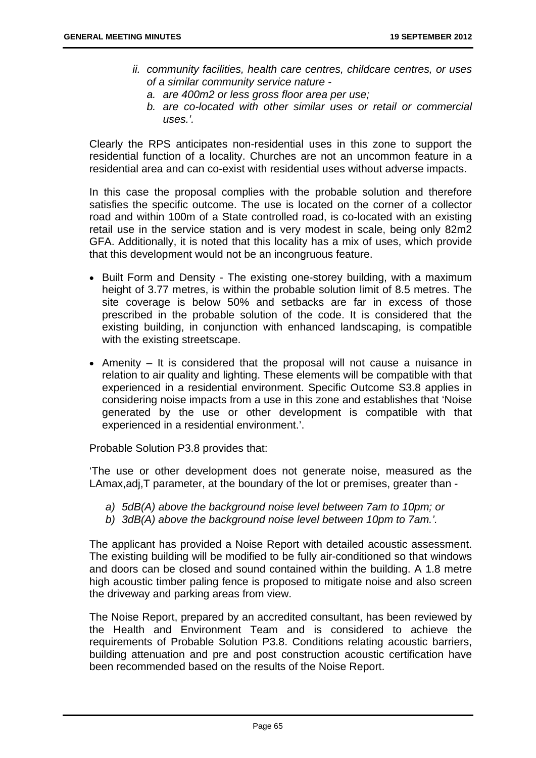*ii. community facilities, health care centres, childcare centres, or uses of a similar community service nature -*

*a. are 400m2 or less gross floor area per use;*

*b. are co-located with other similar uses or retail or commercial uses.'.*

Clearly the RPS anticipates non-residential uses in this zone to support the residential function of a locality. Churches are not an uncommon feature in a residential area and can co-exist with residential uses without adverse impacts.

In this case the proposal complies with the probable solution and therefore satisfies the specific outcome. The use is located on the corner of a collector road and within 100m of a State controlled road, is co-located with an existing retail use in the service station and is very modest in scale, being only 82m2 GFA. Additionally, it is noted that this locality has a mix of uses, which provide that this development would not be an incongruous feature.

- Built Form and Density - The existing one-storey building, with a maximum height of 3.77 metres, is within the probable solution limit of 8.5 metres. The site coverage is below 50% and setbacks are far in excess of those prescribed in the probable solution of the code. It is considered that the existing building, in conjunction with enhanced landscaping, is compatible with the existing streetscape.
- Amenity – It is considered that the proposal will not cause a nuisance in relation to air quality and lighting. These elements will be compatible with that experienced in a residential environment. Specific Outcome S3.8 applies in considering noise impacts from a use in this zone and establishes that 'Noise generated by the use or other development is compatible with that experienced in a residential environment.'.

Probable Solution P3.8 provides that:

'The use or other development does not generate noise, measured as the LAmax,adj,T parameter, at the boundary of the lot or premises, greater than -

*a) 5dB(A) above the background noise level between 7am to 10pm; or*

*b) 3dB(A) above the background noise level between 10pm to 7am.'.*

The applicant has provided a Noise Report with detailed acoustic assessment. The existing building will be modified to be fully air-conditioned so that windows and doors can be closed and sound contained within the building. A 1.8 metre high acoustic timber paling fence is proposed to mitigate noise and also screen the driveway and parking areas from view.

The Noise Report, prepared by an accredited consultant, has been reviewed by the Health and Environment Team and is considered to achieve the requirements of Probable Solution P3.8. Conditions relating acoustic barriers, building attenuation and pre and post construction acoustic certification have been recommended based on the results of the Noise Report.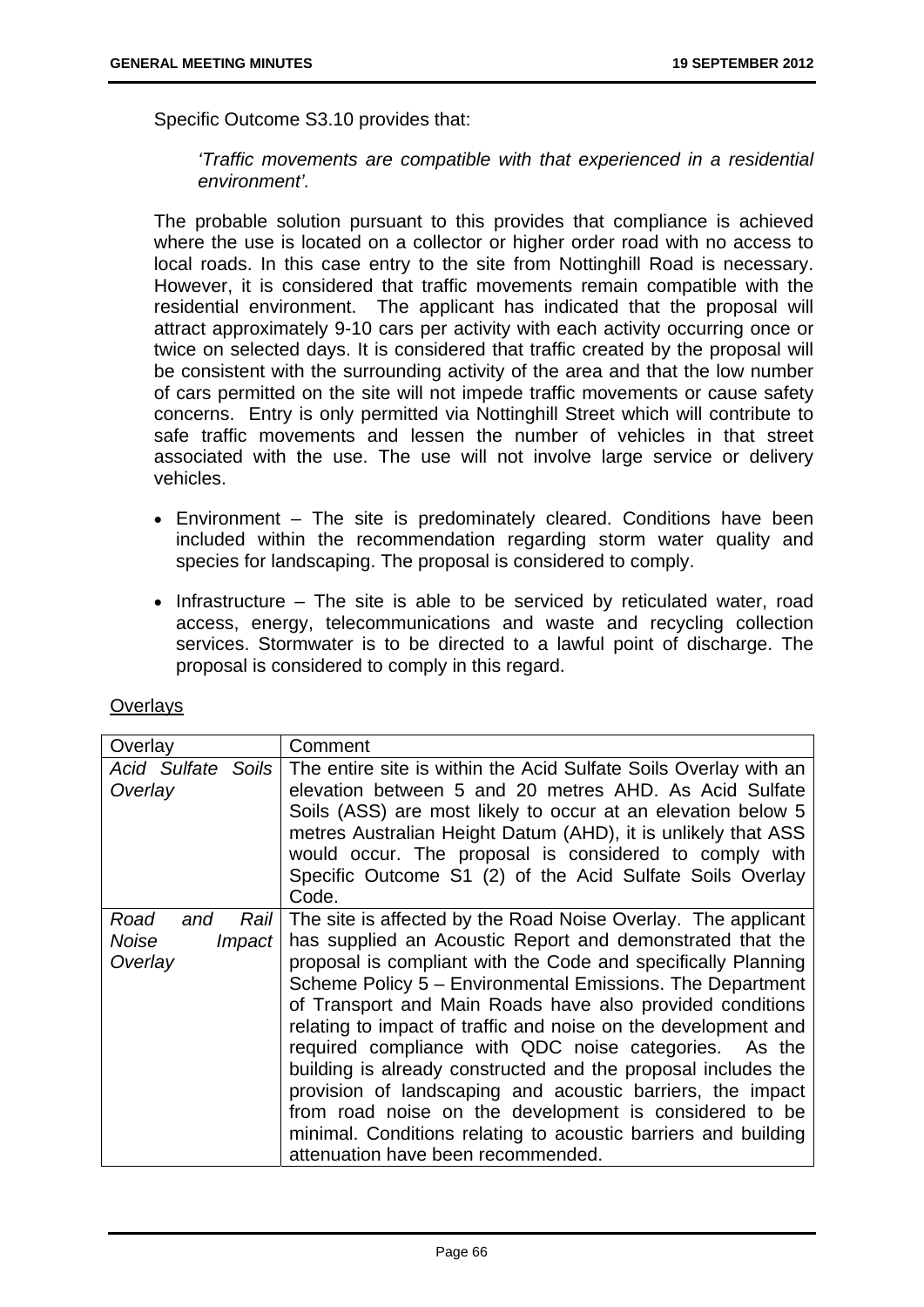Specific Outcome S3.10 provides that:

> *'Traffic movements are compatible with that experienced in a residential environment'.*

The probable solution pursuant to this provides that compliance is achieved where the use is located on a collector or higher order road with no access to local roads. In this case entry to the site from Nottinghill Road is necessary. However, it is considered that traffic movements remain compatible with the residential environment. The applicant has indicated that the proposal will attract approximately 9-10 cars per activity with each activity occurring once or twice on selected days. It is considered that traffic created by the proposal will be consistent with the surrounding activity of the area and that the low number of cars permitted on the site will not impede traffic movements or cause safety concerns. Entry is only permitted via Nottinghill Street which will contribute to safe traffic movements and lessen the number of vehicles in that street associated with the use. The use will not involve large service or delivery vehicles.

- Environment – The site is predominately cleared. Conditions have been included within the recommendation regarding storm water quality and species for landscaping. The proposal is considered to comply.
- Infrastructure – The site is able to be serviced by reticulated water, road access, energy, telecommunications and waste and recycling collection services. Stormwater is to be directed to a lawful point of discharge. The proposal is considered to comply in this regard.

<u>Overlays</u>

| Overlay | Comment |
|---|---|
| *Acid Sulfate Soils Overlay* | The entire site is within the Acid Sulfate Soils Overlay with an elevation between 5 and 20 metres AHD. As Acid Sulfate Soils (ASS) are most likely to occur at an elevation below 5 metres Australian Height Datum (AHD), it is unlikely that ASS would occur. The proposal is considered to comply with Specific Outcome S1 (2) of the Acid Sulfate Soils Overlay Code. |
| *Road and Rail Noise Impact Overlay* | The site is affected by the Road Noise Overlay. The applicant has supplied an Acoustic Report and demonstrated that the proposal is compliant with the Code and specifically Planning Scheme Policy 5 – Environmental Emissions. The Department of Transport and Main Roads have also provided conditions relating to impact of traffic and noise on the development and required compliance with QDC noise categories. As the building is already constructed and the proposal includes the provision of landscaping and acoustic barriers, the impact from road noise on the development is considered to be minimal. Conditions relating to acoustic barriers and building attenuation have been recommended. |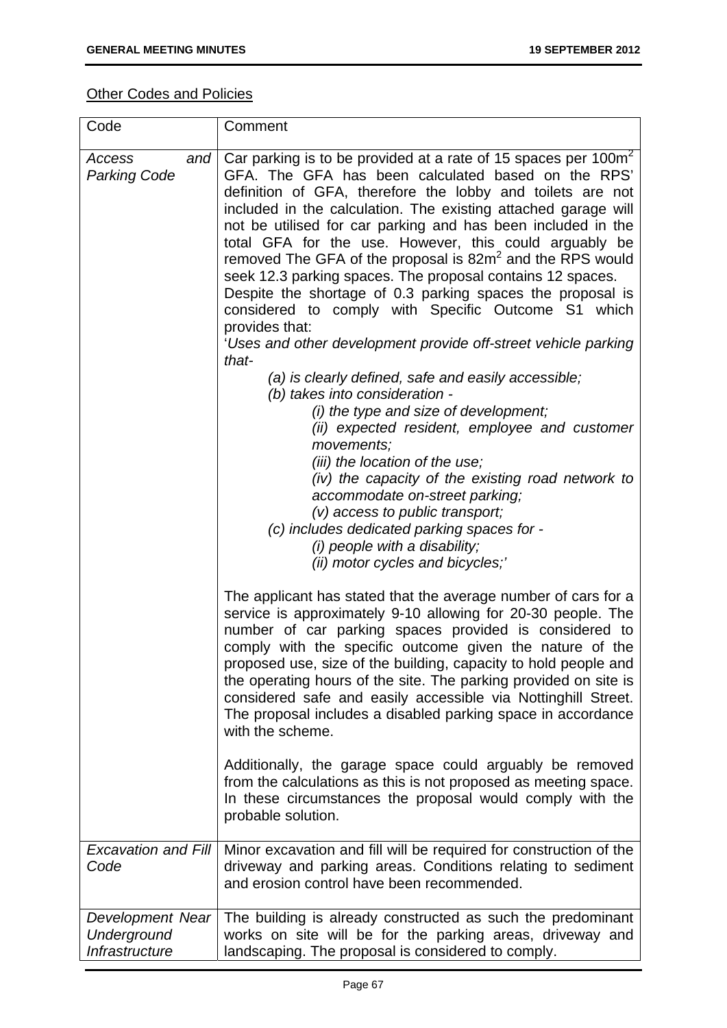<u>Other Codes and Policies</u>

| Code | Comment |
|---|---|
| *Access and Parking Code* | Car parking is to be provided at a rate of 15 spaces per 100m$^2$ GFA. The GFA has been calculated based on the RPS' definition of GFA, therefore the lobby and toilets are not included in the calculation. The existing attached garage will not be utilised for car parking and has been included in the total GFA for the use. However, this could arguably be removed The GFA of the proposal is 82m$^2$ and the RPS would seek 12.3 parking spaces. The proposal contains 12 spaces.<br>Despite the shortage of 0.3 parking spaces the proposal is considered to comply with Specific Outcome S1 which provides that:<br>'*Uses and other development provide off-street vehicle parking that-*<br>*(a) is clearly defined, safe and easily accessible;*<br>*(b) takes into consideration -*<br>*(i) the type and size of development;*<br>*(ii) expected resident, employee and customer movements;*<br>*(iii) the location of the use;*<br>*(iv) the capacity of the existing road network to accommodate on-street parking;*<br>*(v) access to public transport;*<br>*(c) includes dedicated parking spaces for -*<br>*(i) people with a disability;*<br>*(ii) motor cycles and bicycles;*'<br><br>The applicant has stated that the average number of cars for a service is approximately 9-10 allowing for 20-30 people. The number of car parking spaces provided is considered to comply with the specific outcome given the nature of the proposed use, size of the building, capacity to hold people and the operating hours of the site. The parking provided on site is considered safe and easily accessible via Nottinghill Street. The proposal includes a disabled parking space in accordance with the scheme.<br><br>Additionally, the garage space could arguably be removed from the calculations as this is not proposed as meeting space. In these circumstances the proposal would comply with the probable solution. |
| *Excavation and Fill Code* | Minor excavation and fill will be required for construction of the driveway and parking areas. Conditions relating to sediment and erosion control have been recommended. |
| *Development Near Underground Infrastructure* | The building is already constructed as such the predominant works on site will be for the parking areas, driveway and landscaping. The proposal is considered to comply. |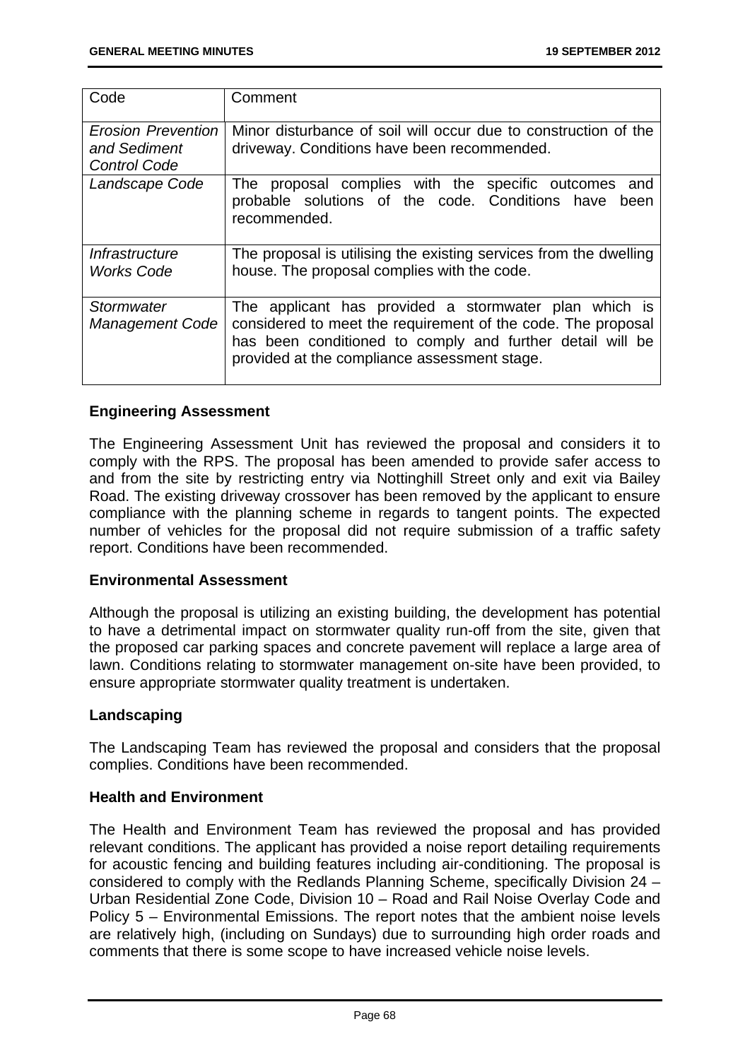| Code | Comment |
| --- | --- |
| *Erosion Prevention and Sediment Control Code* | Minor disturbance of soil will occur due to construction of the driveway. Conditions have been recommended. |
| *Landscape Code* | The proposal complies with the specific outcomes and probable solutions of the code. Conditions have been recommended. |
| *Infrastructure Works Code* | The proposal is utilising the existing services from the dwelling house. The proposal complies with the code. |
| *Stormwater Management Code* | The applicant has provided a stormwater plan which is considered to meet the requirement of the code. The proposal has been conditioned to comply and further detail will be provided at the compliance assessment stage. |

**Engineering Assessment**

The Engineering Assessment Unit has reviewed the proposal and considers it to comply with the RPS. The proposal has been amended to provide safer access to and from the site by restricting entry via Nottinghill Street only and exit via Bailey Road. The existing driveway crossover has been removed by the applicant to ensure compliance with the planning scheme in regards to tangent points. The expected number of vehicles for the proposal did not require submission of a traffic safety report. Conditions have been recommended.

**Environmental Assessment**

Although the proposal is utilizing an existing building, the development has potential to have a detrimental impact on stormwater quality run-off from the site, given that the proposed car parking spaces and concrete pavement will replace a large area of lawn. Conditions relating to stormwater management on-site have been provided, to ensure appropriate stormwater quality treatment is undertaken.

**Landscaping**

The Landscaping Team has reviewed the proposal and considers that the proposal complies. Conditions have been recommended.

**Health and Environment**

The Health and Environment Team has reviewed the proposal and has provided relevant conditions. The applicant has provided a noise report detailing requirements for acoustic fencing and building features including air-conditioning. The proposal is considered to comply with the Redlands Planning Scheme, specifically Division 24 – Urban Residential Zone Code, Division 10 – Road and Rail Noise Overlay Code and Policy 5 – Environmental Emissions. The report notes that the ambient noise levels are relatively high, (including on Sundays) due to surrounding high order roads and comments that there is some scope to have increased vehicle noise levels.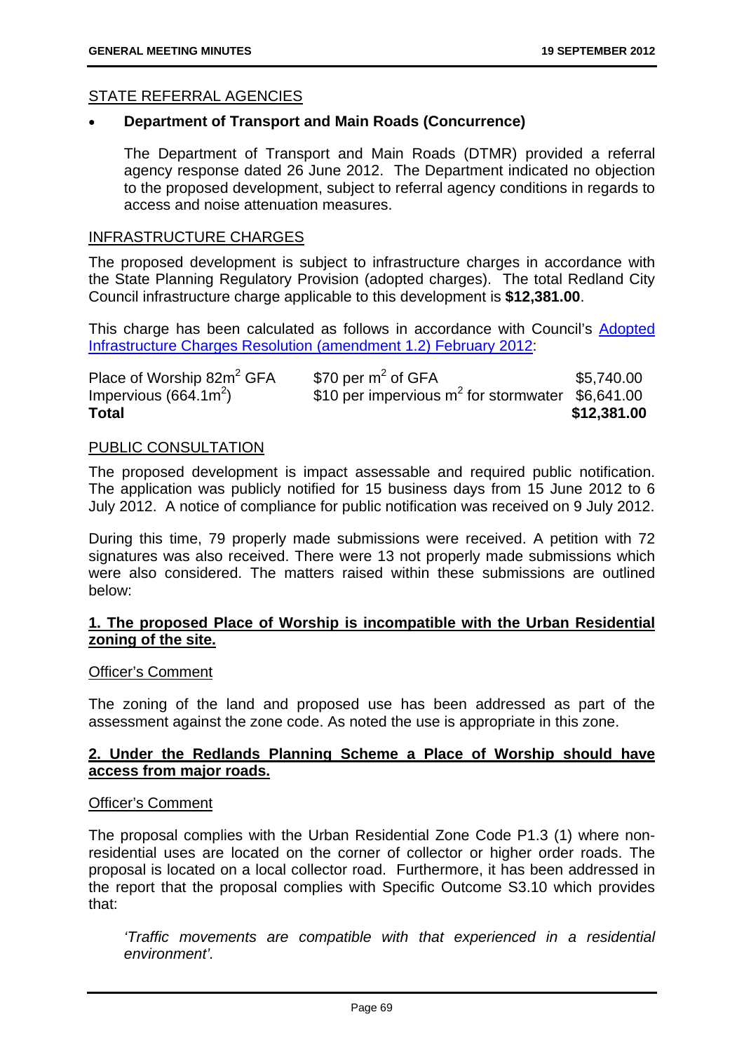STATE REFERRAL AGENCIES

- **Department of Transport and Main Roads (Concurrence)**

  The Department of Transport and Main Roads (DTMR) provided a referral agency response dated 26 June 2012. The Department indicated no objection to the proposed development, subject to referral agency conditions in regards to access and noise attenuation measures.

INFRASTRUCTURE CHARGES

The proposed development is subject to infrastructure charges in accordance with the State Planning Regulatory Provision (adopted charges). The total Redland City Council infrastructure charge applicable to this development is **$12,381.00**.

This charge has been calculated as follows in accordance with Council's Adopted Infrastructure Charges Resolution (amendment 1.2) February 2012:

| | | |
|---|---|---|
| Place of Worship 82m$^2$ GFA | \$70 per m$^2$ of GFA | \$5,740.00 |
| Impervious (664.1m$^2$) | \$10 per impervious m$^2$ for stormwater | \$6,641.00 |
| **Total** | | **\$12,381.00** |

PUBLIC CONSULTATION

The proposed development is impact assessable and required public notification. The application was publicly notified for 15 business days from 15 June 2012 to 6 July 2012. A notice of compliance for public notification was received on 9 July 2012.

During this time, 79 properly made submissions were received. A petition with 72 signatures was also received. There were 13 not properly made submissions which were also considered. The matters raised within these submissions are outlined below:

**1. The proposed Place of Worship is incompatible with the Urban Residential zoning of the site.**

Officer's Comment

The zoning of the land and proposed use has been addressed as part of the assessment against the zone code. As noted the use is appropriate in this zone.

**2. Under the Redlands Planning Scheme a Place of Worship should have access from major roads.**

Officer's Comment

The proposal complies with the Urban Residential Zone Code P1.3 (1) where non-residential uses are located on the corner of collector or higher order roads. The proposal is located on a local collector road. Furthermore, it has been addressed in the report that the proposal complies with Specific Outcome S3.10 which provides that:

> *'Traffic movements are compatible with that experienced in a residential environment'.*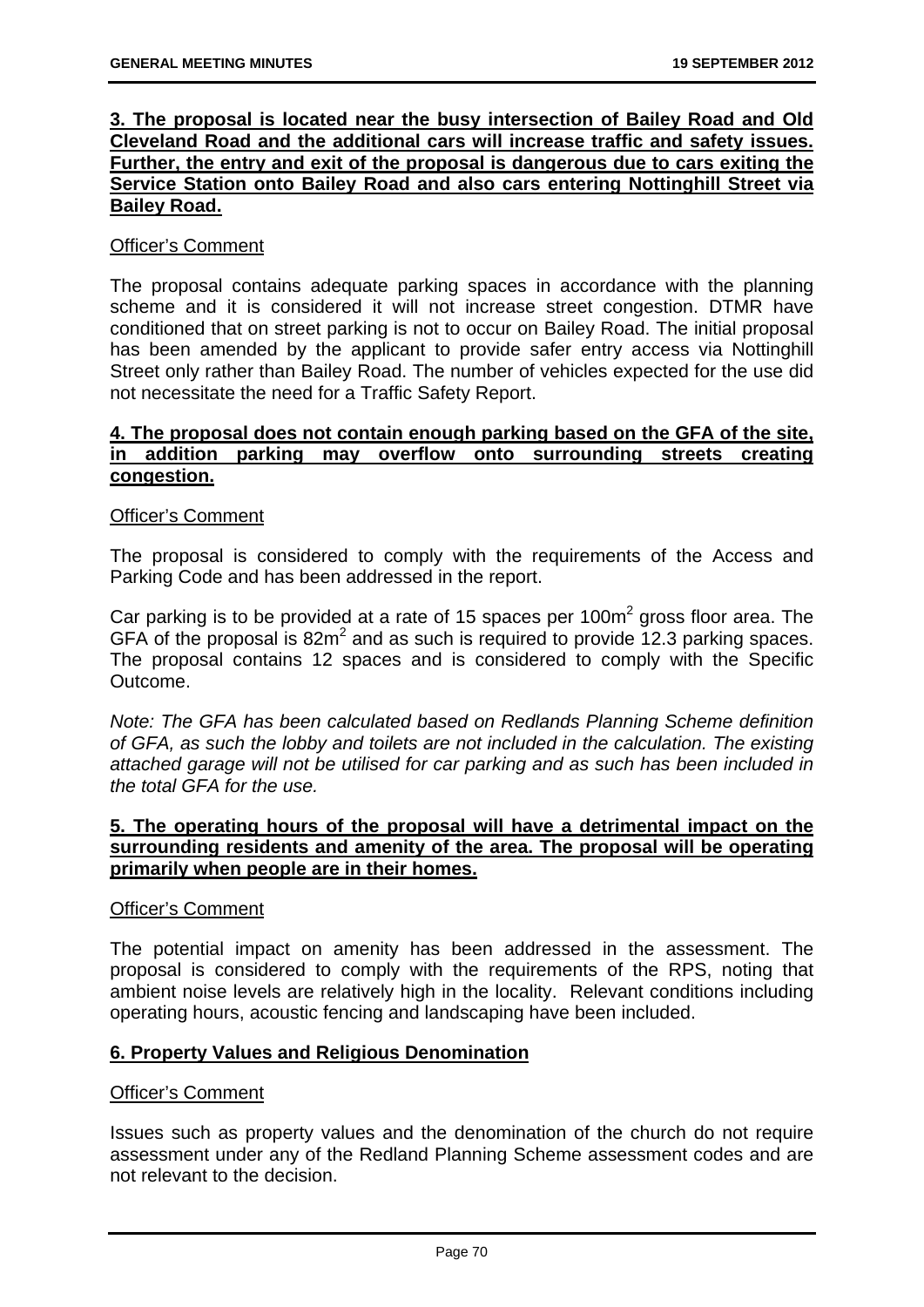**3. The proposal is located near the busy intersection of Bailey Road and Old Cleveland Road and the additional cars will increase traffic and safety issues. Further, the entry and exit of the proposal is dangerous due to cars exiting the Service Station onto Bailey Road and also cars entering Nottinghill Street via Bailey Road.**

Officer's Comment

The proposal contains adequate parking spaces in accordance with the planning scheme and it is considered it will not increase street congestion. DTMR have conditioned that on street parking is not to occur on Bailey Road. The initial proposal has been amended by the applicant to provide safer entry access via Nottinghill Street only rather than Bailey Road. The number of vehicles expected for the use did not necessitate the need for a Traffic Safety Report.

**4. The proposal does not contain enough parking based on the GFA of the site, in addition parking may overflow onto surrounding streets creating congestion.**

Officer's Comment

The proposal is considered to comply with the requirements of the Access and Parking Code and has been addressed in the report.

Car parking is to be provided at a rate of 15 spaces per $100m^2$ gross floor area. The GFA of the proposal is $82m^2$ and as such is required to provide 12.3 parking spaces. The proposal contains 12 spaces and is considered to comply with the Specific Outcome.

*Note: The GFA has been calculated based on Redlands Planning Scheme definition of GFA, as such the lobby and toilets are not included in the calculation. The existing attached garage will not be utilised for car parking and as such has been included in the total GFA for the use.*

**5. The operating hours of the proposal will have a detrimental impact on the surrounding residents and amenity of the area. The proposal will be operating primarily when people are in their homes.**

Officer's Comment

The potential impact on amenity has been addressed in the assessment. The proposal is considered to comply with the requirements of the RPS, noting that ambient noise levels are relatively high in the locality. Relevant conditions including operating hours, acoustic fencing and landscaping have been included.

**6. Property Values and Religious Denomination**

Officer's Comment

Issues such as property values and the denomination of the church do not require assessment under any of the Redland Planning Scheme assessment codes and are not relevant to the decision.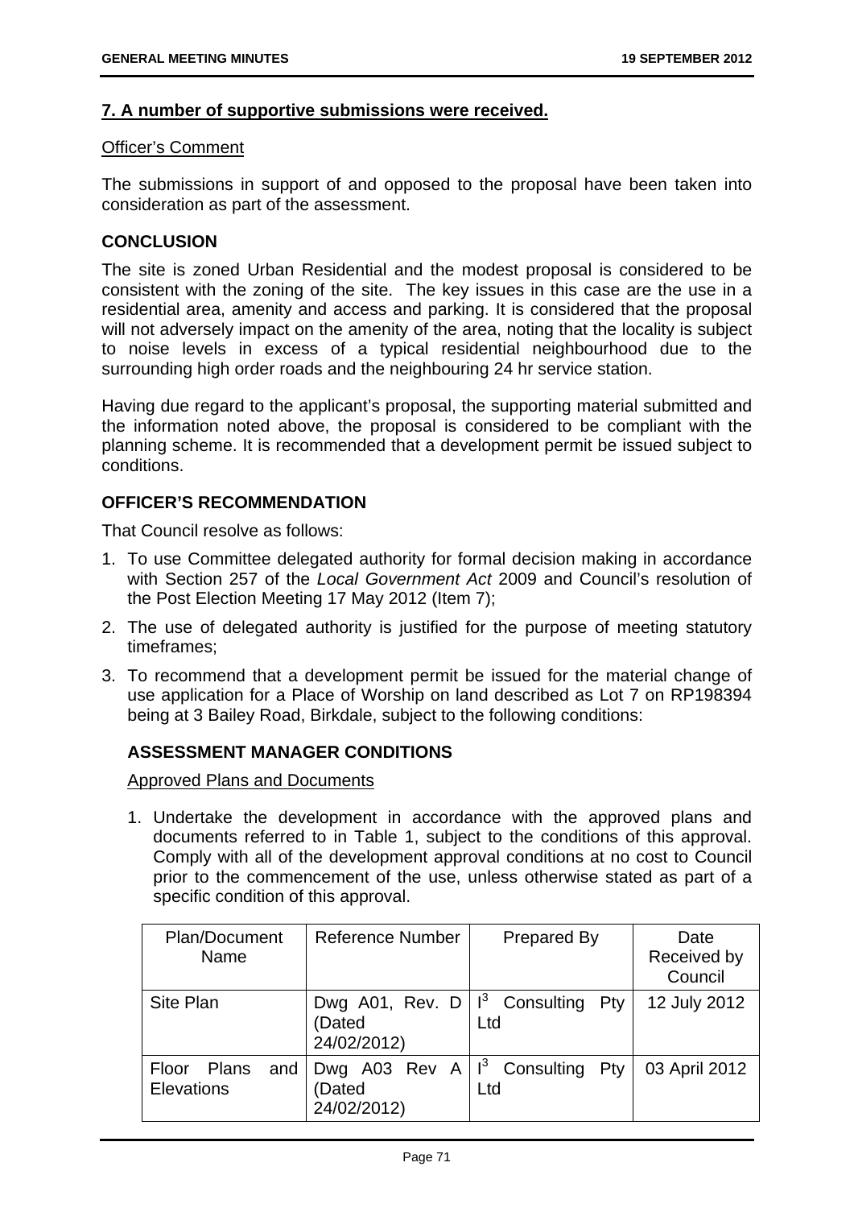**7. A number of supportive submissions were received.**

Officer's Comment

The submissions in support of and opposed to the proposal have been taken into consideration as part of the assessment.

### CONCLUSION

The site is zoned Urban Residential and the modest proposal is considered to be consistent with the zoning of the site. The key issues in this case are the use in a residential area, amenity and access and parking. It is considered that the proposal will not adversely impact on the amenity of the area, noting that the locality is subject to noise levels in excess of a typical residential neighbourhood due to the surrounding high order roads and the neighbouring 24 hr service station.

Having due regard to the applicant's proposal, the supporting material submitted and the information noted above, the proposal is considered to be compliant with the planning scheme. It is recommended that a development permit be issued subject to conditions.

### OFFICER'S RECOMMENDATION

That Council resolve as follows:

1. To use Committee delegated authority for formal decision making in accordance with Section 257 of the *Local Government Act* 2009 and Council's resolution of the Post Election Meeting 17 May 2012 (Item 7);
2. The use of delegated authority is justified for the purpose of meeting statutory timeframes;
3. To recommend that a development permit be issued for the material change of use application for a Place of Worship on land described as Lot 7 on RP198394 being at 3 Bailey Road, Birkdale, subject to the following conditions:

#### ASSESSMENT MANAGER CONDITIONS

Approved Plans and Documents

1. Undertake the development in accordance with the approved plans and documents referred to in Table 1, subject to the conditions of this approval. Comply with all of the development approval conditions at no cost to Council prior to the commencement of the use, unless otherwise stated as part of a specific condition of this approval.

| Plan/Document Name | Reference Number | Prepared By | Date Received by Council |
|---|---|---|---|
| Site Plan | Dwg A01, Rev. D (Dated 24/02/2012) | $I^3$ Consulting Pty Ltd | 12 July 2012 |
| Floor Plans and Elevations | Dwg A03 Rev A (Dated 24/02/2012) | $I^3$ Consulting Pty Ltd | 03 April 2012 |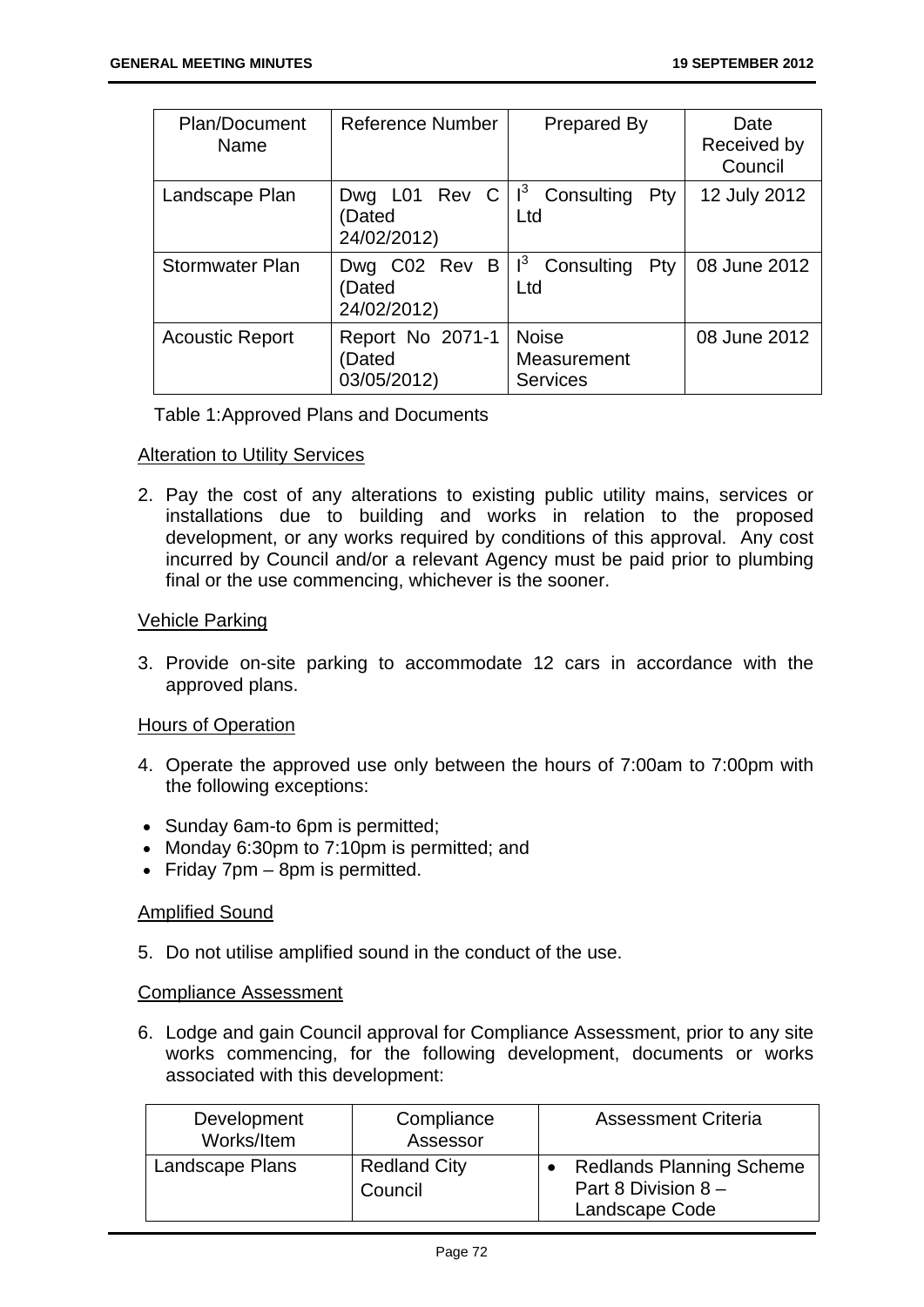| Plan/Document Name | Reference Number | Prepared By | Date Received by Council |
|---|---|---|---|
| Landscape Plan | Dwg L01 Rev C (Dated 24/02/2012) | $I^3$ Consulting Pty Ltd | 12 July 2012 |
| Stormwater Plan | Dwg C02 Rev B (Dated 24/02/2012) | $I^3$ Consulting Pty Ltd | 08 June 2012 |
| Acoustic Report | Report No 2071-1 (Dated 03/05/2012) | Noise Measurement Services | 08 June 2012 |

Table 1:Approved Plans and Documents

<u>Alteration to Utility Services</u>

2. Pay the cost of any alterations to existing public utility mains, services or installations due to building and works in relation to the proposed development, or any works required by conditions of this approval. Any cost incurred by Council and/or a relevant Agency must be paid prior to plumbing final or the use commencing, whichever is the sooner.

<u>Vehicle Parking</u>

3. Provide on-site parking to accommodate 12 cars in accordance with the approved plans.

<u>Hours of Operation</u>

4. Operate the approved use only between the hours of 7:00am to 7:00pm with the following exceptions:

- Sunday 6am-to 6pm is permitted;
- Monday 6:30pm to 7:10pm is permitted; and
- Friday 7pm – 8pm is permitted.

<u>Amplified Sound</u>

5. Do not utilise amplified sound in the conduct of the use.

<u>Compliance Assessment</u>

6. Lodge and gain Council approval for Compliance Assessment, prior to any site works commencing, for the following development, documents or works associated with this development:

| Development Works/Item | Compliance Assessor | Assessment Criteria |
|---|---|---|
| Landscape Plans | Redland City Council | • Redlands Planning Scheme Part 8 Division 8 – Landscape Code |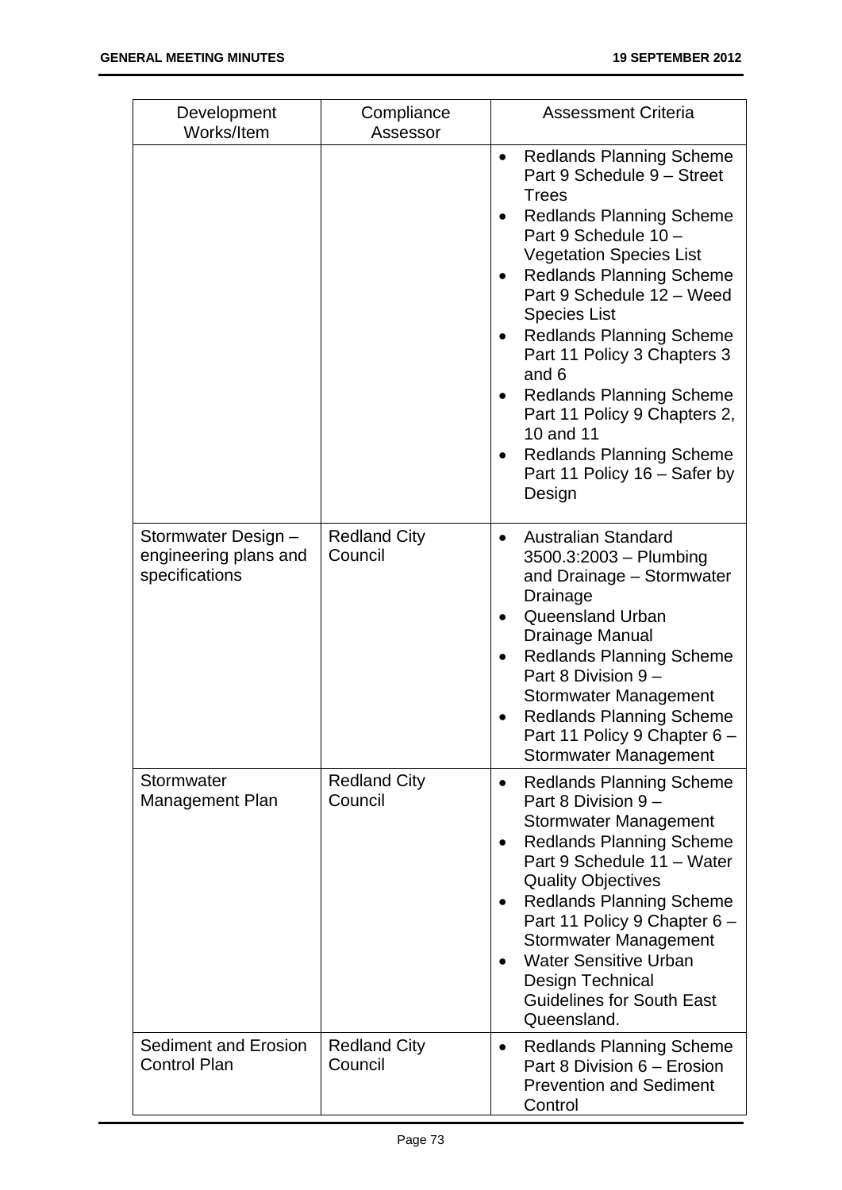| Development Works/Item | Compliance Assessor | Assessment Criteria |
| --- | --- | --- |
| | | • Redlands Planning Scheme Part 9 Schedule 9 – Street Trees<br>• Redlands Planning Scheme Part 9 Schedule 10 – Vegetation Species List<br>• Redlands Planning Scheme Part 9 Schedule 12 – Weed Species List<br>• Redlands Planning Scheme Part 11 Policy 3 Chapters 3 and 6<br>• Redlands Planning Scheme Part 11 Policy 9 Chapters 2, 10 and 11<br>• Redlands Planning Scheme Part 11 Policy 16 – Safer by Design |
| Stormwater Design – engineering plans and specifications | Redland City Council | • Australian Standard 3500.3:2003 – Plumbing and Drainage – Stormwater Drainage<br>• Queensland Urban Drainage Manual<br>• Redlands Planning Scheme Part 8 Division 9 – Stormwater Management<br>• Redlands Planning Scheme Part 11 Policy 9 Chapter 6 – Stormwater Management |
| Stormwater Management Plan | Redland City Council | • Redlands Planning Scheme Part 8 Division 9 – Stormwater Management<br>• Redlands Planning Scheme Part 9 Schedule 11 – Water Quality Objectives<br>• Redlands Planning Scheme Part 11 Policy 9 Chapter 6 – Stormwater Management<br>• Water Sensitive Urban Design Technical Guidelines for South East Queensland. |
| Sediment and Erosion Control Plan | Redland City Council | • Redlands Planning Scheme Part 8 Division 6 – Erosion Prevention and Sediment Control |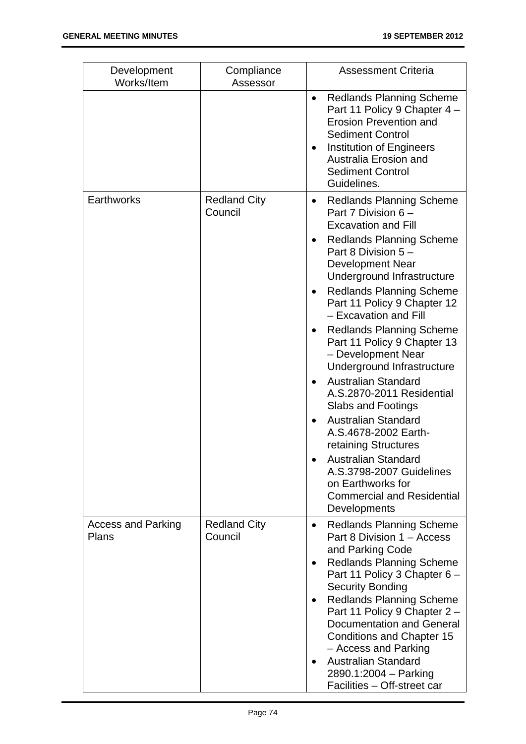| Development Works/Item | Compliance Assessor | Assessment Criteria |
|---|---|---|
| | | • Redlands Planning Scheme Part 11 Policy 9 Chapter 4 – Erosion Prevention and Sediment Control<br>• Institution of Engineers Australia Erosion and Sediment Control Guidelines. |
| Earthworks | Redland City Council | • Redlands Planning Scheme Part 7 Division 6 – Excavation and Fill<br>• Redlands Planning Scheme Part 8 Division 5 – Development Near Underground Infrastructure<br>• Redlands Planning Scheme Part 11 Policy 9 Chapter 12 – Excavation and Fill<br>• Redlands Planning Scheme Part 11 Policy 9 Chapter 13 – Development Near Underground Infrastructure<br>• Australian Standard A.S.2870-2011 Residential Slabs and Footings<br>• Australian Standard A.S.4678-2002 Earth-retaining Structures<br>• Australian Standard A.S.3798-2007 Guidelines on Earthworks for Commercial and Residential Developments |
| Access and Parking Plans | Redland City Council | • Redlands Planning Scheme Part 8 Division 1 – Access and Parking Code<br>• Redlands Planning Scheme Part 11 Policy 3 Chapter 6 – Security Bonding<br>• Redlands Planning Scheme Part 11 Policy 9 Chapter 2 – Documentation and General Conditions and Chapter 15 – Access and Parking<br>• Australian Standard 2890.1:2004 – Parking Facilities – Off-street car |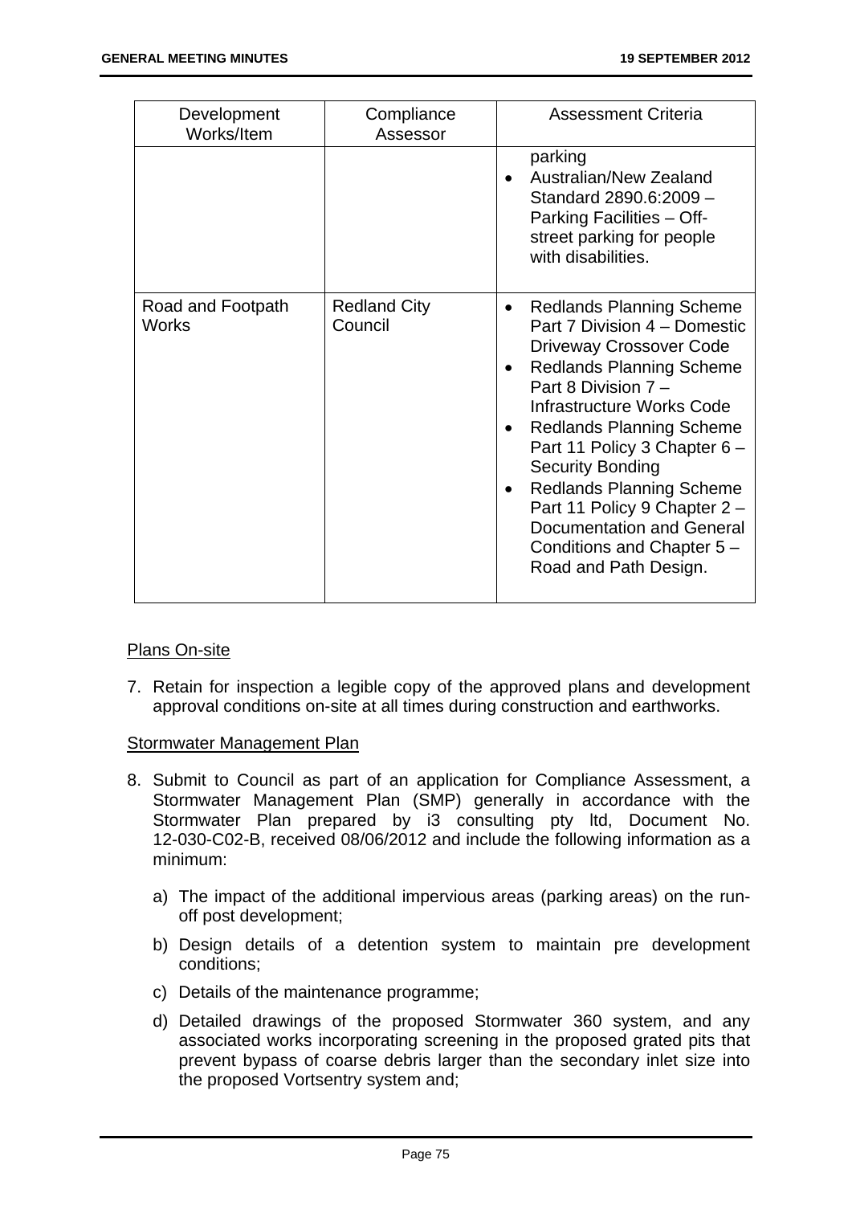| Development Works/Item | Compliance Assessor | Assessment Criteria |
|---|---|---|
| | | parking<br>• Australian/New Zealand Standard 2890.6:2009 – Parking Facilities – Off-street parking for people with disabilities. |
| Road and Footpath Works | Redland City Council | • Redlands Planning Scheme Part 7 Division 4 – Domestic Driveway Crossover Code<br>• Redlands Planning Scheme Part 8 Division 7 – Infrastructure Works Code<br>• Redlands Planning Scheme Part 11 Policy 3 Chapter 6 – Security Bonding<br>• Redlands Planning Scheme Part 11 Policy 9 Chapter 2 – Documentation and General Conditions and Chapter 5 – Road and Path Design. |

Plans On-site

7. Retain for inspection a legible copy of the approved plans and development approval conditions on-site at all times during construction and earthworks.

Stormwater Management Plan

8. Submit to Council as part of an application for Compliance Assessment, a Stormwater Management Plan (SMP) generally in accordance with the Stormwater Plan prepared by i3 consulting pty ltd, Document No. 12-030-C02-B, received 08/06/2012 and include the following information as a minimum:

   a) The impact of the additional impervious areas (parking areas) on the run-off post development;

   b) Design details of a detention system to maintain pre development conditions;

   c) Details of the maintenance programme;

   d) Detailed drawings of the proposed Stormwater 360 system, and any associated works incorporating screening in the proposed grated pits that prevent bypass of coarse debris larger than the secondary inlet size into the proposed Vortsentry system and;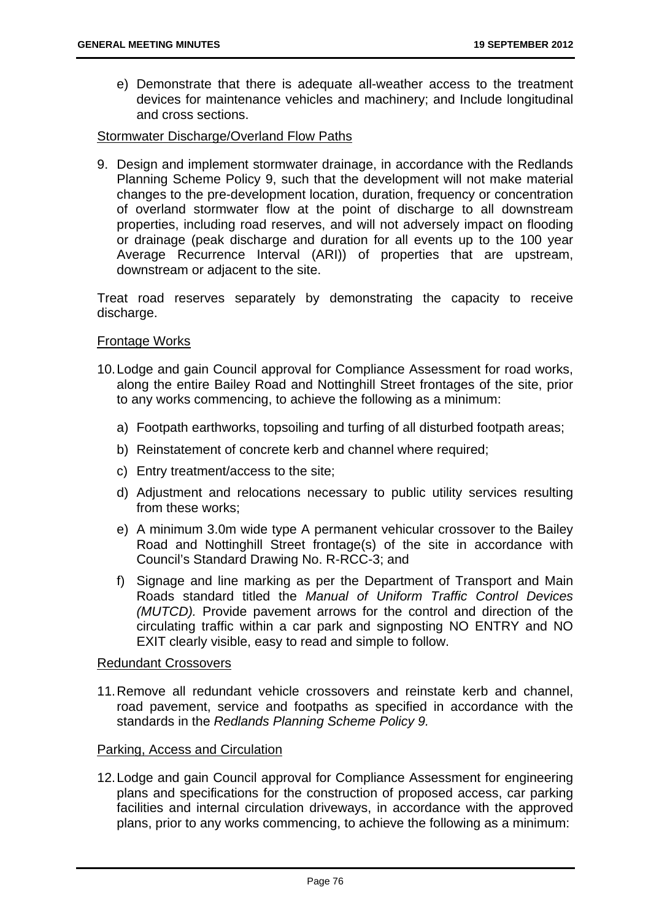e) Demonstrate that there is adequate all-weather access to the treatment devices for maintenance vehicles and machinery; and Include longitudinal and cross sections.

Stormwater Discharge/Overland Flow Paths

9. Design and implement stormwater drainage, in accordance with the Redlands Planning Scheme Policy 9, such that the development will not make material changes to the pre-development location, duration, frequency or concentration of overland stormwater flow at the point of discharge to all downstream properties, including road reserves, and will not adversely impact on flooding or drainage (peak discharge and duration for all events up to the 100 year Average Recurrence Interval (ARI)) of properties that are upstream, downstream or adjacent to the site.

   Treat road reserves separately by demonstrating the capacity to receive discharge.

Frontage Works

10. Lodge and gain Council approval for Compliance Assessment for road works, along the entire Bailey Road and Nottinghill Street frontages of the site, prior to any works commencing, to achieve the following as a minimum:

    a) Footpath earthworks, topsoiling and turfing of all disturbed footpath areas;

    b) Reinstatement of concrete kerb and channel where required;

    c) Entry treatment/access to the site;

    d) Adjustment and relocations necessary to public utility services resulting from these works;

    e) A minimum 3.0m wide type A permanent vehicular crossover to the Bailey Road and Nottinghill Street frontage(s) of the site in accordance with Council's Standard Drawing No. R-RCC-3; and

    f) Signage and line marking as per the Department of Transport and Main Roads standard titled the *Manual of Uniform Traffic Control Devices (MUTCD).* Provide pavement arrows for the control and direction of the circulating traffic within a car park and signposting NO ENTRY and NO EXIT clearly visible, easy to read and simple to follow.

Redundant Crossovers

11. Remove all redundant vehicle crossovers and reinstate kerb and channel, road pavement, service and footpaths as specified in accordance with the standards in the *Redlands Planning Scheme Policy 9.*

Parking, Access and Circulation

12. Lodge and gain Council approval for Compliance Assessment for engineering plans and specifications for the construction of proposed access, car parking facilities and internal circulation driveways, in accordance with the approved plans, prior to any works commencing, to achieve the following as a minimum: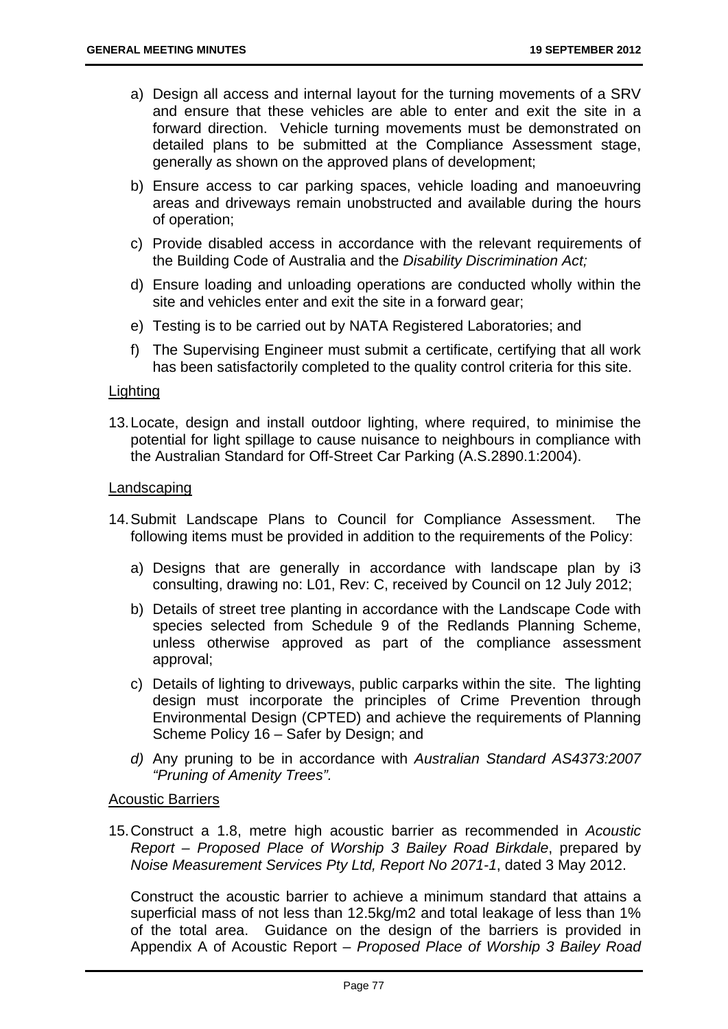a) Design all access and internal layout for the turning movements of a SRV and ensure that these vehicles are able to enter and exit the site in a forward direction. Vehicle turning movements must be demonstrated on detailed plans to be submitted at the Compliance Assessment stage, generally as shown on the approved plans of development;

b) Ensure access to car parking spaces, vehicle loading and manoeuvring areas and driveways remain unobstructed and available during the hours of operation;

c) Provide disabled access in accordance with the relevant requirements of the Building Code of Australia and the *Disability Discrimination Act;*

d) Ensure loading and unloading operations are conducted wholly within the site and vehicles enter and exit the site in a forward gear;

e) Testing is to be carried out by NATA Registered Laboratories; and

f) The Supervising Engineer must submit a certificate, certifying that all work has been satisfactorily completed to the quality control criteria for this site.

<u>Lighting</u>

13. Locate, design and install outdoor lighting, where required, to minimise the potential for light spillage to cause nuisance to neighbours in compliance with the Australian Standard for Off-Street Car Parking (A.S.2890.1:2004).

<u>Landscaping</u>

14. Submit Landscape Plans to Council for Compliance Assessment. The following items must be provided in addition to the requirements of the Policy:

    a) Designs that are generally in accordance with landscape plan by i3 consulting, drawing no: L01, Rev: C, received by Council on 12 July 2012;

    b) Details of street tree planting in accordance with the Landscape Code with species selected from Schedule 9 of the Redlands Planning Scheme, unless otherwise approved as part of the compliance assessment approval;

    c) Details of lighting to driveways, public carparks within the site. The lighting design must incorporate the principles of Crime Prevention through Environmental Design (CPTED) and achieve the requirements of Planning Scheme Policy 16 – Safer by Design; and

    *d)* Any pruning to be in accordance with *Australian Standard AS4373:2007 "Pruning of Amenity Trees".*

<u>Acoustic Barriers</u>

15. Construct a 1.8, metre high acoustic barrier as recommended in *Acoustic Report – Proposed Place of Worship 3 Bailey Road Birkdale*, prepared by *Noise Measurement Services Pty Ltd, Report No 2071-1*, dated 3 May 2012.

    Construct the acoustic barrier to achieve a minimum standard that attains a superficial mass of not less than 12.5kg/m2 and total leakage of less than 1% of the total area. Guidance on the design of the barriers is provided in Appendix A of Acoustic Report – *Proposed Place of Worship 3 Bailey Road*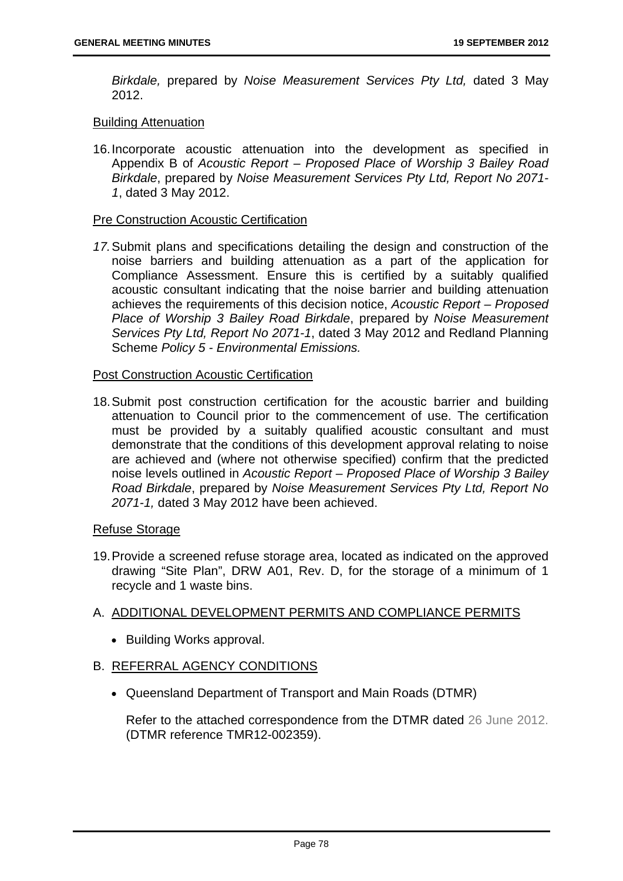*Birkdale,* prepared by *Noise Measurement Services Pty Ltd,* dated 3 May 2012.

<u>Building Attenuation</u>

16. Incorporate acoustic attenuation into the development as specified in Appendix B of *Acoustic Report – Proposed Place of Worship 3 Bailey Road Birkdale*, prepared by *Noise Measurement Services Pty Ltd, Report No 2071-1*, dated 3 May 2012.

<u>Pre Construction Acoustic Certification</u>

*17.* Submit plans and specifications detailing the design and construction of the noise barriers and building attenuation as a part of the application for Compliance Assessment. Ensure this is certified by a suitably qualified acoustic consultant indicating that the noise barrier and building attenuation achieves the requirements of this decision notice, *Acoustic Report – Proposed Place of Worship 3 Bailey Road Birkdale*, prepared by *Noise Measurement Services Pty Ltd, Report No 2071-1*, dated 3 May 2012 and Redland Planning Scheme *Policy 5 - Environmental Emissions.*

<u>Post Construction Acoustic Certification</u>

18. Submit post construction certification for the acoustic barrier and building attenuation to Council prior to the commencement of use. The certification must be provided by a suitably qualified acoustic consultant and must demonstrate that the conditions of this development approval relating to noise are achieved and (where not otherwise specified) confirm that the predicted noise levels outlined in *Acoustic Report – Proposed Place of Worship 3 Bailey Road Birkdale*, prepared by *Noise Measurement Services Pty Ltd, Report No 2071-1,* dated 3 May 2012 have been achieved.

<u>Refuse Storage</u>

19. Provide a screened refuse storage area, located as indicated on the approved drawing "Site Plan", DRW A01, Rev. D, for the storage of a minimum of 1 recycle and 1 waste bins.

A. <u>ADDITIONAL DEVELOPMENT PERMITS AND COMPLIANCE PERMITS</u>

- Building Works approval.

B. <u>REFERRAL AGENCY CONDITIONS</u>

- Queensland Department of Transport and Main Roads (DTMR)

  Refer to the attached correspondence from the DTMR dated 26 June 2012. (DTMR reference TMR12-002359).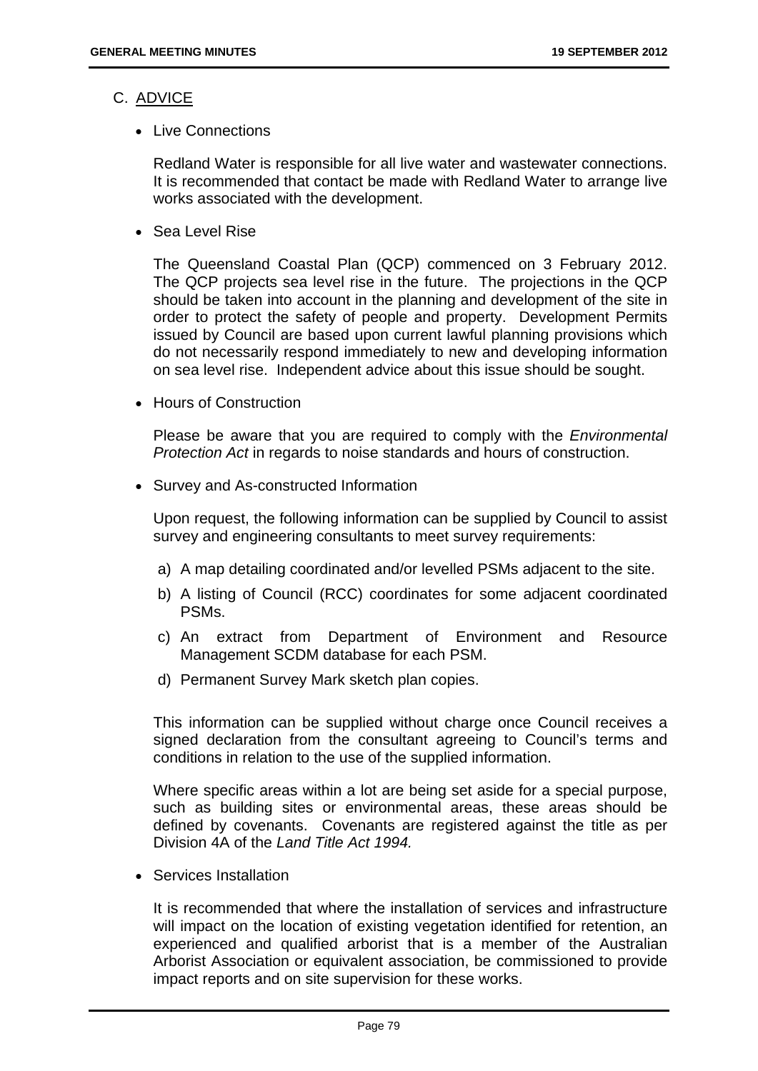## C. ADVICE

- Live Connections

  Redland Water is responsible for all live water and wastewater connections. It is recommended that contact be made with Redland Water to arrange live works associated with the development.

- Sea Level Rise

  The Queensland Coastal Plan (QCP) commenced on 3 February 2012. The QCP projects sea level rise in the future. The projections in the QCP should be taken into account in the planning and development of the site in order to protect the safety of people and property. Development Permits issued by Council are based upon current lawful planning provisions which do not necessarily respond immediately to new and developing information on sea level rise. Independent advice about this issue should be sought.

- Hours of Construction

  Please be aware that you are required to comply with the *Environmental Protection Act* in regards to noise standards and hours of construction.

- Survey and As-constructed Information

  Upon request, the following information can be supplied by Council to assist survey and engineering consultants to meet survey requirements:

  a) A map detailing coordinated and/or levelled PSMs adjacent to the site.
  b) A listing of Council (RCC) coordinates for some adjacent coordinated PSMs.
  c) An extract from Department of Environment and Resource Management SCDM database for each PSM.
  d) Permanent Survey Mark sketch plan copies.

  This information can be supplied without charge once Council receives a signed declaration from the consultant agreeing to Council's terms and conditions in relation to the use of the supplied information.

  Where specific areas within a lot are being set aside for a special purpose, such as building sites or environmental areas, these areas should be defined by covenants. Covenants are registered against the title as per Division 4A of the *Land Title Act 1994.*

- Services Installation

  It is recommended that where the installation of services and infrastructure will impact on the location of existing vegetation identified for retention, an experienced and qualified arborist that is a member of the Australian Arborist Association or equivalent association, be commissioned to provide impact reports and on site supervision for these works.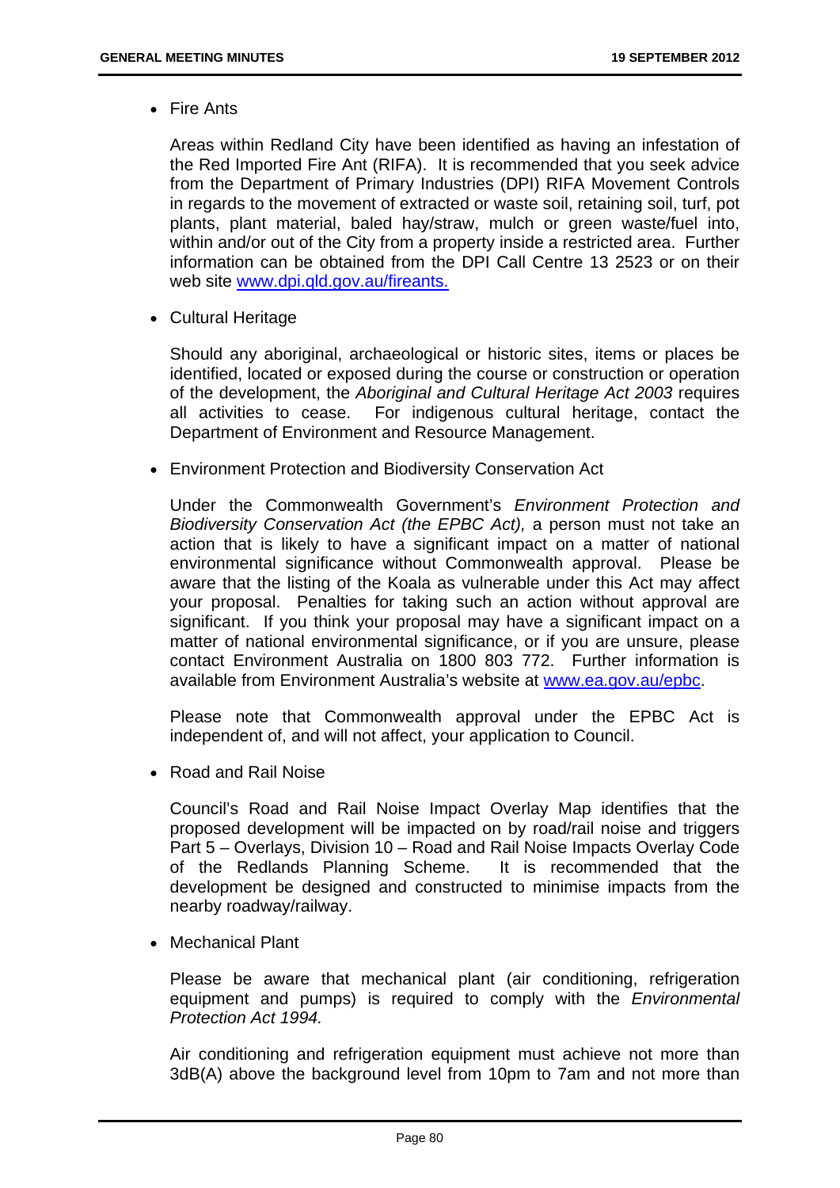- Fire Ants

  Areas within Redland City have been identified as having an infestation of the Red Imported Fire Ant (RIFA). It is recommended that you seek advice from the Department of Primary Industries (DPI) RIFA Movement Controls in regards to the movement of extracted or waste soil, retaining soil, turf, pot plants, plant material, baled hay/straw, mulch or green waste/fuel into, within and/or out of the City from a property inside a restricted area. Further information can be obtained from the DPI Call Centre 13 2523 or on their web site www.dpi.qld.gov.au/fireants.

- Cultural Heritage

  Should any aboriginal, archaeological or historic sites, items or places be identified, located or exposed during the course or construction or operation of the development, the *Aboriginal and Cultural Heritage Act 2003* requires all activities to cease. For indigenous cultural heritage, contact the Department of Environment and Resource Management.

- Environment Protection and Biodiversity Conservation Act

  Under the Commonwealth Government's *Environment Protection and Biodiversity Conservation Act (the EPBC Act),* a person must not take an action that is likely to have a significant impact on a matter of national environmental significance without Commonwealth approval. Please be aware that the listing of the Koala as vulnerable under this Act may affect your proposal. Penalties for taking such an action without approval are significant. If you think your proposal may have a significant impact on a matter of national environmental significance, or if you are unsure, please contact Environment Australia on 1800 803 772. Further information is available from Environment Australia's website at www.ea.gov.au/epbc.

  Please note that Commonwealth approval under the EPBC Act is independent of, and will not affect, your application to Council.

- Road and Rail Noise

  Council's Road and Rail Noise Impact Overlay Map identifies that the proposed development will be impacted on by road/rail noise and triggers Part 5 – Overlays, Division 10 – Road and Rail Noise Impacts Overlay Code of the Redlands Planning Scheme. It is recommended that the development be designed and constructed to minimise impacts from the nearby roadway/railway.

- Mechanical Plant

  Please be aware that mechanical plant (air conditioning, refrigeration equipment and pumps) is required to comply with the *Environmental Protection Act 1994.*

  Air conditioning and refrigeration equipment must achieve not more than 3dB(A) above the background level from 10pm to 7am and not more than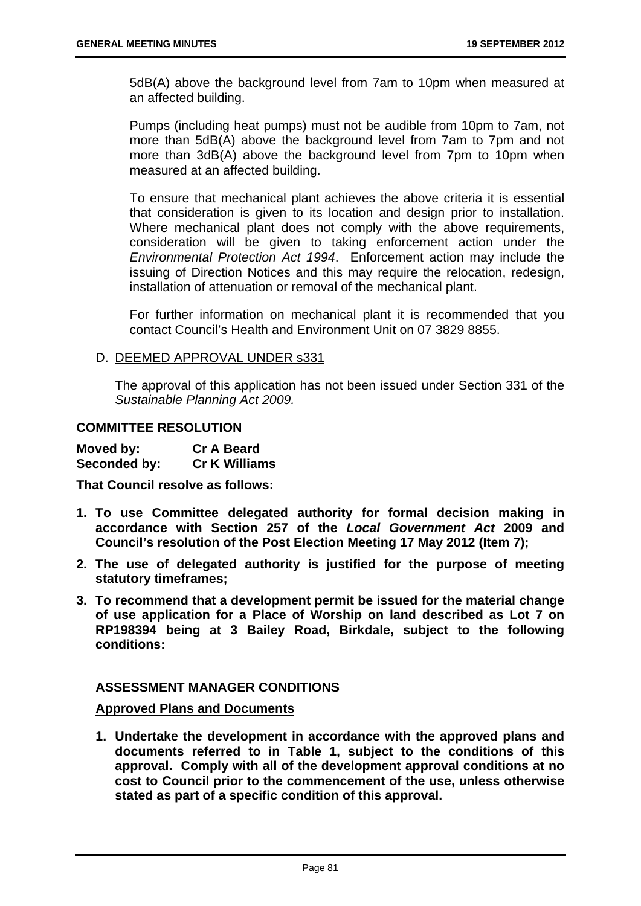5dB(A) above the background level from 7am to 10pm when measured at an affected building.

Pumps (including heat pumps) must not be audible from 10pm to 7am, not more than 5dB(A) above the background level from 7am to 7pm and not more than 3dB(A) above the background level from 7pm to 10pm when measured at an affected building.

To ensure that mechanical plant achieves the above criteria it is essential that consideration is given to its location and design prior to installation. Where mechanical plant does not comply with the above requirements, consideration will be given to taking enforcement action under the *Environmental Protection Act 1994*. Enforcement action may include the issuing of Direction Notices and this may require the relocation, redesign, installation of attenuation or removal of the mechanical plant.

For further information on mechanical plant it is recommended that you contact Council's Health and Environment Unit on 07 3829 8855.

D. DEEMED APPROVAL UNDER s331

The approval of this application has not been issued under Section 331 of the *Sustainable Planning Act 2009.*

**COMMITTEE RESOLUTION**

**Moved by: Cr A Beard**
**Seconded by: Cr K Williams**

**That Council resolve as follows:**

1. **To use Committee delegated authority for formal decision making in accordance with Section 257 of the *Local Government Act* 2009 and Council's resolution of the Post Election Meeting 17 May 2012 (Item 7);**
2. **The use of delegated authority is justified for the purpose of meeting statutory timeframes;**
3. **To recommend that a development permit be issued for the material change of use application for a Place of Worship on land described as Lot 7 on RP198394 being at 3 Bailey Road, Birkdale, subject to the following conditions:**

**ASSESSMENT MANAGER CONDITIONS**

**Approved Plans and Documents**

1. **Undertake the development in accordance with the approved plans and documents referred to in Table 1, subject to the conditions of this approval. Comply with all of the development approval conditions at no cost to Council prior to the commencement of the use, unless otherwise stated as part of a specific condition of this approval.**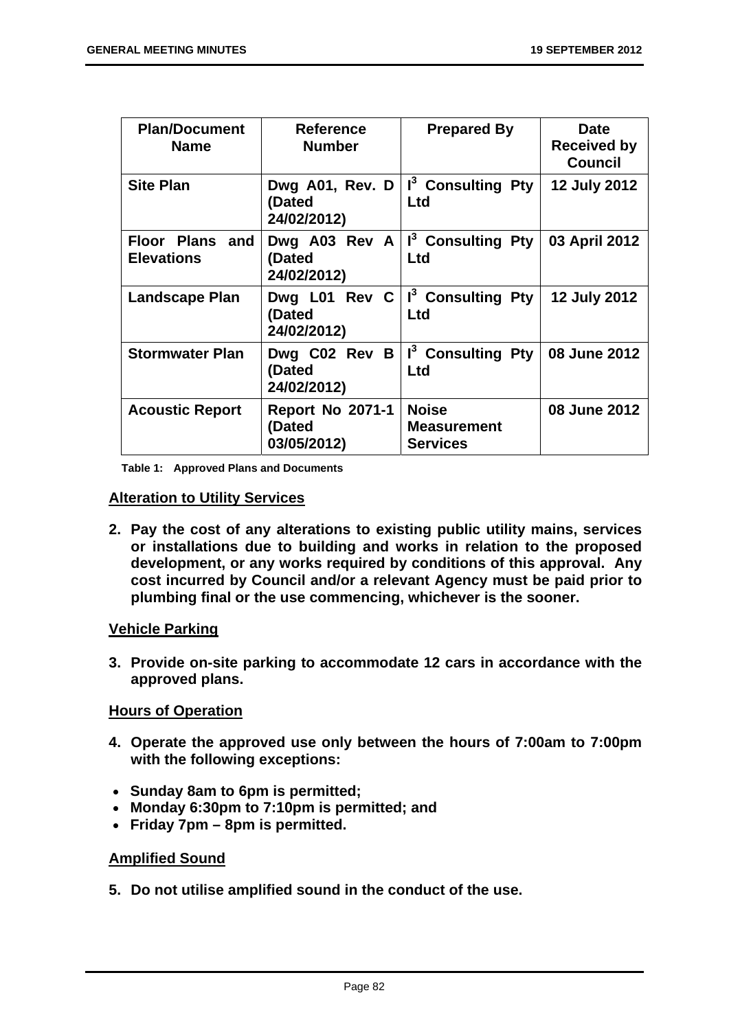| Plan/Document Name | Reference Number | Prepared By | Date Received by Council |
|---|---|---|---|
| **Site Plan** | **Dwg A01, Rev. D (Dated 24/02/2012)** | **I[3] Consulting Pty Ltd** | **12 July 2012** |
| **Floor Plans and Elevations** | **Dwg A03 Rev A (Dated 24/02/2012)** | **I[3] Consulting Pty Ltd** | **03 April 2012** |
| **Landscape Plan** | **Dwg L01 Rev C (Dated 24/02/2012)** | **I[3] Consulting Pty Ltd** | **12 July 2012** |
| **Stormwater Plan** | **Dwg C02 Rev B (Dated 24/02/2012)** | **I[3] Consulting Pty Ltd** | **08 June 2012** |
| **Acoustic Report** | **Report No 2071-1 (Dated 03/05/2012)** | **Noise Measurement Services** | **08 June 2012** |

**Table 1: Approved Plans and Documents**

**Alteration to Utility Services**

2. **Pay the cost of any alterations to existing public utility mains, services or installations due to building and works in relation to the proposed development, or any works required by conditions of this approval. Any cost incurred by Council and/or a relevant Agency must be paid prior to plumbing final or the use commencing, whichever is the sooner.**

**Vehicle Parking**

3. **Provide on-site parking to accommodate 12 cars in accordance with the approved plans.**

**Hours of Operation**

4. **Operate the approved use only between the hours of 7:00am to 7:00pm with the following exceptions:**

- **Sunday 8am to 6pm is permitted;**
- **Monday 6:30pm to 7:10pm is permitted; and**
- **Friday 7pm – 8pm is permitted.**

**Amplified Sound**

5. **Do not utilise amplified sound in the conduct of the use.**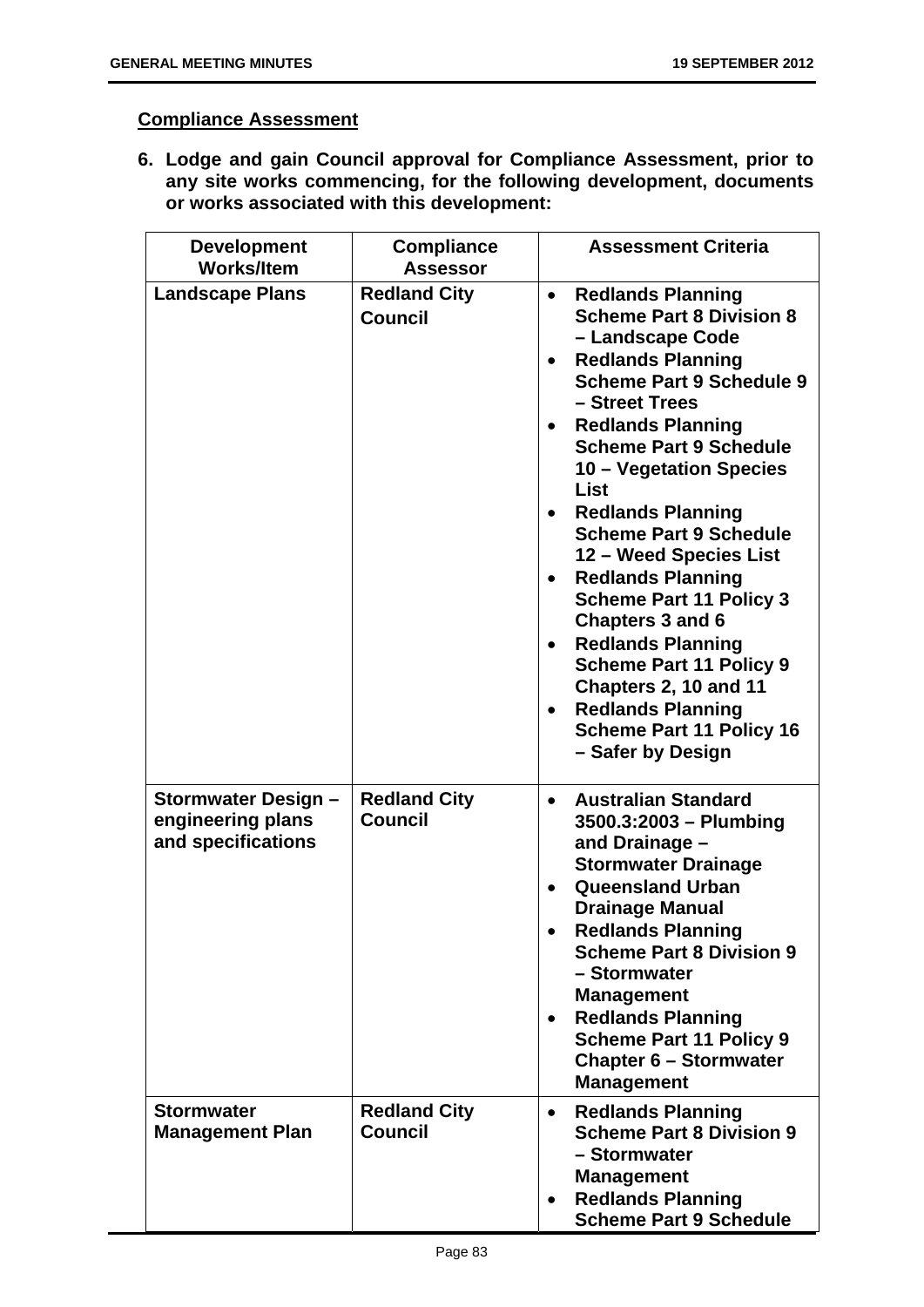**Compliance Assessment**

**6. Lodge and gain Council approval for Compliance Assessment, prior to any site works commencing, for the following development, documents or works associated with this development:**

| Development Works/Item | Compliance Assessor | Assessment Criteria |
|---|---|---|
| **Landscape Plans** | **Redland City Council** | • **Redlands Planning Scheme Part 8 Division 8 – Landscape Code**<br>• **Redlands Planning Scheme Part 9 Schedule 9 – Street Trees**<br>• **Redlands Planning Scheme Part 9 Schedule 10 – Vegetation Species List**<br>• **Redlands Planning Scheme Part 9 Schedule 12 – Weed Species List**<br>• **Redlands Planning Scheme Part 11 Policy 3 Chapters 3 and 6**<br>• **Redlands Planning Scheme Part 11 Policy 9 Chapters 2, 10 and 11**<br>• **Redlands Planning Scheme Part 11 Policy 16 – Safer by Design** |
| **Stormwater Design – engineering plans and specifications** | **Redland City Council** | • **Australian Standard 3500.3:2003 – Plumbing and Drainage – Stormwater Drainage**<br>• **Queensland Urban Drainage Manual**<br>• **Redlands Planning Scheme Part 8 Division 9 – Stormwater Management**<br>• **Redlands Planning Scheme Part 11 Policy 9 Chapter 6 – Stormwater Management** |
| **Stormwater Management Plan** | **Redland City Council** | • **Redlands Planning Scheme Part 8 Division 9 – Stormwater Management**<br>• **Redlands Planning Scheme Part 9 Schedule** |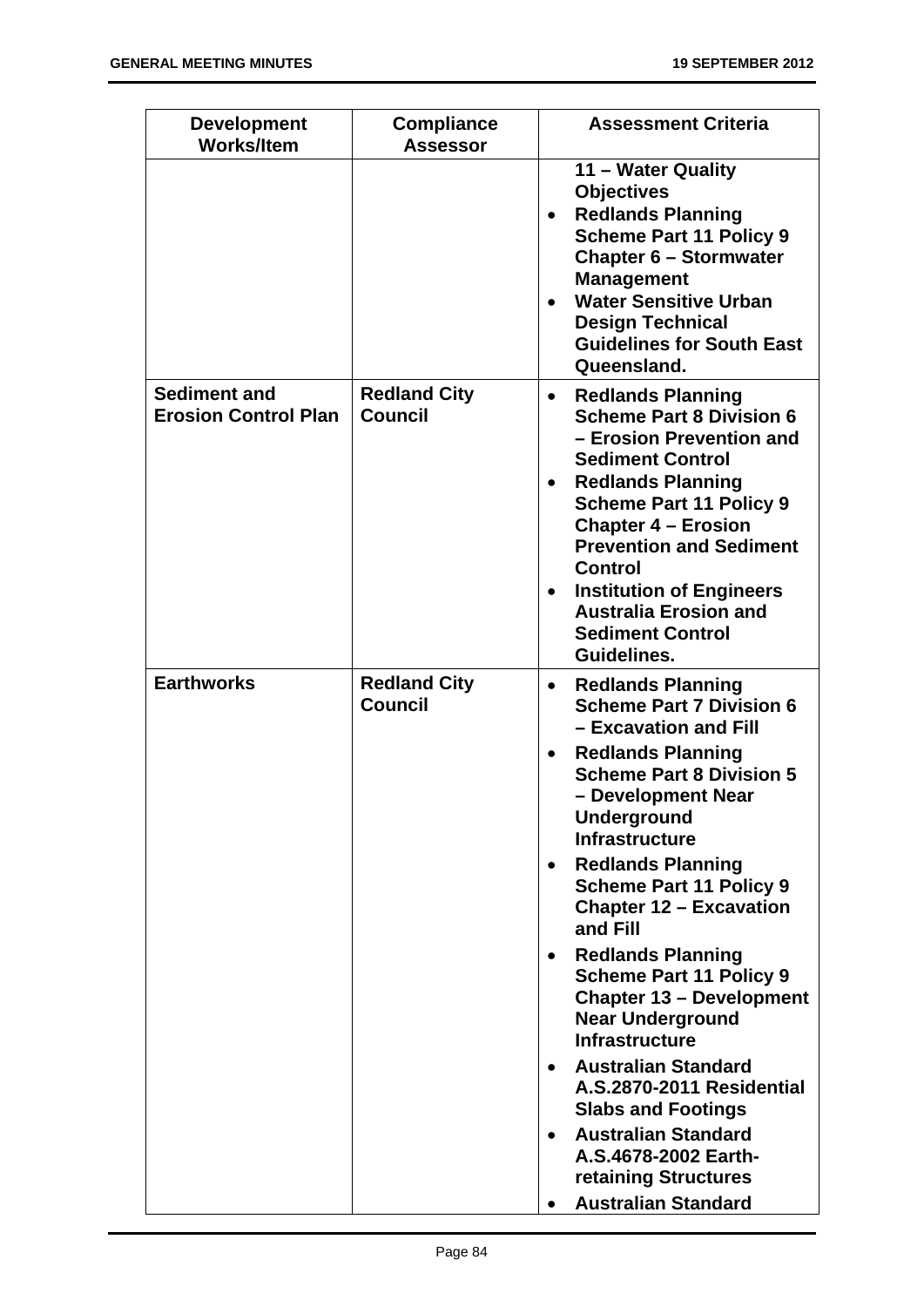| Development Works/Item | Compliance Assessor | Assessment Criteria |
|---|---|---|
| | | **11 – Water Quality Objectives**<br>• **Redlands Planning Scheme Part 11 Policy 9 Chapter 6 – Stormwater Management**<br>• **Water Sensitive Urban Design Technical Guidelines for South East Queensland.** |
| **Sediment and Erosion Control Plan** | **Redland City Council** | • **Redlands Planning Scheme Part 8 Division 6 – Erosion Prevention and Sediment Control**<br>• **Redlands Planning Scheme Part 11 Policy 9 Chapter 4 – Erosion Prevention and Sediment Control**<br>• **Institution of Engineers Australia Erosion and Sediment Control Guidelines.** |
| **Earthworks** | **Redland City Council** | • **Redlands Planning Scheme Part 7 Division 6 – Excavation and Fill**<br>• **Redlands Planning Scheme Part 8 Division 5 – Development Near Underground Infrastructure**<br>• **Redlands Planning Scheme Part 11 Policy 9 Chapter 12 – Excavation and Fill**<br>• **Redlands Planning Scheme Part 11 Policy 9 Chapter 13 – Development Near Underground Infrastructure**<br>• **Australian Standard A.S.2870-2011 Residential Slabs and Footings**<br>• **Australian Standard A.S.4678-2002 Earth-retaining Structures**<br>• **Australian Standard** |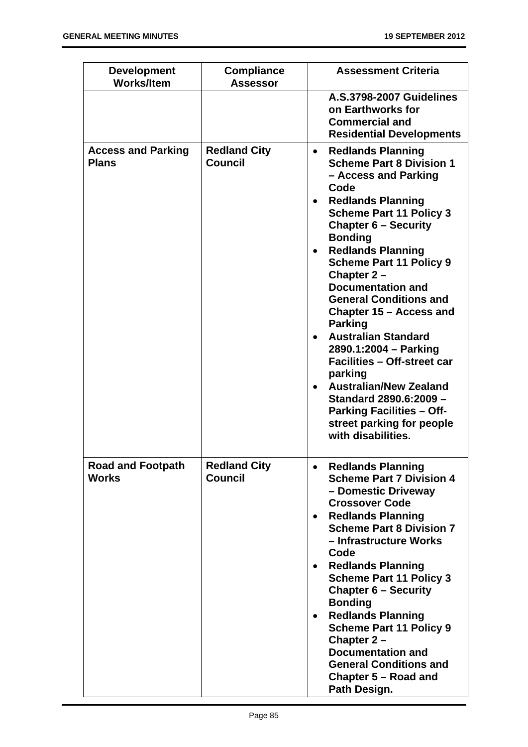| Development Works/Item | Compliance Assessor | Assessment Criteria |
|---|---|---|
| | | **A.S.3798-2007 Guidelines on Earthworks for Commercial and Residential Developments** |
| **Access and Parking Plans** | **Redland City Council** | • **Redlands Planning Scheme Part 8 Division 1 – Access and Parking Code**<br>• **Redlands Planning Scheme Part 11 Policy 3 Chapter 6 – Security Bonding**<br>• **Redlands Planning Scheme Part 11 Policy 9 Chapter 2 – Documentation and General Conditions and Chapter 15 – Access and Parking**<br>• **Australian Standard 2890.1:2004 – Parking Facilities – Off-street car parking**<br>• **Australian/New Zealand Standard 2890.6:2009 – Parking Facilities – Off-street parking for people with disabilities.** |
| **Road and Footpath Works** | **Redland City Council** | • **Redlands Planning Scheme Part 7 Division 4 – Domestic Driveway Crossover Code**<br>• **Redlands Planning Scheme Part 8 Division 7 – Infrastructure Works Code**<br>• **Redlands Planning Scheme Part 11 Policy 3 Chapter 6 – Security Bonding**<br>• **Redlands Planning Scheme Part 11 Policy 9 Chapter 2 – Documentation and General Conditions and Chapter 5 – Road and Path Design.** |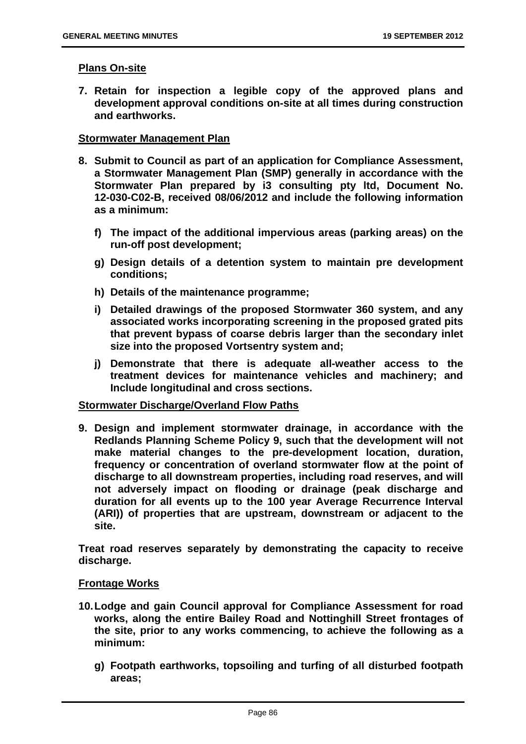**Plans On-site**

7. **Retain for inspection a legible copy of the approved plans and development approval conditions on-site at all times during construction and earthworks.**

**Stormwater Management Plan**

8. **Submit to Council as part of an application for Compliance Assessment, a Stormwater Management Plan (SMP) generally in accordance with the Stormwater Plan prepared by i3 consulting pty ltd, Document No. 12-030-C02-B, received 08/06/2012 and include the following information as a minimum:**

   f) **The impact of the additional impervious areas (parking areas) on the run-off post development;**

   g) **Design details of a detention system to maintain pre development conditions;**

   h) **Details of the maintenance programme;**

   i) **Detailed drawings of the proposed Stormwater 360 system, and any associated works incorporating screening in the proposed grated pits that prevent bypass of coarse debris larger than the secondary inlet size into the proposed Vortsentry system and;**

   j) **Demonstrate that there is adequate all-weather access to the treatment devices for maintenance vehicles and machinery; and Include longitudinal and cross sections.**

**Stormwater Discharge/Overland Flow Paths**

9. **Design and implement stormwater drainage, in accordance with the Redlands Planning Scheme Policy 9, such that the development will not make material changes to the pre-development location, duration, frequency or concentration of overland stormwater flow at the point of discharge to all downstream properties, including road reserves, and will not adversely impact on flooding or drainage (peak discharge and duration for all events up to the 100 year Average Recurrence Interval (ARI)) of properties that are upstream, downstream or adjacent to the site.**

   **Treat road reserves separately by demonstrating the capacity to receive discharge.**

**Frontage Works**

10. **Lodge and gain Council approval for Compliance Assessment for road works, along the entire Bailey Road and Nottinghill Street frontages of the site, prior to any works commencing, to achieve the following as a minimum:**

    g) **Footpath earthworks, topsoiling and turfing of all disturbed footpath areas;**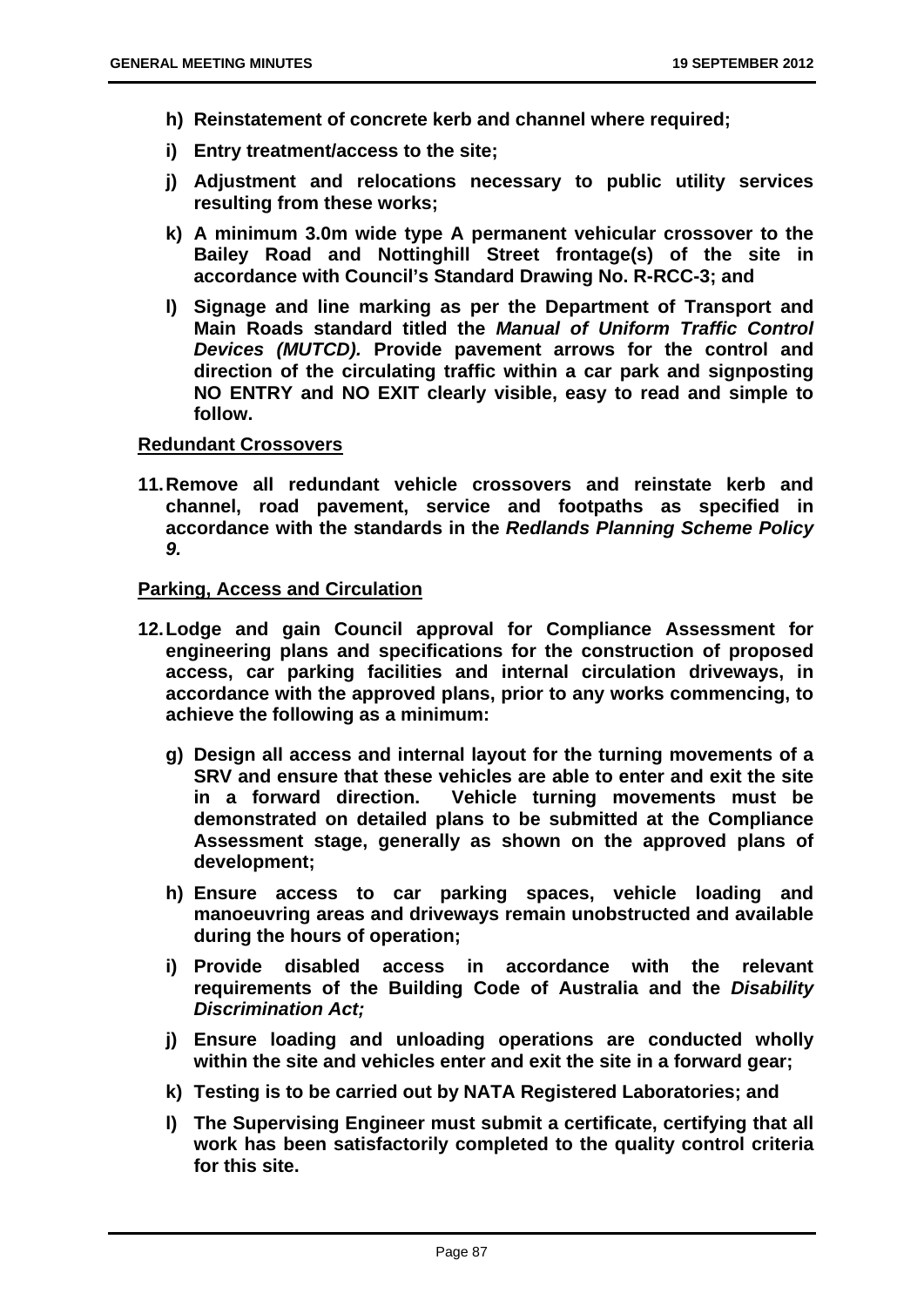**h) Reinstatement of concrete kerb and channel where required;**

**i) Entry treatment/access to the site;**

**j) Adjustment and relocations necessary to public utility services resulting from these works;**

**k) A minimum 3.0m wide type A permanent vehicular crossover to the Bailey Road and Nottinghill Street frontage(s) of the site in accordance with Council's Standard Drawing No. R-RCC-3; and**

**l) Signage and line marking as per the Department of Transport and Main Roads standard titled the *Manual of Uniform Traffic Control Devices (MUTCD).* Provide pavement arrows for the control and direction of the circulating traffic within a car park and signposting NO ENTRY and NO EXIT clearly visible, easy to read and simple to follow.**

**Redundant Crossovers**

**11. Remove all redundant vehicle crossovers and reinstate kerb and channel, road pavement, service and footpaths as specified in accordance with the standards in the *Redlands Planning Scheme Policy 9.***

**Parking, Access and Circulation**

**12. Lodge and gain Council approval for Compliance Assessment for engineering plans and specifications for the construction of proposed access, car parking facilities and internal circulation driveways, in accordance with the approved plans, prior to any works commencing, to achieve the following as a minimum:**

**g) Design all access and internal layout for the turning movements of a SRV and ensure that these vehicles are able to enter and exit the site in a forward direction. Vehicle turning movements must be demonstrated on detailed plans to be submitted at the Compliance Assessment stage, generally as shown on the approved plans of development;**

**h) Ensure access to car parking spaces, vehicle loading and manoeuvring areas and driveways remain unobstructed and available during the hours of operation;**

**i) Provide disabled access in accordance with the relevant requirements of the Building Code of Australia and the *Disability Discrimination Act;***

**j) Ensure loading and unloading operations are conducted wholly within the site and vehicles enter and exit the site in a forward gear;**

**k) Testing is to be carried out by NATA Registered Laboratories; and**

**l) The Supervising Engineer must submit a certificate, certifying that all work has been satisfactorily completed to the quality control criteria for this site.**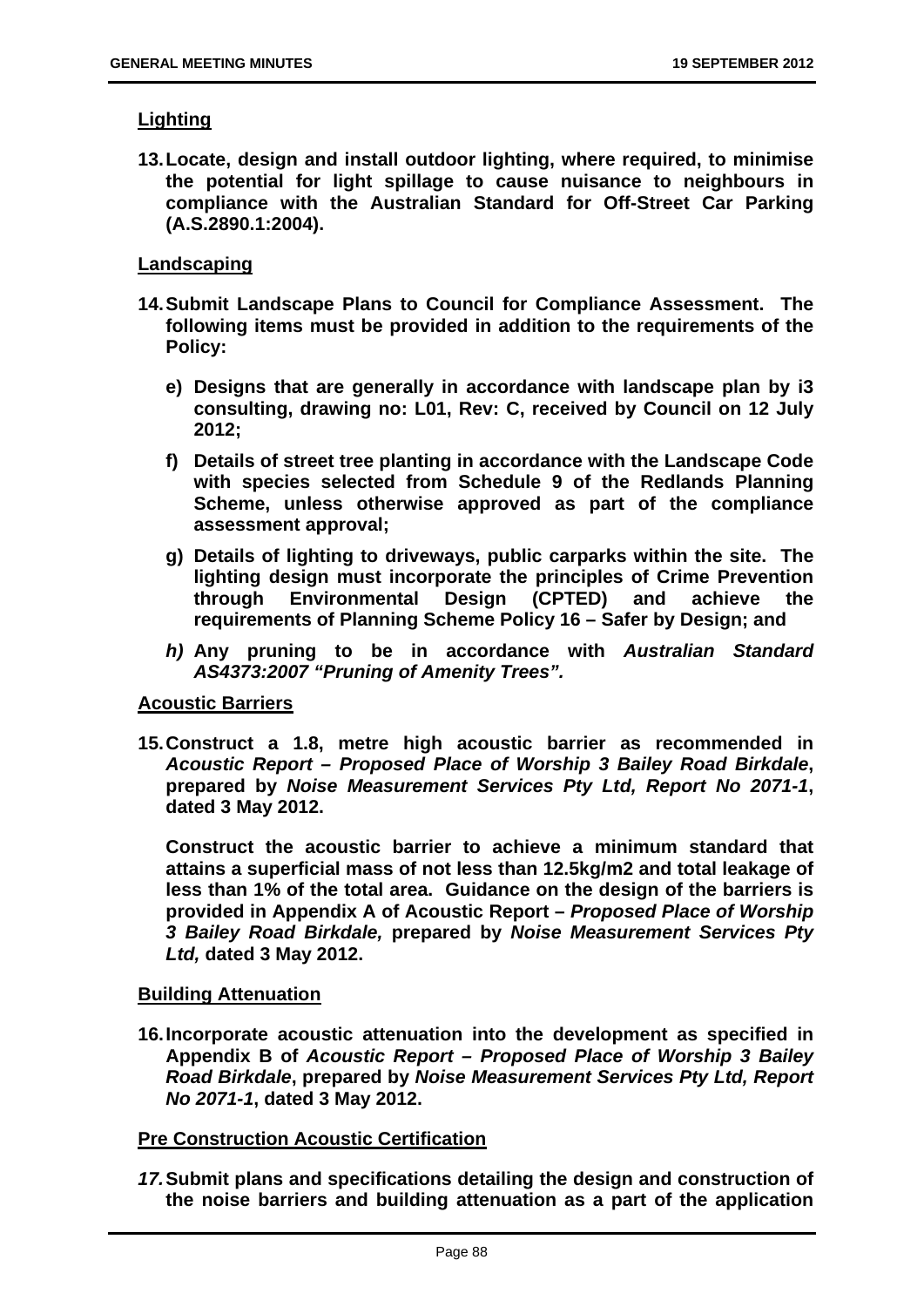**Lighting**

**13. Locate, design and install outdoor lighting, where required, to minimise the potential for light spillage to cause nuisance to neighbours in compliance with the Australian Standard for Off-Street Car Parking (A.S.2890.1:2004).**

**Landscaping**

**14. Submit Landscape Plans to Council for Compliance Assessment. The following items must be provided in addition to the requirements of the Policy:**

- **e) Designs that are generally in accordance with landscape plan by i3 consulting, drawing no: L01, Rev: C, received by Council on 12 July 2012;**
- **f) Details of street tree planting in accordance with the Landscape Code with species selected from Schedule 9 of the Redlands Planning Scheme, unless otherwise approved as part of the compliance assessment approval;**
- **g) Details of lighting to driveways, public carparks within the site. The lighting design must incorporate the principles of Crime Prevention through Environmental Design (CPTED) and achieve the requirements of Planning Scheme Policy 16 – Safer by Design; and**
- ***h)* Any pruning to be in accordance with *Australian Standard AS4373:2007 "Pruning of Amenity Trees".***

**Acoustic Barriers**

**15. Construct a 1.8, metre high acoustic barrier as recommended in *Acoustic Report – Proposed Place of Worship 3 Bailey Road Birkdale*, prepared by *Noise Measurement Services Pty Ltd, Report No 2071-1*, dated 3 May 2012.**

**Construct the acoustic barrier to achieve a minimum standard that attains a superficial mass of not less than 12.5kg/m2 and total leakage of less than 1% of the total area. Guidance on the design of the barriers is provided in Appendix A of Acoustic Report – *Proposed Place of Worship 3 Bailey Road Birkdale,* prepared by *Noise Measurement Services Pty Ltd,* dated 3 May 2012.**

**Building Attenuation**

**16. Incorporate acoustic attenuation into the development as specified in Appendix B of *Acoustic Report – Proposed Place of Worship 3 Bailey Road Birkdale*, prepared by *Noise Measurement Services Pty Ltd, Report No 2071-1*, dated 3 May 2012.**

**Pre Construction Acoustic Certification**

***17.* Submit plans and specifications detailing the design and construction of the noise barriers and building attenuation as a part of the application**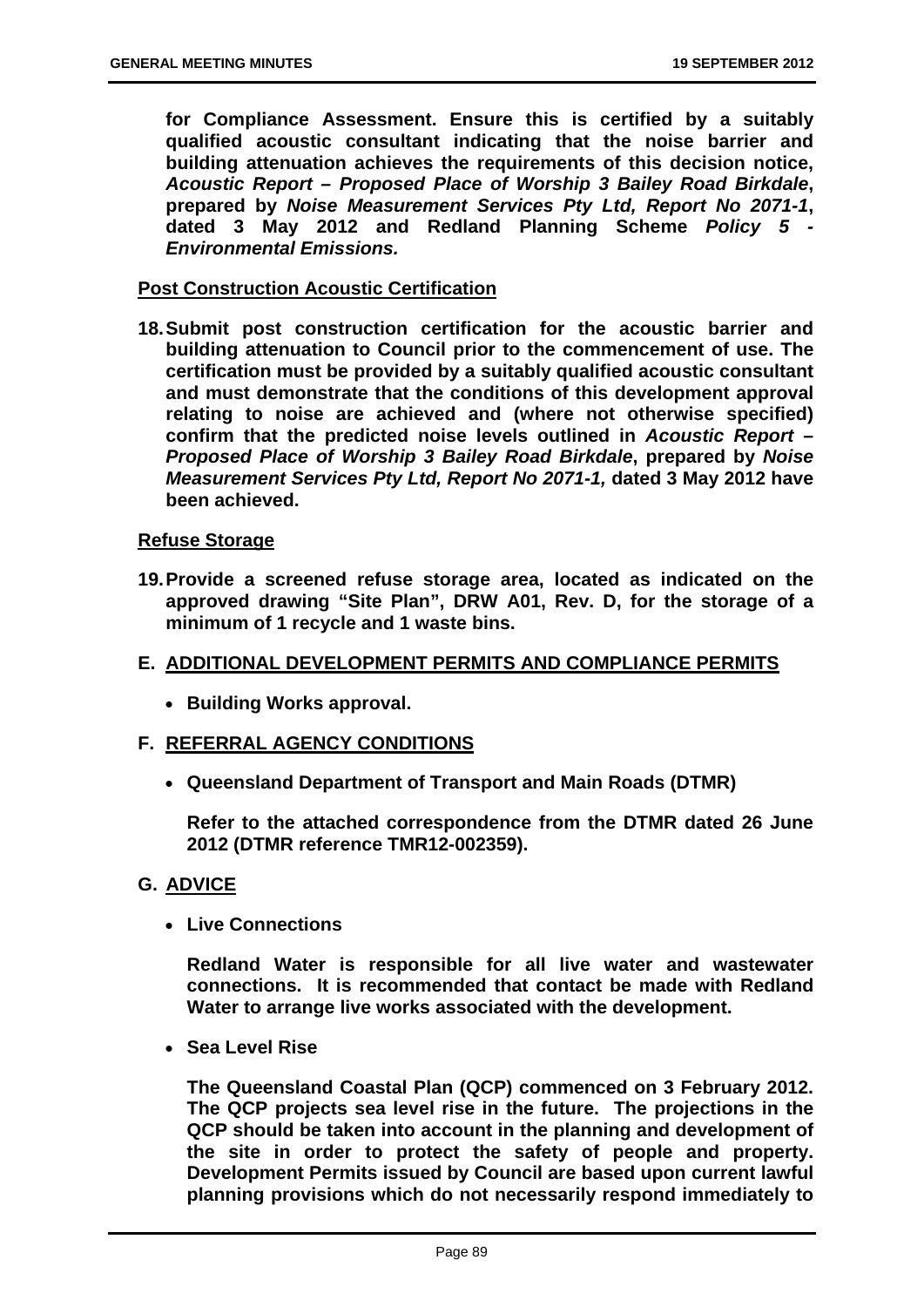**for Compliance Assessment. Ensure this is certified by a suitably qualified acoustic consultant indicating that the noise barrier and building attenuation achieves the requirements of this decision notice, *Acoustic Report – Proposed Place of Worship 3 Bailey Road Birkdale*, prepared by *Noise Measurement Services Pty Ltd, Report No 2071-1*, dated 3 May 2012 and Redland Planning Scheme *Policy 5 - Environmental Emissions.***

**<u>Post Construction Acoustic Certification</u>**

**18. Submit post construction certification for the acoustic barrier and building attenuation to Council prior to the commencement of use. The certification must be provided by a suitably qualified acoustic consultant and must demonstrate that the conditions of this development approval relating to noise are achieved and (where not otherwise specified) confirm that the predicted noise levels outlined in *Acoustic Report – Proposed Place of Worship 3 Bailey Road Birkdale*, prepared by *Noise Measurement Services Pty Ltd, Report No 2071-1,* dated 3 May 2012 have been achieved.**

**<u>Refuse Storage</u>**

**19. Provide a screened refuse storage area, located as indicated on the approved drawing "Site Plan", DRW A01, Rev. D, for the storage of a minimum of 1 recycle and 1 waste bins.**

**E. <u>ADDITIONAL DEVELOPMENT PERMITS AND COMPLIANCE PERMITS</u>**

- **Building Works approval.**

**F. <u>REFERRAL AGENCY CONDITIONS</u>**

- **Queensland Department of Transport and Main Roads (DTMR)**

  **Refer to the attached correspondence from the DTMR dated 26 June 2012 (DTMR reference TMR12-002359).**

**G. <u>ADVICE</u>**

- **Live Connections**

  **Redland Water is responsible for all live water and wastewater connections. It is recommended that contact be made with Redland Water to arrange live works associated with the development.**

- **Sea Level Rise**

  **The Queensland Coastal Plan (QCP) commenced on 3 February 2012. The QCP projects sea level rise in the future. The projections in the QCP should be taken into account in the planning and development of the site in order to protect the safety of people and property. Development Permits issued by Council are based upon current lawful planning provisions which do not necessarily respond immediately to**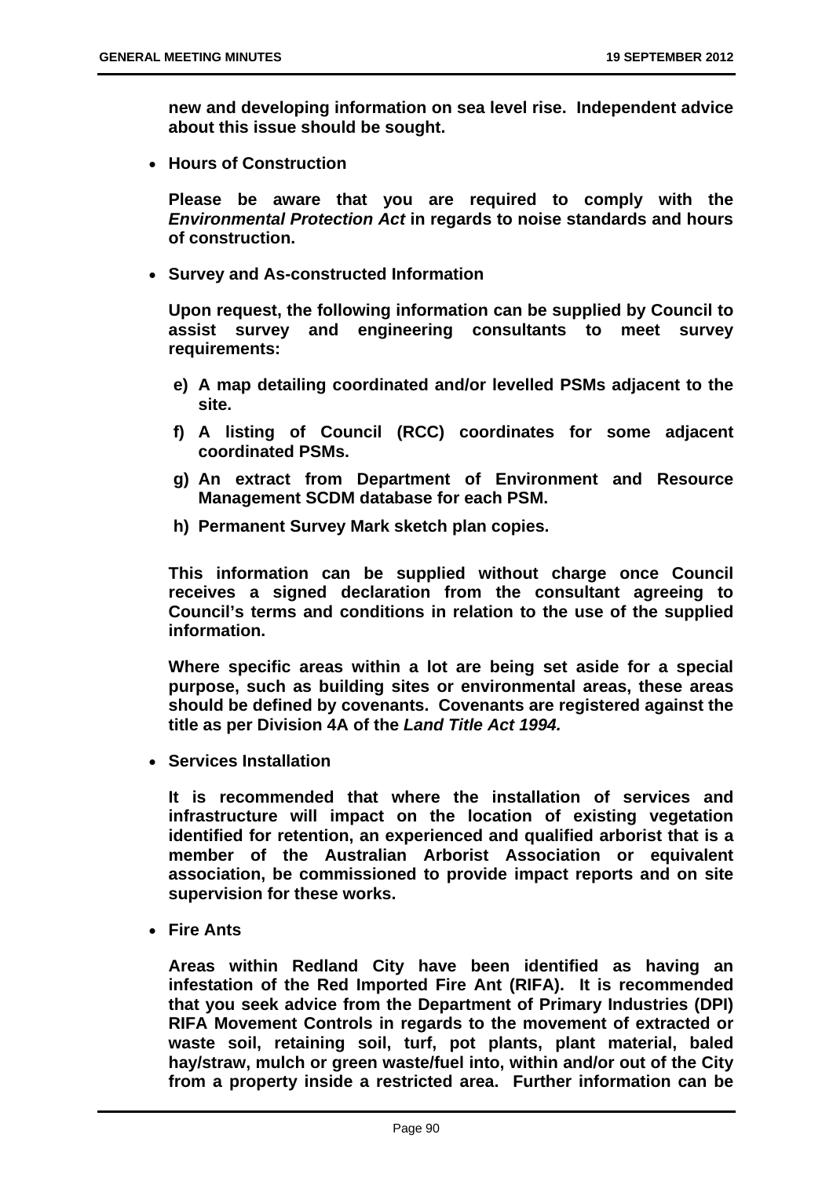**new and developing information on sea level rise. Independent advice about this issue should be sought.**

- **Hours of Construction**

  **Please be aware that you are required to comply with the *Environmental Protection Act* in regards to noise standards and hours of construction.**

- **Survey and As-constructed Information**

  **Upon request, the following information can be supplied by Council to assist survey and engineering consultants to meet survey requirements:**

  **e) A map detailing coordinated and/or levelled PSMs adjacent to the site.**

  **f) A listing of Council (RCC) coordinates for some adjacent coordinated PSMs.**

  **g) An extract from Department of Environment and Resource Management SCDM database for each PSM.**

  **h) Permanent Survey Mark sketch plan copies.**

  **This information can be supplied without charge once Council receives a signed declaration from the consultant agreeing to Council's terms and conditions in relation to the use of the supplied information.**

  **Where specific areas within a lot are being set aside for a special purpose, such as building sites or environmental areas, these areas should be defined by covenants. Covenants are registered against the title as per Division 4A of the *Land Title Act 1994.***

- **Services Installation**

  **It is recommended that where the installation of services and infrastructure will impact on the location of existing vegetation identified for retention, an experienced and qualified arborist that is a member of the Australian Arborist Association or equivalent association, be commissioned to provide impact reports and on site supervision for these works.**

- **Fire Ants**

  **Areas within Redland City have been identified as having an infestation of the Red Imported Fire Ant (RIFA). It is recommended that you seek advice from the Department of Primary Industries (DPI) RIFA Movement Controls in regards to the movement of extracted or waste soil, retaining soil, turf, pot plants, plant material, baled hay/straw, mulch or green waste/fuel into, within and/or out of the City from a property inside a restricted area. Further information can be**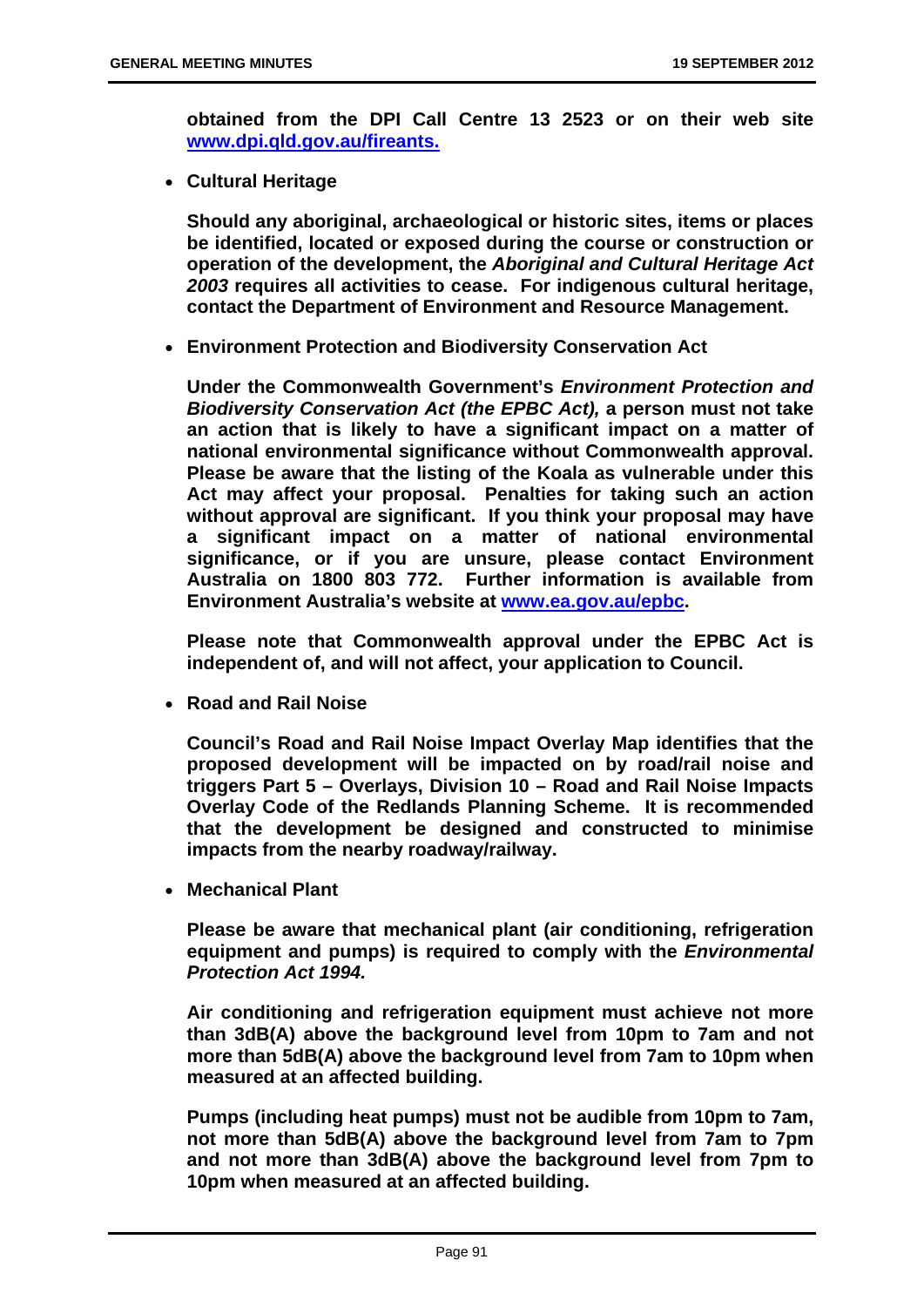**obtained from the DPI Call Centre 13 2523 or on their web site [www.dpi.qld.gov.au/fireants.](www.dpi.qld.gov.au/fireants.)**

- **Cultural Heritage**

  **Should any aboriginal, archaeological or historic sites, items or places be identified, located or exposed during the course or construction or operation of the development, the *Aboriginal and Cultural Heritage Act 2003* requires all activities to cease. For indigenous cultural heritage, contact the Department of Environment and Resource Management.**

- **Environment Protection and Biodiversity Conservation Act**

  **Under the Commonwealth Government's *Environment Protection and Biodiversity Conservation Act (the EPBC Act),* a person must not take an action that is likely to have a significant impact on a matter of national environmental significance without Commonwealth approval. Please be aware that the listing of the Koala as vulnerable under this Act may affect your proposal. Penalties for taking such an action without approval are significant. If you think your proposal may have a significant impact on a matter of national environmental significance, or if you are unsure, please contact Environment Australia on 1800 803 772. Further information is available from Environment Australia's website at [www.ea.gov.au/epbc](www.ea.gov.au/epbc).**

  **Please note that Commonwealth approval under the EPBC Act is independent of, and will not affect, your application to Council.**

- **Road and Rail Noise**

  **Council's Road and Rail Noise Impact Overlay Map identifies that the proposed development will be impacted on by road/rail noise and triggers Part 5 – Overlays, Division 10 – Road and Rail Noise Impacts Overlay Code of the Redlands Planning Scheme. It is recommended that the development be designed and constructed to minimise impacts from the nearby roadway/railway.**

- **Mechanical Plant**

  **Please be aware that mechanical plant (air conditioning, refrigeration equipment and pumps) is required to comply with the *Environmental Protection Act 1994.***

  **Air conditioning and refrigeration equipment must achieve not more than 3dB(A) above the background level from 10pm to 7am and not more than 5dB(A) above the background level from 7am to 10pm when measured at an affected building.**

  **Pumps (including heat pumps) must not be audible from 10pm to 7am, not more than 5dB(A) above the background level from 7am to 7pm and not more than 3dB(A) above the background level from 7pm to 10pm when measured at an affected building.**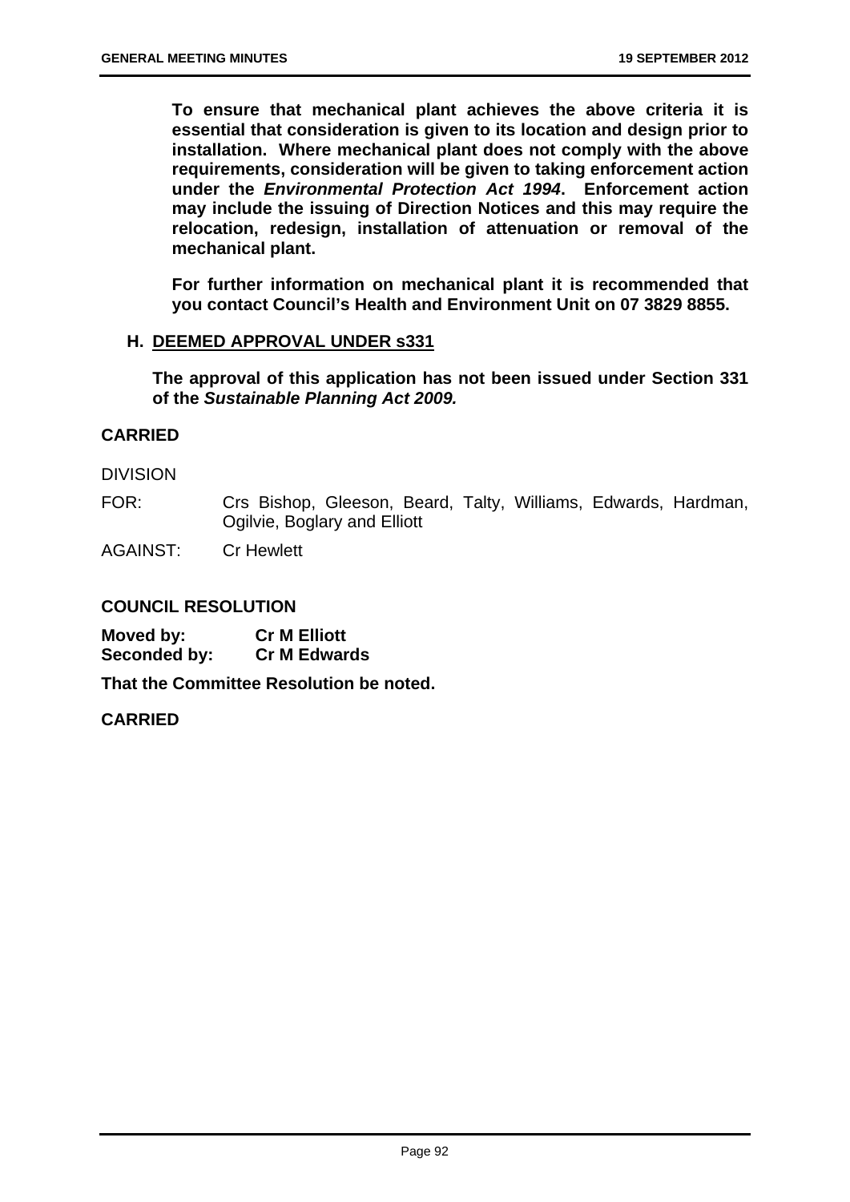**To ensure that mechanical plant achieves the above criteria it is essential that consideration is given to its location and design prior to installation. Where mechanical plant does not comply with the above requirements, consideration will be given to taking enforcement action under the *Environmental Protection Act 1994*. Enforcement action may include the issuing of Direction Notices and this may require the relocation, redesign, installation of attenuation or removal of the mechanical plant.**

**For further information on mechanical plant it is recommended that you contact Council's Health and Environment Unit on 07 3829 8855.**

**H. <u>DEEMED APPROVAL UNDER s331</u>**

**The approval of this application has not been issued under Section 331 of the *Sustainable Planning Act 2009.***

**CARRIED**

DIVISION

FOR: Crs Bishop, Gleeson, Beard, Talty, Williams, Edwards, Hardman, Ogilvie, Boglary and Elliott

AGAINST: Cr Hewlett

**COUNCIL RESOLUTION**

**Moved by: Cr M Elliott**
**Seconded by: Cr M Edwards**

**That the Committee Resolution be noted.**

**CARRIED**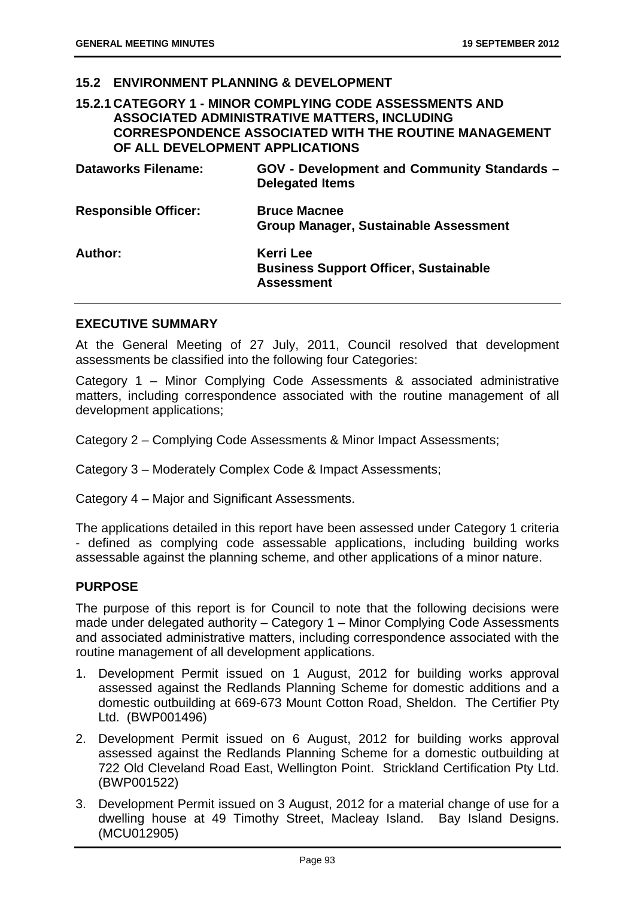## 15.2 ENVIRONMENT PLANNING & DEVELOPMENT

### 15.2.1 CATEGORY 1 - MINOR COMPLYING CODE ASSESSMENTS AND ASSOCIATED ADMINISTRATIVE MATTERS, INCLUDING CORRESPONDENCE ASSOCIATED WITH THE ROUTINE MANAGEMENT OF ALL DEVELOPMENT APPLICATIONS

| | |
|---|---|
| **Dataworks Filename:** | **GOV - Development and Community Standards – Delegated Items** |
| **Responsible Officer:** | **Bruce Macnee**<br>**Group Manager, Sustainable Assessment** |
| **Author:** | **Kerri Lee**<br>**Business Support Officer, Sustainable Assessment** |

#### EXECUTIVE SUMMARY

At the General Meeting of 27 July, 2011, Council resolved that development assessments be classified into the following four Categories:

Category 1 – Minor Complying Code Assessments & associated administrative matters, including correspondence associated with the routine management of all development applications;

Category 2 – Complying Code Assessments & Minor Impact Assessments;

Category 3 – Moderately Complex Code & Impact Assessments;

Category 4 – Major and Significant Assessments.

The applications detailed in this report have been assessed under Category 1 criteria - defined as complying code assessable applications, including building works assessable against the planning scheme, and other applications of a minor nature.

#### PURPOSE

The purpose of this report is for Council to note that the following decisions were made under delegated authority – Category 1 – Minor Complying Code Assessments and associated administrative matters, including correspondence associated with the routine management of all development applications.

1. Development Permit issued on 1 August, 2012 for building works approval assessed against the Redlands Planning Scheme for domestic additions and a domestic outbuilding at 669-673 Mount Cotton Road, Sheldon. The Certifier Pty Ltd. (BWP001496)
2. Development Permit issued on 6 August, 2012 for building works approval assessed against the Redlands Planning Scheme for a domestic outbuilding at 722 Old Cleveland Road East, Wellington Point. Strickland Certification Pty Ltd. (BWP001522)
3. Development Permit issued on 3 August, 2012 for a material change of use for a dwelling house at 49 Timothy Street, Macleay Island. Bay Island Designs. (MCU012905)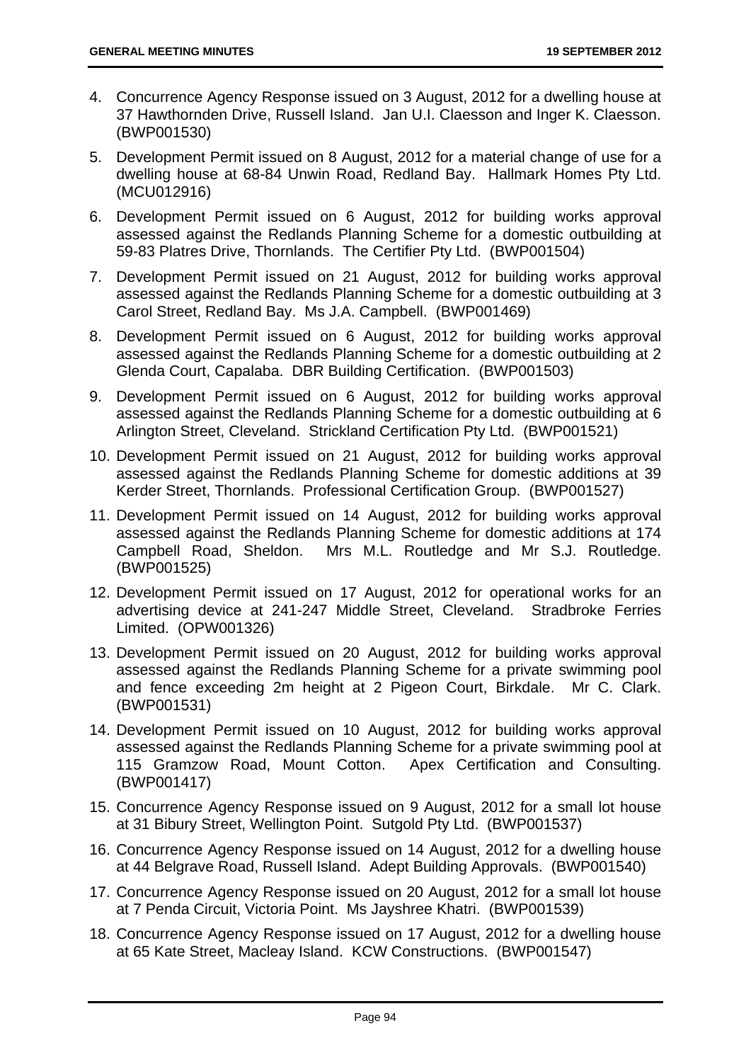4. Concurrence Agency Response issued on 3 August, 2012 for a dwelling house at 37 Hawthornden Drive, Russell Island. Jan U.I. Claesson and Inger K. Claesson. (BWP001530)

5. Development Permit issued on 8 August, 2012 for a material change of use for a dwelling house at 68-84 Unwin Road, Redland Bay. Hallmark Homes Pty Ltd. (MCU012916)

6. Development Permit issued on 6 August, 2012 for building works approval assessed against the Redlands Planning Scheme for a domestic outbuilding at 59-83 Platres Drive, Thornlands. The Certifier Pty Ltd. (BWP001504)

7. Development Permit issued on 21 August, 2012 for building works approval assessed against the Redlands Planning Scheme for a domestic outbuilding at 3 Carol Street, Redland Bay. Ms J.A. Campbell. (BWP001469)

8. Development Permit issued on 6 August, 2012 for building works approval assessed against the Redlands Planning Scheme for a domestic outbuilding at 2 Glenda Court, Capalaba. DBR Building Certification. (BWP001503)

9. Development Permit issued on 6 August, 2012 for building works approval assessed against the Redlands Planning Scheme for a domestic outbuilding at 6 Arlington Street, Cleveland. Strickland Certification Pty Ltd. (BWP001521)

10. Development Permit issued on 21 August, 2012 for building works approval assessed against the Redlands Planning Scheme for domestic additions at 39 Kerder Street, Thornlands. Professional Certification Group. (BWP001527)

11. Development Permit issued on 14 August, 2012 for building works approval assessed against the Redlands Planning Scheme for domestic additions at 174 Campbell Road, Sheldon. Mrs M.L. Routledge and Mr S.J. Routledge. (BWP001525)

12. Development Permit issued on 17 August, 2012 for operational works for an advertising device at 241-247 Middle Street, Cleveland. Stradbroke Ferries Limited. (OPW001326)

13. Development Permit issued on 20 August, 2012 for building works approval assessed against the Redlands Planning Scheme for a private swimming pool and fence exceeding 2m height at 2 Pigeon Court, Birkdale. Mr C. Clark. (BWP001531)

14. Development Permit issued on 10 August, 2012 for building works approval assessed against the Redlands Planning Scheme for a private swimming pool at 115 Gramzow Road, Mount Cotton. Apex Certification and Consulting. (BWP001417)

15. Concurrence Agency Response issued on 9 August, 2012 for a small lot house at 31 Bibury Street, Wellington Point. Sutgold Pty Ltd. (BWP001537)

16. Concurrence Agency Response issued on 14 August, 2012 for a dwelling house at 44 Belgrave Road, Russell Island. Adept Building Approvals. (BWP001540)

17. Concurrence Agency Response issued on 20 August, 2012 for a small lot house at 7 Penda Circuit, Victoria Point. Ms Jayshree Khatri. (BWP001539)

18. Concurrence Agency Response issued on 17 August, 2012 for a dwelling house at 65 Kate Street, Macleay Island. KCW Constructions. (BWP001547)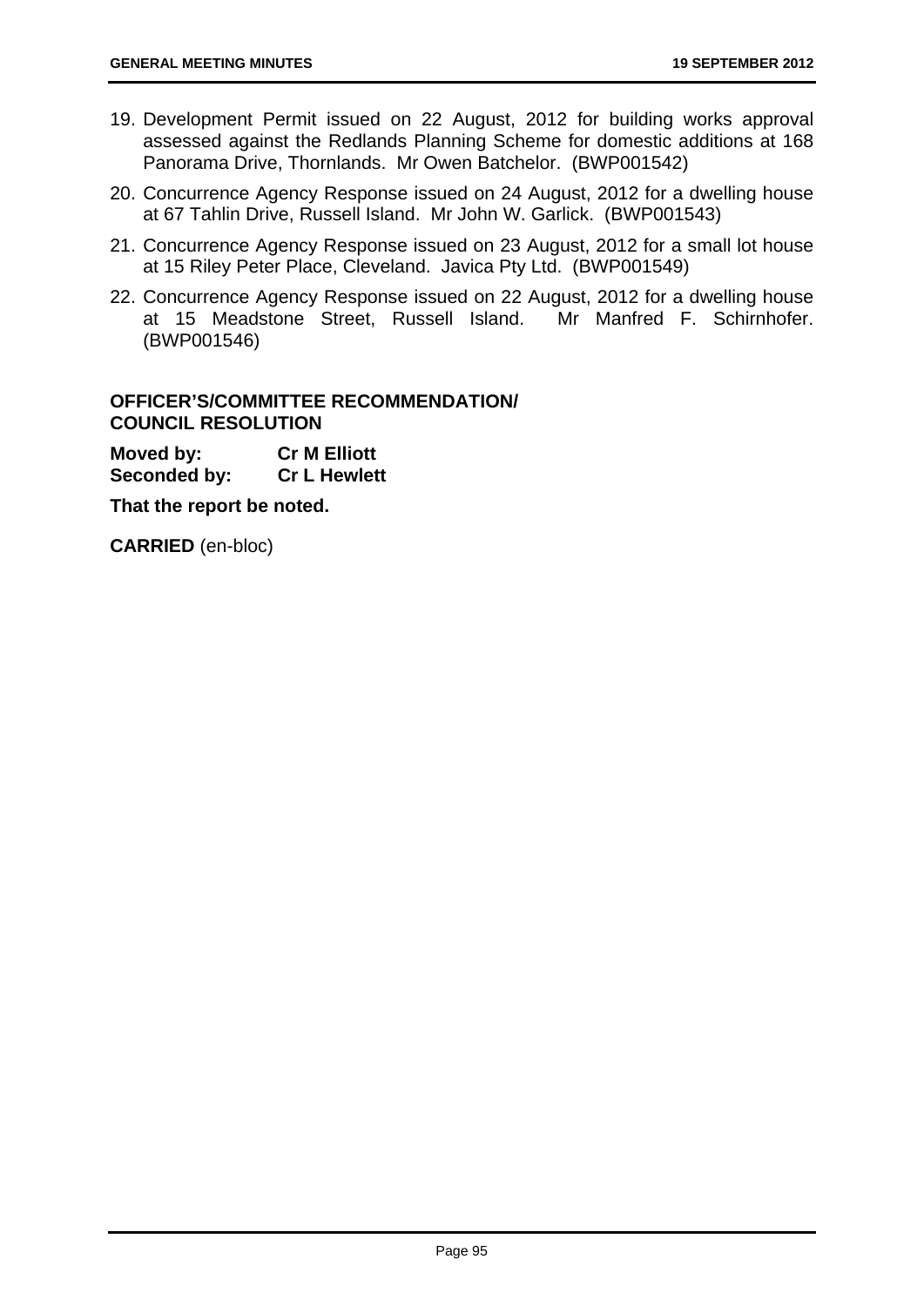19. Development Permit issued on 22 August, 2012 for building works approval assessed against the Redlands Planning Scheme for domestic additions at 168 Panorama Drive, Thornlands. Mr Owen Batchelor. (BWP001542)
20. Concurrence Agency Response issued on 24 August, 2012 for a dwelling house at 67 Tahlin Drive, Russell Island. Mr John W. Garlick. (BWP001543)
21. Concurrence Agency Response issued on 23 August, 2012 for a small lot house at 15 Riley Peter Place, Cleveland. Javica Pty Ltd. (BWP001549)
22. Concurrence Agency Response issued on 22 August, 2012 for a dwelling house at 15 Meadstone Street, Russell Island. Mr Manfred F. Schirnhofer. (BWP001546)

**OFFICER'S/COMMITTEE RECOMMENDATION/ COUNCIL RESOLUTION**

**Moved by:** **Cr M Elliott**
**Seconded by:** **Cr L Hewlett**

**That the report be noted.**

**CARRIED** (en-bloc)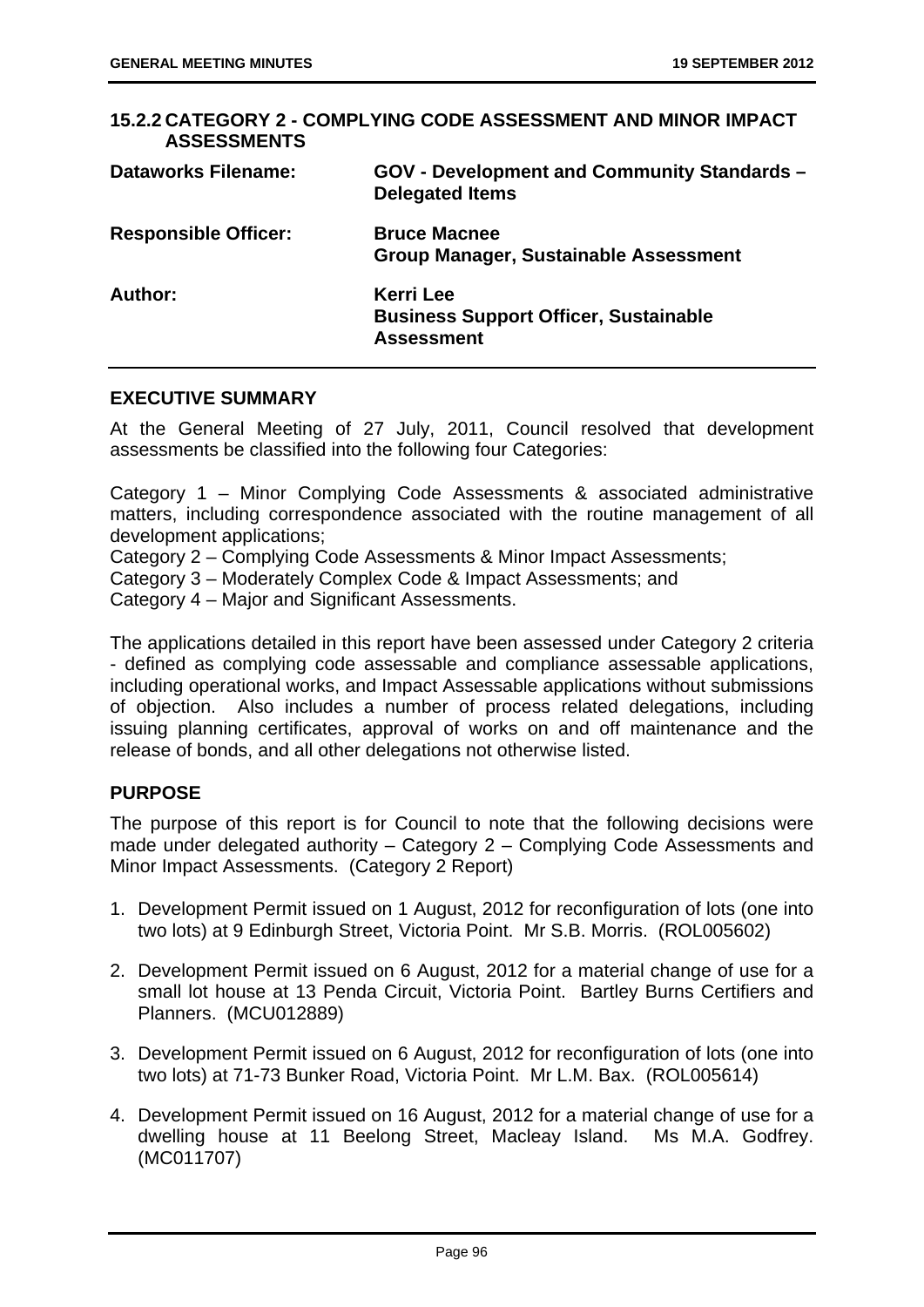## 15.2.2 CATEGORY 2 - COMPLYING CODE ASSESSMENT AND MINOR IMPACT ASSESSMENTS

| | |
|---|---|
| **Dataworks Filename:** | **GOV - Development and Community Standards – Delegated Items** |
| **Responsible Officer:** | **Bruce Macnee**<br>**Group Manager, Sustainable Assessment** |
| **Author:** | **Kerri Lee**<br>**Business Support Officer, Sustainable Assessment** |

## EXECUTIVE SUMMARY

At the General Meeting of 27 July, 2011, Council resolved that development assessments be classified into the following four Categories:

Category 1 – Minor Complying Code Assessments & associated administrative matters, including correspondence associated with the routine management of all development applications;
Category 2 – Complying Code Assessments & Minor Impact Assessments;
Category 3 – Moderately Complex Code & Impact Assessments; and
Category 4 – Major and Significant Assessments.

The applications detailed in this report have been assessed under Category 2 criteria - defined as complying code assessable and compliance assessable applications, including operational works, and Impact Assessable applications without submissions of objection. Also includes a number of process related delegations, including issuing planning certificates, approval of works on and off maintenance and the release of bonds, and all other delegations not otherwise listed.

## PURPOSE

The purpose of this report is for Council to note that the following decisions were made under delegated authority – Category 2 – Complying Code Assessments and Minor Impact Assessments. (Category 2 Report)

1. Development Permit issued on 1 August, 2012 for reconfiguration of lots (one into two lots) at 9 Edinburgh Street, Victoria Point. Mr S.B. Morris. (ROL005602)
2. Development Permit issued on 6 August, 2012 for a material change of use for a small lot house at 13 Penda Circuit, Victoria Point. Bartley Burns Certifiers and Planners. (MCU012889)
3. Development Permit issued on 6 August, 2012 for reconfiguration of lots (one into two lots) at 71-73 Bunker Road, Victoria Point. Mr L.M. Bax. (ROL005614)
4. Development Permit issued on 16 August, 2012 for a material change of use for a dwelling house at 11 Beelong Street, Macleay Island. Ms M.A. Godfrey. (MC011707)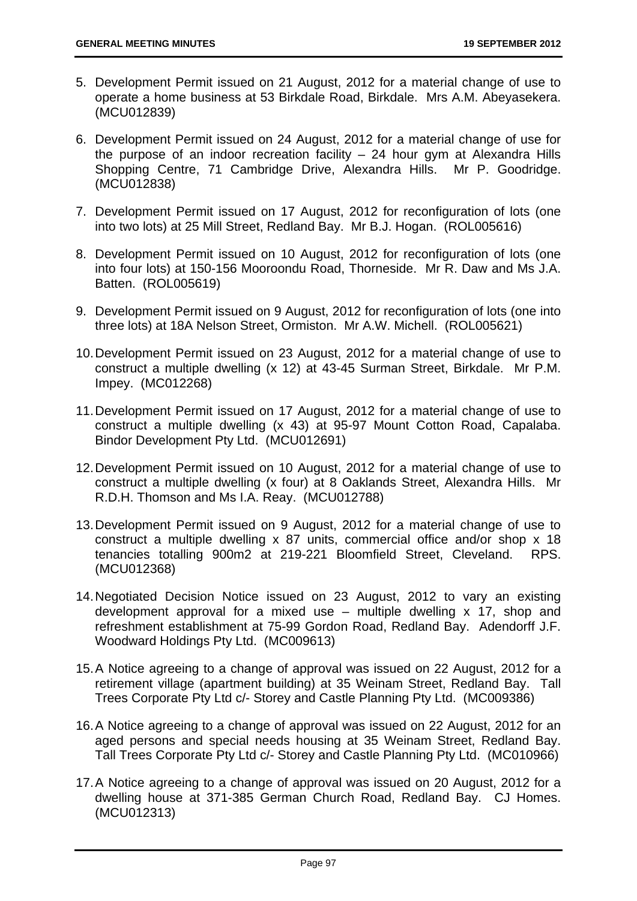5. Development Permit issued on 21 August, 2012 for a material change of use to operate a home business at 53 Birkdale Road, Birkdale. Mrs A.M. Abeyasekera. (MCU012839)

6. Development Permit issued on 24 August, 2012 for a material change of use for the purpose of an indoor recreation facility – 24 hour gym at Alexandra Hills Shopping Centre, 71 Cambridge Drive, Alexandra Hills. Mr P. Goodridge. (MCU012838)

7. Development Permit issued on 17 August, 2012 for reconfiguration of lots (one into two lots) at 25 Mill Street, Redland Bay. Mr B.J. Hogan. (ROL005616)

8. Development Permit issued on 10 August, 2012 for reconfiguration of lots (one into four lots) at 150-156 Mooroondu Road, Thorneside. Mr R. Daw and Ms J.A. Batten. (ROL005619)

9. Development Permit issued on 9 August, 2012 for reconfiguration of lots (one into three lots) at 18A Nelson Street, Ormiston. Mr A.W. Michell. (ROL005621)

10. Development Permit issued on 23 August, 2012 for a material change of use to construct a multiple dwelling (x 12) at 43-45 Surman Street, Birkdale. Mr P.M. Impey. (MC012268)

11. Development Permit issued on 17 August, 2012 for a material change of use to construct a multiple dwelling (x 43) at 95-97 Mount Cotton Road, Capalaba. Bindor Development Pty Ltd. (MCU012691)

12. Development Permit issued on 10 August, 2012 for a material change of use to construct a multiple dwelling (x four) at 8 Oaklands Street, Alexandra Hills. Mr R.D.H. Thomson and Ms I.A. Reay. (MCU012788)

13. Development Permit issued on 9 August, 2012 for a material change of use to construct a multiple dwelling x 87 units, commercial office and/or shop x 18 tenancies totalling 900m2 at 219-221 Bloomfield Street, Cleveland. RPS. (MCU012368)

14. Negotiated Decision Notice issued on 23 August, 2012 to vary an existing development approval for a mixed use – multiple dwelling x 17, shop and refreshment establishment at 75-99 Gordon Road, Redland Bay. Adendorff J.F. Woodward Holdings Pty Ltd. (MC009613)

15. A Notice agreeing to a change of approval was issued on 22 August, 2012 for a retirement village (apartment building) at 35 Weinam Street, Redland Bay. Tall Trees Corporate Pty Ltd c/- Storey and Castle Planning Pty Ltd. (MC009386)

16. A Notice agreeing to a change of approval was issued on 22 August, 2012 for an aged persons and special needs housing at 35 Weinam Street, Redland Bay. Tall Trees Corporate Pty Ltd c/- Storey and Castle Planning Pty Ltd. (MC010966)

17. A Notice agreeing to a change of approval was issued on 20 August, 2012 for a dwelling house at 371-385 German Church Road, Redland Bay. CJ Homes. (MCU012313)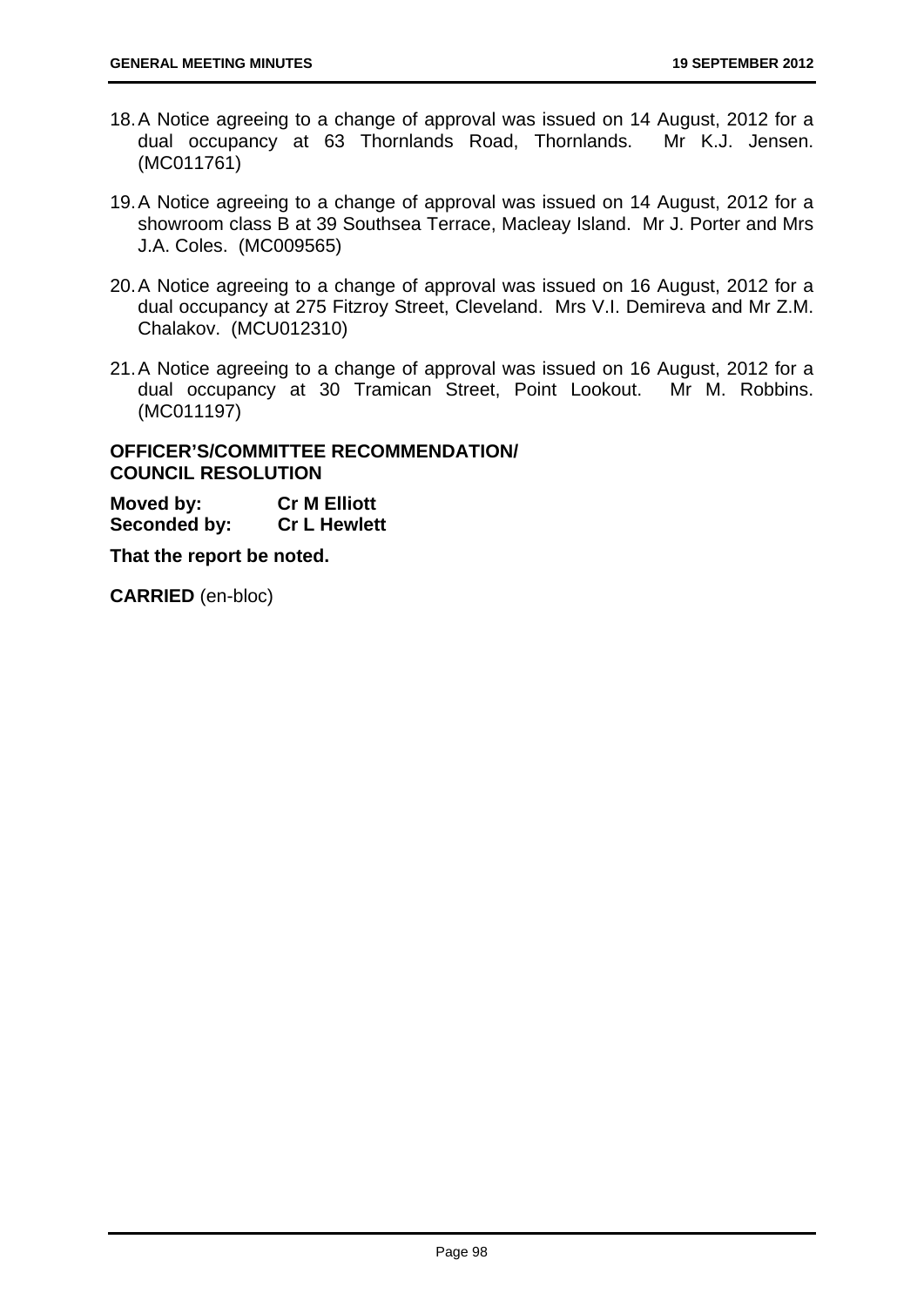18. A Notice agreeing to a change of approval was issued on 14 August, 2012 for a dual occupancy at 63 Thornlands Road, Thornlands. Mr K.J. Jensen. (MC011761)

19. A Notice agreeing to a change of approval was issued on 14 August, 2012 for a showroom class B at 39 Southsea Terrace, Macleay Island. Mr J. Porter and Mrs J.A. Coles. (MC009565)

20. A Notice agreeing to a change of approval was issued on 16 August, 2012 for a dual occupancy at 275 Fitzroy Street, Cleveland. Mrs V.I. Demireva and Mr Z.M. Chalakov. (MCU012310)

21. A Notice agreeing to a change of approval was issued on 16 August, 2012 for a dual occupancy at 30 Tramican Street, Point Lookout. Mr M. Robbins. (MC011197)

**OFFICER'S/COMMITTEE RECOMMENDATION/ COUNCIL RESOLUTION**

**Moved by:** **Cr M Elliott**
**Seconded by:** **Cr L Hewlett**

**That the report be noted.**

**CARRIED** (en-bloc)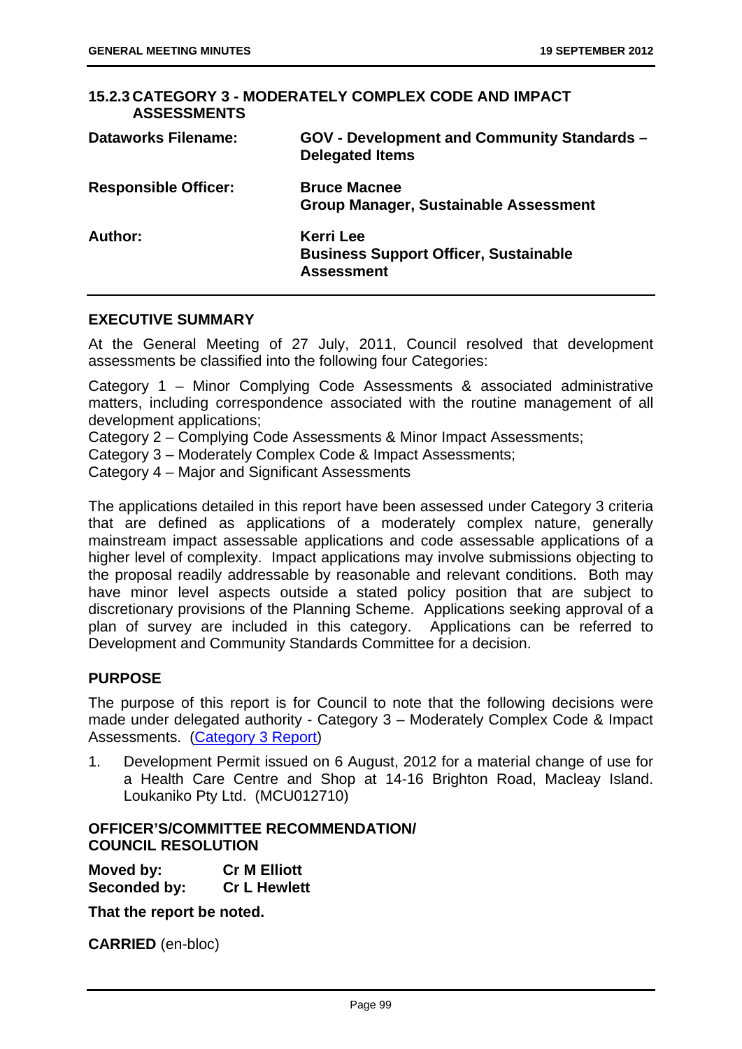## 15.2.3 CATEGORY 3 - MODERATELY COMPLEX CODE AND IMPACT ASSESSMENTS

| | |
|---|---|
| **Dataworks Filename:** | **GOV - Development and Community Standards – Delegated Items** |
| **Responsible Officer:** | **Bruce Macnee**<br>**Group Manager, Sustainable Assessment** |
| **Author:** | **Kerri Lee**<br>**Business Support Officer, Sustainable Assessment** |

### EXECUTIVE SUMMARY

At the General Meeting of 27 July, 2011, Council resolved that development assessments be classified into the following four Categories:

Category 1 – Minor Complying Code Assessments & associated administrative matters, including correspondence associated with the routine management of all development applications;
Category 2 – Complying Code Assessments & Minor Impact Assessments;
Category 3 – Moderately Complex Code & Impact Assessments;
Category 4 – Major and Significant Assessments

The applications detailed in this report have been assessed under Category 3 criteria that are defined as applications of a moderately complex nature, generally mainstream impact assessable applications and code assessable applications of a higher level of complexity. Impact applications may involve submissions objecting to the proposal readily addressable by reasonable and relevant conditions. Both may have minor level aspects outside a stated policy position that are subject to discretionary provisions of the Planning Scheme. Applications seeking approval of a plan of survey are included in this category. Applications can be referred to Development and Community Standards Committee for a decision.

### PURPOSE

The purpose of this report is for Council to note that the following decisions were made under delegated authority - Category 3 – Moderately Complex Code & Impact Assessments. (Category 3 Report)

1. Development Permit issued on 6 August, 2012 for a material change of use for a Health Care Centre and Shop at 14-16 Brighton Road, Macleay Island. Loukaniko Pty Ltd. (MCU012710)

### OFFICER'S/COMMITTEE RECOMMENDATION/ COUNCIL RESOLUTION

**Moved by:** **Cr M Elliott**
**Seconded by:** **Cr L Hewlett**

**That the report be noted.**

**CARRIED** (en-bloc)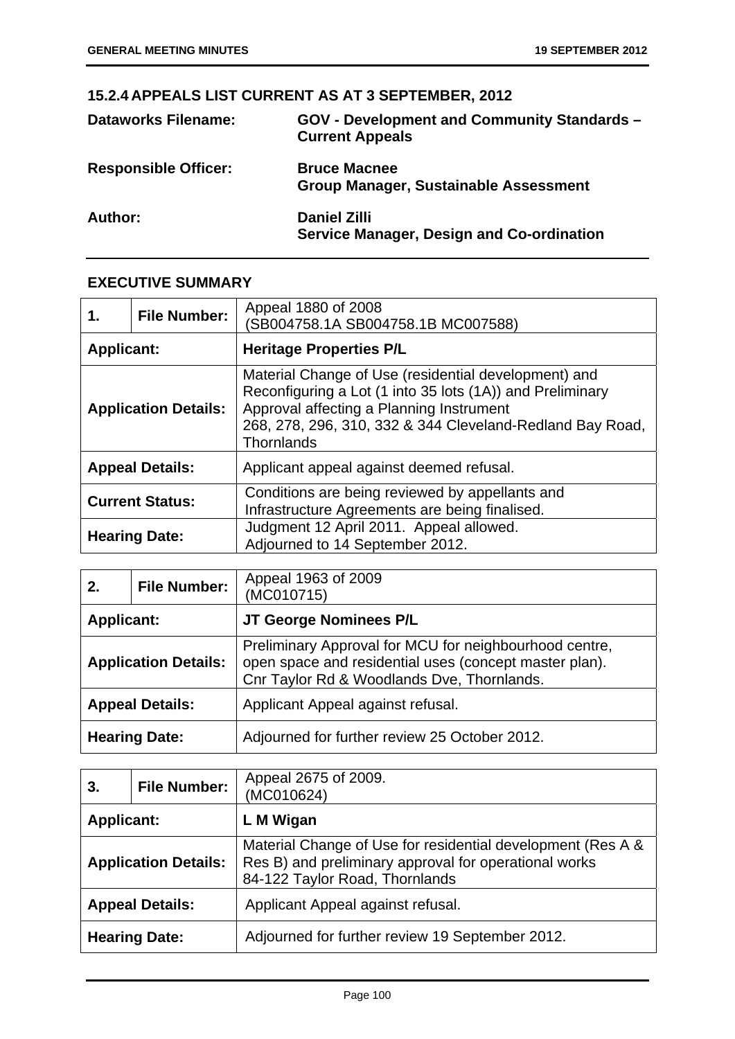## 15.2.4 APPEALS LIST CURRENT AS AT 3 SEPTEMBER, 2012

**Dataworks Filename:** GOV - Development and Community Standards – Current Appeals

**Responsible Officer:** Bruce Macnee
Group Manager, Sustainable Assessment

**Author:** Daniel Zilli
Service Manager, Design and Co-ordination

### EXECUTIVE SUMMARY

| 1. | File Number: | Appeal 1880 of 2008<br>(SB004758.1A SB004758.1B MC007588) |
|---|---|---|
| **Applicant:** | | **Heritage Properties P/L** |
| **Application Details:** | | Material Change of Use (residential development) and Reconfiguring a Lot (1 into 35 lots (1A)) and Preliminary Approval affecting a Planning Instrument<br>268, 278, 296, 310, 332 & 344 Cleveland-Redland Bay Road, Thornlands |
| **Appeal Details:** | | Applicant appeal against deemed refusal. |
| **Current Status:** | | Conditions are being reviewed by appellants and Infrastructure Agreements are being finalised. |
| **Hearing Date:** | | Judgment 12 April 2011. Appeal allowed.<br>Adjourned to 14 September 2012. |

| 2. | File Number: | Appeal 1963 of 2009<br>(MC010715) |
|---|---|---|
| **Applicant:** | | **JT George Nominees P/L** |
| **Application Details:** | | Preliminary Approval for MCU for neighbourhood centre, open space and residential uses (concept master plan).<br>Cnr Taylor Rd & Woodlands Dve, Thornlands. |
| **Appeal Details:** | | Applicant Appeal against refusal. |
| **Hearing Date:** | | Adjourned for further review 25 October 2012. |

| 3. | File Number: | Appeal 2675 of 2009.<br>(MC010624) |
|---|---|---|
| **Applicant:** | | **L M Wigan** |
| **Application Details:** | | Material Change of Use for residential development (Res A & Res B) and preliminary approval for operational works<br>84-122 Taylor Road, Thornlands |
| **Appeal Details:** | | Applicant Appeal against refusal. |
| **Hearing Date:** | | Adjourned for further review 19 September 2012. |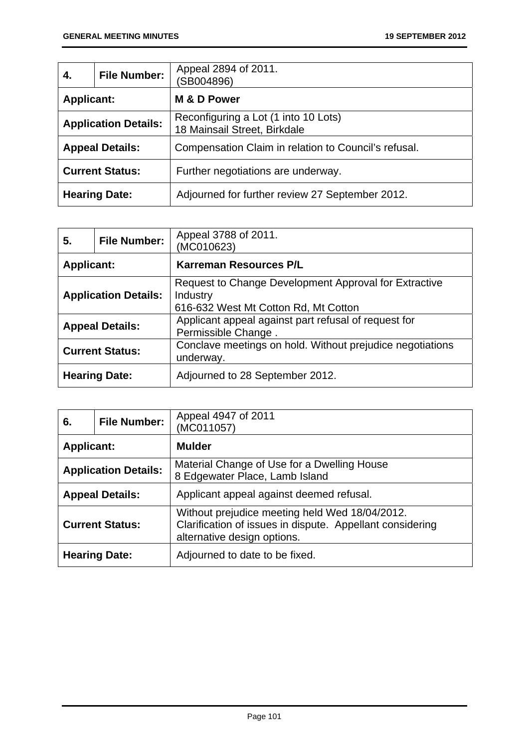| 4. | File Number: | Appeal 2894 of 2011.<br>(SB004896) |
|---|---|---|
| **Applicant:** | | **M & D Power** |
| **Application Details:** | | Reconfiguring a Lot (1 into 10 Lots)<br>18 Mainsail Street, Birkdale |
| **Appeal Details:** | | Compensation Claim in relation to Council's refusal. |
| **Current Status:** | | Further negotiations are underway. |
| **Hearing Date:** | | Adjourned for further review 27 September 2012. |

| 5. | File Number: | Appeal 3788 of 2011.<br>(MC010623) |
|---|---|---|
| **Applicant:** | | **Karreman Resources P/L** |
| **Application Details:** | | Request to Change Development Approval for Extractive Industry<br>616-632 West Mt Cotton Rd, Mt Cotton |
| **Appeal Details:** | | Applicant appeal against part refusal of request for Permissible Change . |
| **Current Status:** | | Conclave meetings on hold. Without prejudice negotiations underway. |
| **Hearing Date:** | | Adjourned to 28 September 2012. |

| 6. | File Number: | Appeal 4947 of 2011<br>(MC011057) |
|---|---|---|
| **Applicant:** | | **Mulder** |
| **Application Details:** | | Material Change of Use for a Dwelling House<br>8 Edgewater Place, Lamb Island |
| **Appeal Details:** | | Applicant appeal against deemed refusal. |
| **Current Status:** | | Without prejudice meeting held Wed 18/04/2012.<br>Clarification of issues in dispute. Appellant considering alternative design options. |
| **Hearing Date:** | | Adjourned to date to be fixed. |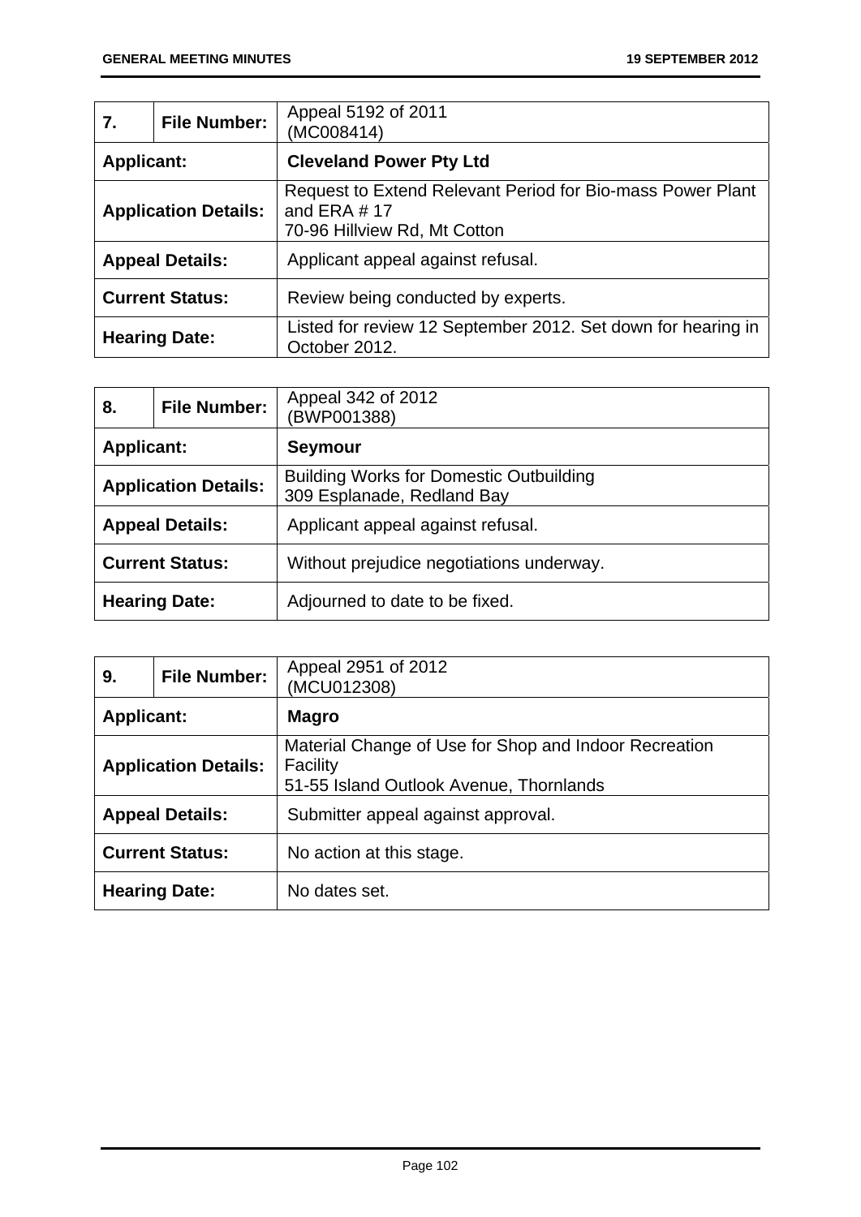| 7. | File Number: | Appeal 5192 of 2011<br>(MC008414) |
|---|---|---|
| **Applicant:** | | **Cleveland Power Pty Ltd** |
| **Application Details:** | | Request to Extend Relevant Period for Bio-mass Power Plant and ERA # 17<br>70-96 Hillview Rd, Mt Cotton |
| **Appeal Details:** | | Applicant appeal against refusal. |
| **Current Status:** | | Review being conducted by experts. |
| **Hearing Date:** | | Listed for review 12 September 2012. Set down for hearing in October 2012. |

| 8. | File Number: | Appeal 342 of 2012<br>(BWP001388) |
|---|---|---|
| **Applicant:** | | **Seymour** |
| **Application Details:** | | Building Works for Domestic Outbuilding<br>309 Esplanade, Redland Bay |
| **Appeal Details:** | | Applicant appeal against refusal. |
| **Current Status:** | | Without prejudice negotiations underway. |
| **Hearing Date:** | | Adjourned to date to be fixed. |

| 9. | File Number: | Appeal 2951 of 2012<br>(MCU012308) |
|---|---|---|
| **Applicant:** | | **Magro** |
| **Application Details:** | | Material Change of Use for Shop and Indoor Recreation Facility<br>51-55 Island Outlook Avenue, Thornlands |
| **Appeal Details:** | | Submitter appeal against approval. |
| **Current Status:** | | No action at this stage. |
| **Hearing Date:** | | No dates set. |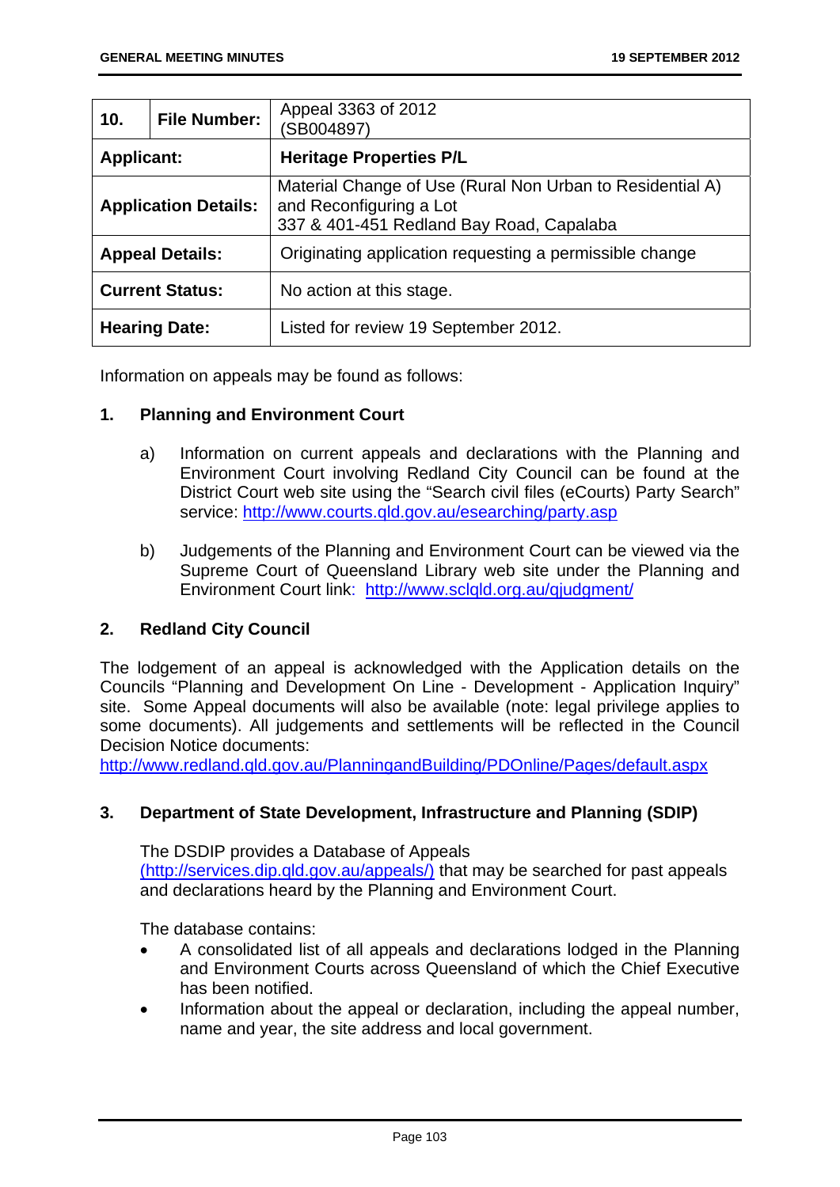| 10. | File Number: | Appeal 3363 of 2012 (SB004897) |
|---|---|---|
| **Applicant:** | | **Heritage Properties P/L** |
| **Application Details:** | | Material Change of Use (Rural Non Urban to Residential A) and Reconfiguring a Lot<br>337 & 401-451 Redland Bay Road, Capalaba |
| **Appeal Details:** | | Originating application requesting a permissible change |
| **Current Status:** | | No action at this stage. |
| **Hearing Date:** | | Listed for review 19 September 2012. |

Information on appeals may be found as follows:

## 1. Planning and Environment Court

a) Information on current appeals and declarations with the Planning and Environment Court involving Redland City Council can be found at the District Court web site using the "Search civil files (eCourts) Party Search" service: http://www.courts.qld.gov.au/esearching/party.asp

b) Judgements of the Planning and Environment Court can be viewed via the Supreme Court of Queensland Library web site under the Planning and Environment Court link: http://www.sclqld.org.au/qjudgment/

## 2. Redland City Council

The lodgement of an appeal is acknowledged with the Application details on the Councils "Planning and Development On Line - Development - Application Inquiry" site. Some Appeal documents will also be available (note: legal privilege applies to some documents). All judgements and settlements will be reflected in the Council Decision Notice documents:
http://www.redland.qld.gov.au/PlanningandBuilding/PDOnline/Pages/default.aspx

## 3. Department of State Development, Infrastructure and Planning (SDIP)

The DSDIP provides a Database of Appeals (http://services.dip.qld.gov.au/appeals/) that may be searched for past appeals and declarations heard by the Planning and Environment Court.

The database contains:

- A consolidated list of all appeals and declarations lodged in the Planning and Environment Courts across Queensland of which the Chief Executive has been notified.
- Information about the appeal or declaration, including the appeal number, name and year, the site address and local government.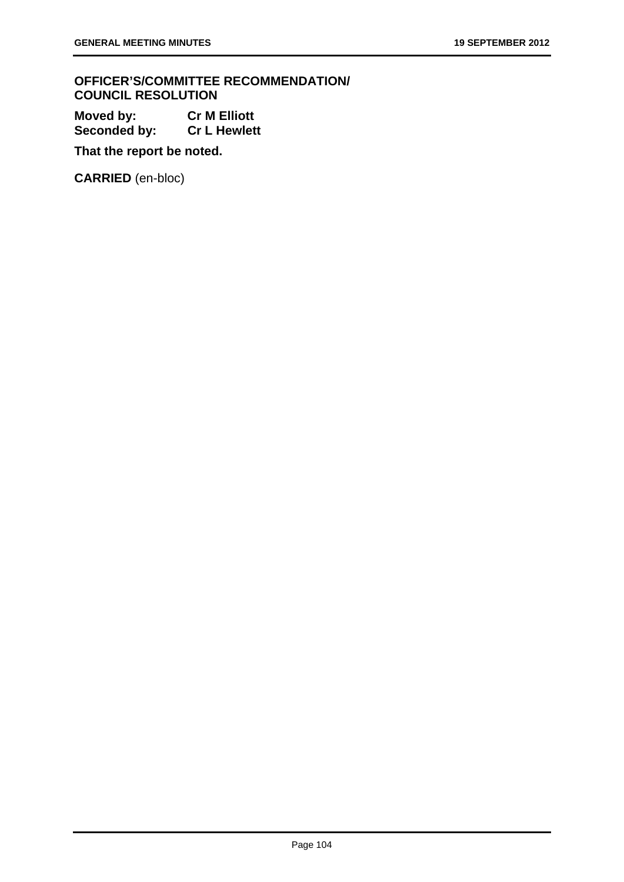**OFFICER'S/COMMITTEE RECOMMENDATION/ COUNCIL RESOLUTION**

**Moved by:** **Cr M Elliott**
**Seconded by:** **Cr L Hewlett**

**That the report be noted.**

**CARRIED** (en-bloc)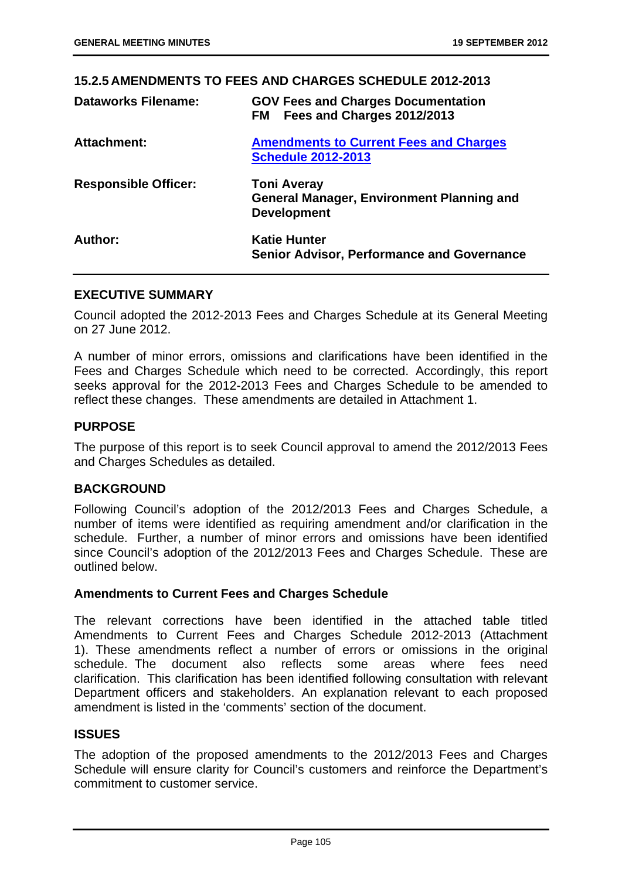## 15.2.5 AMENDMENTS TO FEES AND CHARGES SCHEDULE 2012-2013

| | |
|---|---|
| **Dataworks Filename:** | **GOV Fees and Charges Documentation**<br>**FM Fees and Charges 2012/2013** |
| **Attachment:** | **Amendments to Current Fees and Charges Schedule 2012-2013** |
| **Responsible Officer:** | **Toni Averay**<br>**General Manager, Environment Planning and Development** |
| **Author:** | **Katie Hunter**<br>**Senior Advisor, Performance and Governance** |

### EXECUTIVE SUMMARY

Council adopted the 2012-2013 Fees and Charges Schedule at its General Meeting on 27 June 2012.

A number of minor errors, omissions and clarifications have been identified in the Fees and Charges Schedule which need to be corrected. Accordingly, this report seeks approval for the 2012-2013 Fees and Charges Schedule to be amended to reflect these changes. These amendments are detailed in Attachment 1.

### PURPOSE

The purpose of this report is to seek Council approval to amend the 2012/2013 Fees and Charges Schedules as detailed.

### BACKGROUND

Following Council's adoption of the 2012/2013 Fees and Charges Schedule, a number of items were identified as requiring amendment and/or clarification in the schedule. Further, a number of minor errors and omissions have been identified since Council's adoption of the 2012/2013 Fees and Charges Schedule. These are outlined below.

#### Amendments to Current Fees and Charges Schedule

The relevant corrections have been identified in the attached table titled Amendments to Current Fees and Charges Schedule 2012-2013 (Attachment 1). These amendments reflect a number of errors or omissions in the original schedule. The document also reflects some areas where fees need clarification. This clarification has been identified following consultation with relevant Department officers and stakeholders. An explanation relevant to each proposed amendment is listed in the 'comments' section of the document.

### ISSUES

The adoption of the proposed amendments to the 2012/2013 Fees and Charges Schedule will ensure clarity for Council's customers and reinforce the Department's commitment to customer service.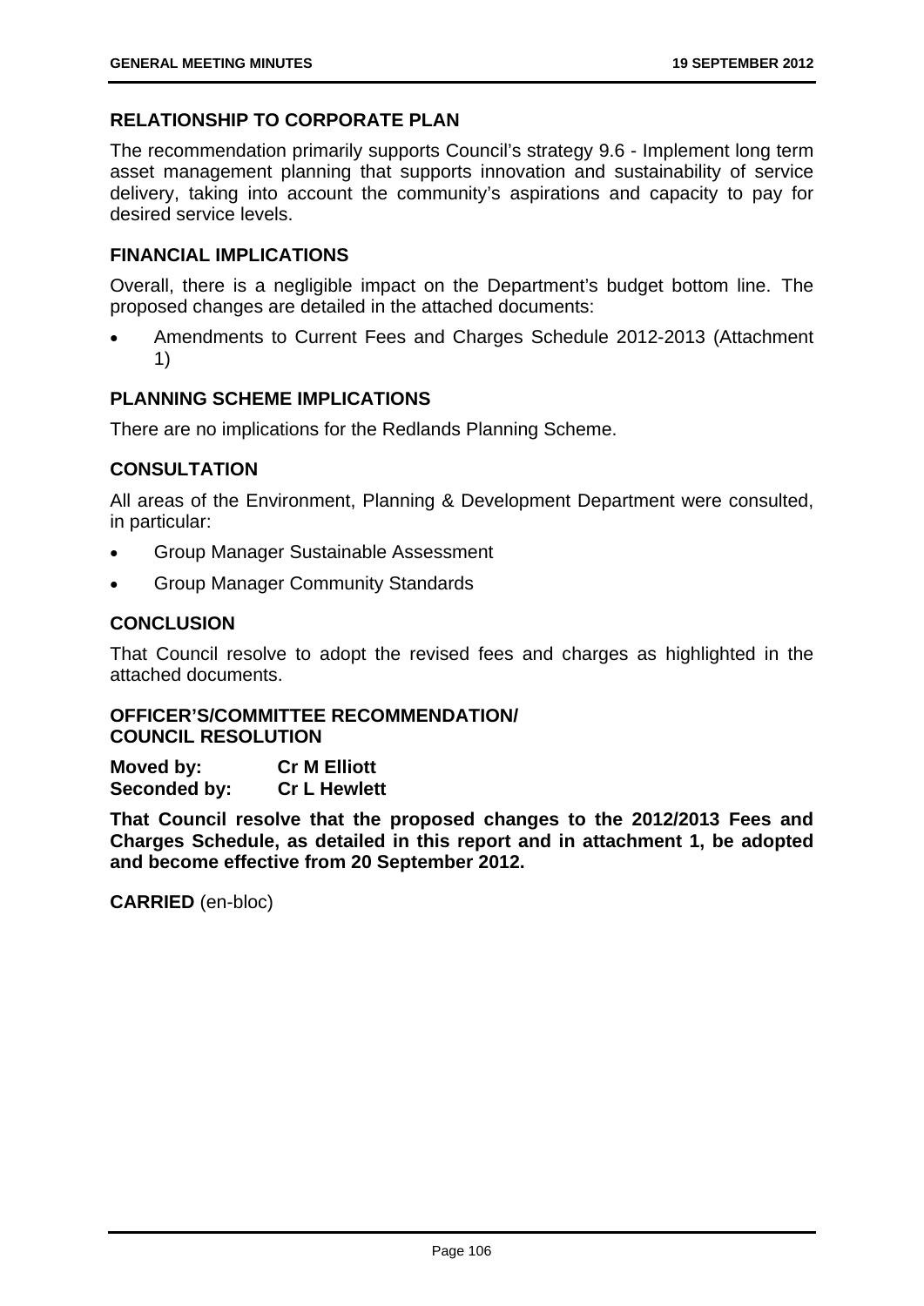## RELATIONSHIP TO CORPORATE PLAN

The recommendation primarily supports Council's strategy 9.6 - Implement long term asset management planning that supports innovation and sustainability of service delivery, taking into account the community's aspirations and capacity to pay for desired service levels.

## FINANCIAL IMPLICATIONS

Overall, there is a negligible impact on the Department's budget bottom line. The proposed changes are detailed in the attached documents:

- Amendments to Current Fees and Charges Schedule 2012-2013 (Attachment 1)

## PLANNING SCHEME IMPLICATIONS

There are no implications for the Redlands Planning Scheme.

## CONSULTATION

All areas of the Environment, Planning & Development Department were consulted, in particular:

- Group Manager Sustainable Assessment
- Group Manager Community Standards

## CONCLUSION

That Council resolve to adopt the revised fees and charges as highlighted in the attached documents.

## OFFICER'S/COMMITTEE RECOMMENDATION/ COUNCIL RESOLUTION

**Moved by:** **Cr M Elliott**
**Seconded by:** **Cr L Hewlett**

**That Council resolve that the proposed changes to the 2012/2013 Fees and Charges Schedule, as detailed in this report and in attachment 1, be adopted and become effective from 20 September 2012.**

**CARRIED** (en-bloc)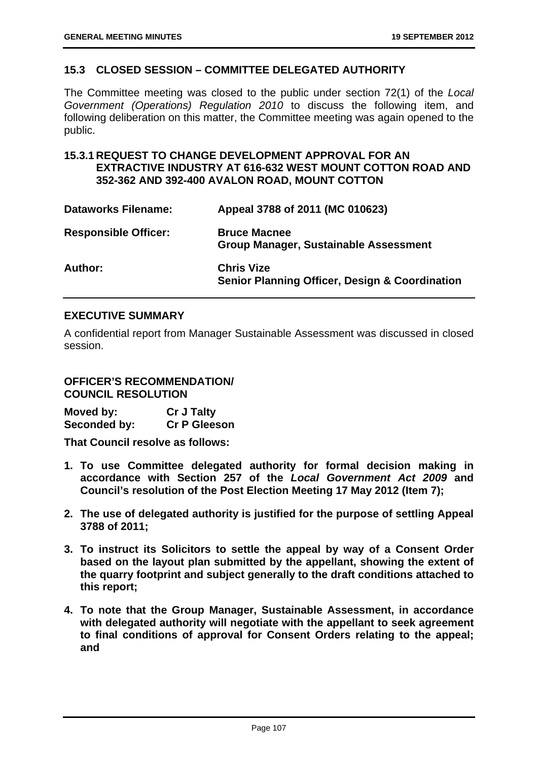## 15.3 CLOSED SESSION – COMMITTEE DELEGATED AUTHORITY

The Committee meeting was closed to the public under section 72(1) of the *Local Government (Operations) Regulation 2010* to discuss the following item, and following deliberation on this matter, the Committee meeting was again opened to the public.

### 15.3.1 REQUEST TO CHANGE DEVELOPMENT APPROVAL FOR AN EXTRACTIVE INDUSTRY AT 616-632 WEST MOUNT COTTON ROAD AND 352-362 AND 392-400 AVALON ROAD, MOUNT COTTON

| | |
|---|---|
| **Dataworks Filename:** | **Appeal 3788 of 2011 (MC 010623)** |
| **Responsible Officer:** | **Bruce Macnee**<br>**Group Manager, Sustainable Assessment** |
| **Author:** | **Chris Vize**<br>**Senior Planning Officer, Design & Coordination** |

#### EXECUTIVE SUMMARY

A confidential report from Manager Sustainable Assessment was discussed in closed session.

#### OFFICER'S RECOMMENDATION/ COUNCIL RESOLUTION

**Moved by:** **Cr J Talty**
**Seconded by:** **Cr P Gleeson**

**That Council resolve as follows:**

1. **To use Committee delegated authority for formal decision making in accordance with Section 257 of the *Local Government Act 2009* and Council's resolution of the Post Election Meeting 17 May 2012 (Item 7);**
2. **The use of delegated authority is justified for the purpose of settling Appeal 3788 of 2011;**
3. **To instruct its Solicitors to settle the appeal by way of a Consent Order based on the layout plan submitted by the appellant, showing the extent of the quarry footprint and subject generally to the draft conditions attached to this report;**
4. **To note that the Group Manager, Sustainable Assessment, in accordance with delegated authority will negotiate with the appellant to seek agreement to final conditions of approval for Consent Orders relating to the appeal; and**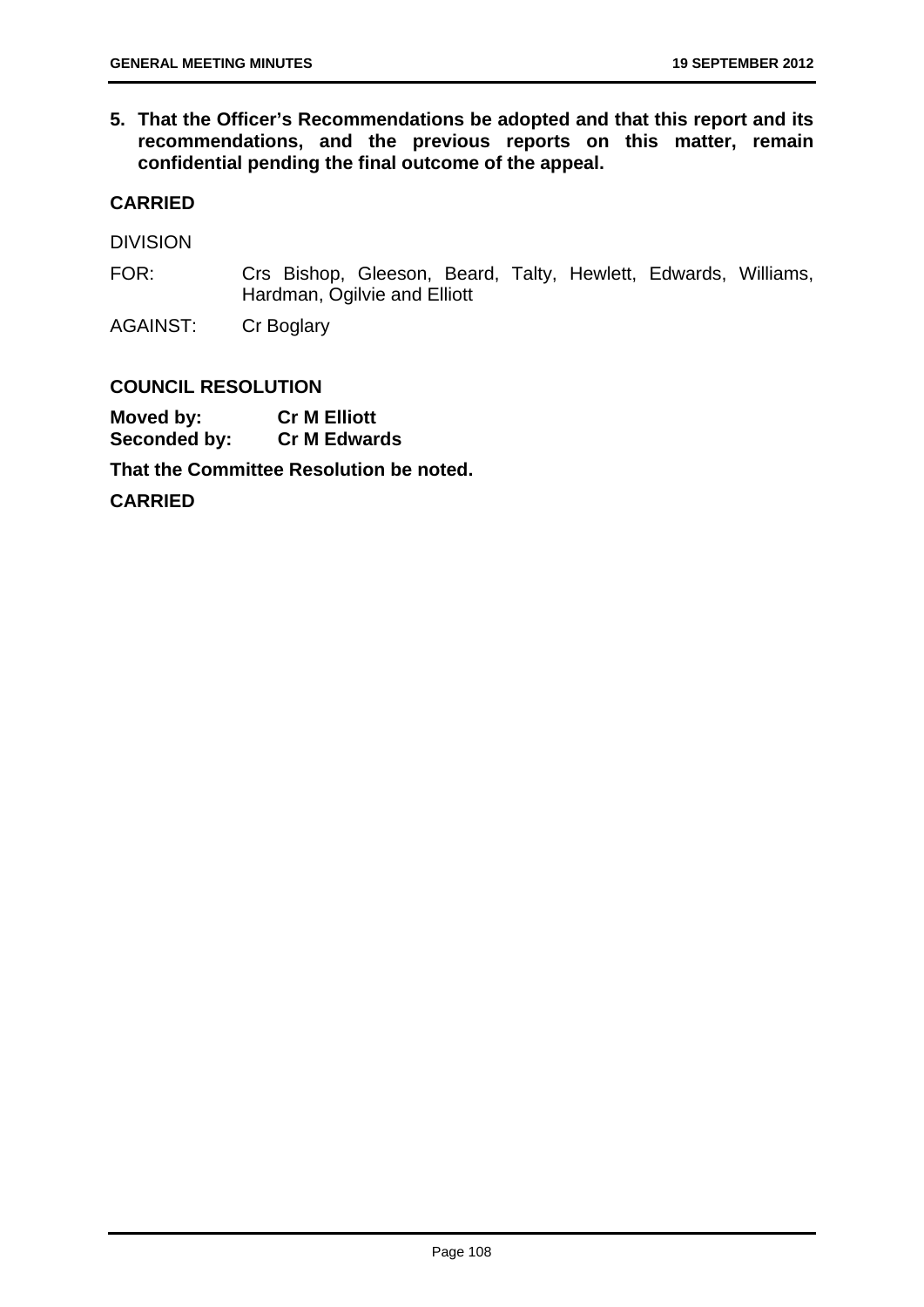**5. That the Officer's Recommendations be adopted and that this report and its recommendations, and the previous reports on this matter, remain confidential pending the final outcome of the appeal.**

**CARRIED**

DIVISION

FOR: Crs Bishop, Gleeson, Beard, Talty, Hewlett, Edwards, Williams, Hardman, Ogilvie and Elliott

AGAINST: Cr Boglary

**COUNCIL RESOLUTION**

**Moved by: Cr M Elliott**
**Seconded by: Cr M Edwards**

**That the Committee Resolution be noted.**

**CARRIED**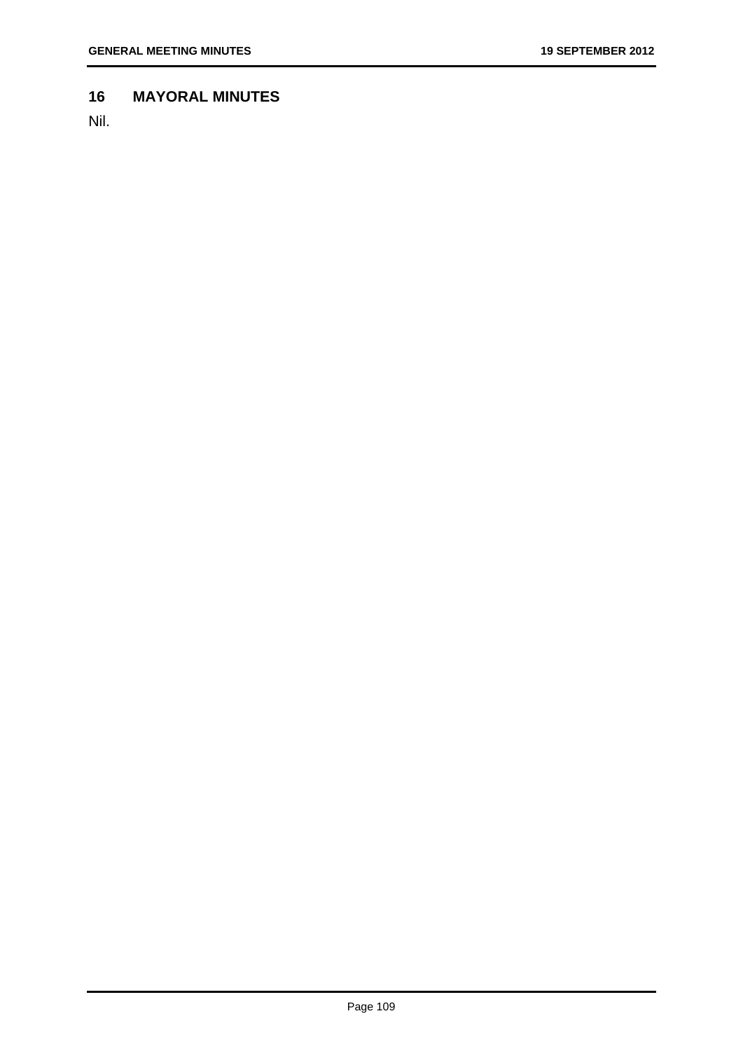## 16 MAYORAL MINUTES

Nil.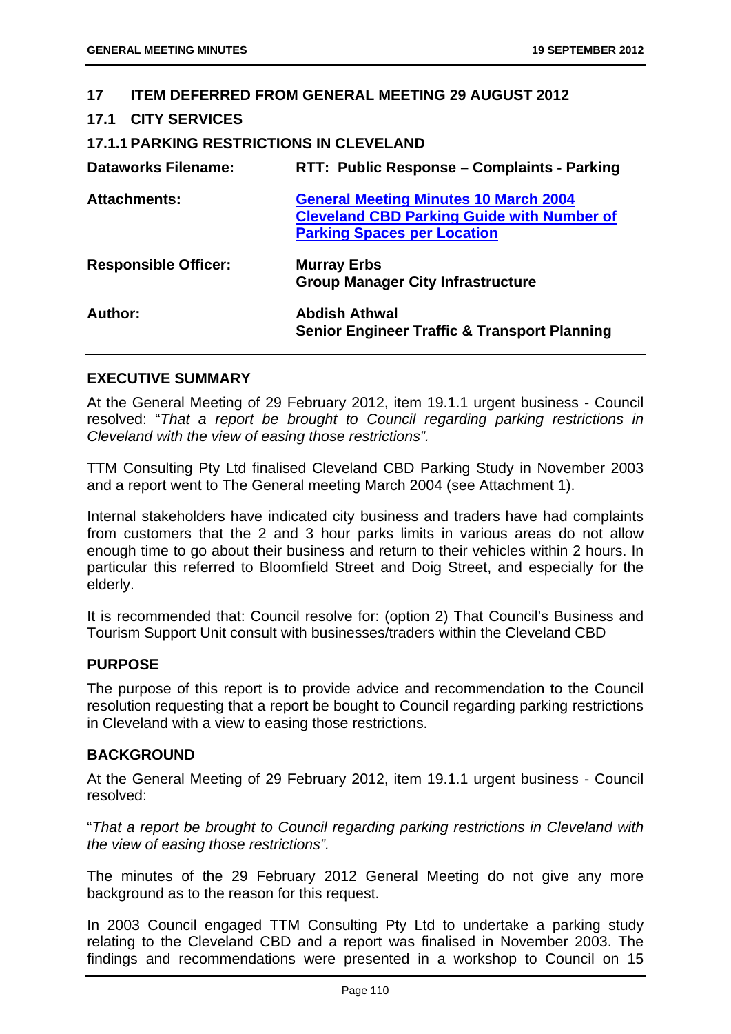## 17 ITEM DEFERRED FROM GENERAL MEETING 29 AUGUST 2012

### 17.1 CITY SERVICES

#### 17.1.1 PARKING RESTRICTIONS IN CLEVELAND

| | |
|---|---|
| **Dataworks Filename:** | **RTT: Public Response – Complaints - Parking** |
| **Attachments:** | **General Meeting Minutes 10 March 2004**<br>**Cleveland CBD Parking Guide with Number of Parking Spaces per Location** |
| **Responsible Officer:** | **Murray Erbs**<br>**Group Manager City Infrastructure** |
| **Author:** | **Abdish Athwal**<br>**Senior Engineer Traffic & Transport Planning** |

**EXECUTIVE SUMMARY**

At the General Meeting of 29 February 2012, item 19.1.1 urgent business - Council resolved: "*That a report be brought to Council regarding parking restrictions in Cleveland with the view of easing those restrictions".*

TTM Consulting Pty Ltd finalised Cleveland CBD Parking Study in November 2003 and a report went to The General meeting March 2004 (see Attachment 1).

Internal stakeholders have indicated city business and traders have had complaints from customers that the 2 and 3 hour parks limits in various areas do not allow enough time to go about their business and return to their vehicles within 2 hours. In particular this referred to Bloomfield Street and Doig Street, and especially for the elderly.

It is recommended that: Council resolve for: (option 2) That Council's Business and Tourism Support Unit consult with businesses/traders within the Cleveland CBD

**PURPOSE**

The purpose of this report is to provide advice and recommendation to the Council resolution requesting that a report be bought to Council regarding parking restrictions in Cleveland with a view to easing those restrictions.

**BACKGROUND**

At the General Meeting of 29 February 2012, item 19.1.1 urgent business - Council resolved:

"*That a report be brought to Council regarding parking restrictions in Cleveland with the view of easing those restrictions".*

The minutes of the 29 February 2012 General Meeting do not give any more background as to the reason for this request.

In 2003 Council engaged TTM Consulting Pty Ltd to undertake a parking study relating to the Cleveland CBD and a report was finalised in November 2003. The findings and recommendations were presented in a workshop to Council on 15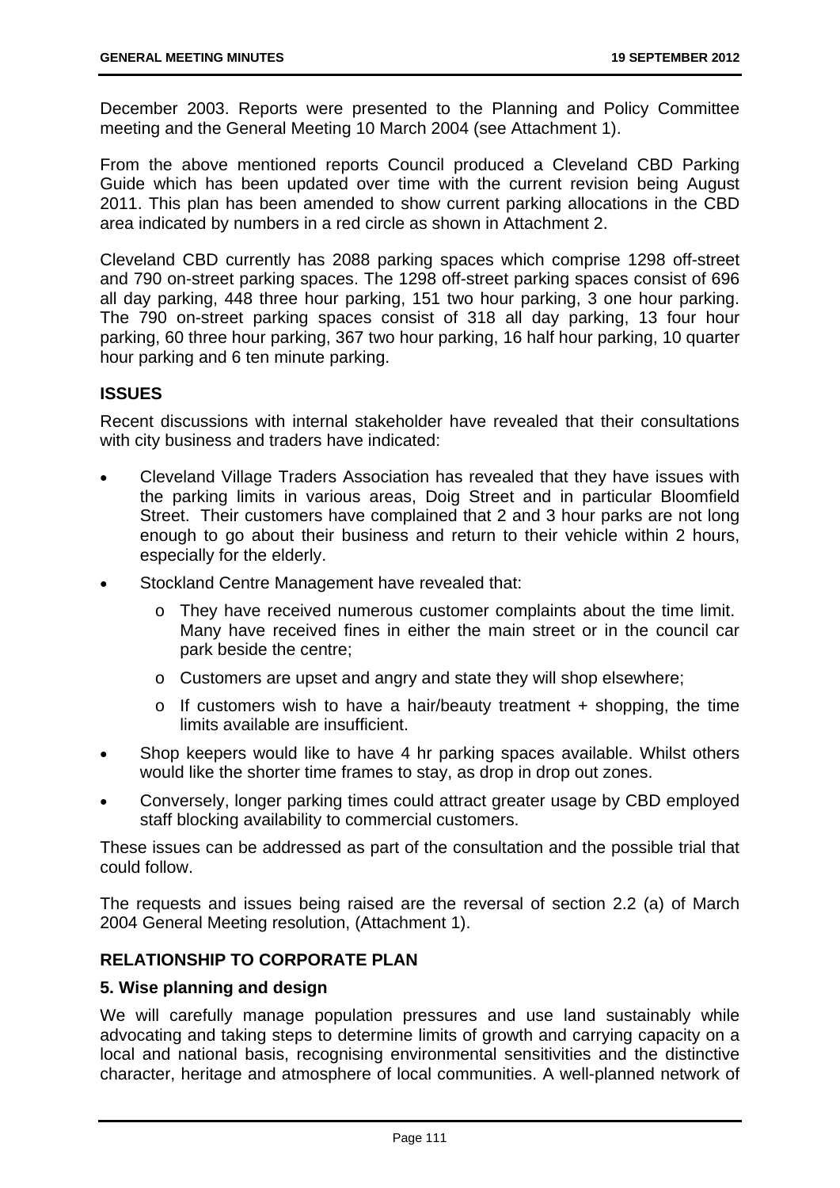December 2003. Reports were presented to the Planning and Policy Committee meeting and the General Meeting 10 March 2004 (see Attachment 1).

From the above mentioned reports Council produced a Cleveland CBD Parking Guide which has been updated over time with the current revision being August 2011. This plan has been amended to show current parking allocations in the CBD area indicated by numbers in a red circle as shown in Attachment 2.

Cleveland CBD currently has 2088 parking spaces which comprise 1298 off-street and 790 on-street parking spaces. The 1298 off-street parking spaces consist of 696 all day parking, 448 three hour parking, 151 two hour parking, 3 one hour parking. The 790 on-street parking spaces consist of 318 all day parking, 13 four hour parking, 60 three hour parking, 367 two hour parking, 16 half hour parking, 10 quarter hour parking and 6 ten minute parking.

## ISSUES

Recent discussions with internal stakeholder have revealed that their consultations with city business and traders have indicated:

- Cleveland Village Traders Association has revealed that they have issues with the parking limits in various areas, Doig Street and in particular Bloomfield Street. Their customers have complained that 2 and 3 hour parks are not long enough to go about their business and return to their vehicle within 2 hours, especially for the elderly.
- Stockland Centre Management have revealed that:
  - They have received numerous customer complaints about the time limit. Many have received fines in either the main street or in the council car park beside the centre;
  - Customers are upset and angry and state they will shop elsewhere;
  - If customers wish to have a hair/beauty treatment + shopping, the time limits available are insufficient.
- Shop keepers would like to have 4 hr parking spaces available. Whilst others would like the shorter time frames to stay, as drop in drop out zones.
- Conversely, longer parking times could attract greater usage by CBD employed staff blocking availability to commercial customers.

These issues can be addressed as part of the consultation and the possible trial that could follow.

The requests and issues being raised are the reversal of section 2.2 (a) of March 2004 General Meeting resolution, (Attachment 1).

## RELATIONSHIP TO CORPORATE PLAN

### 5. Wise planning and design

We will carefully manage population pressures and use land sustainably while advocating and taking steps to determine limits of growth and carrying capacity on a local and national basis, recognising environmental sensitivities and the distinctive character, heritage and atmosphere of local communities. A well-planned network of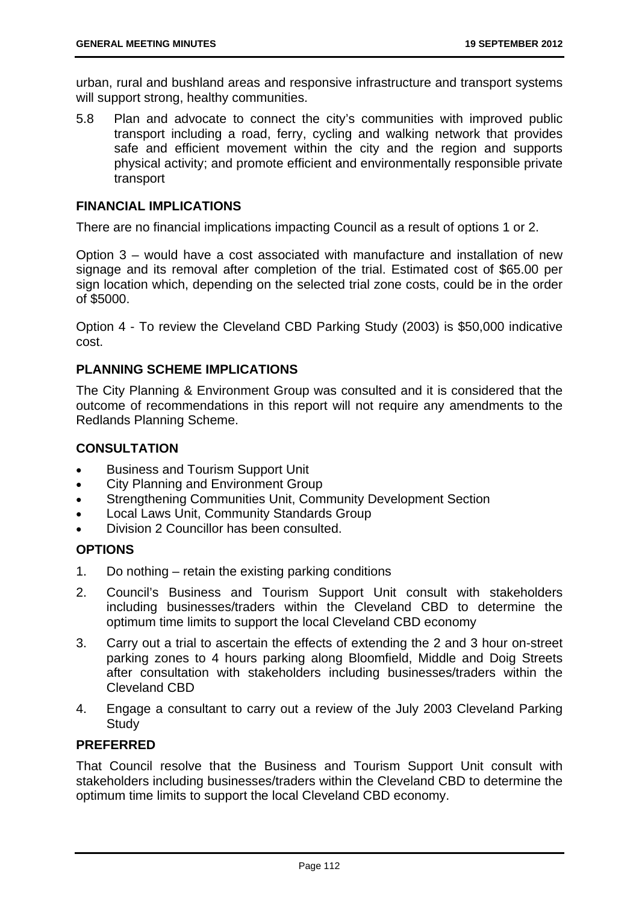urban, rural and bushland areas and responsive infrastructure and transport systems will support strong, healthy communities.

5.8 Plan and advocate to connect the city's communities with improved public transport including a road, ferry, cycling and walking network that provides safe and efficient movement within the city and the region and supports physical activity; and promote efficient and environmentally responsible private transport

## FINANCIAL IMPLICATIONS

There are no financial implications impacting Council as a result of options 1 or 2.

Option 3 – would have a cost associated with manufacture and installation of new signage and its removal after completion of the trial. Estimated cost of $65.00 per sign location which, depending on the selected trial zone costs, could be in the order of $5000.

Option 4 - To review the Cleveland CBD Parking Study (2003) is $50,000 indicative cost.

## PLANNING SCHEME IMPLICATIONS

The City Planning & Environment Group was consulted and it is considered that the outcome of recommendations in this report will not require any amendments to the Redlands Planning Scheme.

## CONSULTATION

- Business and Tourism Support Unit
- City Planning and Environment Group
- Strengthening Communities Unit, Community Development Section
- Local Laws Unit, Community Standards Group
- Division 2 Councillor has been consulted.

## OPTIONS

1. Do nothing – retain the existing parking conditions
2. Council's Business and Tourism Support Unit consult with stakeholders including businesses/traders within the Cleveland CBD to determine the optimum time limits to support the local Cleveland CBD economy
3. Carry out a trial to ascertain the effects of extending the 2 and 3 hour on-street parking zones to 4 hours parking along Bloomfield, Middle and Doig Streets after consultation with stakeholders including businesses/traders within the Cleveland CBD
4. Engage a consultant to carry out a review of the July 2003 Cleveland Parking Study

## PREFERRED

That Council resolve that the Business and Tourism Support Unit consult with stakeholders including businesses/traders within the Cleveland CBD to determine the optimum time limits to support the local Cleveland CBD economy.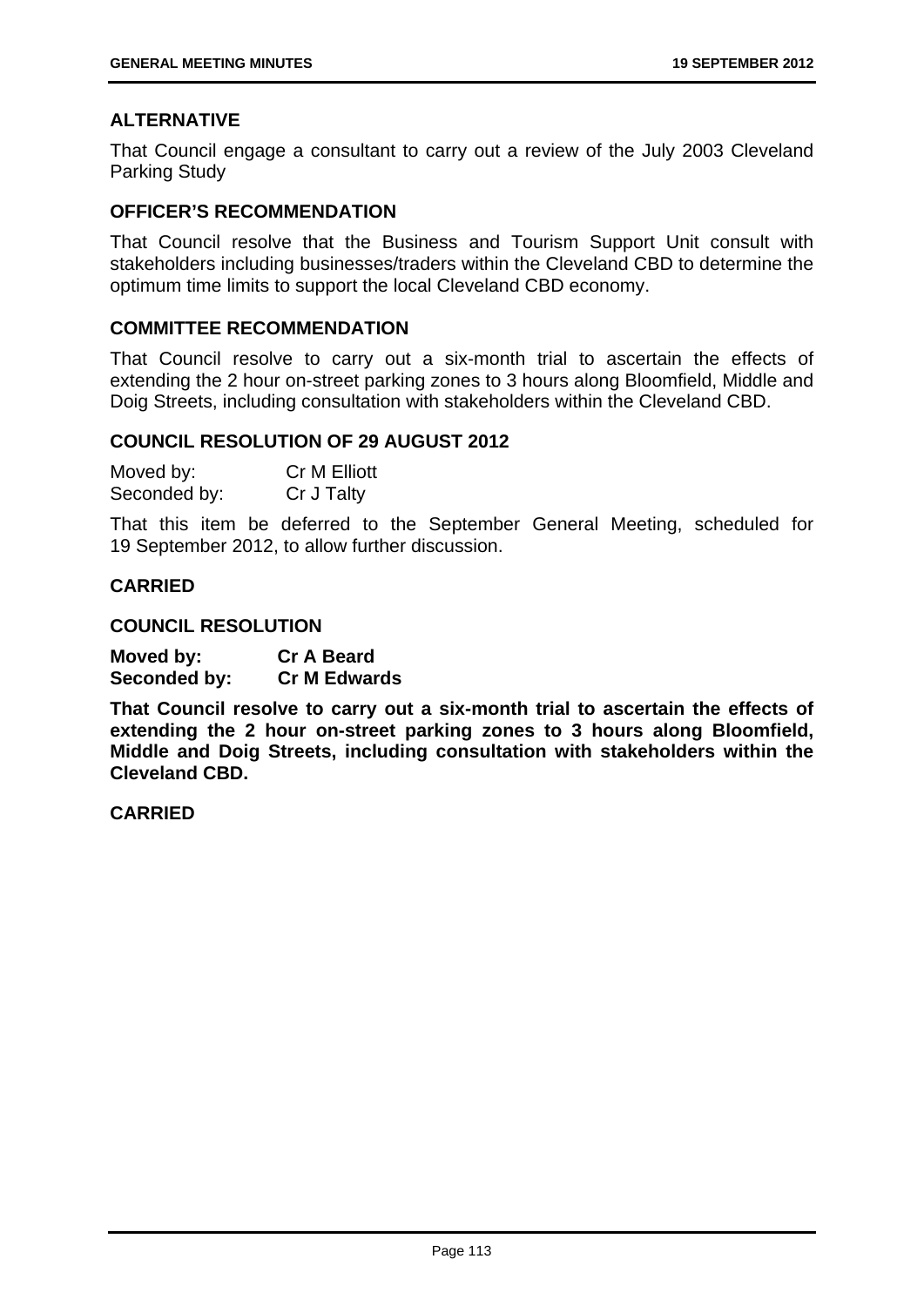## ALTERNATIVE

That Council engage a consultant to carry out a review of the July 2003 Cleveland Parking Study

## OFFICER'S RECOMMENDATION

That Council resolve that the Business and Tourism Support Unit consult with stakeholders including businesses/traders within the Cleveland CBD to determine the optimum time limits to support the local Cleveland CBD economy.

## COMMITTEE RECOMMENDATION

That Council resolve to carry out a six-month trial to ascertain the effects of extending the 2 hour on-street parking zones to 3 hours along Bloomfield, Middle and Doig Streets, including consultation with stakeholders within the Cleveland CBD.

## COUNCIL RESOLUTION OF 29 AUGUST 2012

Moved by: Cr M Elliott
Seconded by: Cr J Talty

That this item be deferred to the September General Meeting, scheduled for 19 September 2012, to allow further discussion.

**CARRIED**

## COUNCIL RESOLUTION

**Moved by: Cr A Beard**
**Seconded by: Cr M Edwards**

**That Council resolve to carry out a six-month trial to ascertain the effects of extending the 2 hour on-street parking zones to 3 hours along Bloomfield, Middle and Doig Streets, including consultation with stakeholders within the Cleveland CBD.**

**CARRIED**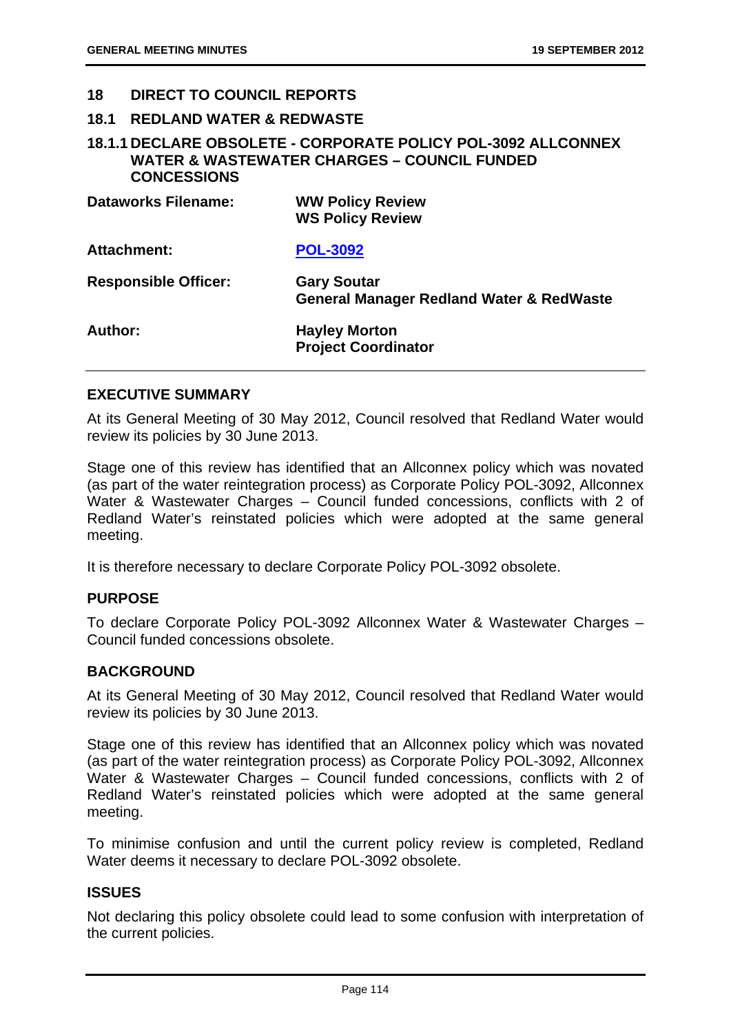## 18 DIRECT TO COUNCIL REPORTS

### 18.1 REDLAND WATER & REDWASTE

#### 18.1.1 DECLARE OBSOLETE - CORPORATE POLICY POL-3092 ALLCONNEX WATER & WASTEWATER CHARGES – COUNCIL FUNDED CONCESSIONS

| | |
|---|---|
| **Dataworks Filename:** | **WW Policy Review**<br>**WS Policy Review** |
| **Attachment:** | **POL-3092** |
| **Responsible Officer:** | **Gary Soutar**<br>**General Manager Redland Water & RedWaste** |
| **Author:** | **Hayley Morton**<br>**Project Coordinator** |

**EXECUTIVE SUMMARY**

At its General Meeting of 30 May 2012, Council resolved that Redland Water would review its policies by 30 June 2013.

Stage one of this review has identified that an Allconnex policy which was novated (as part of the water reintegration process) as Corporate Policy POL-3092, Allconnex Water & Wastewater Charges – Council funded concessions, conflicts with 2 of Redland Water's reinstated policies which were adopted at the same general meeting.

It is therefore necessary to declare Corporate Policy POL-3092 obsolete.

**PURPOSE**

To declare Corporate Policy POL-3092 Allconnex Water & Wastewater Charges – Council funded concessions obsolete.

**BACKGROUND**

At its General Meeting of 30 May 2012, Council resolved that Redland Water would review its policies by 30 June 2013.

Stage one of this review has identified that an Allconnex policy which was novated (as part of the water reintegration process) as Corporate Policy POL-3092, Allconnex Water & Wastewater Charges – Council funded concessions, conflicts with 2 of Redland Water's reinstated policies which were adopted at the same general meeting.

To minimise confusion and until the current policy review is completed, Redland Water deems it necessary to declare POL-3092 obsolete.

**ISSUES**

Not declaring this policy obsolete could lead to some confusion with interpretation of the current policies.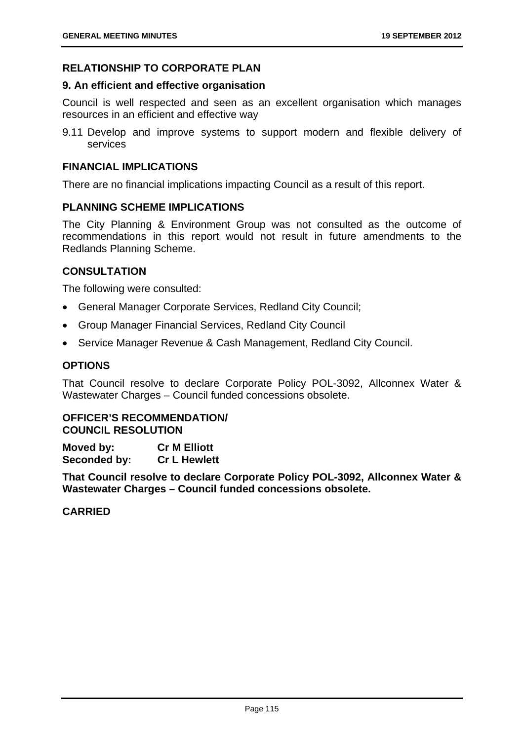## RELATIONSHIP TO CORPORATE PLAN

### 9. An efficient and effective organisation

Council is well respected and seen as an excellent organisation which manages resources in an efficient and effective way

9.11 Develop and improve systems to support modern and flexible delivery of services

## FINANCIAL IMPLICATIONS

There are no financial implications impacting Council as a result of this report.

## PLANNING SCHEME IMPLICATIONS

The City Planning & Environment Group was not consulted as the outcome of recommendations in this report would not result in future amendments to the Redlands Planning Scheme.

## CONSULTATION

The following were consulted:

- General Manager Corporate Services, Redland City Council;
- Group Manager Financial Services, Redland City Council
- Service Manager Revenue & Cash Management, Redland City Council.

## OPTIONS

That Council resolve to declare Corporate Policy POL-3092, Allconnex Water & Wastewater Charges – Council funded concessions obsolete.

## OFFICER'S RECOMMENDATION/ COUNCIL RESOLUTION

**Moved by:** **Cr M Elliott**
**Seconded by:** **Cr L Hewlett**

**That Council resolve to declare Corporate Policy POL-3092, Allconnex Water & Wastewater Charges – Council funded concessions obsolete.**

**CARRIED**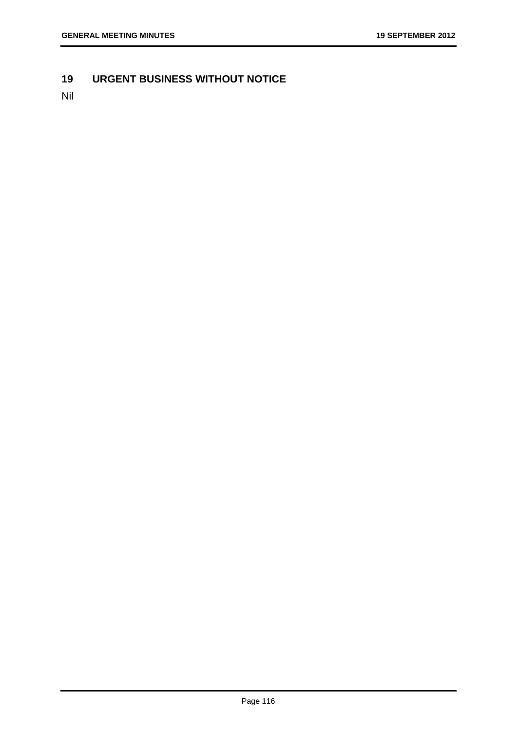## 19 URGENT BUSINESS WITHOUT NOTICE

Nil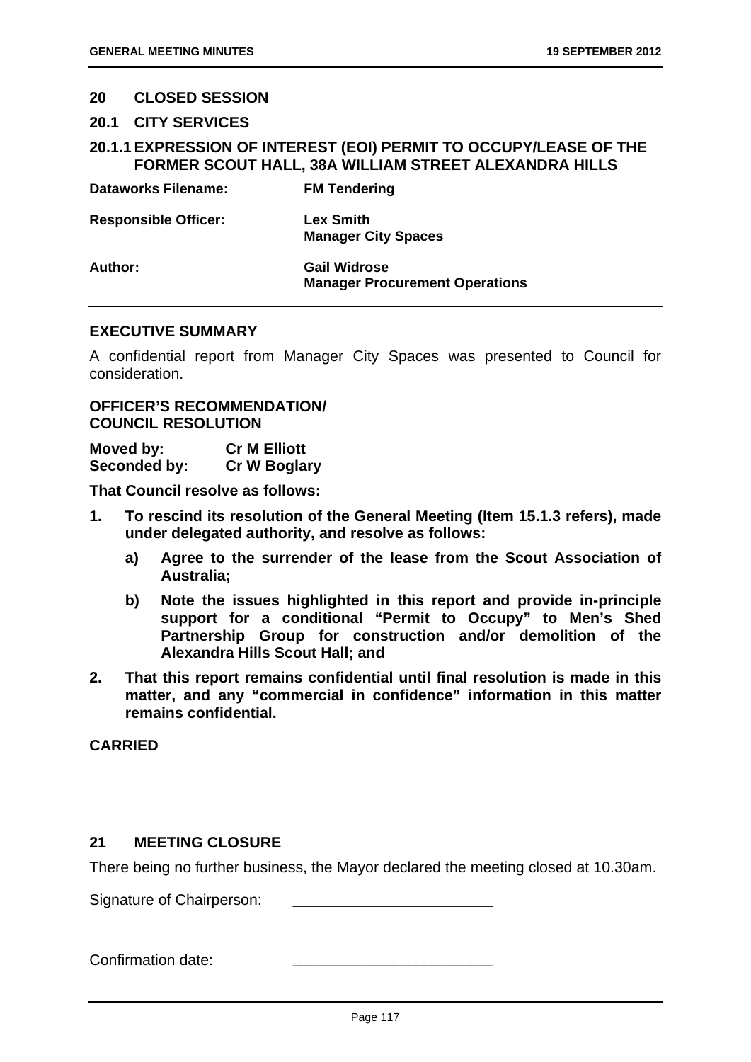## 20 CLOSED SESSION

### 20.1 CITY SERVICES

#### 20.1.1 EXPRESSION OF INTEREST (EOI) PERMIT TO OCCUPY/LEASE OF THE FORMER SCOUT HALL, 38A WILLIAM STREET ALEXANDRA HILLS

| | |
|---|---|
| **Dataworks Filename:** | **FM Tendering** |
| **Responsible Officer:** | **Lex Smith**<br>**Manager City Spaces** |
| **Author:** | **Gail Widrose**<br>**Manager Procurement Operations** |

**EXECUTIVE SUMMARY**

A confidential report from Manager City Spaces was presented to Council for consideration.

**OFFICER'S RECOMMENDATION/**
**COUNCIL RESOLUTION**

**Moved by:** **Cr M Elliott**
**Seconded by:** **Cr W Boglary**

**That Council resolve as follows:**

1. **To rescind its resolution of the General Meeting (Item 15.1.3 refers), made under delegated authority, and resolve as follows:**
   a) **Agree to the surrender of the lease from the Scout Association of Australia;**
   b) **Note the issues highlighted in this report and provide in-principle support for a conditional "Permit to Occupy" to Men's Shed Partnership Group for construction and/or demolition of the Alexandra Hills Scout Hall; and**
2. **That this report remains confidential until final resolution is made in this matter, and any "commercial in confidence" information in this matter remains confidential.**

**CARRIED**

## 21 MEETING CLOSURE

There being no further business, the Mayor declared the meeting closed at 10.30am.

Signature of Chairperson: ________________________

Confirmation date: ________________________